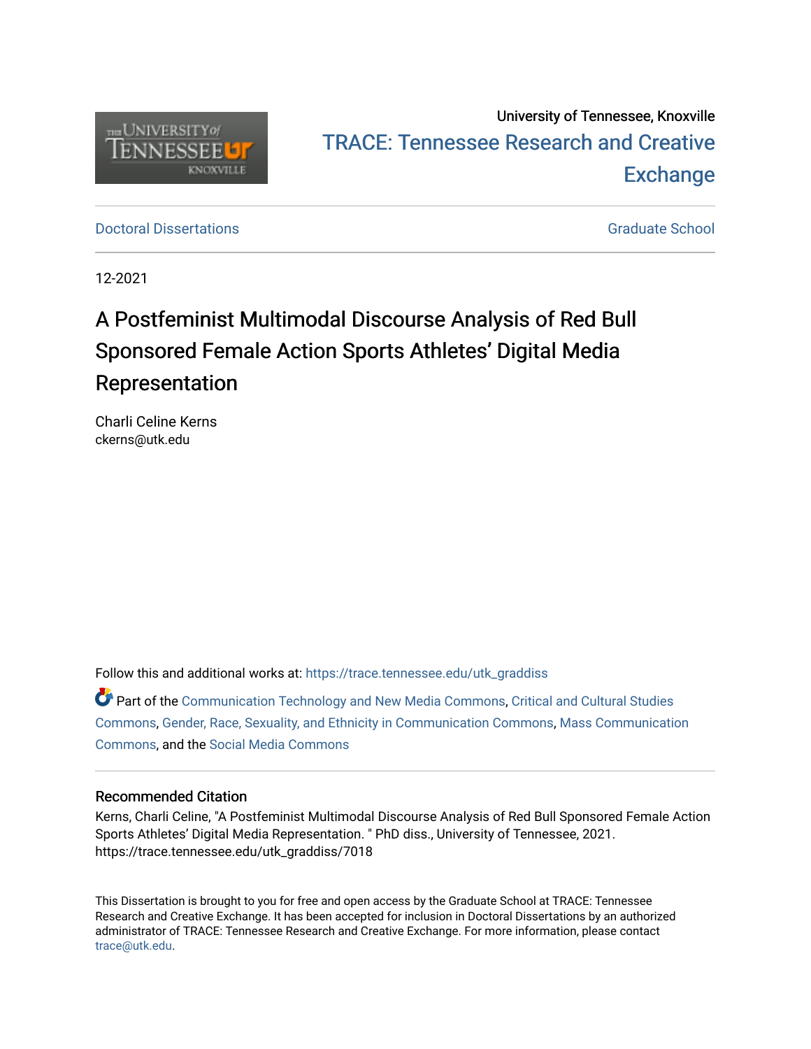University of Tennessee, Knoxville

TRACE: Tennessee Research and Creative Exchange

Doctoral Dissertations | Graduate School

12-2021

# A Postfeminist Multimodal Discourse Analysis of Red Bull Sponsored Female Action Sports Athletes' Digital Media Representation

Charli Celine Kerns
ckerns@utk.edu

Follow this and additional works at: https://trace.tennessee.edu/utk_graddiss

Part of the Communication Technology and New Media Commons, Critical and Cultural Studies Commons, Gender, Race, Sexuality, and Ethnicity in Communication Commons, Mass Communication Commons, and the Social Media Commons

### Recommended Citation

Kerns, Charli Celine, "A Postfeminist Multimodal Discourse Analysis of Red Bull Sponsored Female Action Sports Athletes' Digital Media Representation. " PhD diss., University of Tennessee, 2021.
https://trace.tennessee.edu/utk_graddiss/7018

This Dissertation is brought to you for free and open access by the Graduate School at TRACE: Tennessee Research and Creative Exchange. It has been accepted for inclusion in Doctoral Dissertations by an authorized administrator of TRACE: Tennessee Research and Creative Exchange. For more information, please contact trace@utk.edu.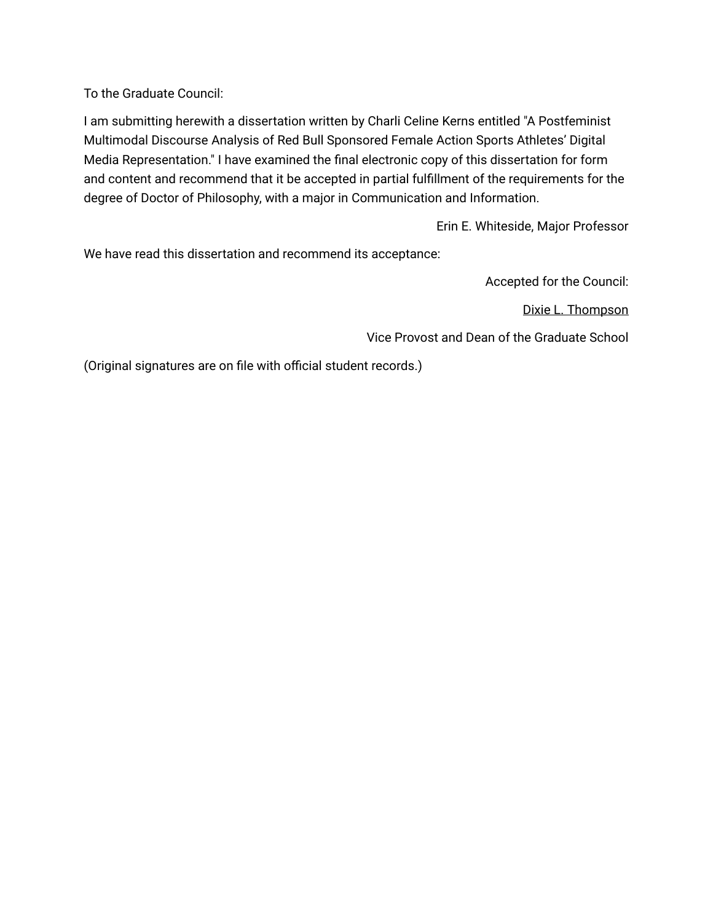To the Graduate Council:

I am submitting herewith a dissertation written by Charli Celine Kerns entitled "A Postfeminist Multimodal Discourse Analysis of Red Bull Sponsored Female Action Sports Athletes' Digital Media Representation." I have examined the final electronic copy of this dissertation for form and content and recommend that it be accepted in partial fulfillment of the requirements for the degree of Doctor of Philosophy, with a major in Communication and Information.

Erin E. Whiteside, Major Professor

We have read this dissertation and recommend its acceptance:

Accepted for the Council:

Dixie L. Thompson

Vice Provost and Dean of the Graduate School

(Original signatures are on file with official student records.)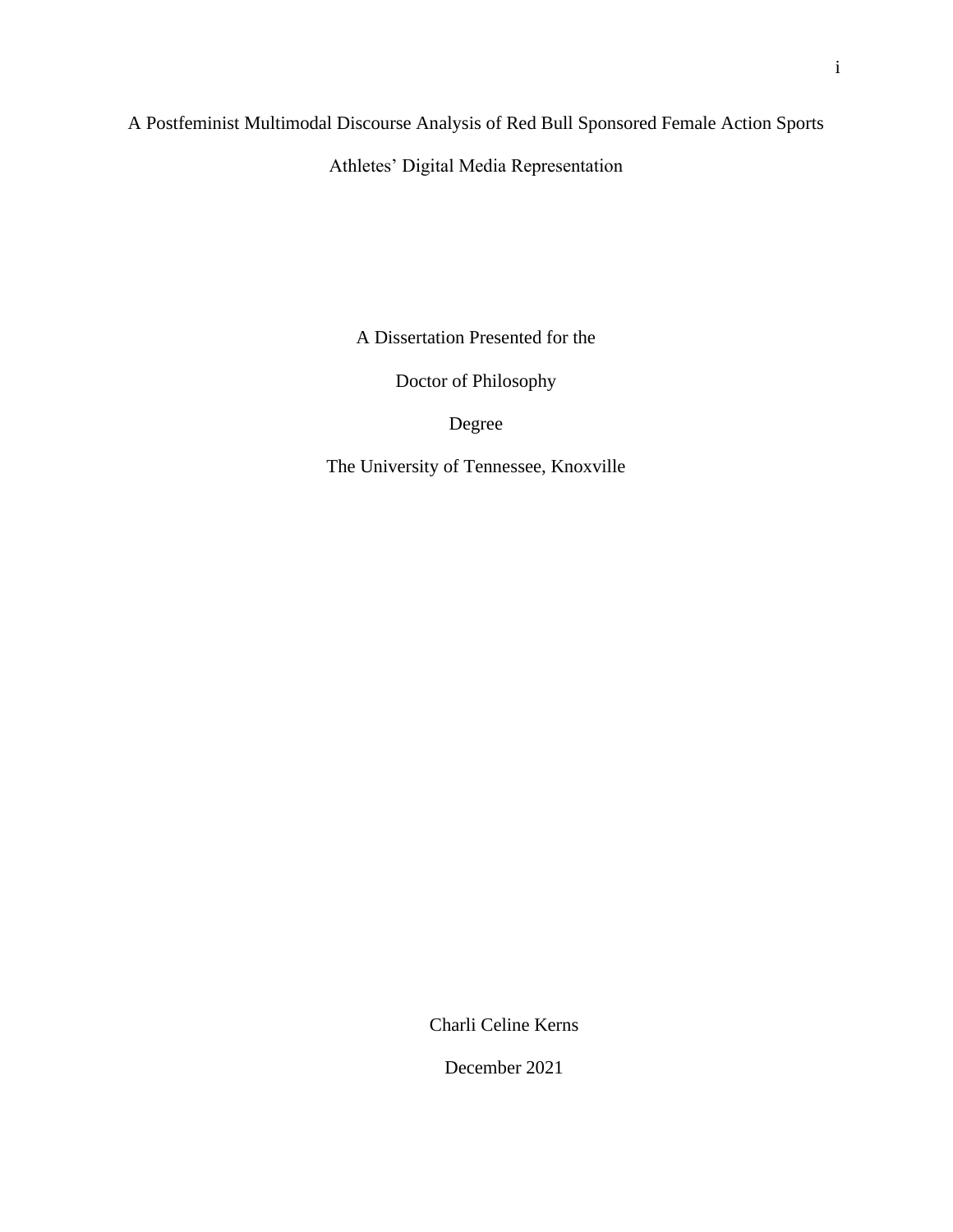# A Postfeminist Multimodal Discourse Analysis of Red Bull Sponsored Female Action Sports Athletes' Digital Media Representation

A Dissertation Presented for the

Doctor of Philosophy

Degree

The University of Tennessee, Knoxville

Charli Celine Kerns

December 2021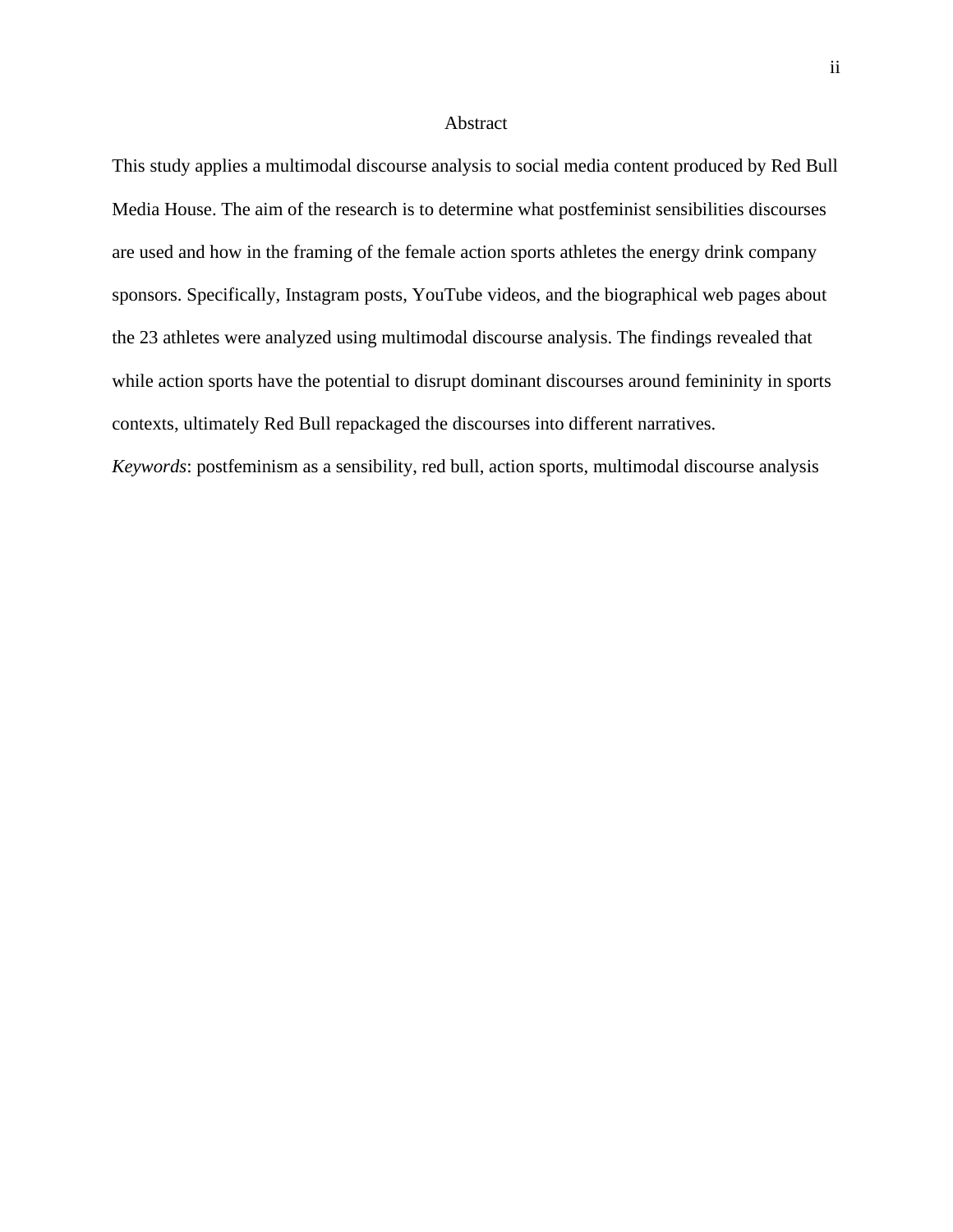# Abstract

This study applies a multimodal discourse analysis to social media content produced by Red Bull Media House. The aim of the research is to determine what postfeminist sensibilities discourses are used and how in the framing of the female action sports athletes the energy drink company sponsors. Specifically, Instagram posts, YouTube videos, and the biographical web pages about the 23 athletes were analyzed using multimodal discourse analysis. The findings revealed that while action sports have the potential to disrupt dominant discourses around femininity in sports contexts, ultimately Red Bull repackaged the discourses into different narratives.

*Keywords*: postfeminism as a sensibility, red bull, action sports, multimodal discourse analysis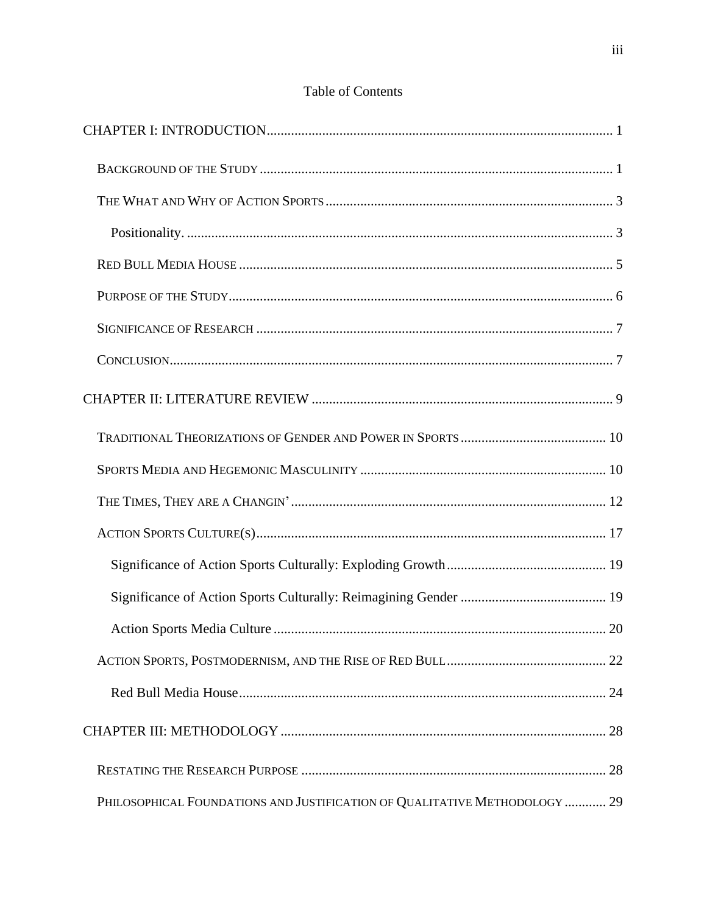# Table of Contents

CHAPTER I: INTRODUCTION .......... 1

- BACKGROUND OF THE STUDY .......... 1
- THE WHAT AND WHY OF ACTION SPORTS .......... 3
  - Positionality. .......... 3
- RED BULL MEDIA HOUSE .......... 5
- PURPOSE OF THE STUDY .......... 6
- SIGNIFICANCE OF RESEARCH .......... 7
- CONCLUSION .......... 7

CHAPTER II: LITERATURE REVIEW .......... 9

- TRADITIONAL THEORIZATIONS OF GENDER AND POWER IN SPORTS .......... 10
- SPORTS MEDIA AND HEGEMONIC MASCULINITY .......... 10
- THE TIMES, THEY ARE A CHANGIN' .......... 12
- ACTION SPORTS CULTURE(S) .......... 17
  - Significance of Action Sports Culturally: Exploding Growth .......... 19
  - Significance of Action Sports Culturally: Reimagining Gender .......... 19
  - Action Sports Media Culture .......... 20
- ACTION SPORTS, POSTMODERNISM, AND THE RISE OF RED BULL .......... 22
  - Red Bull Media House .......... 24

CHAPTER III: METHODOLOGY .......... 28

- RESTATING THE RESEARCH PURPOSE .......... 28
- PHILOSOPHICAL FOUNDATIONS AND JUSTIFICATION OF QUALITATIVE METHODOLOGY .......... 29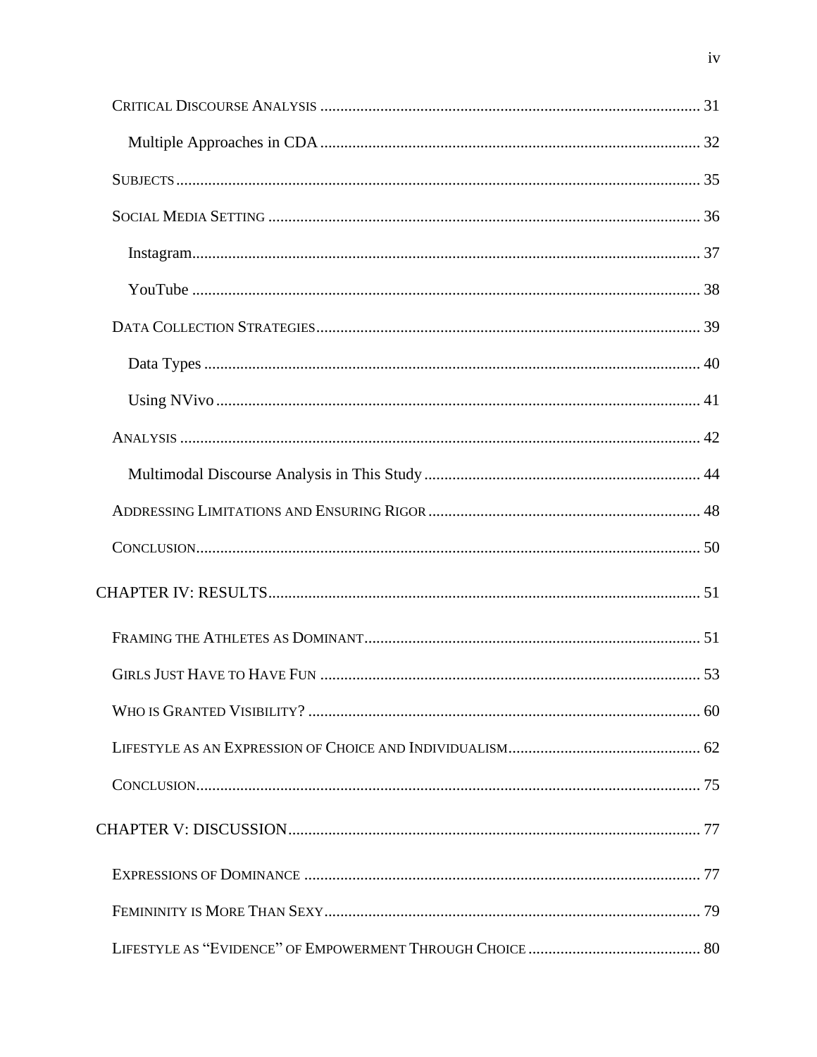Critical Discourse Analysis ............................................................................................. 31

Multiple Approaches in CDA ............................................................................................. 32

Subjects ................................................................................................................................. 35

Social Media Setting ........................................................................................................... 36

Instagram ............................................................................................................................... 37

YouTube ................................................................................................................................. 38

Data Collection Strategies ................................................................................................. 39

Data Types ............................................................................................................................ 40

Using NVivo ......................................................................................................................... 41

Analysis ................................................................................................................................. 42

Multimodal Discourse Analysis in This Study .................................................................. 44

Addressing Limitations and Ensuring Rigor .................................................................... 48

Conclusion ............................................................................................................................ 50

CHAPTER IV: RESULTS ................................................................................................... 51

Framing the Athletes as Dominant .................................................................................... 51

Girls Just Have to Have Fun ............................................................................................... 53

Who is Granted Visibility? .................................................................................................. 60

Lifestyle as an Expression of Choice and Individualism ................................................ 62

Conclusion ............................................................................................................................ 75

CHAPTER V: DISCUSSION .............................................................................................. 77

Expressions of Dominance ................................................................................................. 77

Femininity is More Than Sexy ........................................................................................... 79

Lifestyle as “Evidence” of Empowerment Through Choice ............................................ 80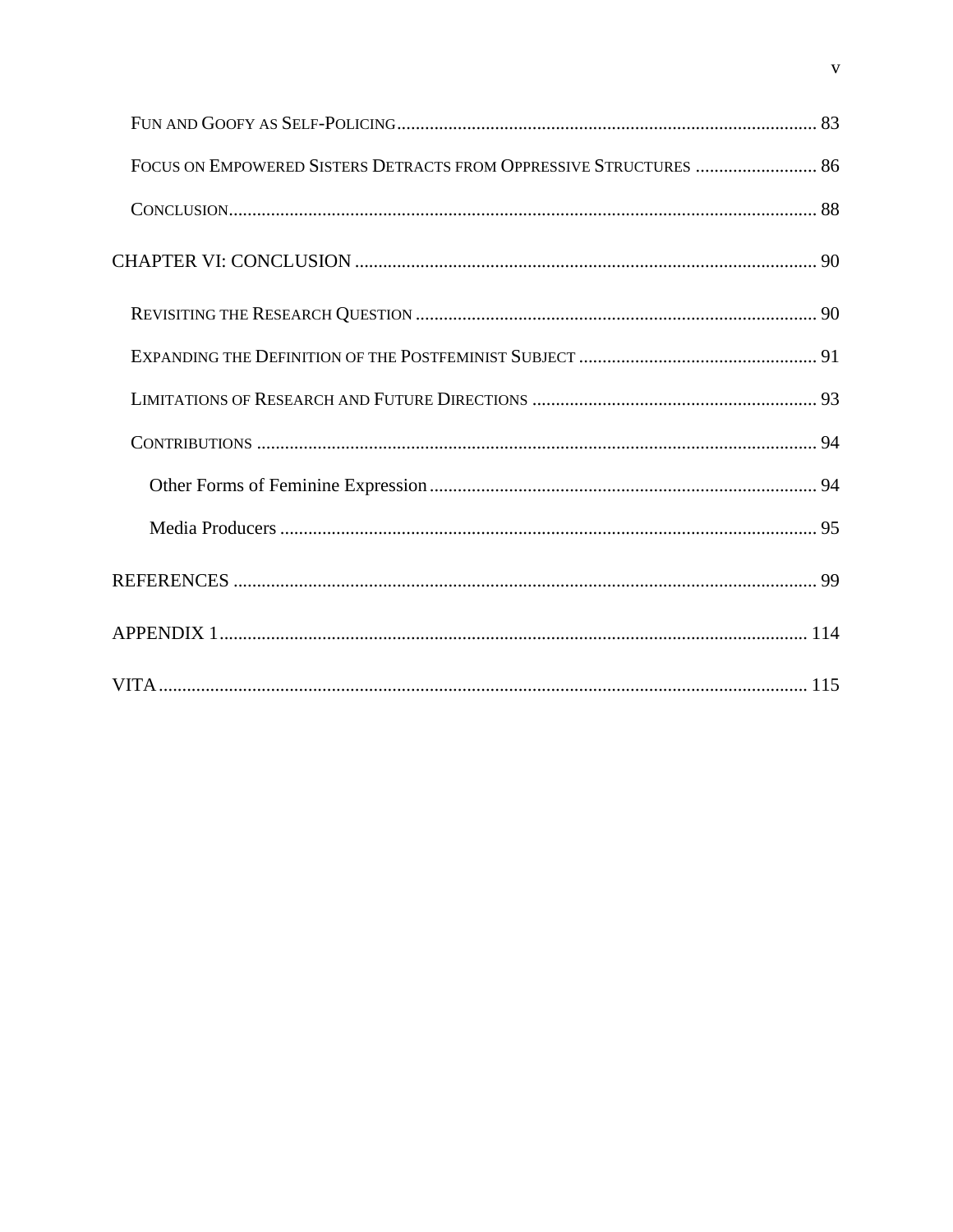Fun and Goofy as Self-Policing ........................................................................................ 83

Focus on Empowered Sisters Detracts from Oppressive Structures .......................... 86

Conclusion........................................................................................................................ 88

CHAPTER VI: CONCLUSION ................................................................................................. 90

Revisiting the Research Question ..................................................................................... 90

Expanding the Definition of the Postfeminist Subject ................................................... 91

Limitations of Research and Future Directions ............................................................. 93

Contributions ..................................................................................................................... 94

Other Forms of Feminine Expression ............................................................................ 94

Media Producers .............................................................................................................. 95

REFERENCES .......................................................................................................................... 99

APPENDIX 1............................................................................................................................ 114

VITA .......................................................................................................................................... 115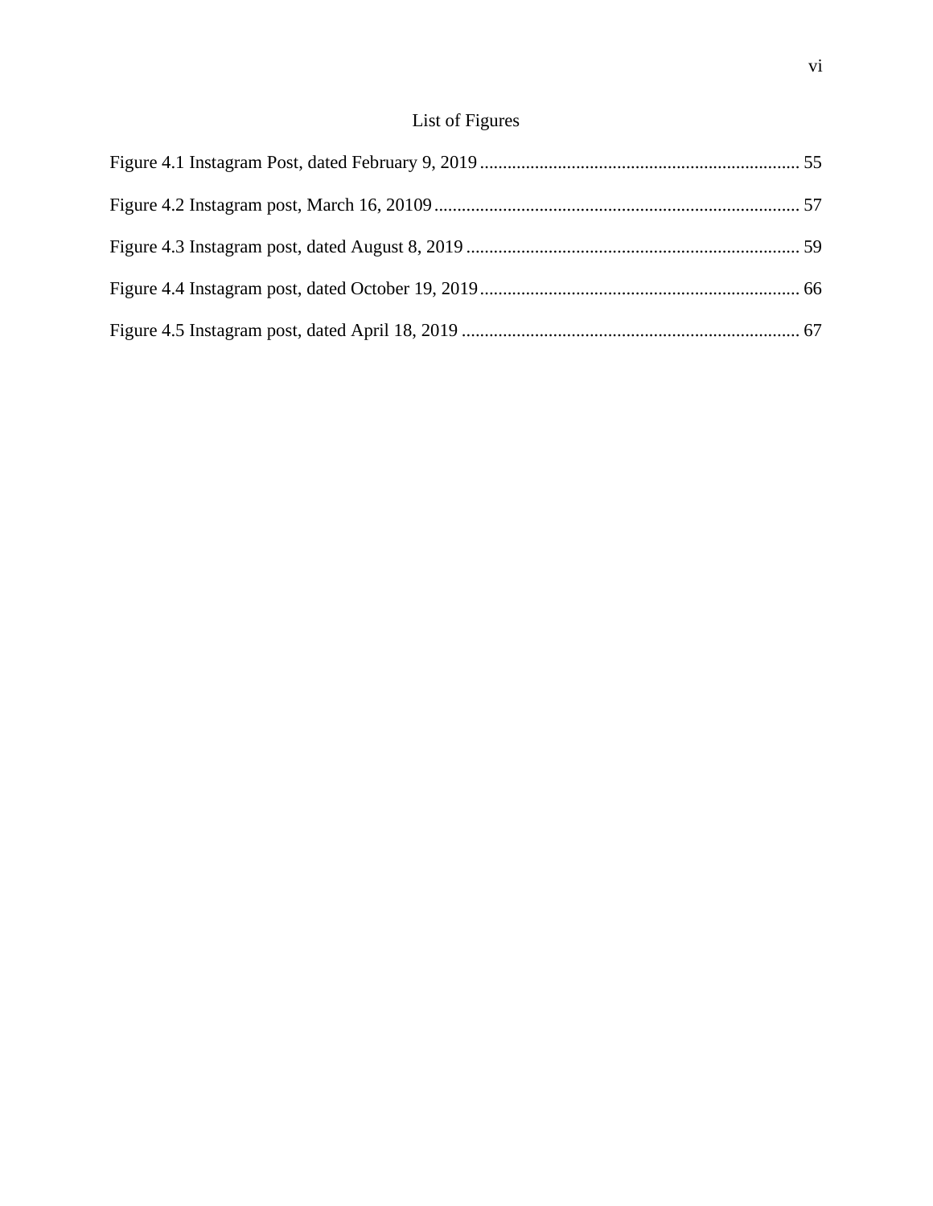# List of Figures

Figure 4.1 Instagram Post, dated February 9, 2019 ..................................................................... 55

Figure 4.2 Instagram post, March 16, 20109 ................................................................................ 57

Figure 4.3 Instagram post, dated August 8, 2019 ......................................................................... 59

Figure 4.4 Instagram post, dated October 19, 2019 ...................................................................... 66

Figure 4.5 Instagram post, dated April 18, 2019 .......................................................................... 67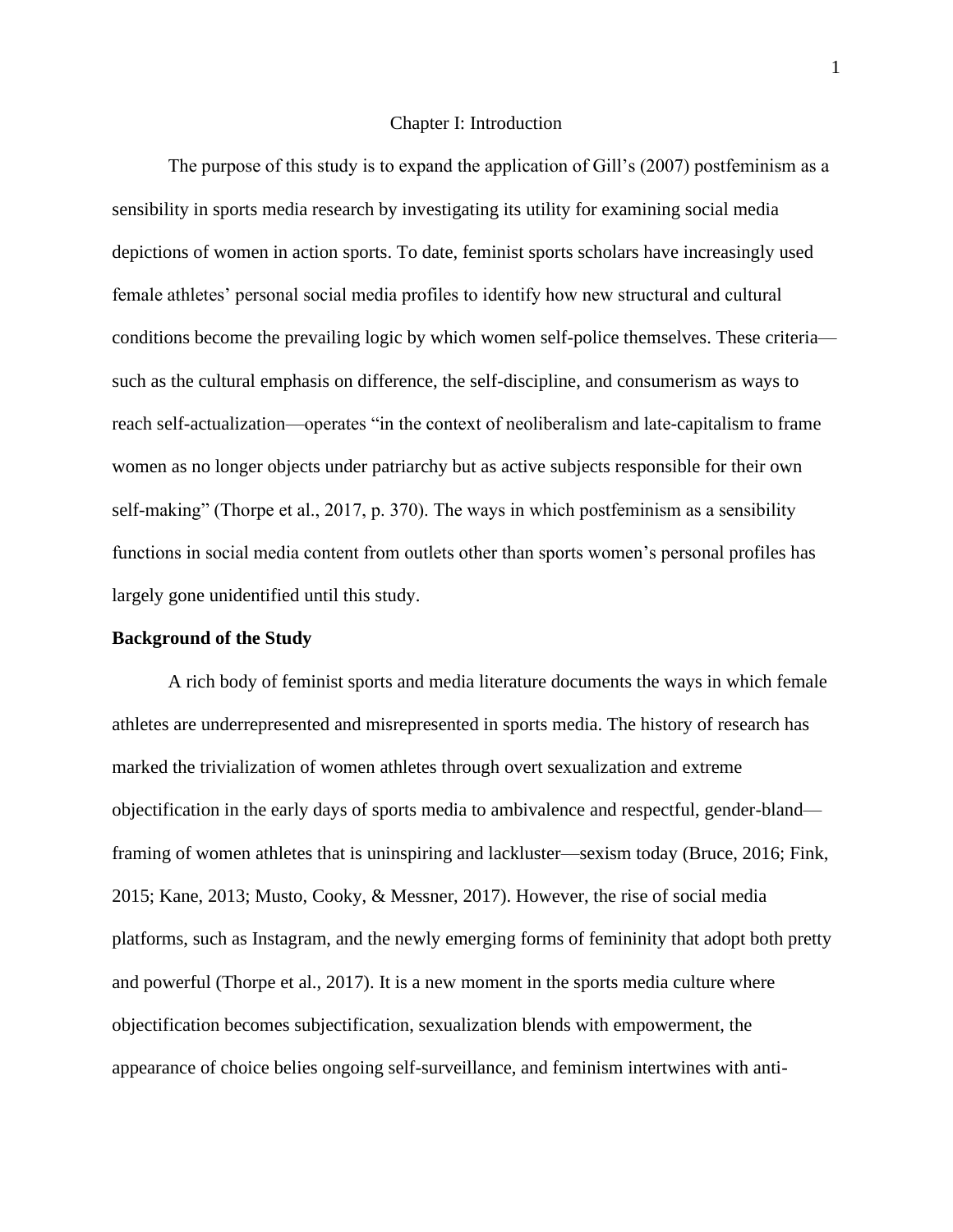# Chapter I: Introduction

The purpose of this study is to expand the application of Gill's (2007) postfeminism as a sensibility in sports media research by investigating its utility for examining social media depictions of women in action sports. To date, feminist sports scholars have increasingly used female athletes' personal social media profiles to identify how new structural and cultural conditions become the prevailing logic by which women self-police themselves. These criteria—such as the cultural emphasis on difference, the self-discipline, and consumerism as ways to reach self-actualization—operates "in the context of neoliberalism and late-capitalism to frame women as no longer objects under patriarchy but as active subjects responsible for their own self-making" (Thorpe et al., 2017, p. 370). The ways in which postfeminism as a sensibility functions in social media content from outlets other than sports women's personal profiles has largely gone unidentified until this study.

**Background of the Study**

A rich body of feminist sports and media literature documents the ways in which female athletes are underrepresented and misrepresented in sports media. The history of research has marked the trivialization of women athletes through overt sexualization and extreme objectification in the early days of sports media to ambivalence and respectful, gender-bland—framing of women athletes that is uninspiring and lackluster—sexism today (Bruce, 2016; Fink, 2015; Kane, 2013; Musto, Cooky, & Messner, 2017). However, the rise of social media platforms, such as Instagram, and the newly emerging forms of femininity that adopt both pretty and powerful (Thorpe et al., 2017). It is a new moment in the sports media culture where objectification becomes subjectification, sexualization blends with empowerment, the appearance of choice belies ongoing self-surveillance, and feminism intertwines with anti-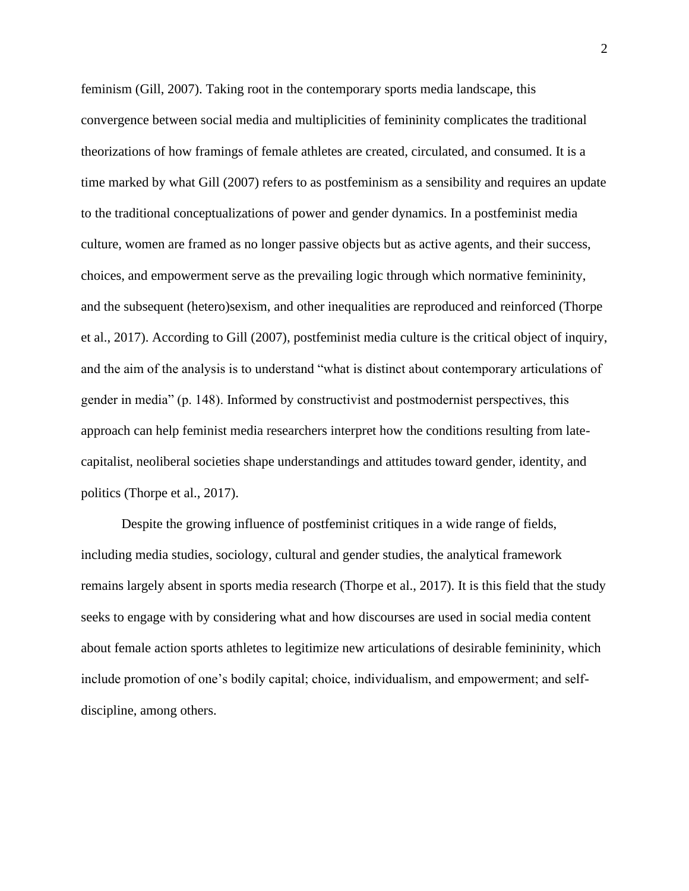feminism (Gill, 2007). Taking root in the contemporary sports media landscape, this convergence between social media and multiplicities of femininity complicates the traditional theorizations of how framings of female athletes are created, circulated, and consumed. It is a time marked by what Gill (2007) refers to as postfeminism as a sensibility and requires an update to the traditional conceptualizations of power and gender dynamics. In a postfeminist media culture, women are framed as no longer passive objects but as active agents, and their success, choices, and empowerment serve as the prevailing logic through which normative femininity, and the subsequent (hetero)sexism, and other inequalities are reproduced and reinforced (Thorpe et al., 2017). According to Gill (2007), postfeminist media culture is the critical object of inquiry, and the aim of the analysis is to understand "what is distinct about contemporary articulations of gender in media" (p. 148). Informed by constructivist and postmodernist perspectives, this approach can help feminist media researchers interpret how the conditions resulting from late-capitalist, neoliberal societies shape understandings and attitudes toward gender, identity, and politics (Thorpe et al., 2017).

Despite the growing influence of postfeminist critiques in a wide range of fields, including media studies, sociology, cultural and gender studies, the analytical framework remains largely absent in sports media research (Thorpe et al., 2017). It is this field that the study seeks to engage with by considering what and how discourses are used in social media content about female action sports athletes to legitimize new articulations of desirable femininity, which include promotion of one's bodily capital; choice, individualism, and empowerment; and self-discipline, among others.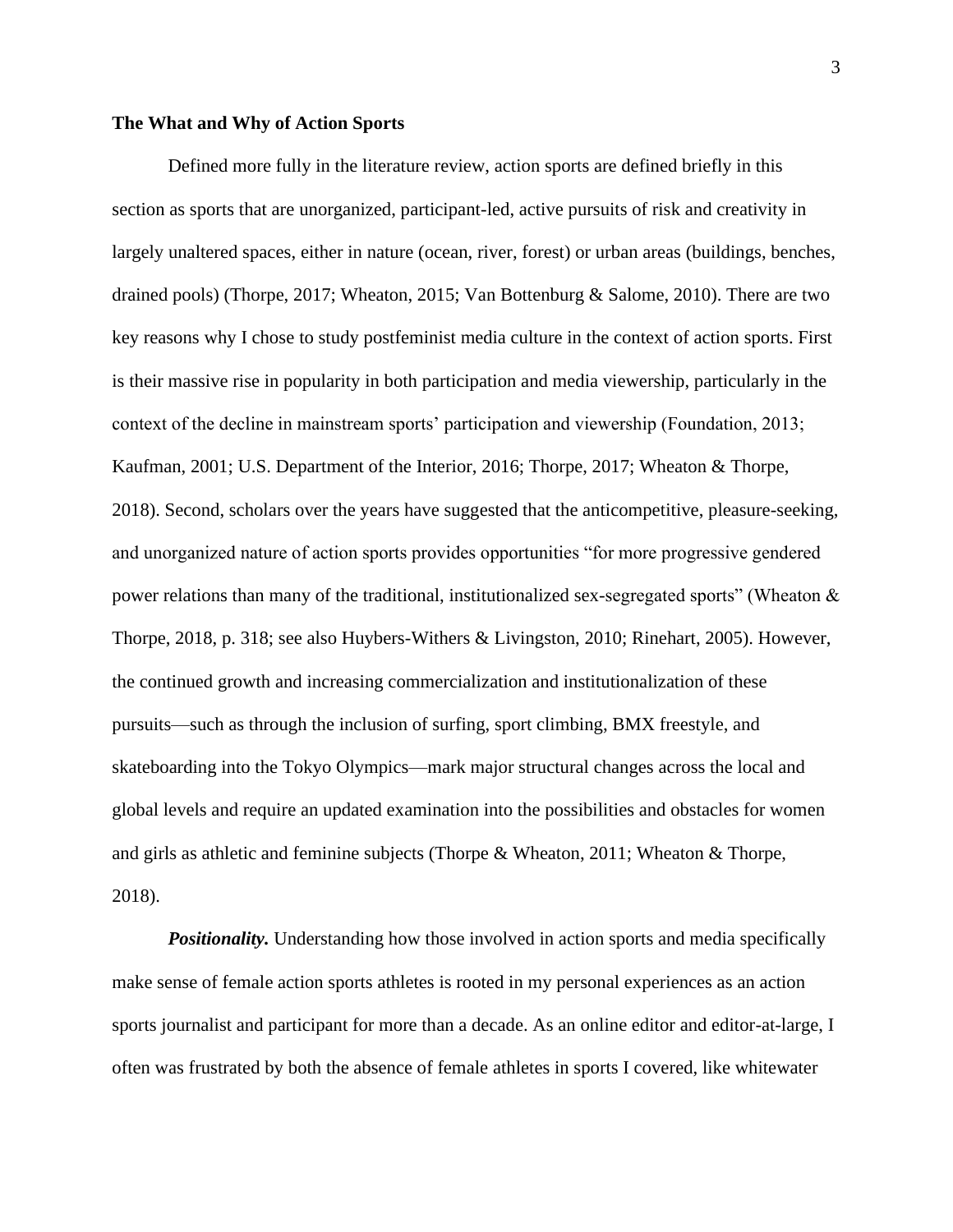## The What and Why of Action Sports

Defined more fully in the literature review, action sports are defined briefly in this section as sports that are unorganized, participant-led, active pursuits of risk and creativity in largely unaltered spaces, either in nature (ocean, river, forest) or urban areas (buildings, benches, drained pools) (Thorpe, 2017; Wheaton, 2015; Van Bottenburg & Salome, 2010). There are two key reasons why I chose to study postfeminist media culture in the context of action sports. First is their massive rise in popularity in both participation and media viewership, particularly in the context of the decline in mainstream sports' participation and viewership (Foundation, 2013; Kaufman, 2001; U.S. Department of the Interior, 2016; Thorpe, 2017; Wheaton & Thorpe, 2018). Second, scholars over the years have suggested that the anticompetitive, pleasure-seeking, and unorganized nature of action sports provides opportunities "for more progressive gendered power relations than many of the traditional, institutionalized sex-segregated sports" (Wheaton & Thorpe, 2018, p. 318; see also Huybers-Withers & Livingston, 2010; Rinehart, 2005). However, the continued growth and increasing commercialization and institutionalization of these pursuits—such as through the inclusion of surfing, sport climbing, BMX freestyle, and skateboarding into the Tokyo Olympics—mark major structural changes across the local and global levels and require an updated examination into the possibilities and obstacles for women and girls as athletic and feminine subjects (Thorpe & Wheaton, 2011; Wheaton & Thorpe, 2018).

***Positionality.*** Understanding how those involved in action sports and media specifically make sense of female action sports athletes is rooted in my personal experiences as an action sports journalist and participant for more than a decade. As an online editor and editor-at-large, I often was frustrated by both the absence of female athletes in sports I covered, like whitewater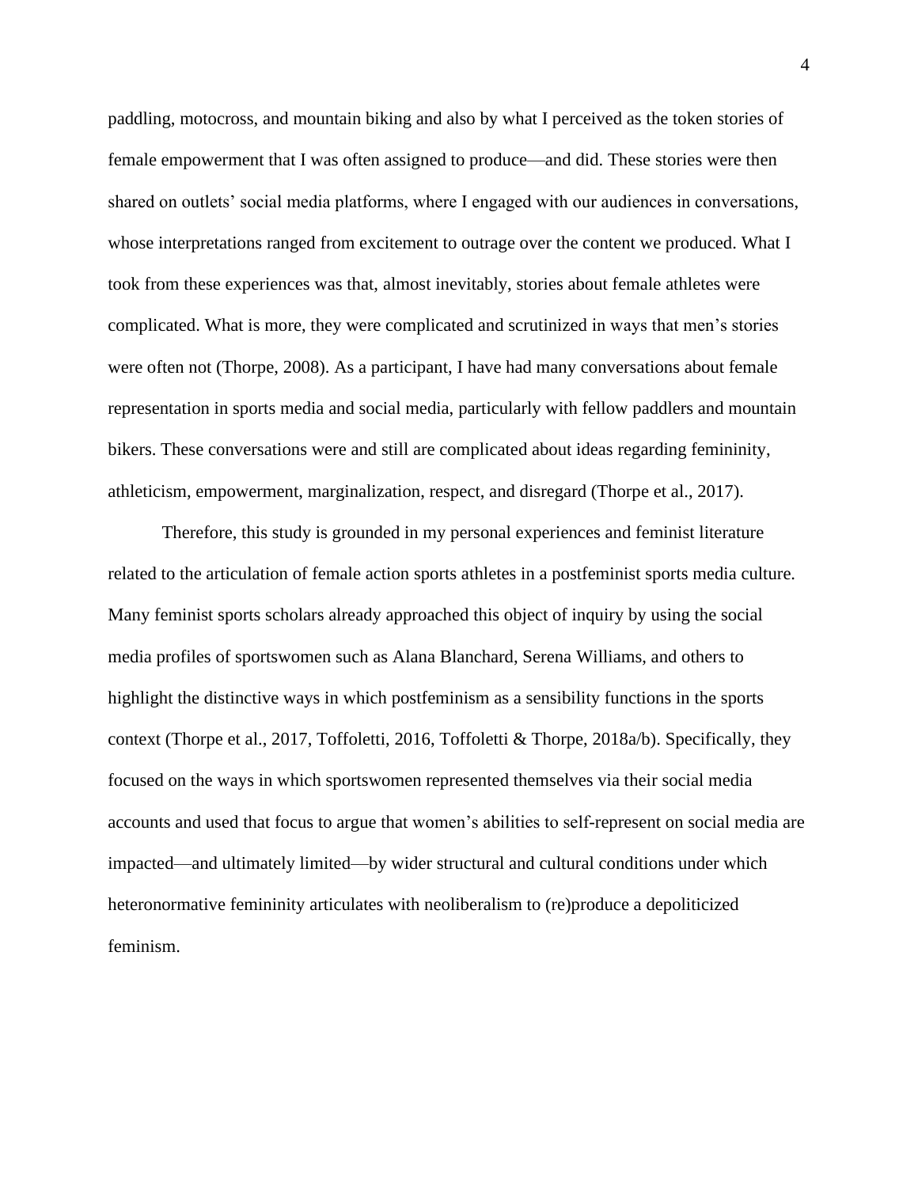paddling, motocross, and mountain biking and also by what I perceived as the token stories of female empowerment that I was often assigned to produce—and did. These stories were then shared on outlets' social media platforms, where I engaged with our audiences in conversations, whose interpretations ranged from excitement to outrage over the content we produced. What I took from these experiences was that, almost inevitably, stories about female athletes were complicated. What is more, they were complicated and scrutinized in ways that men's stories were often not (Thorpe, 2008). As a participant, I have had many conversations about female representation in sports media and social media, particularly with fellow paddlers and mountain bikers. These conversations were and still are complicated about ideas regarding femininity, athleticism, empowerment, marginalization, respect, and disregard (Thorpe et al., 2017).

Therefore, this study is grounded in my personal experiences and feminist literature related to the articulation of female action sports athletes in a postfeminist sports media culture. Many feminist sports scholars already approached this object of inquiry by using the social media profiles of sportswomen such as Alana Blanchard, Serena Williams, and others to highlight the distinctive ways in which postfeminism as a sensibility functions in the sports context (Thorpe et al., 2017, Toffoletti, 2016, Toffoletti & Thorpe, 2018a/b). Specifically, they focused on the ways in which sportswomen represented themselves via their social media accounts and used that focus to argue that women's abilities to self-represent on social media are impacted—and ultimately limited—by wider structural and cultural conditions under which heteronormative femininity articulates with neoliberalism to (re)produce a depoliticized feminism.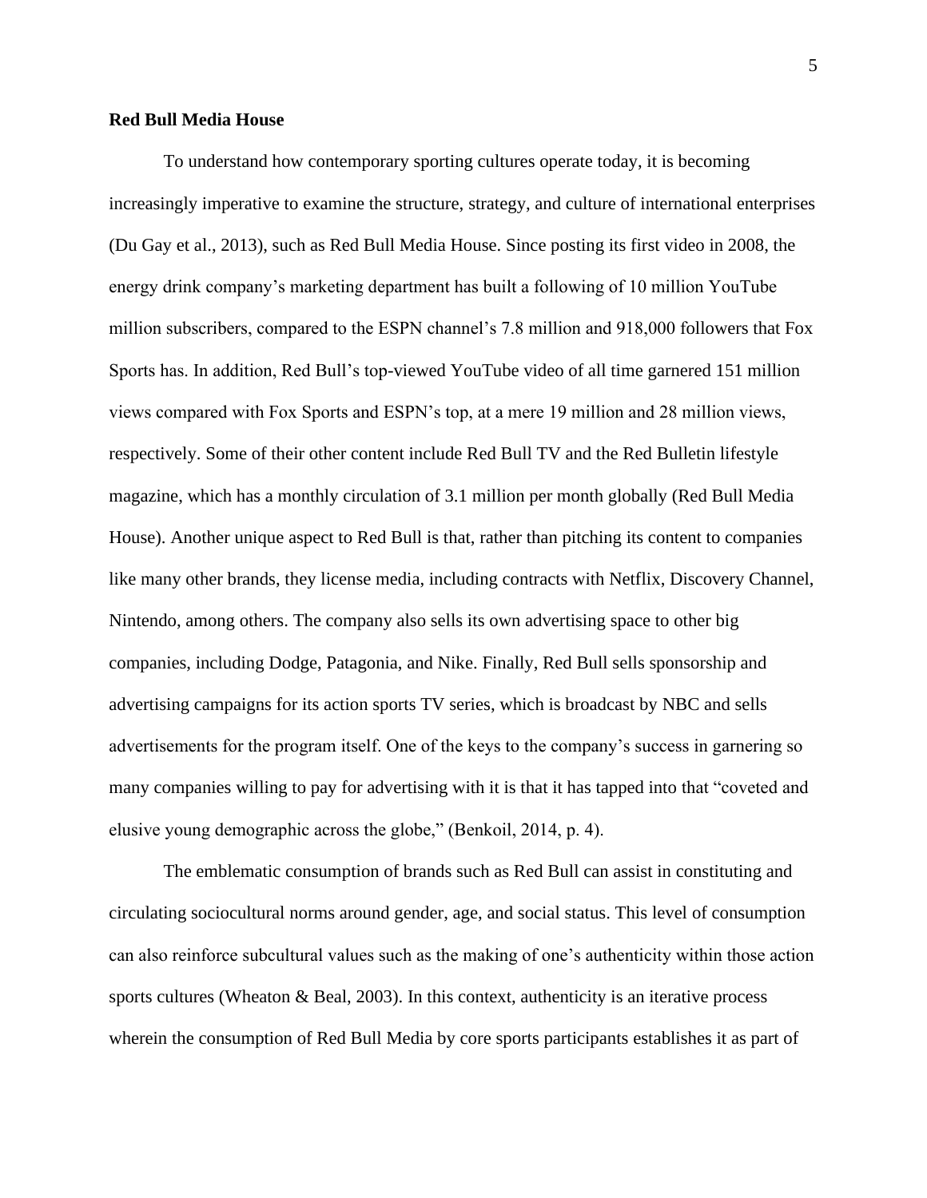**Red Bull Media House**

To understand how contemporary sporting cultures operate today, it is becoming increasingly imperative to examine the structure, strategy, and culture of international enterprises (Du Gay et al., 2013), such as Red Bull Media House. Since posting its first video in 2008, the energy drink company's marketing department has built a following of 10 million YouTube million subscribers, compared to the ESPN channel's 7.8 million and 918,000 followers that Fox Sports has. In addition, Red Bull's top-viewed YouTube video of all time garnered 151 million views compared with Fox Sports and ESPN's top, at a mere 19 million and 28 million views, respectively. Some of their other content include Red Bull TV and the Red Bulletin lifestyle magazine, which has a monthly circulation of 3.1 million per month globally (Red Bull Media House). Another unique aspect to Red Bull is that, rather than pitching its content to companies like many other brands, they license media, including contracts with Netflix, Discovery Channel, Nintendo, among others. The company also sells its own advertising space to other big companies, including Dodge, Patagonia, and Nike. Finally, Red Bull sells sponsorship and advertising campaigns for its action sports TV series, which is broadcast by NBC and sells advertisements for the program itself. One of the keys to the company's success in garnering so many companies willing to pay for advertising with it is that it has tapped into that "coveted and elusive young demographic across the globe," (Benkoil, 2014, p. 4).

The emblematic consumption of brands such as Red Bull can assist in constituting and circulating sociocultural norms around gender, age, and social status. This level of consumption can also reinforce subcultural values such as the making of one's authenticity within those action sports cultures (Wheaton & Beal, 2003). In this context, authenticity is an iterative process wherein the consumption of Red Bull Media by core sports participants establishes it as part of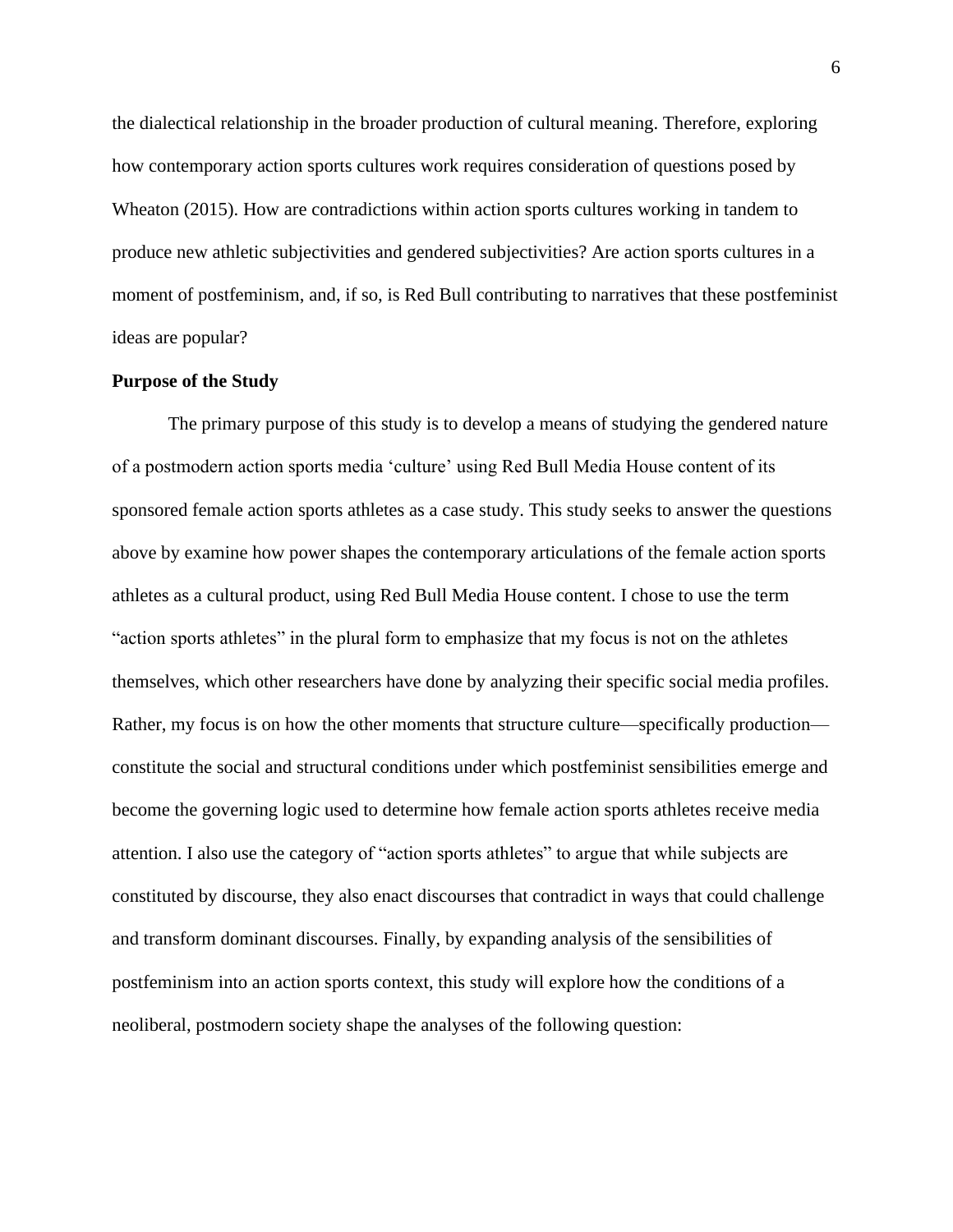the dialectical relationship in the broader production of cultural meaning. Therefore, exploring how contemporary action sports cultures work requires consideration of questions posed by Wheaton (2015). How are contradictions within action sports cultures working in tandem to produce new athletic subjectivities and gendered subjectivities? Are action sports cultures in a moment of postfeminism, and, if so, is Red Bull contributing to narratives that these postfeminist ideas are popular?

**Purpose of the Study**

The primary purpose of this study is to develop a means of studying the gendered nature of a postmodern action sports media 'culture' using Red Bull Media House content of its sponsored female action sports athletes as a case study. This study seeks to answer the questions above by examine how power shapes the contemporary articulations of the female action sports athletes as a cultural product, using Red Bull Media House content. I chose to use the term "action sports athletes" in the plural form to emphasize that my focus is not on the athletes themselves, which other researchers have done by analyzing their specific social media profiles. Rather, my focus is on how the other moments that structure culture—specifically production—constitute the social and structural conditions under which postfeminist sensibilities emerge and become the governing logic used to determine how female action sports athletes receive media attention. I also use the category of "action sports athletes" to argue that while subjects are constituted by discourse, they also enact discourses that contradict in ways that could challenge and transform dominant discourses. Finally, by expanding analysis of the sensibilities of postfeminism into an action sports context, this study will explore how the conditions of a neoliberal, postmodern society shape the analyses of the following question: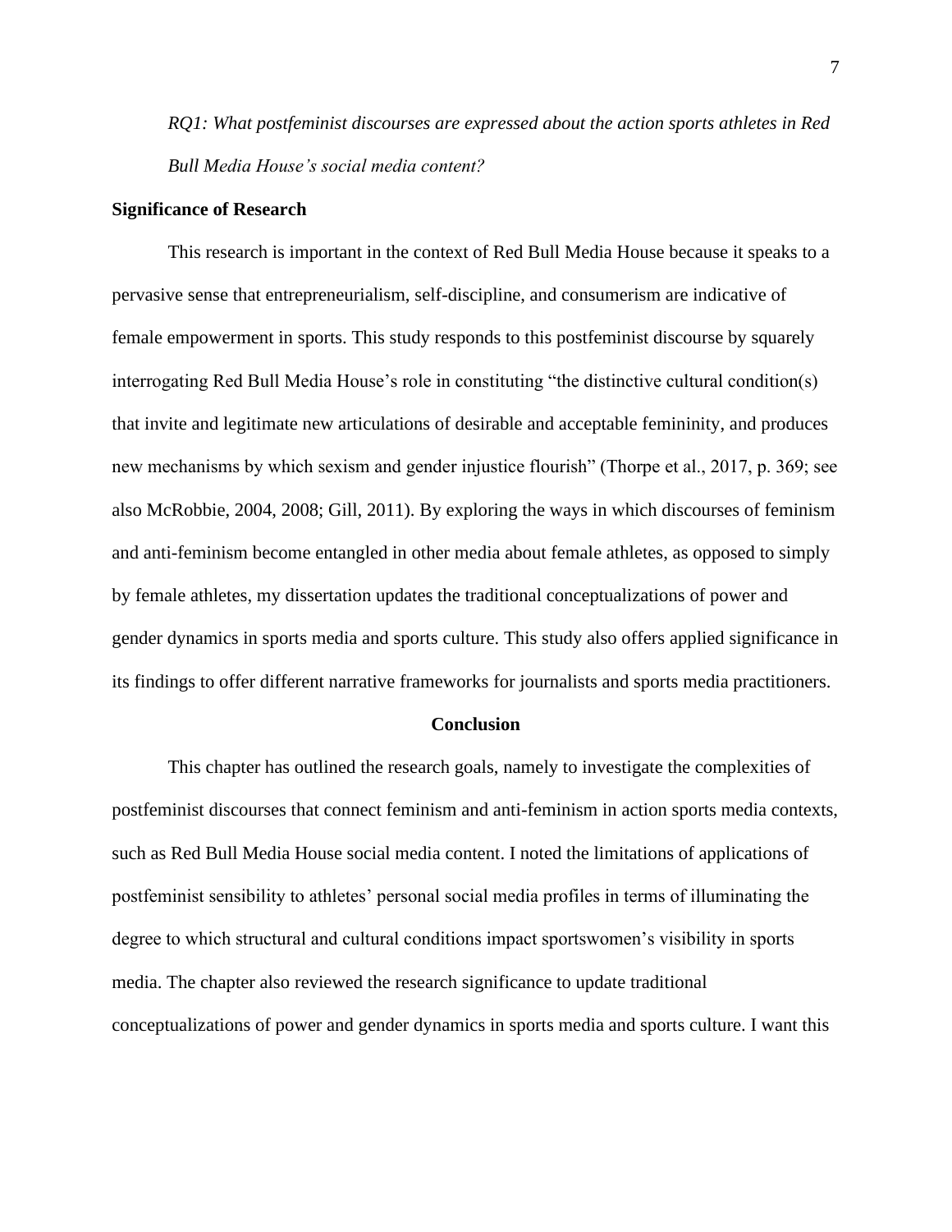*RQ1: What postfeminist discourses are expressed about the action sports athletes in Red Bull Media House's social media content?*

### Significance of Research

This research is important in the context of Red Bull Media House because it speaks to a pervasive sense that entrepreneurialism, self-discipline, and consumerism are indicative of female empowerment in sports. This study responds to this postfeminist discourse by squarely interrogating Red Bull Media House's role in constituting "the distinctive cultural condition(s) that invite and legitimate new articulations of desirable and acceptable femininity, and produces new mechanisms by which sexism and gender injustice flourish" (Thorpe et al., 2017, p. 369; see also McRobbie, 2004, 2008; Gill, 2011). By exploring the ways in which discourses of feminism and anti-feminism become entangled in other media about female athletes, as opposed to simply by female athletes, my dissertation updates the traditional conceptualizations of power and gender dynamics in sports media and sports culture. This study also offers applied significance in its findings to offer different narrative frameworks for journalists and sports media practitioners.

## Conclusion

This chapter has outlined the research goals, namely to investigate the complexities of postfeminist discourses that connect feminism and anti-feminism in action sports media contexts, such as Red Bull Media House social media content. I noted the limitations of applications of postfeminist sensibility to athletes' personal social media profiles in terms of illuminating the degree to which structural and cultural conditions impact sportswomen's visibility in sports media. The chapter also reviewed the research significance to update traditional conceptualizations of power and gender dynamics in sports media and sports culture. I want this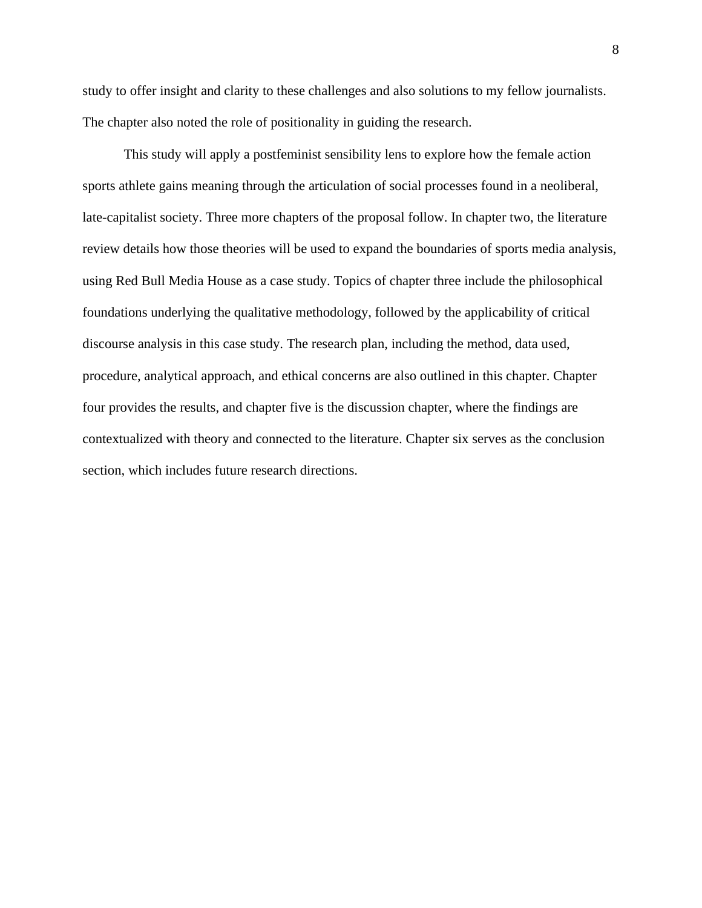study to offer insight and clarity to these challenges and also solutions to my fellow journalists. The chapter also noted the role of positionality in guiding the research.

This study will apply a postfeminist sensibility lens to explore how the female action sports athlete gains meaning through the articulation of social processes found in a neoliberal, late-capitalist society. Three more chapters of the proposal follow. In chapter two, the literature review details how those theories will be used to expand the boundaries of sports media analysis, using Red Bull Media House as a case study. Topics of chapter three include the philosophical foundations underlying the qualitative methodology, followed by the applicability of critical discourse analysis in this case study. The research plan, including the method, data used, procedure, analytical approach, and ethical concerns are also outlined in this chapter. Chapter four provides the results, and chapter five is the discussion chapter, where the findings are contextualized with theory and connected to the literature. Chapter six serves as the conclusion section, which includes future research directions.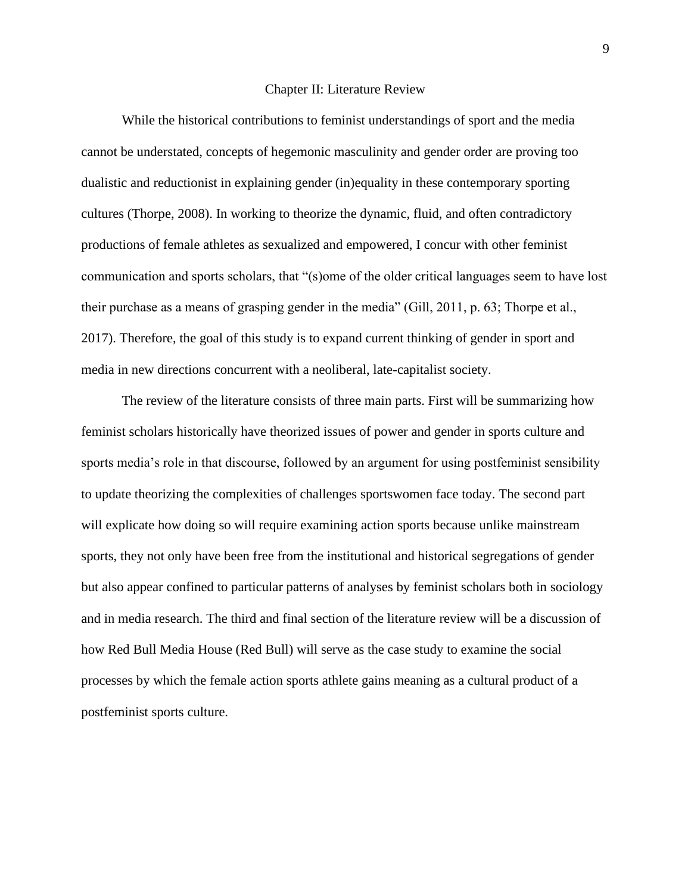# Chapter II: Literature Review

While the historical contributions to feminist understandings of sport and the media cannot be understated, concepts of hegemonic masculinity and gender order are proving too dualistic and reductionist in explaining gender (in)equality in these contemporary sporting cultures (Thorpe, 2008). In working to theorize the dynamic, fluid, and often contradictory productions of female athletes as sexualized and empowered, I concur with other feminist communication and sports scholars, that "(s)ome of the older critical languages seem to have lost their purchase as a means of grasping gender in the media" (Gill, 2011, p. 63; Thorpe et al., 2017). Therefore, the goal of this study is to expand current thinking of gender in sport and media in new directions concurrent with a neoliberal, late-capitalist society.

The review of the literature consists of three main parts. First will be summarizing how feminist scholars historically have theorized issues of power and gender in sports culture and sports media's role in that discourse, followed by an argument for using postfeminist sensibility to update theorizing the complexities of challenges sportswomen face today. The second part will explicate how doing so will require examining action sports because unlike mainstream sports, they not only have been free from the institutional and historical segregations of gender but also appear confined to particular patterns of analyses by feminist scholars both in sociology and in media research. The third and final section of the literature review will be a discussion of how Red Bull Media House (Red Bull) will serve as the case study to examine the social processes by which the female action sports athlete gains meaning as a cultural product of a postfeminist sports culture.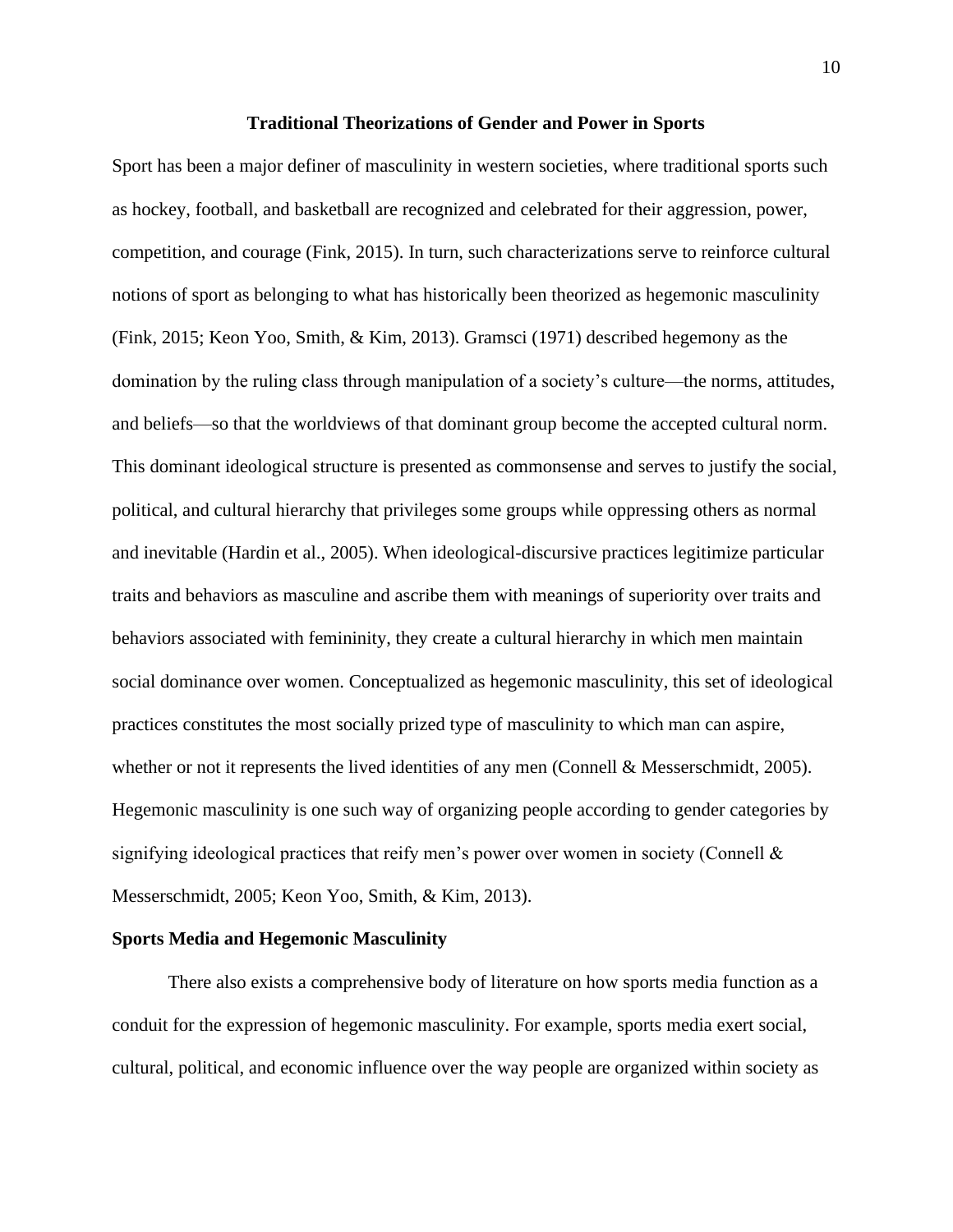## Traditional Theorizations of Gender and Power in Sports

Sport has been a major definer of masculinity in western societies, where traditional sports such as hockey, football, and basketball are recognized and celebrated for their aggression, power, competition, and courage (Fink, 2015). In turn, such characterizations serve to reinforce cultural notions of sport as belonging to what has historically been theorized as hegemonic masculinity (Fink, 2015; Keon Yoo, Smith, & Kim, 2013). Gramsci (1971) described hegemony as the domination by the ruling class through manipulation of a society's culture—the norms, attitudes, and beliefs—so that the worldviews of that dominant group become the accepted cultural norm. This dominant ideological structure is presented as commonsense and serves to justify the social, political, and cultural hierarchy that privileges some groups while oppressing others as normal and inevitable (Hardin et al., 2005). When ideological-discursive practices legitimize particular traits and behaviors as masculine and ascribe them with meanings of superiority over traits and behaviors associated with femininity, they create a cultural hierarchy in which men maintain social dominance over women. Conceptualized as hegemonic masculinity, this set of ideological practices constitutes the most socially prized type of masculinity to which man can aspire, whether or not it represents the lived identities of any men (Connell & Messerschmidt, 2005). Hegemonic masculinity is one such way of organizing people according to gender categories by signifying ideological practices that reify men's power over women in society (Connell & Messerschmidt, 2005; Keon Yoo, Smith, & Kim, 2013).

### Sports Media and Hegemonic Masculinity

There also exists a comprehensive body of literature on how sports media function as a conduit for the expression of hegemonic masculinity. For example, sports media exert social, cultural, political, and economic influence over the way people are organized within society as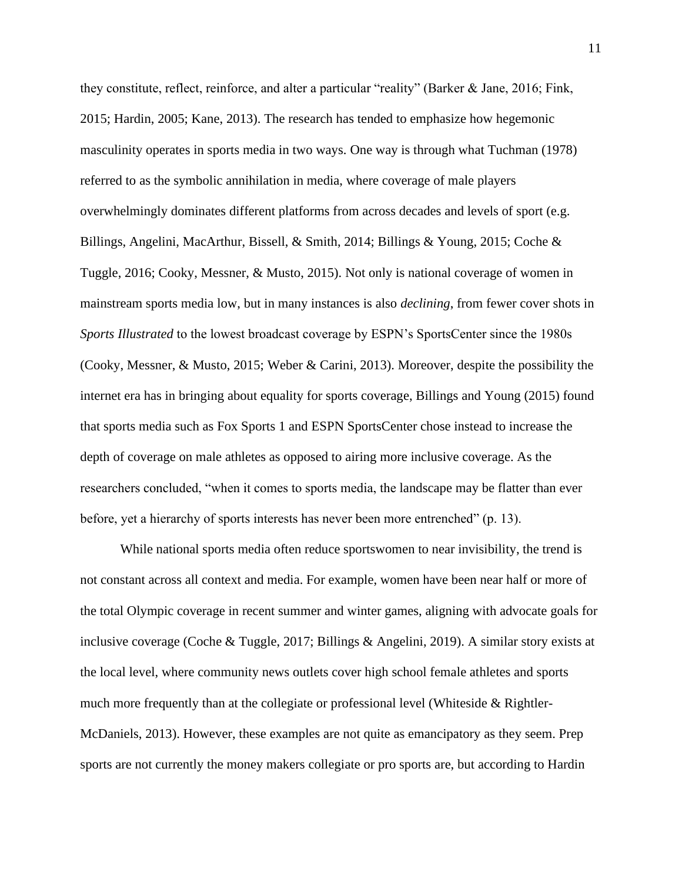they constitute, reflect, reinforce, and alter a particular "reality" (Barker & Jane, 2016; Fink, 2015; Hardin, 2005; Kane, 2013). The research has tended to emphasize how hegemonic masculinity operates in sports media in two ways. One way is through what Tuchman (1978) referred to as the symbolic annihilation in media, where coverage of male players overwhelmingly dominates different platforms from across decades and levels of sport (e.g. Billings, Angelini, MacArthur, Bissell, & Smith, 2014; Billings & Young, 2015; Coche & Tuggle, 2016; Cooky, Messner, & Musto, 2015). Not only is national coverage of women in mainstream sports media low, but in many instances is also *declining*, from fewer cover shots in *Sports Illustrated* to the lowest broadcast coverage by ESPN's SportsCenter since the 1980s (Cooky, Messner, & Musto, 2015; Weber & Carini, 2013). Moreover, despite the possibility the internet era has in bringing about equality for sports coverage, Billings and Young (2015) found that sports media such as Fox Sports 1 and ESPN SportsCenter chose instead to increase the depth of coverage on male athletes as opposed to airing more inclusive coverage. As the researchers concluded, "when it comes to sports media, the landscape may be flatter than ever before, yet a hierarchy of sports interests has never been more entrenched" (p. 13).

While national sports media often reduce sportswomen to near invisibility, the trend is not constant across all context and media. For example, women have been near half or more of the total Olympic coverage in recent summer and winter games, aligning with advocate goals for inclusive coverage (Coche & Tuggle, 2017; Billings & Angelini, 2019). A similar story exists at the local level, where community news outlets cover high school female athletes and sports much more frequently than at the collegiate or professional level (Whiteside & Rightler-McDaniels, 2013). However, these examples are not quite as emancipatory as they seem. Prep sports are not currently the money makers collegiate or pro sports are, but according to Hardin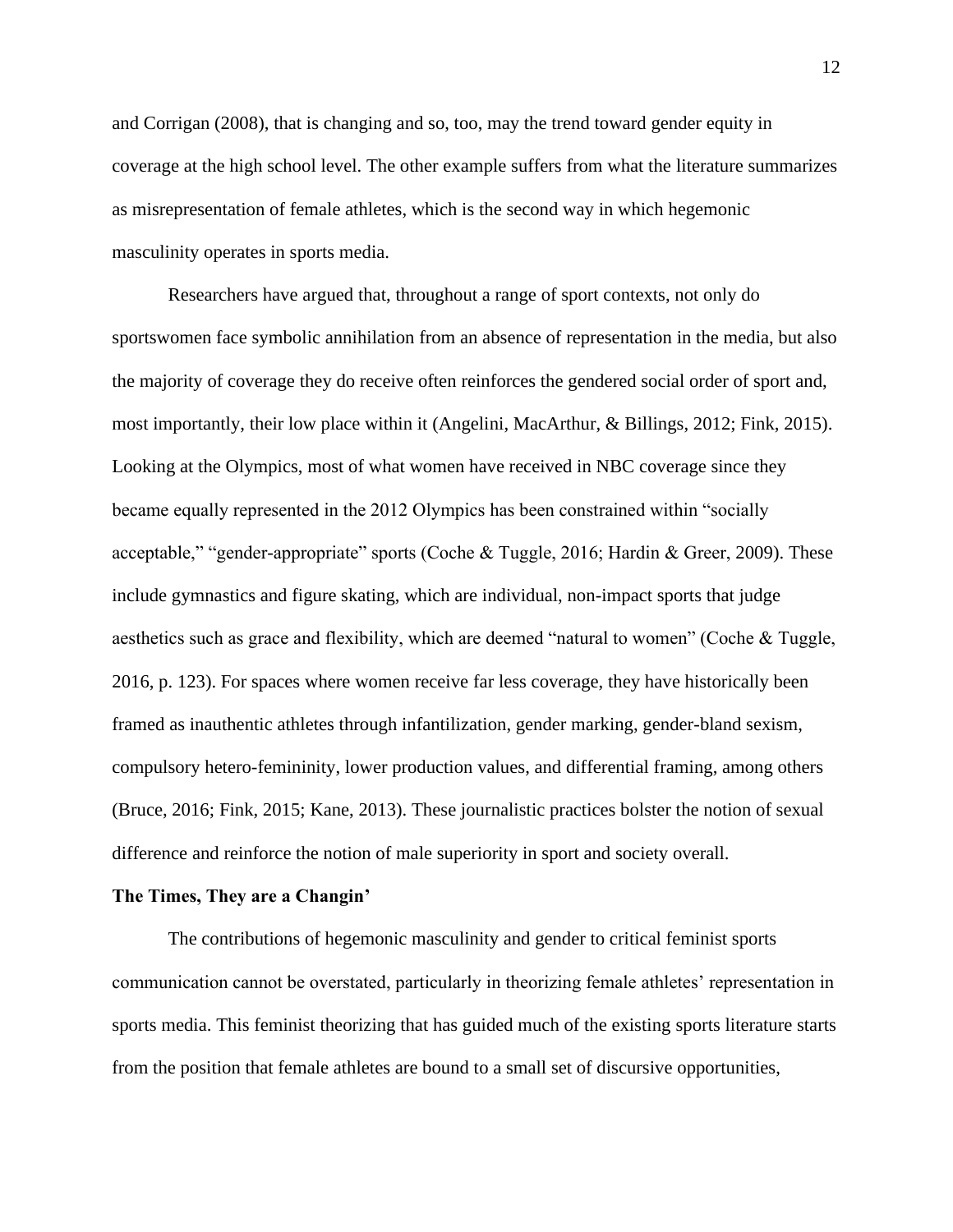and Corrigan (2008), that is changing and so, too, may the trend toward gender equity in coverage at the high school level. The other example suffers from what the literature summarizes as misrepresentation of female athletes, which is the second way in which hegemonic masculinity operates in sports media.

Researchers have argued that, throughout a range of sport contexts, not only do sportswomen face symbolic annihilation from an absence of representation in the media, but also the majority of coverage they do receive often reinforces the gendered social order of sport and, most importantly, their low place within it (Angelini, MacArthur, & Billings, 2012; Fink, 2015). Looking at the Olympics, most of what women have received in NBC coverage since they became equally represented in the 2012 Olympics has been constrained within "socially acceptable," "gender-appropriate" sports (Coche & Tuggle, 2016; Hardin & Greer, 2009). These include gymnastics and figure skating, which are individual, non-impact sports that judge aesthetics such as grace and flexibility, which are deemed "natural to women" (Coche & Tuggle, 2016, p. 123). For spaces where women receive far less coverage, they have historically been framed as inauthentic athletes through infantilization, gender marking, gender-bland sexism, compulsory hetero-femininity, lower production values, and differential framing, among others (Bruce, 2016; Fink, 2015; Kane, 2013). These journalistic practices bolster the notion of sexual difference and reinforce the notion of male superiority in sport and society overall.

**The Times, They are a Changin'**

The contributions of hegemonic masculinity and gender to critical feminist sports communication cannot be overstated, particularly in theorizing female athletes' representation in sports media. This feminist theorizing that has guided much of the existing sports literature starts from the position that female athletes are bound to a small set of discursive opportunities,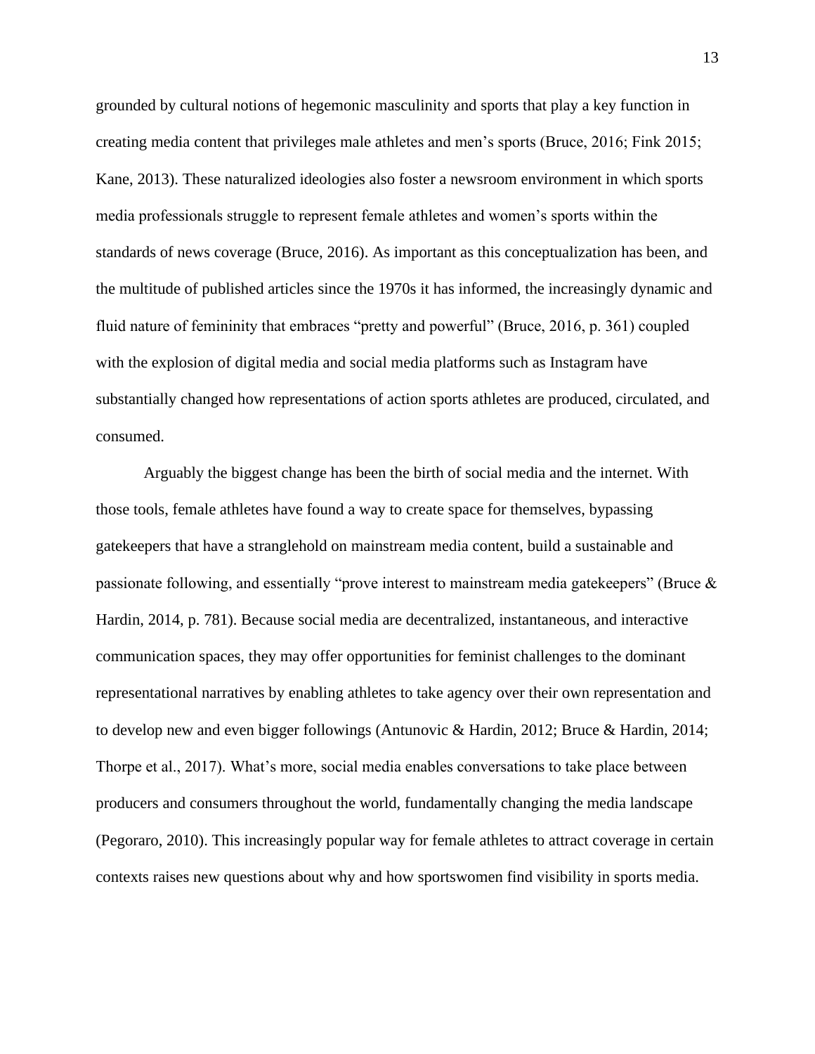grounded by cultural notions of hegemonic masculinity and sports that play a key function in creating media content that privileges male athletes and men's sports (Bruce, 2016; Fink 2015; Kane, 2013). These naturalized ideologies also foster a newsroom environment in which sports media professionals struggle to represent female athletes and women's sports within the standards of news coverage (Bruce, 2016). As important as this conceptualization has been, and the multitude of published articles since the 1970s it has informed, the increasingly dynamic and fluid nature of femininity that embraces "pretty and powerful" (Bruce, 2016, p. 361) coupled with the explosion of digital media and social media platforms such as Instagram have substantially changed how representations of action sports athletes are produced, circulated, and consumed.

Arguably the biggest change has been the birth of social media and the internet. With those tools, female athletes have found a way to create space for themselves, bypassing gatekeepers that have a stranglehold on mainstream media content, build a sustainable and passionate following, and essentially "prove interest to mainstream media gatekeepers" (Bruce & Hardin, 2014, p. 781). Because social media are decentralized, instantaneous, and interactive communication spaces, they may offer opportunities for feminist challenges to the dominant representational narratives by enabling athletes to take agency over their own representation and to develop new and even bigger followings (Antunovic & Hardin, 2012; Bruce & Hardin, 2014; Thorpe et al., 2017). What's more, social media enables conversations to take place between producers and consumers throughout the world, fundamentally changing the media landscape (Pegoraro, 2010). This increasingly popular way for female athletes to attract coverage in certain contexts raises new questions about why and how sportswomen find visibility in sports media.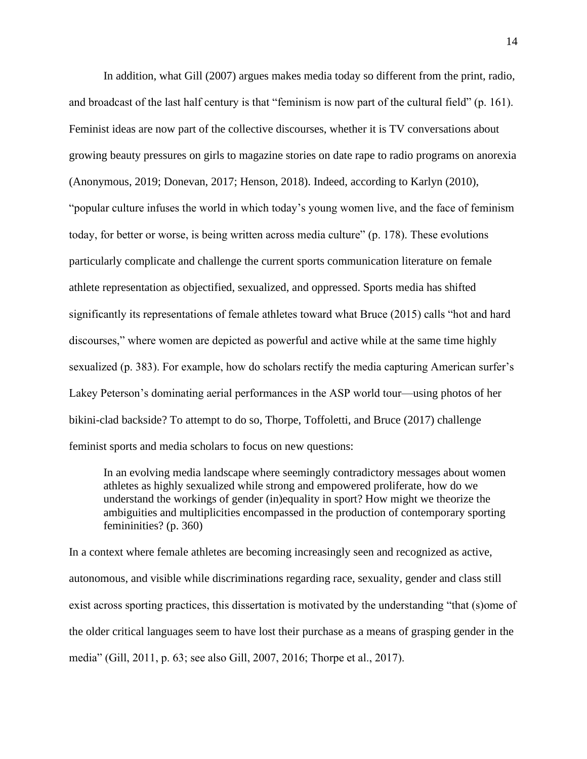In addition, what Gill (2007) argues makes media today so different from the print, radio, and broadcast of the last half century is that "feminism is now part of the cultural field" (p. 161). Feminist ideas are now part of the collective discourses, whether it is TV conversations about growing beauty pressures on girls to magazine stories on date rape to radio programs on anorexia (Anonymous, 2019; Donevan, 2017; Henson, 2018). Indeed, according to Karlyn (2010), "popular culture infuses the world in which today's young women live, and the face of feminism today, for better or worse, is being written across media culture" (p. 178). These evolutions particularly complicate and challenge the current sports communication literature on female athlete representation as objectified, sexualized, and oppressed. Sports media has shifted significantly its representations of female athletes toward what Bruce (2015) calls "hot and hard discourses," where women are depicted as powerful and active while at the same time highly sexualized (p. 383). For example, how do scholars rectify the media capturing American surfer's Lakey Peterson's dominating aerial performances in the ASP world tour—using photos of her bikini-clad backside? To attempt to do so, Thorpe, Toffoletti, and Bruce (2017) challenge feminist sports and media scholars to focus on new questions:

> In an evolving media landscape where seemingly contradictory messages about women athletes as highly sexualized while strong and empowered proliferate, how do we understand the workings of gender (in)equality in sport? How might we theorize the ambiguities and multiplicities encompassed in the production of contemporary sporting femininities? (p. 360)

In a context where female athletes are becoming increasingly seen and recognized as active, autonomous, and visible while discriminations regarding race, sexuality, gender and class still exist across sporting practices, this dissertation is motivated by the understanding "that (s)ome of the older critical languages seem to have lost their purchase as a means of grasping gender in the media" (Gill, 2011, p. 63; see also Gill, 2007, 2016; Thorpe et al., 2017).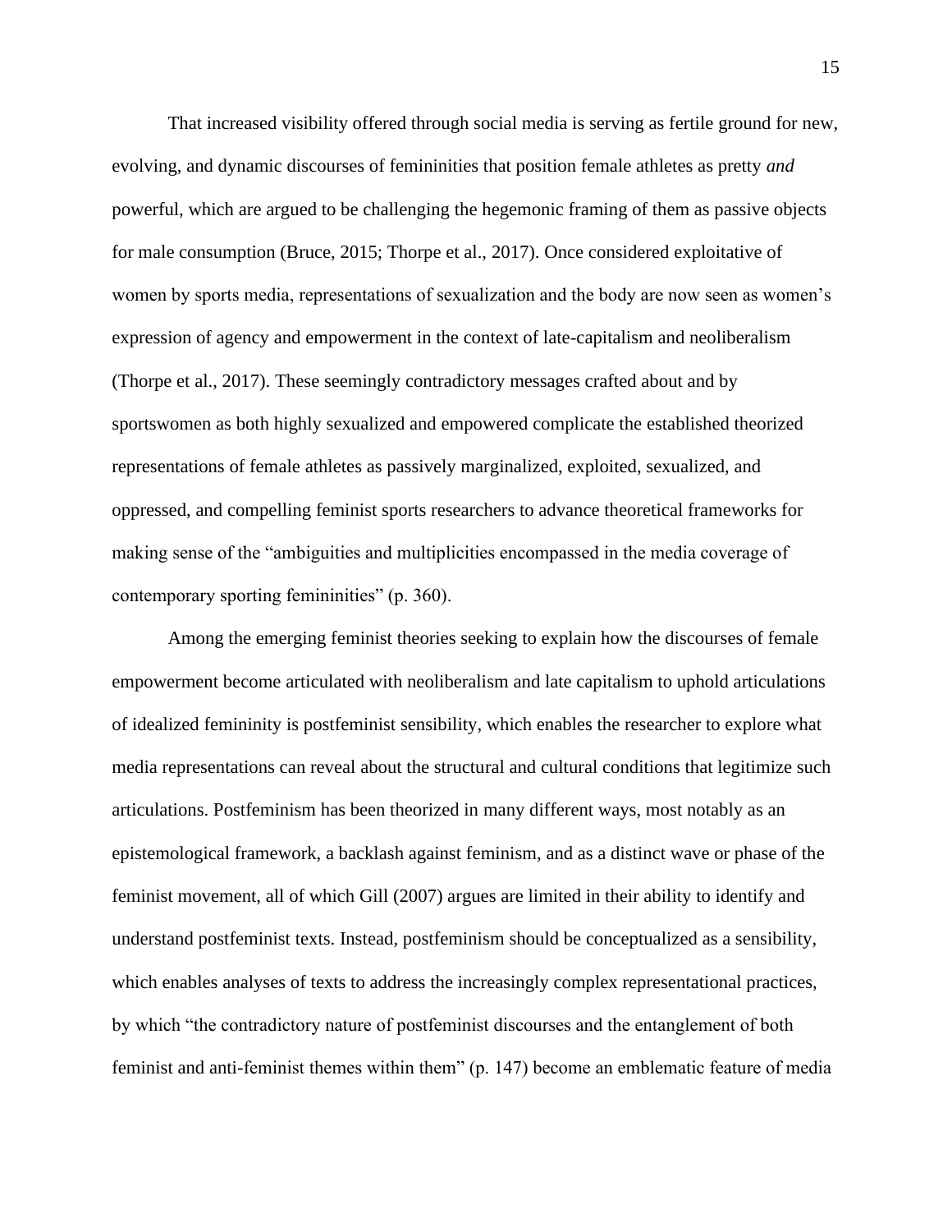That increased visibility offered through social media is serving as fertile ground for new, evolving, and dynamic discourses of femininities that position female athletes as pretty *and* powerful, which are argued to be challenging the hegemonic framing of them as passive objects for male consumption (Bruce, 2015; Thorpe et al., 2017). Once considered exploitative of women by sports media, representations of sexualization and the body are now seen as women's expression of agency and empowerment in the context of late-capitalism and neoliberalism (Thorpe et al., 2017). These seemingly contradictory messages crafted about and by sportswomen as both highly sexualized and empowered complicate the established theorized representations of female athletes as passively marginalized, exploited, sexualized, and oppressed, and compelling feminist sports researchers to advance theoretical frameworks for making sense of the "ambiguities and multiplicities encompassed in the media coverage of contemporary sporting femininities" (p. 360).

Among the emerging feminist theories seeking to explain how the discourses of female empowerment become articulated with neoliberalism and late capitalism to uphold articulations of idealized femininity is postfeminist sensibility, which enables the researcher to explore what media representations can reveal about the structural and cultural conditions that legitimize such articulations. Postfeminism has been theorized in many different ways, most notably as an epistemological framework, a backlash against feminism, and as a distinct wave or phase of the feminist movement, all of which Gill (2007) argues are limited in their ability to identify and understand postfeminist texts. Instead, postfeminism should be conceptualized as a sensibility, which enables analyses of texts to address the increasingly complex representational practices, by which "the contradictory nature of postfeminist discourses and the entanglement of both feminist and anti-feminist themes within them" (p. 147) become an emblematic feature of media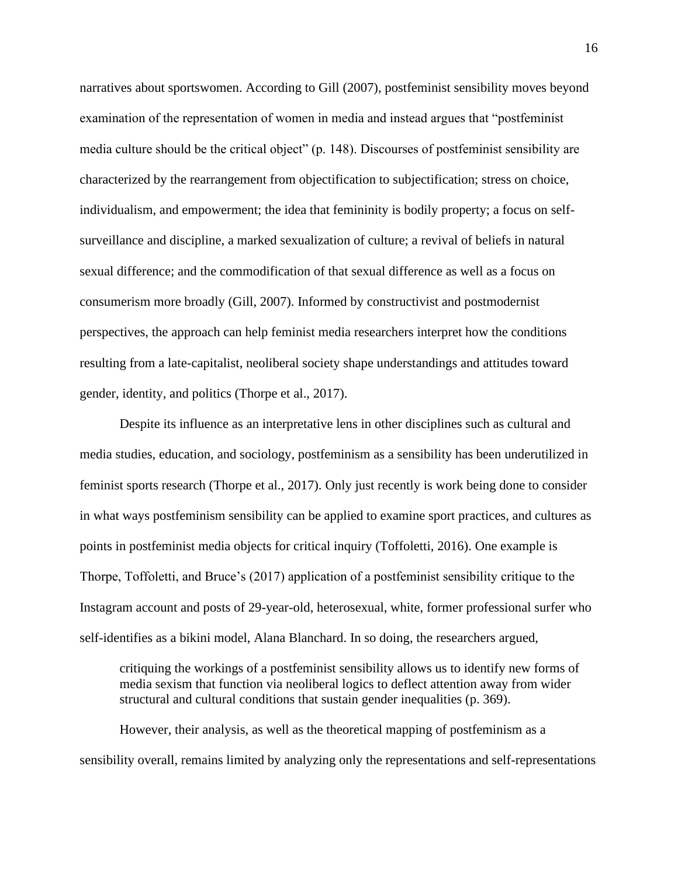narratives about sportswomen. According to Gill (2007), postfeminist sensibility moves beyond examination of the representation of women in media and instead argues that "postfeminist media culture should be the critical object" (p. 148). Discourses of postfeminist sensibility are characterized by the rearrangement from objectification to subjectification; stress on choice, individualism, and empowerment; the idea that femininity is bodily property; a focus on self-surveillance and discipline, a marked sexualization of culture; a revival of beliefs in natural sexual difference; and the commodification of that sexual difference as well as a focus on consumerism more broadly (Gill, 2007). Informed by constructivist and postmodernist perspectives, the approach can help feminist media researchers interpret how the conditions resulting from a late-capitalist, neoliberal society shape understandings and attitudes toward gender, identity, and politics (Thorpe et al., 2017).

Despite its influence as an interpretative lens in other disciplines such as cultural and media studies, education, and sociology, postfeminism as a sensibility has been underutilized in feminist sports research (Thorpe et al., 2017). Only just recently is work being done to consider in what ways postfeminism sensibility can be applied to examine sport practices, and cultures as points in postfeminist media objects for critical inquiry (Toffoletti, 2016). One example is Thorpe, Toffoletti, and Bruce's (2017) application of a postfeminist sensibility critique to the Instagram account and posts of 29-year-old, heterosexual, white, former professional surfer who self-identifies as a bikini model, Alana Blanchard. In so doing, the researchers argued,

> critiquing the workings of a postfeminist sensibility allows us to identify new forms of media sexism that function via neoliberal logics to deflect attention away from wider structural and cultural conditions that sustain gender inequalities (p. 369).

However, their analysis, as well as the theoretical mapping of postfeminism as a sensibility overall, remains limited by analyzing only the representations and self-representations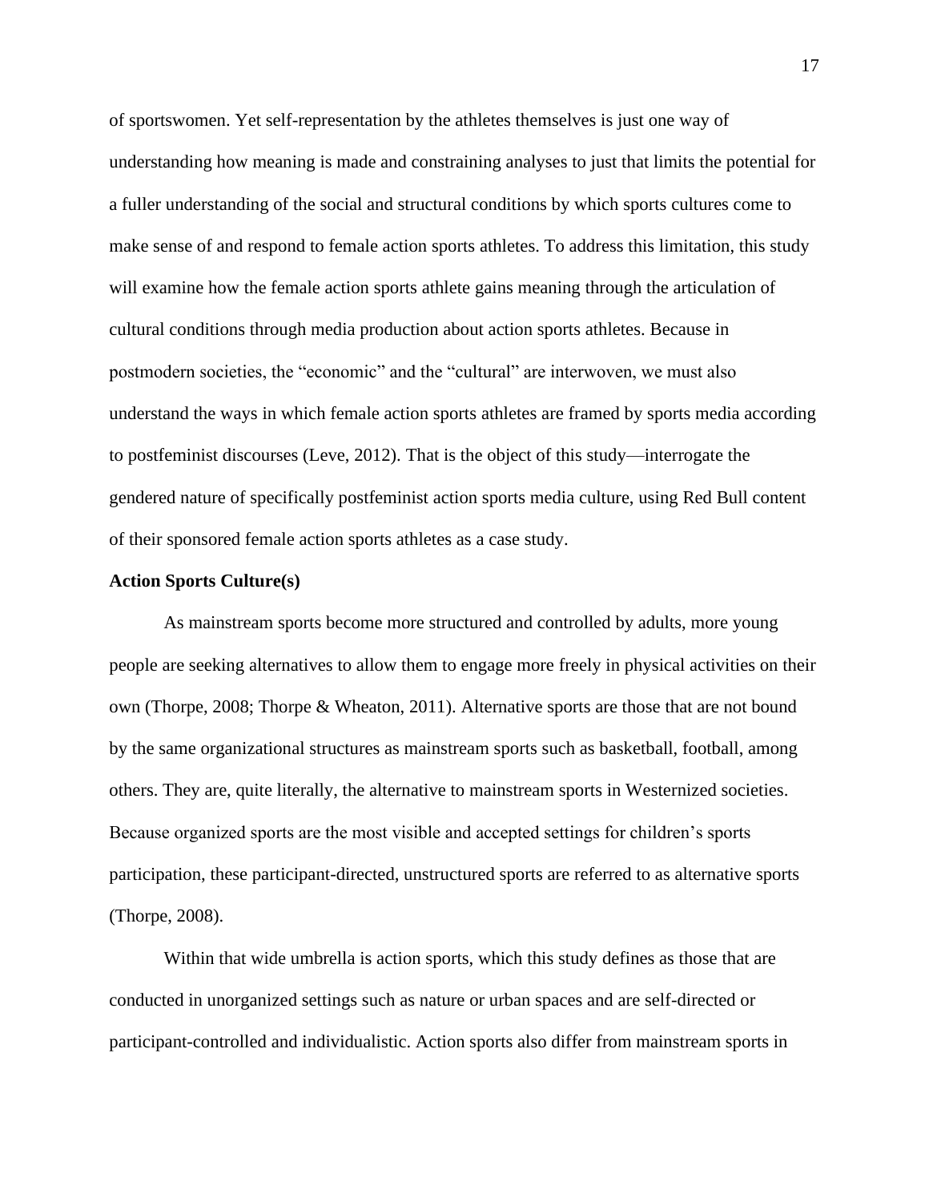of sportswomen. Yet self-representation by the athletes themselves is just one way of understanding how meaning is made and constraining analyses to just that limits the potential for a fuller understanding of the social and structural conditions by which sports cultures come to make sense of and respond to female action sports athletes. To address this limitation, this study will examine how the female action sports athlete gains meaning through the articulation of cultural conditions through media production about action sports athletes. Because in postmodern societies, the "economic" and the "cultural" are interwoven, we must also understand the ways in which female action sports athletes are framed by sports media according to postfeminist discourses (Leve, 2012). That is the object of this study—interrogate the gendered nature of specifically postfeminist action sports media culture, using Red Bull content of their sponsored female action sports athletes as a case study.

**Action Sports Culture(s)**

As mainstream sports become more structured and controlled by adults, more young people are seeking alternatives to allow them to engage more freely in physical activities on their own (Thorpe, 2008; Thorpe & Wheaton, 2011). Alternative sports are those that are not bound by the same organizational structures as mainstream sports such as basketball, football, among others. They are, quite literally, the alternative to mainstream sports in Westernized societies. Because organized sports are the most visible and accepted settings for children's sports participation, these participant-directed, unstructured sports are referred to as alternative sports (Thorpe, 2008).

Within that wide umbrella is action sports, which this study defines as those that are conducted in unorganized settings such as nature or urban spaces and are self-directed or participant-controlled and individualistic. Action sports also differ from mainstream sports in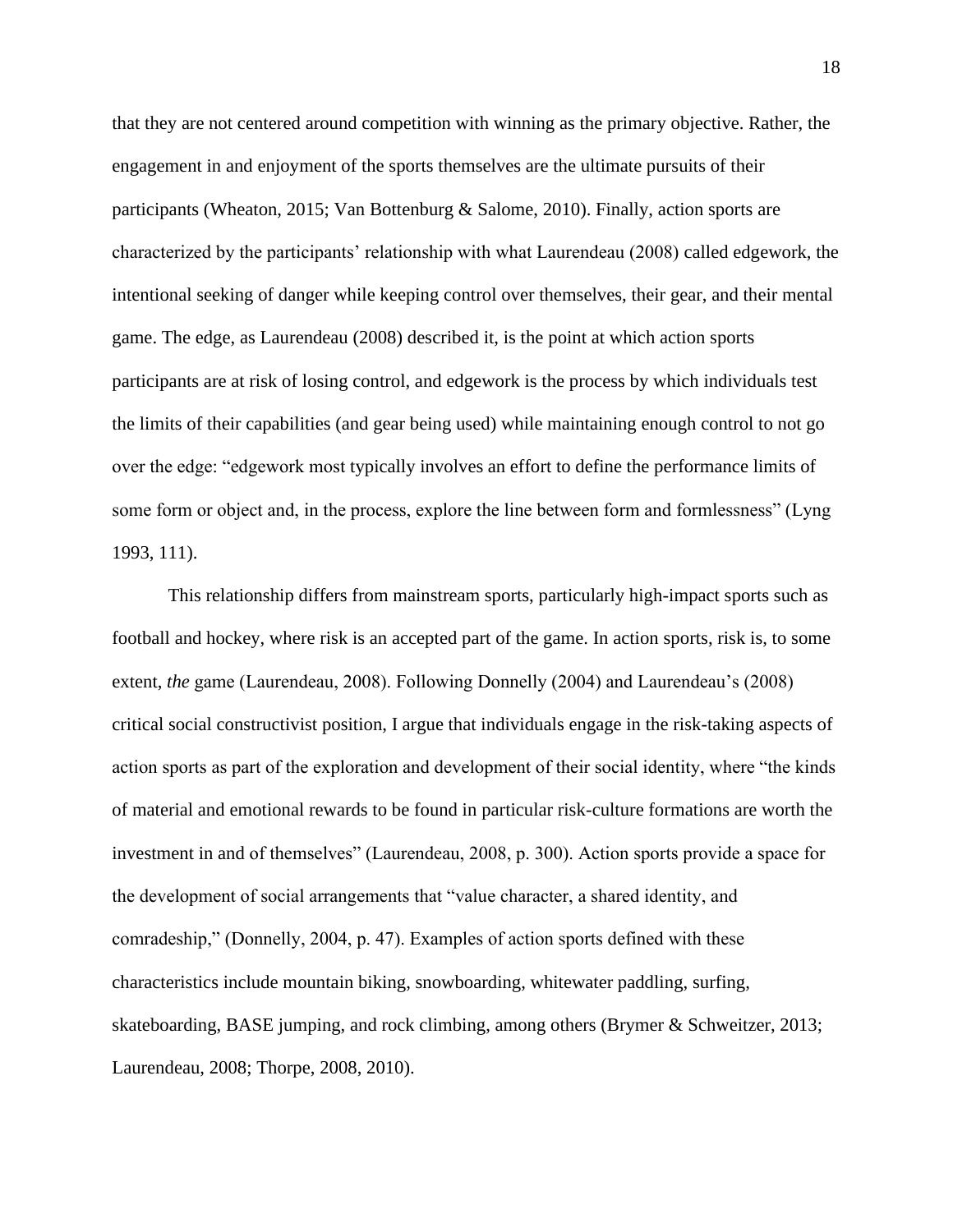that they are not centered around competition with winning as the primary objective. Rather, the engagement in and enjoyment of the sports themselves are the ultimate pursuits of their participants (Wheaton, 2015; Van Bottenburg & Salome, 2010). Finally, action sports are characterized by the participants' relationship with what Laurendeau (2008) called edgework, the intentional seeking of danger while keeping control over themselves, their gear, and their mental game. The edge, as Laurendeau (2008) described it, is the point at which action sports participants are at risk of losing control, and edgework is the process by which individuals test the limits of their capabilities (and gear being used) while maintaining enough control to not go over the edge: "edgework most typically involves an effort to define the performance limits of some form or object and, in the process, explore the line between form and formlessness" (Lyng 1993, 111).

This relationship differs from mainstream sports, particularly high-impact sports such as football and hockey, where risk is an accepted part of the game. In action sports, risk is, to some extent, *the* game (Laurendeau, 2008). Following Donnelly (2004) and Laurendeau's (2008) critical social constructivist position, I argue that individuals engage in the risk-taking aspects of action sports as part of the exploration and development of their social identity, where "the kinds of material and emotional rewards to be found in particular risk-culture formations are worth the investment in and of themselves" (Laurendeau, 2008, p. 300). Action sports provide a space for the development of social arrangements that "value character, a shared identity, and comradeship," (Donnelly, 2004, p. 47). Examples of action sports defined with these characteristics include mountain biking, snowboarding, whitewater paddling, surfing, skateboarding, BASE jumping, and rock climbing, among others (Brymer & Schweitzer, 2013; Laurendeau, 2008; Thorpe, 2008, 2010).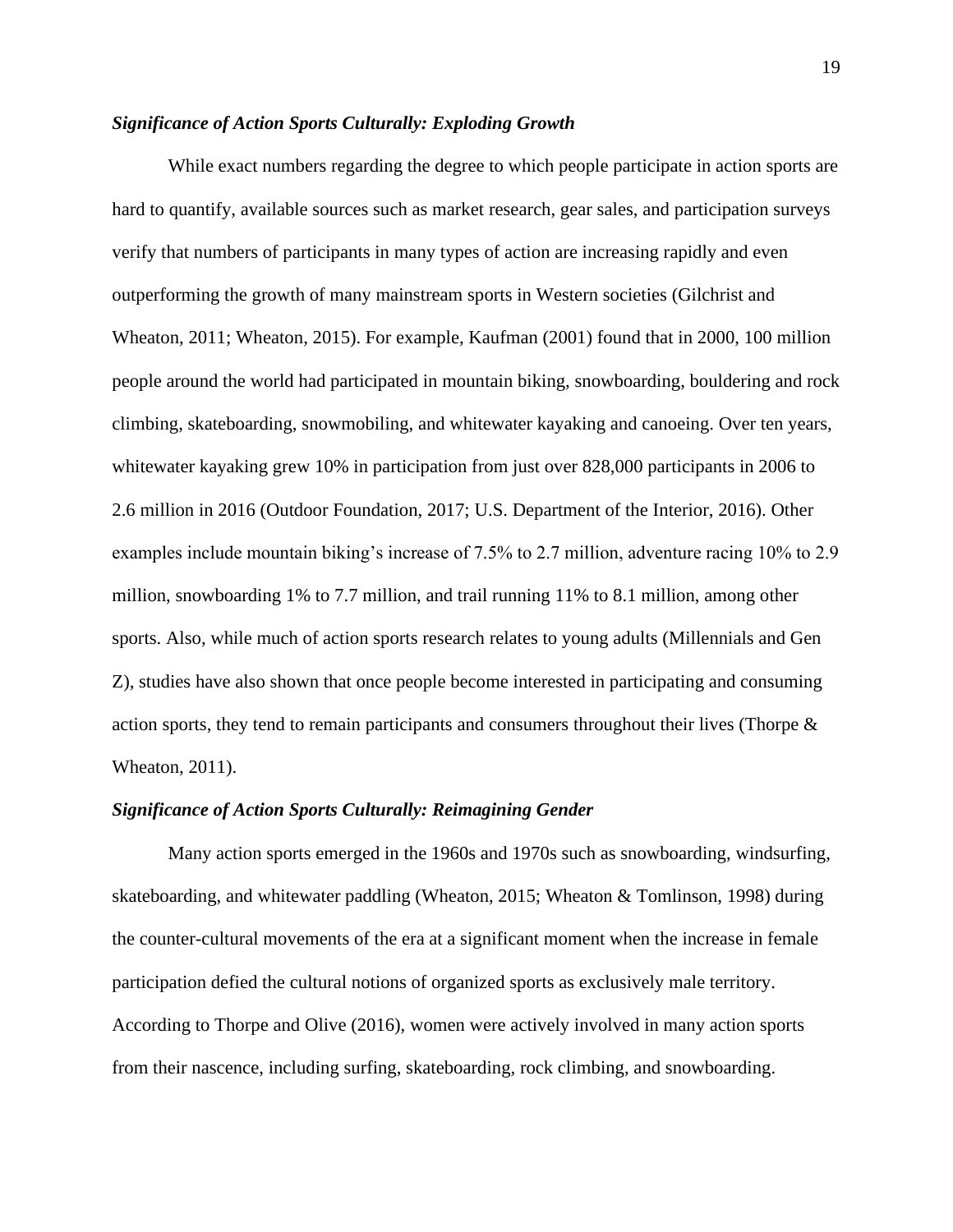### *Significance of Action Sports Culturally: Exploding Growth*

While exact numbers regarding the degree to which people participate in action sports are hard to quantify, available sources such as market research, gear sales, and participation surveys verify that numbers of participants in many types of action are increasing rapidly and even outperforming the growth of many mainstream sports in Western societies (Gilchrist and Wheaton, 2011; Wheaton, 2015). For example, Kaufman (2001) found that in 2000, 100 million people around the world had participated in mountain biking, snowboarding, bouldering and rock climbing, skateboarding, snowmobiling, and whitewater kayaking and canoeing. Over ten years, whitewater kayaking grew 10% in participation from just over 828,000 participants in 2006 to 2.6 million in 2016 (Outdoor Foundation, 2017; U.S. Department of the Interior, 2016). Other examples include mountain biking's increase of 7.5% to 2.7 million, adventure racing 10% to 2.9 million, snowboarding 1% to 7.7 million, and trail running 11% to 8.1 million, among other sports. Also, while much of action sports research relates to young adults (Millennials and Gen Z), studies have also shown that once people become interested in participating and consuming action sports, they tend to remain participants and consumers throughout their lives (Thorpe & Wheaton, 2011).

### *Significance of Action Sports Culturally: Reimagining Gender*

Many action sports emerged in the 1960s and 1970s such as snowboarding, windsurfing, skateboarding, and whitewater paddling (Wheaton, 2015; Wheaton & Tomlinson, 1998) during the counter-cultural movements of the era at a significant moment when the increase in female participation defied the cultural notions of organized sports as exclusively male territory. According to Thorpe and Olive (2016), women were actively involved in many action sports from their nascence, including surfing, skateboarding, rock climbing, and snowboarding.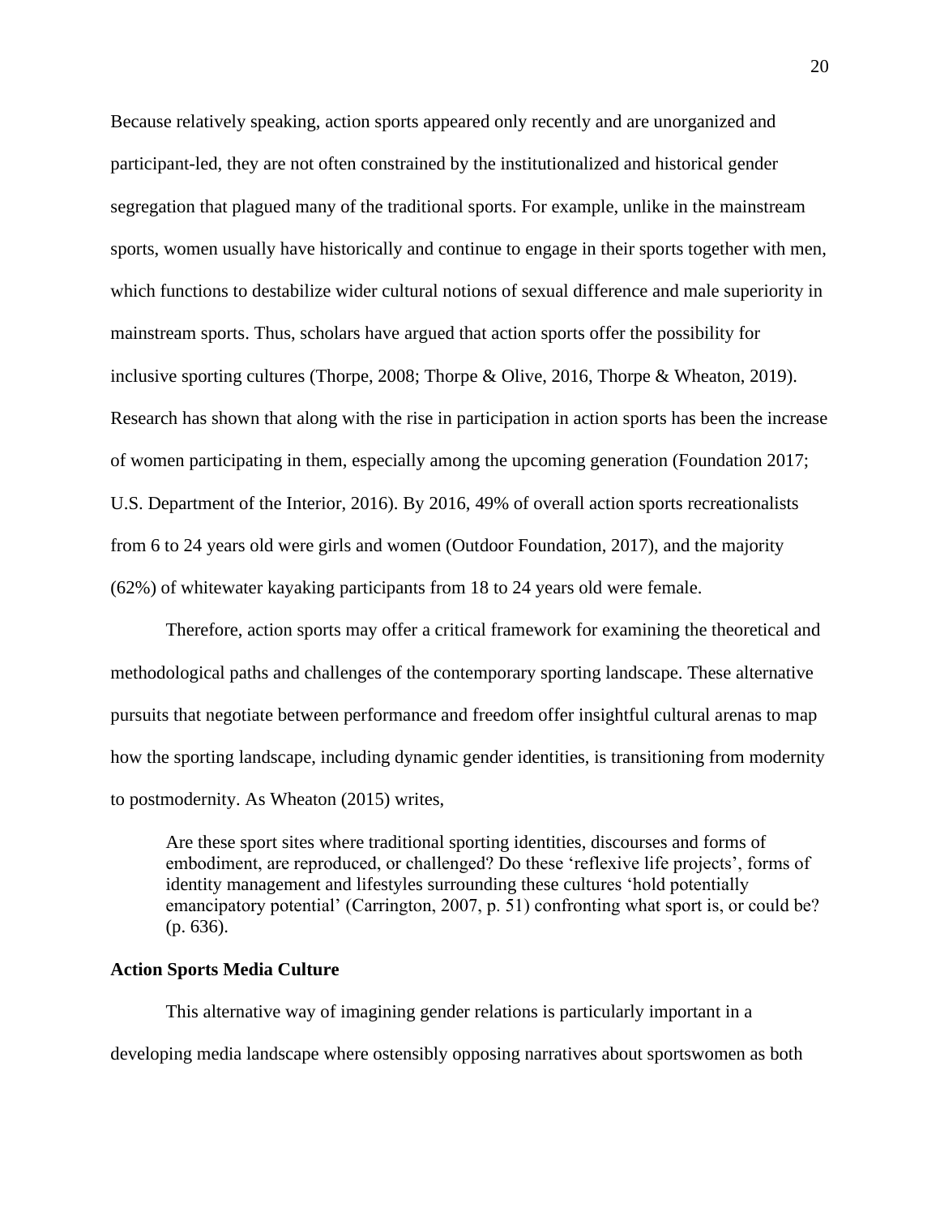Because relatively speaking, action sports appeared only recently and are unorganized and participant-led, they are not often constrained by the institutionalized and historical gender segregation that plagued many of the traditional sports. For example, unlike in the mainstream sports, women usually have historically and continue to engage in their sports together with men, which functions to destabilize wider cultural notions of sexual difference and male superiority in mainstream sports. Thus, scholars have argued that action sports offer the possibility for inclusive sporting cultures (Thorpe, 2008; Thorpe & Olive, 2016, Thorpe & Wheaton, 2019). Research has shown that along with the rise in participation in action sports has been the increase of women participating in them, especially among the upcoming generation (Foundation 2017; U.S. Department of the Interior, 2016). By 2016, 49% of overall action sports recreationalists from 6 to 24 years old were girls and women (Outdoor Foundation, 2017), and the majority (62%) of whitewater kayaking participants from 18 to 24 years old were female.

Therefore, action sports may offer a critical framework for examining the theoretical and methodological paths and challenges of the contemporary sporting landscape. These alternative pursuits that negotiate between performance and freedom offer insightful cultural arenas to map how the sporting landscape, including dynamic gender identities, is transitioning from modernity to postmodernity. As Wheaton (2015) writes,

> Are these sport sites where traditional sporting identities, discourses and forms of embodiment, are reproduced, or challenged? Do these 'reflexive life projects', forms of identity management and lifestyles surrounding these cultures 'hold potentially emancipatory potential' (Carrington, 2007, p. 51) confronting what sport is, or could be? (p. 636).

**Action Sports Media Culture**

This alternative way of imagining gender relations is particularly important in a developing media landscape where ostensibly opposing narratives about sportswomen as both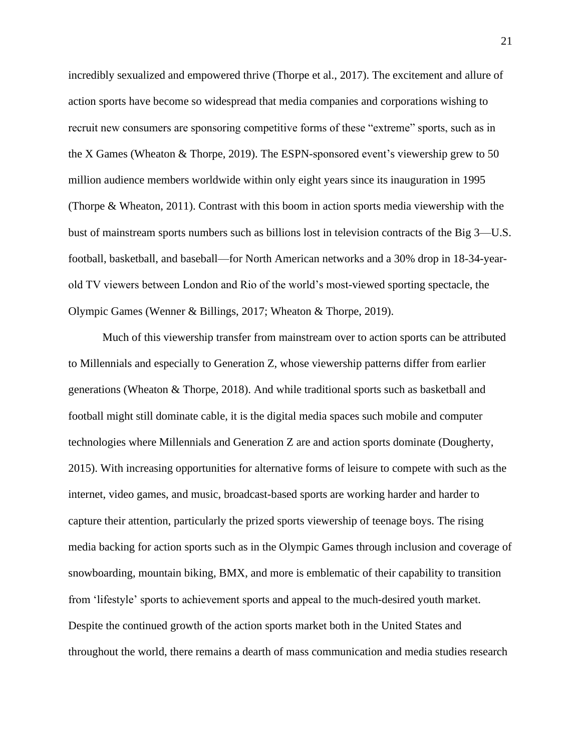incredibly sexualized and empowered thrive (Thorpe et al., 2017). The excitement and allure of action sports have become so widespread that media companies and corporations wishing to recruit new consumers are sponsoring competitive forms of these "extreme" sports, such as in the X Games (Wheaton & Thorpe, 2019). The ESPN-sponsored event's viewership grew to 50 million audience members worldwide within only eight years since its inauguration in 1995 (Thorpe & Wheaton, 2011). Contrast with this boom in action sports media viewership with the bust of mainstream sports numbers such as billions lost in television contracts of the Big 3—U.S. football, basketball, and baseball—for North American networks and a 30% drop in 18-34-year-old TV viewers between London and Rio of the world's most-viewed sporting spectacle, the Olympic Games (Wenner & Billings, 2017; Wheaton & Thorpe, 2019).

Much of this viewership transfer from mainstream over to action sports can be attributed to Millennials and especially to Generation Z, whose viewership patterns differ from earlier generations (Wheaton & Thorpe, 2018). And while traditional sports such as basketball and football might still dominate cable, it is the digital media spaces such mobile and computer technologies where Millennials and Generation Z are and action sports dominate (Dougherty, 2015). With increasing opportunities for alternative forms of leisure to compete with such as the internet, video games, and music, broadcast-based sports are working harder and harder to capture their attention, particularly the prized sports viewership of teenage boys. The rising media backing for action sports such as in the Olympic Games through inclusion and coverage of snowboarding, mountain biking, BMX, and more is emblematic of their capability to transition from 'lifestyle' sports to achievement sports and appeal to the much-desired youth market. Despite the continued growth of the action sports market both in the United States and throughout the world, there remains a dearth of mass communication and media studies research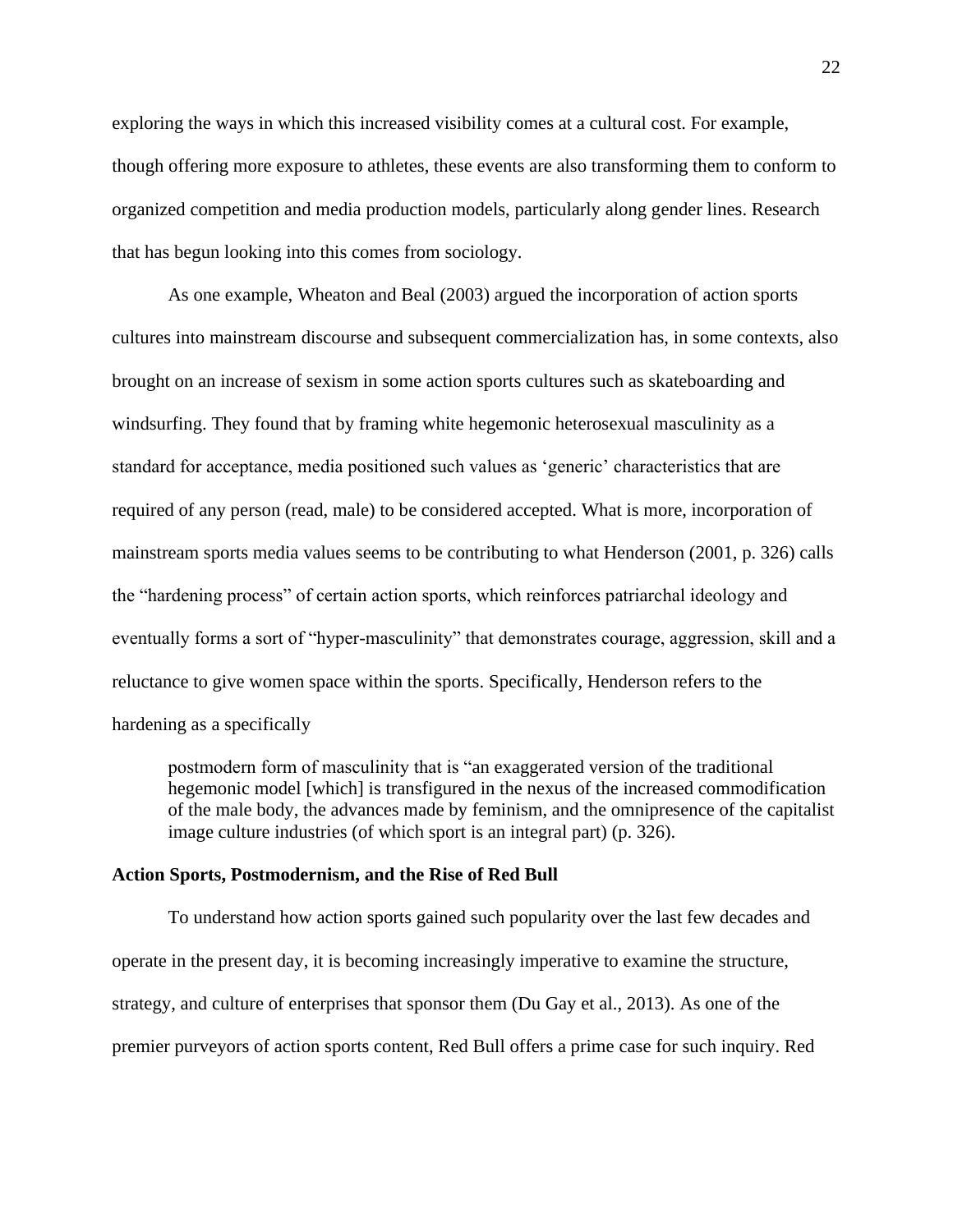exploring the ways in which this increased visibility comes at a cultural cost. For example, though offering more exposure to athletes, these events are also transforming them to conform to organized competition and media production models, particularly along gender lines. Research that has begun looking into this comes from sociology.

As one example, Wheaton and Beal (2003) argued the incorporation of action sports cultures into mainstream discourse and subsequent commercialization has, in some contexts, also brought on an increase of sexism in some action sports cultures such as skateboarding and windsurfing. They found that by framing white hegemonic heterosexual masculinity as a standard for acceptance, media positioned such values as 'generic' characteristics that are required of any person (read, male) to be considered accepted. What is more, incorporation of mainstream sports media values seems to be contributing to what Henderson (2001, p. 326) calls the "hardening process" of certain action sports, which reinforces patriarchal ideology and eventually forms a sort of "hyper-masculinity" that demonstrates courage, aggression, skill and a reluctance to give women space within the sports. Specifically, Henderson refers to the hardening as a specifically

> postmodern form of masculinity that is "an exaggerated version of the traditional hegemonic model [which] is transfigured in the nexus of the increased commodification of the male body, the advances made by feminism, and the omnipresence of the capitalist image culture industries (of which sport is an integral part) (p. 326).

### Action Sports, Postmodernism, and the Rise of Red Bull

To understand how action sports gained such popularity over the last few decades and operate in the present day, it is becoming increasingly imperative to examine the structure, strategy, and culture of enterprises that sponsor them (Du Gay et al., 2013). As one of the premier purveyors of action sports content, Red Bull offers a prime case for such inquiry. Red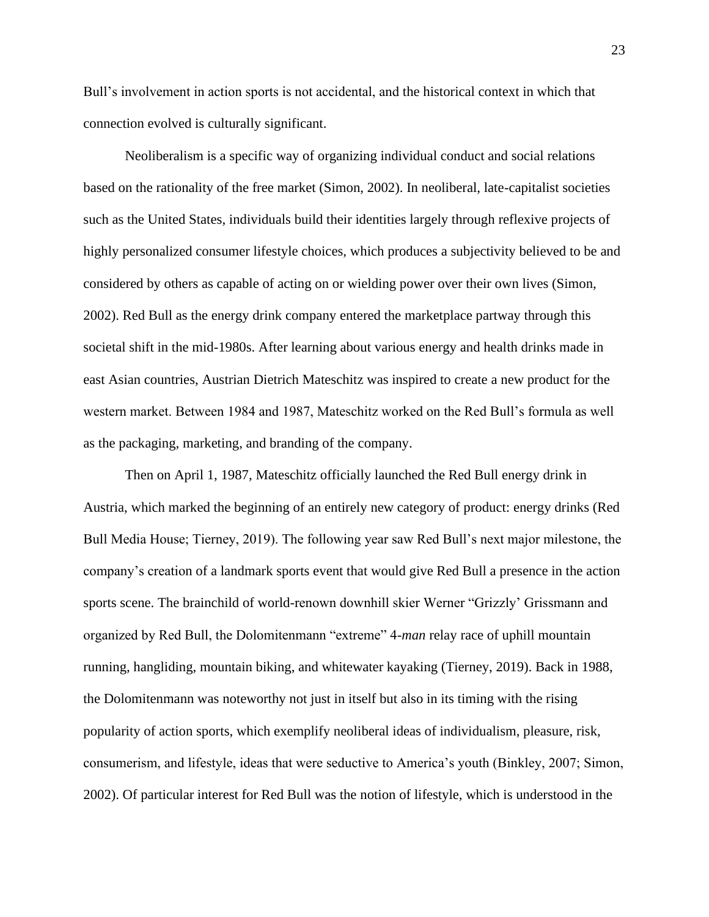Bull's involvement in action sports is not accidental, and the historical context in which that connection evolved is culturally significant.

Neoliberalism is a specific way of organizing individual conduct and social relations based on the rationality of the free market (Simon, 2002). In neoliberal, late-capitalist societies such as the United States, individuals build their identities largely through reflexive projects of highly personalized consumer lifestyle choices, which produces a subjectivity believed to be and considered by others as capable of acting on or wielding power over their own lives (Simon, 2002). Red Bull as the energy drink company entered the marketplace partway through this societal shift in the mid-1980s. After learning about various energy and health drinks made in east Asian countries, Austrian Dietrich Mateschitz was inspired to create a new product for the western market. Between 1984 and 1987, Mateschitz worked on the Red Bull's formula as well as the packaging, marketing, and branding of the company.

Then on April 1, 1987, Mateschitz officially launched the Red Bull energy drink in Austria, which marked the beginning of an entirely new category of product: energy drinks (Red Bull Media House; Tierney, 2019). The following year saw Red Bull's next major milestone, the company's creation of a landmark sports event that would give Red Bull a presence in the action sports scene. The brainchild of world-renown downhill skier Werner "Grizzly' Grissmann and organized by Red Bull, the Dolomitenmann "extreme" 4-*man* relay race of uphill mountain running, hangliding, mountain biking, and whitewater kayaking (Tierney, 2019). Back in 1988, the Dolomitenmann was noteworthy not just in itself but also in its timing with the rising popularity of action sports, which exemplify neoliberal ideas of individualism, pleasure, risk, consumerism, and lifestyle, ideas that were seductive to America's youth (Binkley, 2007; Simon, 2002). Of particular interest for Red Bull was the notion of lifestyle, which is understood in the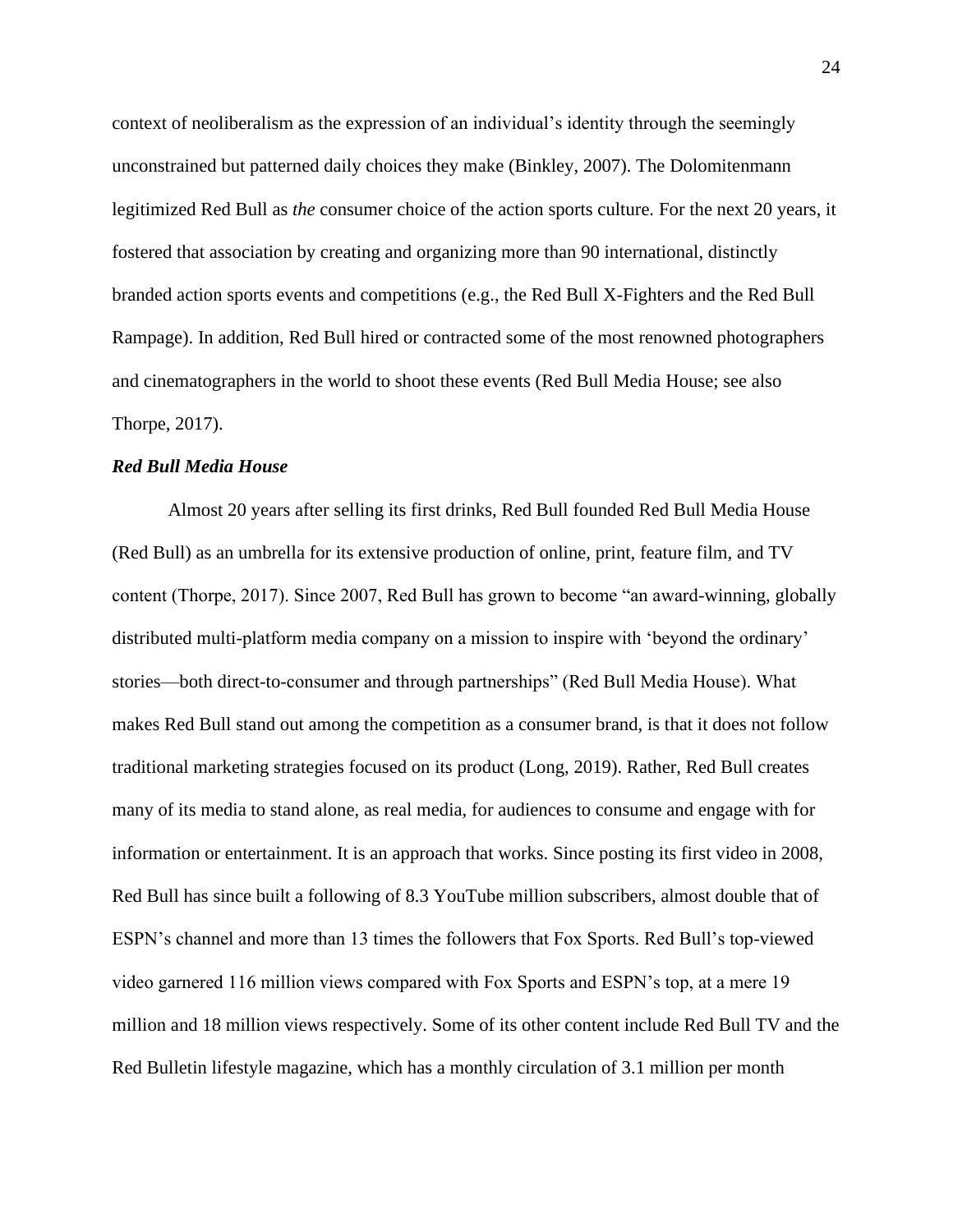context of neoliberalism as the expression of an individual's identity through the seemingly unconstrained but patterned daily choices they make (Binkley, 2007). The Dolomitenmann legitimized Red Bull as *the* consumer choice of the action sports culture. For the next 20 years, it fostered that association by creating and organizing more than 90 international, distinctly branded action sports events and competitions (e.g., the Red Bull X-Fighters and the Red Bull Rampage). In addition, Red Bull hired or contracted some of the most renowned photographers and cinematographers in the world to shoot these events (Red Bull Media House; see also Thorpe, 2017).

### *Red Bull Media House*

Almost 20 years after selling its first drinks, Red Bull founded Red Bull Media House (Red Bull) as an umbrella for its extensive production of online, print, feature film, and TV content (Thorpe, 2017). Since 2007, Red Bull has grown to become "an award-winning, globally distributed multi-platform media company on a mission to inspire with 'beyond the ordinary' stories—both direct-to-consumer and through partnerships" (Red Bull Media House). What makes Red Bull stand out among the competition as a consumer brand, is that it does not follow traditional marketing strategies focused on its product (Long, 2019). Rather, Red Bull creates many of its media to stand alone, as real media, for audiences to consume and engage with for information or entertainment. It is an approach that works. Since posting its first video in 2008, Red Bull has since built a following of 8.3 YouTube million subscribers, almost double that of ESPN's channel and more than 13 times the followers that Fox Sports. Red Bull's top-viewed video garnered 116 million views compared with Fox Sports and ESPN's top, at a mere 19 million and 18 million views respectively. Some of its other content include Red Bull TV and the Red Bulletin lifestyle magazine, which has a monthly circulation of 3.1 million per month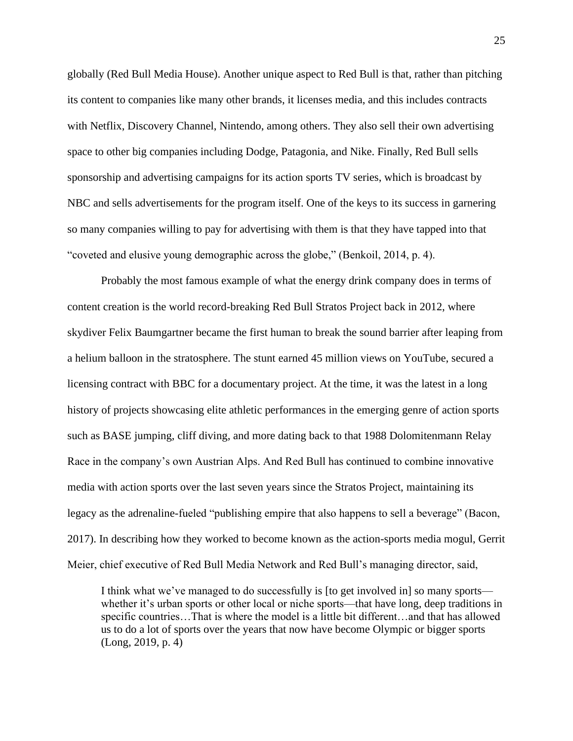globally (Red Bull Media House). Another unique aspect to Red Bull is that, rather than pitching its content to companies like many other brands, it licenses media, and this includes contracts with Netflix, Discovery Channel, Nintendo, among others. They also sell their own advertising space to other big companies including Dodge, Patagonia, and Nike. Finally, Red Bull sells sponsorship and advertising campaigns for its action sports TV series, which is broadcast by NBC and sells advertisements for the program itself. One of the keys to its success in garnering so many companies willing to pay for advertising with them is that they have tapped into that "coveted and elusive young demographic across the globe," (Benkoil, 2014, p. 4).

Probably the most famous example of what the energy drink company does in terms of content creation is the world record-breaking Red Bull Stratos Project back in 2012, where skydiver Felix Baumgartner became the first human to break the sound barrier after leaping from a helium balloon in the stratosphere. The stunt earned 45 million views on YouTube, secured a licensing contract with BBC for a documentary project. At the time, it was the latest in a long history of projects showcasing elite athletic performances in the emerging genre of action sports such as BASE jumping, cliff diving, and more dating back to that 1988 Dolomitenmann Relay Race in the company's own Austrian Alps. And Red Bull has continued to combine innovative media with action sports over the last seven years since the Stratos Project, maintaining its legacy as the adrenaline-fueled "publishing empire that also happens to sell a beverage" (Bacon, 2017). In describing how they worked to become known as the action-sports media mogul, Gerrit Meier, chief executive of Red Bull Media Network and Red Bull's managing director, said,

> I think what we've managed to do successfully is [to get involved in] so many sports—whether it's urban sports or other local or niche sports—that have long, deep traditions in specific countries…That is where the model is a little bit different…and that has allowed us to do a lot of sports over the years that now have become Olympic or bigger sports (Long, 2019, p. 4)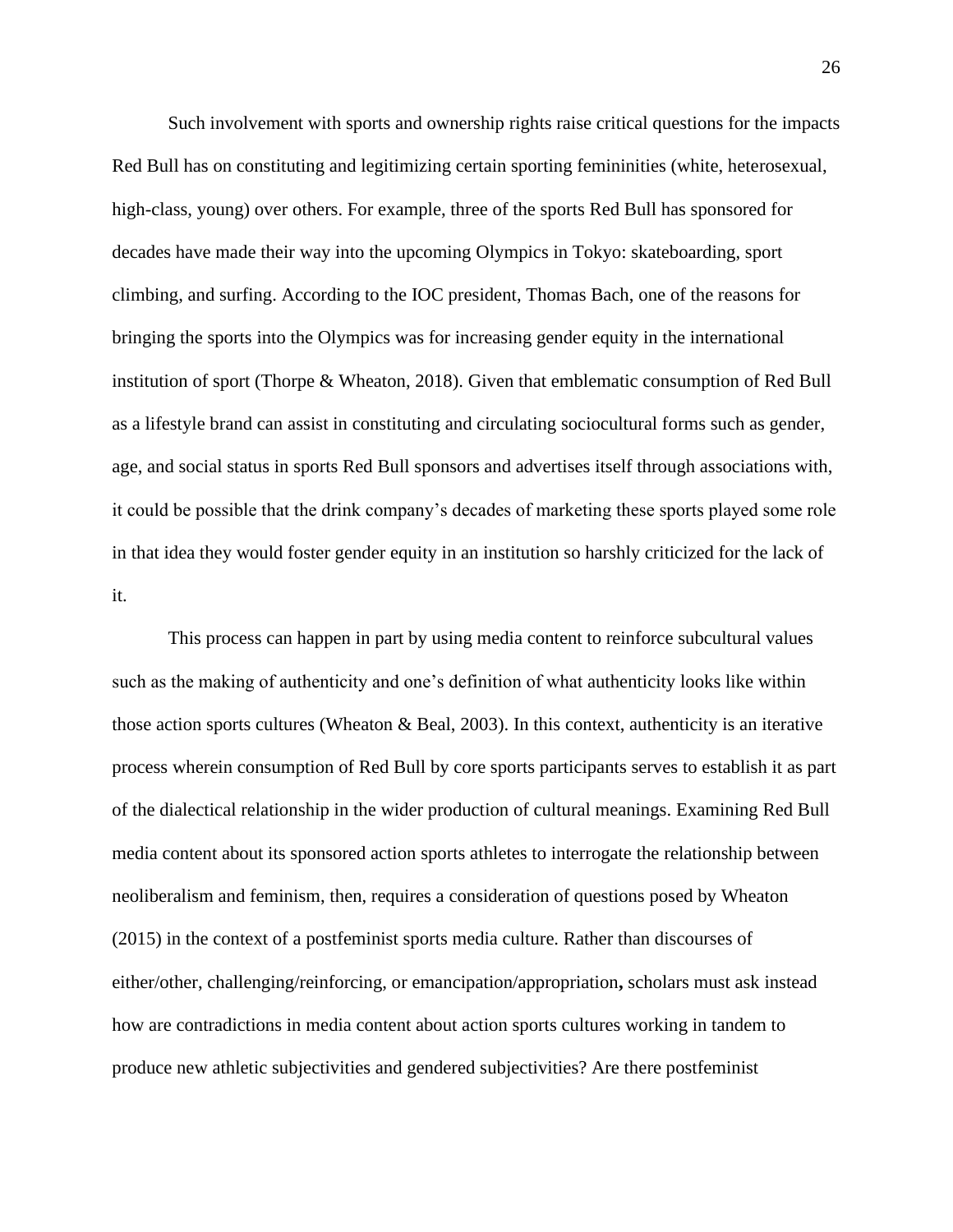Such involvement with sports and ownership rights raise critical questions for the impacts Red Bull has on constituting and legitimizing certain sporting femininities (white, heterosexual, high-class, young) over others. For example, three of the sports Red Bull has sponsored for decades have made their way into the upcoming Olympics in Tokyo: skateboarding, sport climbing, and surfing. According to the IOC president, Thomas Bach, one of the reasons for bringing the sports into the Olympics was for increasing gender equity in the international institution of sport (Thorpe & Wheaton, 2018). Given that emblematic consumption of Red Bull as a lifestyle brand can assist in constituting and circulating sociocultural forms such as gender, age, and social status in sports Red Bull sponsors and advertises itself through associations with, it could be possible that the drink company's decades of marketing these sports played some role in that idea they would foster gender equity in an institution so harshly criticized for the lack of it.

This process can happen in part by using media content to reinforce subcultural values such as the making of authenticity and one's definition of what authenticity looks like within those action sports cultures (Wheaton & Beal, 2003). In this context, authenticity is an iterative process wherein consumption of Red Bull by core sports participants serves to establish it as part of the dialectical relationship in the wider production of cultural meanings. Examining Red Bull media content about its sponsored action sports athletes to interrogate the relationship between neoliberalism and feminism, then, requires a consideration of questions posed by Wheaton (2015) in the context of a postfeminist sports media culture. Rather than discourses of either/other, challenging/reinforcing, or emancipation/appropriation**,** scholars must ask instead how are contradictions in media content about action sports cultures working in tandem to produce new athletic subjectivities and gendered subjectivities? Are there postfeminist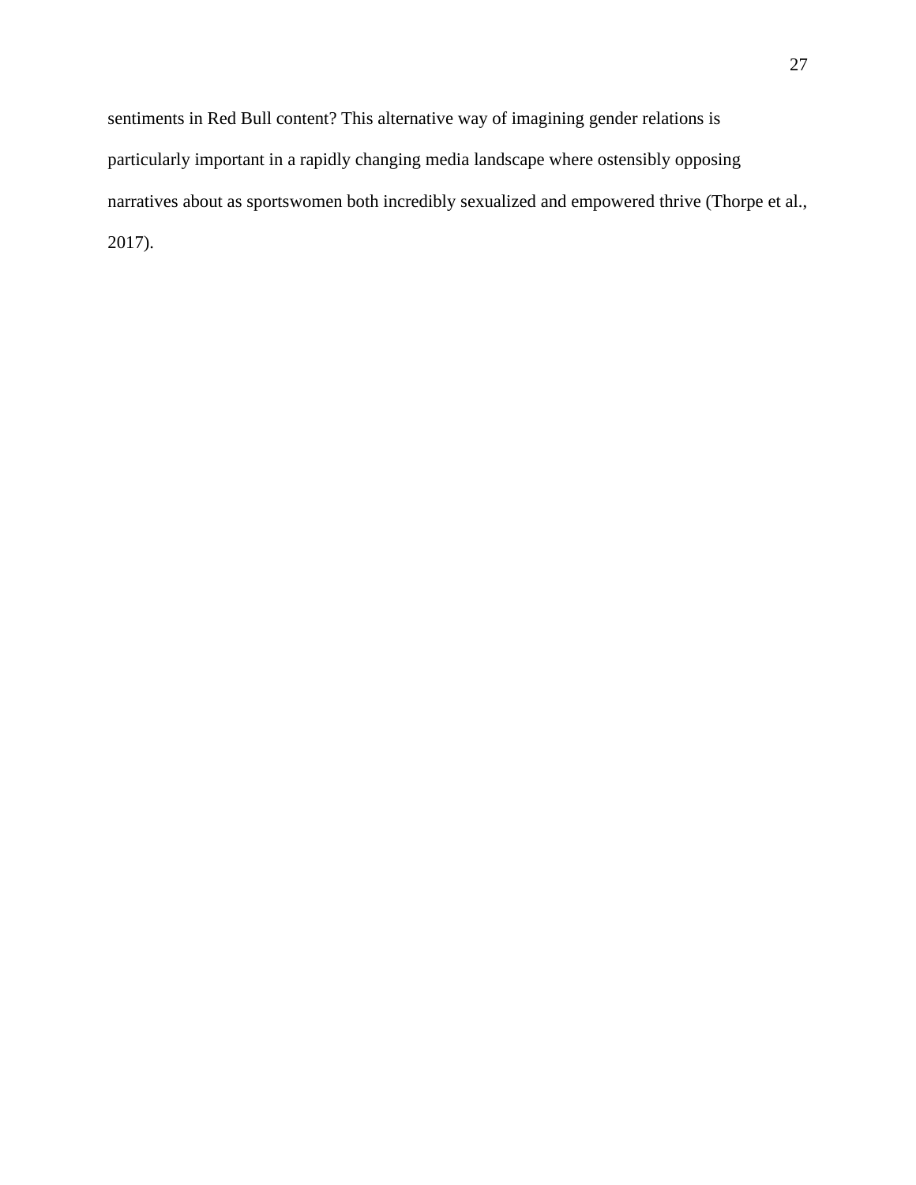sentiments in Red Bull content? This alternative way of imagining gender relations is particularly important in a rapidly changing media landscape where ostensibly opposing narratives about as sportswomen both incredibly sexualized and empowered thrive (Thorpe et al., 2017).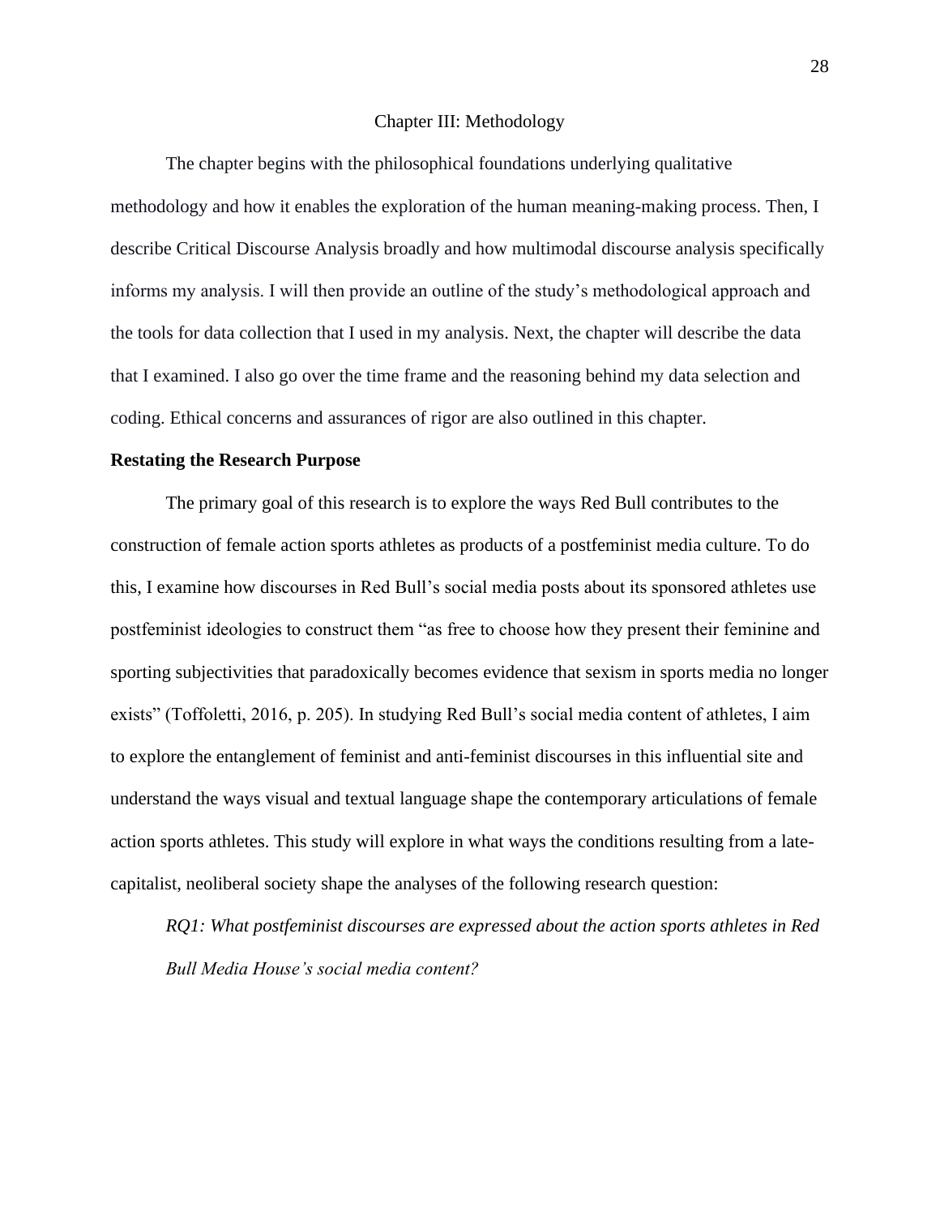# Chapter III: Methodology

The chapter begins with the philosophical foundations underlying qualitative methodology and how it enables the exploration of the human meaning-making process. Then, I describe Critical Discourse Analysis broadly and how multimodal discourse analysis specifically informs my analysis. I will then provide an outline of the study's methodological approach and the tools for data collection that I used in my analysis. Next, the chapter will describe the data that I examined. I also go over the time frame and the reasoning behind my data selection and coding. Ethical concerns and assurances of rigor are also outlined in this chapter.

## Restating the Research Purpose

The primary goal of this research is to explore the ways Red Bull contributes to the construction of female action sports athletes as products of a postfeminist media culture. To do this, I examine how discourses in Red Bull's social media posts about its sponsored athletes use postfeminist ideologies to construct them "as free to choose how they present their feminine and sporting subjectivities that paradoxically becomes evidence that sexism in sports media no longer exists" (Toffoletti, 2016, p. 205). In studying Red Bull's social media content of athletes, I aim to explore the entanglement of feminist and anti-feminist discourses in this influential site and understand the ways visual and textual language shape the contemporary articulations of female action sports athletes. This study will explore in what ways the conditions resulting from a late-capitalist, neoliberal society shape the analyses of the following research question:

*RQ1: What postfeminist discourses are expressed about the action sports athletes in Red Bull Media House's social media content?*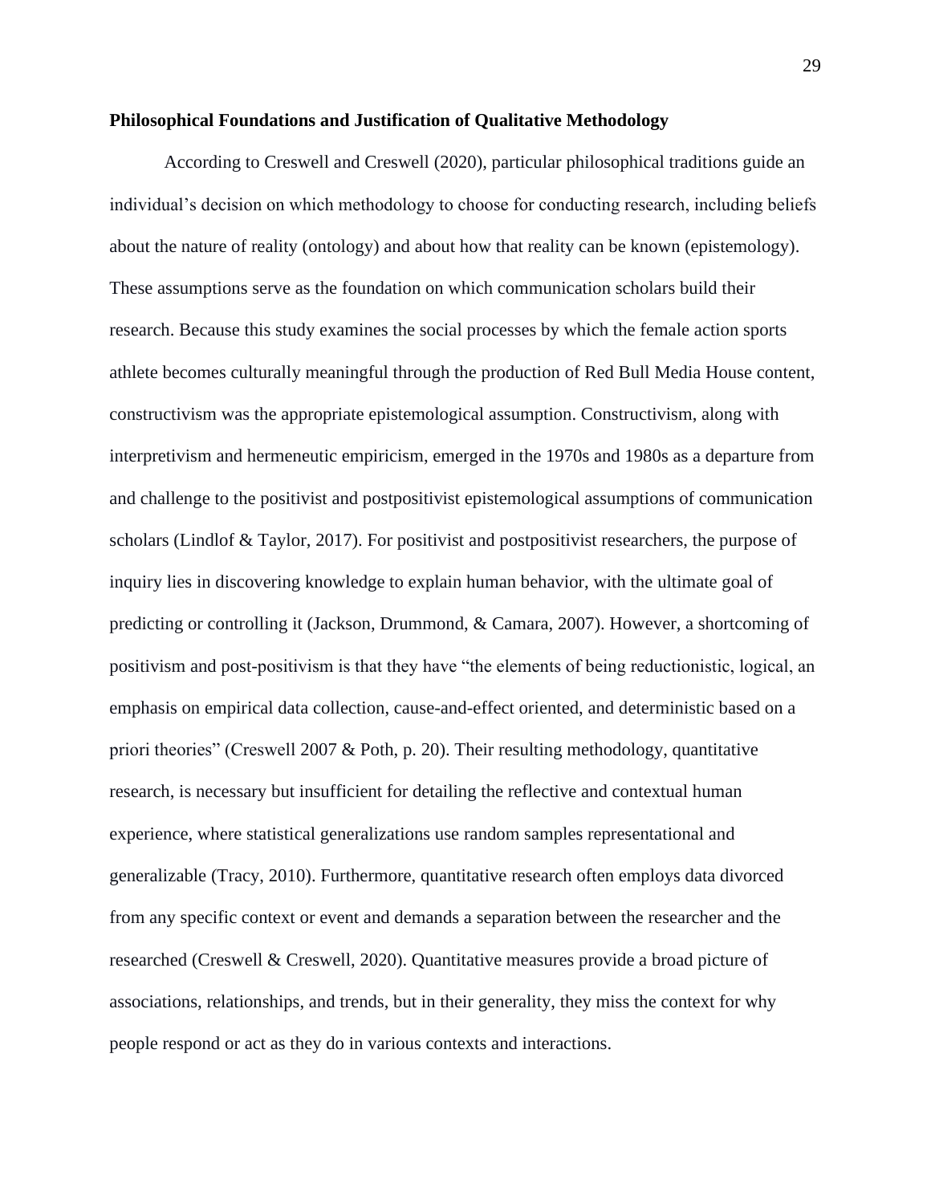**Philosophical Foundations and Justification of Qualitative Methodology**

According to Creswell and Creswell (2020), particular philosophical traditions guide an individual's decision on which methodology to choose for conducting research, including beliefs about the nature of reality (ontology) and about how that reality can be known (epistemology). These assumptions serve as the foundation on which communication scholars build their research. Because this study examines the social processes by which the female action sports athlete becomes culturally meaningful through the production of Red Bull Media House content, constructivism was the appropriate epistemological assumption. Constructivism, along with interpretivism and hermeneutic empiricism, emerged in the 1970s and 1980s as a departure from and challenge to the positivist and postpositivist epistemological assumptions of communication scholars (Lindlof & Taylor, 2017). For positivist and postpositivist researchers, the purpose of inquiry lies in discovering knowledge to explain human behavior, with the ultimate goal of predicting or controlling it (Jackson, Drummond, & Camara, 2007). However, a shortcoming of positivism and post-positivism is that they have "the elements of being reductionistic, logical, an emphasis on empirical data collection, cause-and-effect oriented, and deterministic based on a priori theories" (Creswell 2007 & Poth, p. 20). Their resulting methodology, quantitative research, is necessary but insufficient for detailing the reflective and contextual human experience, where statistical generalizations use random samples representational and generalizable (Tracy, 2010). Furthermore, quantitative research often employs data divorced from any specific context or event and demands a separation between the researcher and the researched (Creswell & Creswell, 2020). Quantitative measures provide a broad picture of associations, relationships, and trends, but in their generality, they miss the context for why people respond or act as they do in various contexts and interactions.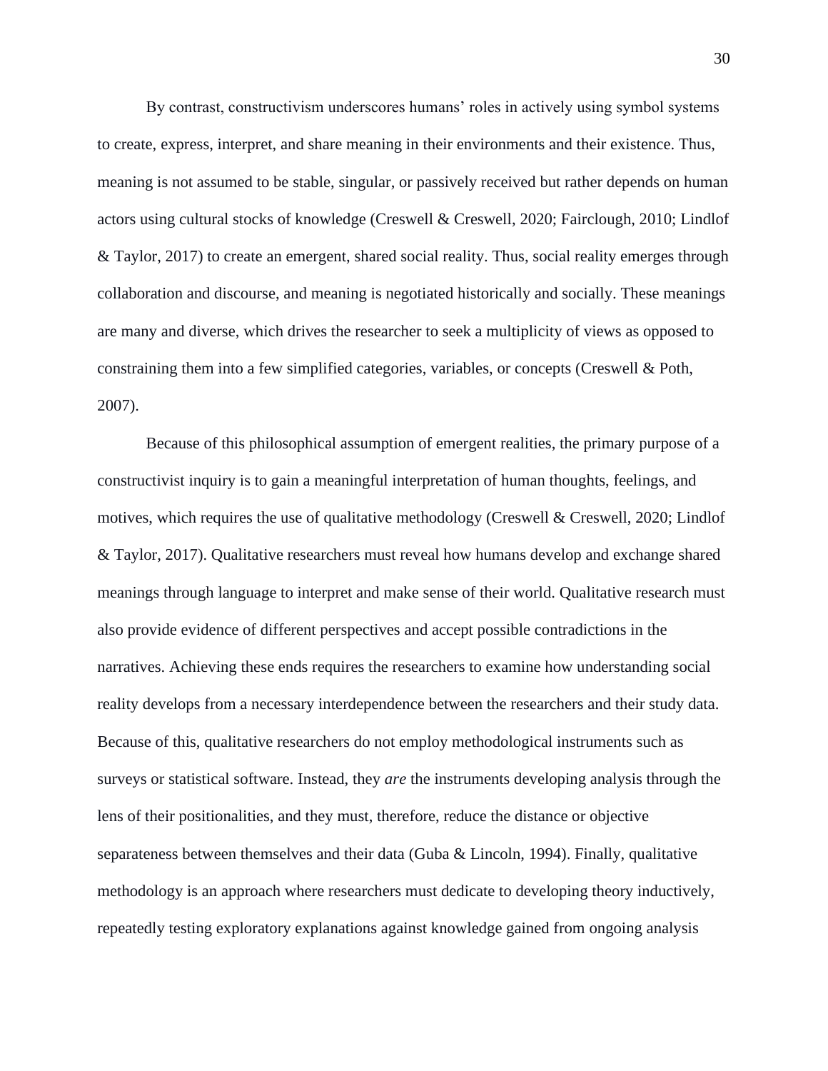By contrast, constructivism underscores humans' roles in actively using symbol systems to create, express, interpret, and share meaning in their environments and their existence. Thus, meaning is not assumed to be stable, singular, or passively received but rather depends on human actors using cultural stocks of knowledge (Creswell & Creswell, 2020; Fairclough, 2010; Lindlof & Taylor, 2017) to create an emergent, shared social reality. Thus, social reality emerges through collaboration and discourse, and meaning is negotiated historically and socially. These meanings are many and diverse, which drives the researcher to seek a multiplicity of views as opposed to constraining them into a few simplified categories, variables, or concepts (Creswell & Poth, 2007).

Because of this philosophical assumption of emergent realities, the primary purpose of a constructivist inquiry is to gain a meaningful interpretation of human thoughts, feelings, and motives, which requires the use of qualitative methodology (Creswell & Creswell, 2020; Lindlof & Taylor, 2017). Qualitative researchers must reveal how humans develop and exchange shared meanings through language to interpret and make sense of their world. Qualitative research must also provide evidence of different perspectives and accept possible contradictions in the narratives. Achieving these ends requires the researchers to examine how understanding social reality develops from a necessary interdependence between the researchers and their study data. Because of this, qualitative researchers do not employ methodological instruments such as surveys or statistical software. Instead, they *are* the instruments developing analysis through the lens of their positionalities, and they must, therefore, reduce the distance or objective separateness between themselves and their data (Guba & Lincoln, 1994). Finally, qualitative methodology is an approach where researchers must dedicate to developing theory inductively, repeatedly testing exploratory explanations against knowledge gained from ongoing analysis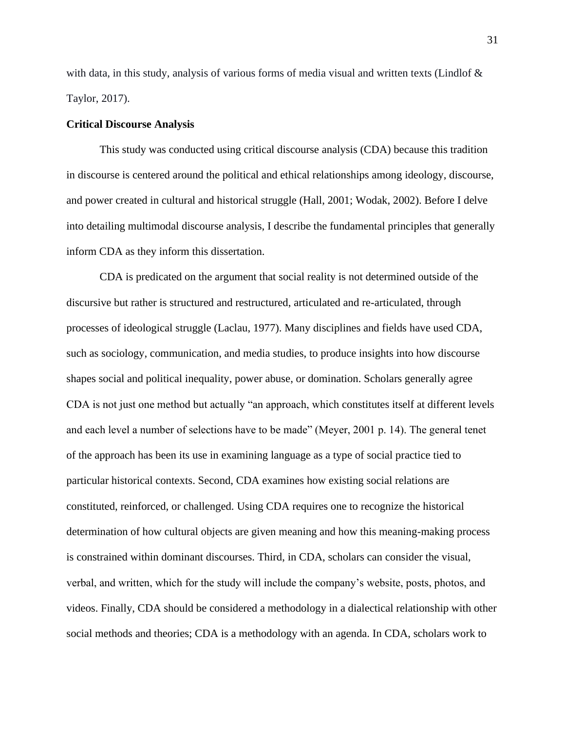with data, in this study, analysis of various forms of media visual and written texts (Lindlof & Taylor, 2017).

**Critical Discourse Analysis**

This study was conducted using critical discourse analysis (CDA) because this tradition in discourse is centered around the political and ethical relationships among ideology, discourse, and power created in cultural and historical struggle (Hall, 2001; Wodak, 2002). Before I delve into detailing multimodal discourse analysis, I describe the fundamental principles that generally inform CDA as they inform this dissertation.

CDA is predicated on the argument that social reality is not determined outside of the discursive but rather is structured and restructured, articulated and re-articulated, through processes of ideological struggle (Laclau, 1977). Many disciplines and fields have used CDA, such as sociology, communication, and media studies, to produce insights into how discourse shapes social and political inequality, power abuse, or domination. Scholars generally agree CDA is not just one method but actually "an approach, which constitutes itself at different levels and each level a number of selections have to be made" (Meyer, 2001 p. 14). The general tenet of the approach has been its use in examining language as a type of social practice tied to particular historical contexts. Second, CDA examines how existing social relations are constituted, reinforced, or challenged. Using CDA requires one to recognize the historical determination of how cultural objects are given meaning and how this meaning-making process is constrained within dominant discourses. Third, in CDA, scholars can consider the visual, verbal, and written, which for the study will include the company's website, posts, photos, and videos. Finally, CDA should be considered a methodology in a dialectical relationship with other social methods and theories; CDA is a methodology with an agenda. In CDA, scholars work to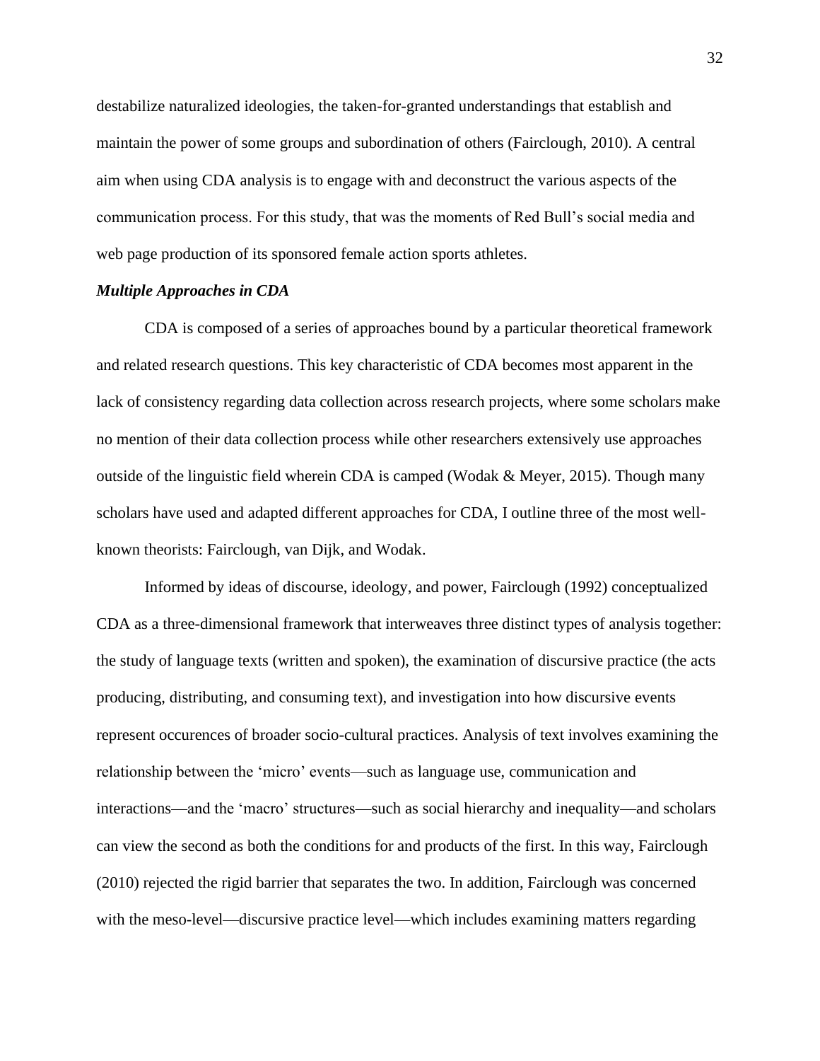destabilize naturalized ideologies, the taken-for-granted understandings that establish and maintain the power of some groups and subordination of others (Fairclough, 2010). A central aim when using CDA analysis is to engage with and deconstruct the various aspects of the communication process. For this study, that was the moments of Red Bull's social media and web page production of its sponsored female action sports athletes.

***Multiple Approaches in CDA***

CDA is composed of a series of approaches bound by a particular theoretical framework and related research questions. This key characteristic of CDA becomes most apparent in the lack of consistency regarding data collection across research projects, where some scholars make no mention of their data collection process while other researchers extensively use approaches outside of the linguistic field wherein CDA is camped (Wodak & Meyer, 2015). Though many scholars have used and adapted different approaches for CDA, I outline three of the most well-known theorists: Fairclough, van Dijk, and Wodak.

Informed by ideas of discourse, ideology, and power, Fairclough (1992) conceptualized CDA as a three-dimensional framework that interweaves three distinct types of analysis together: the study of language texts (written and spoken), the examination of discursive practice (the acts producing, distributing, and consuming text), and investigation into how discursive events represent occurences of broader socio-cultural practices. Analysis of text involves examining the relationship between the 'micro' events—such as language use, communication and interactions—and the 'macro' structures—such as social hierarchy and inequality—and scholars can view the second as both the conditions for and products of the first. In this way, Fairclough (2010) rejected the rigid barrier that separates the two. In addition, Fairclough was concerned with the meso-level—discursive practice level—which includes examining matters regarding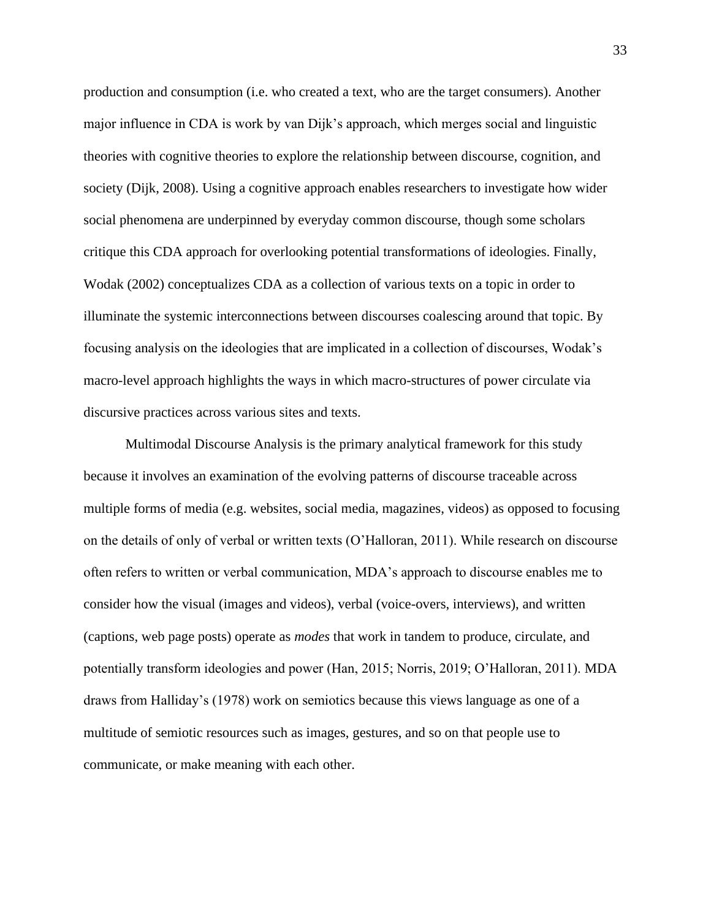production and consumption (i.e. who created a text, who are the target consumers). Another major influence in CDA is work by van Dijk's approach, which merges social and linguistic theories with cognitive theories to explore the relationship between discourse, cognition, and society (Dijk, 2008). Using a cognitive approach enables researchers to investigate how wider social phenomena are underpinned by everyday common discourse, though some scholars critique this CDA approach for overlooking potential transformations of ideologies. Finally, Wodak (2002) conceptualizes CDA as a collection of various texts on a topic in order to illuminate the systemic interconnections between discourses coalescing around that topic. By focusing analysis on the ideologies that are implicated in a collection of discourses, Wodak's macro-level approach highlights the ways in which macro-structures of power circulate via discursive practices across various sites and texts.

Multimodal Discourse Analysis is the primary analytical framework for this study because it involves an examination of the evolving patterns of discourse traceable across multiple forms of media (e.g. websites, social media, magazines, videos) as opposed to focusing on the details of only of verbal or written texts (O'Halloran, 2011). While research on discourse often refers to written or verbal communication, MDA's approach to discourse enables me to consider how the visual (images and videos), verbal (voice-overs, interviews), and written (captions, web page posts) operate as *modes* that work in tandem to produce, circulate, and potentially transform ideologies and power (Han, 2015; Norris, 2019; O'Halloran, 2011). MDA draws from Halliday's (1978) work on semiotics because this views language as one of a multitude of semiotic resources such as images, gestures, and so on that people use to communicate, or make meaning with each other.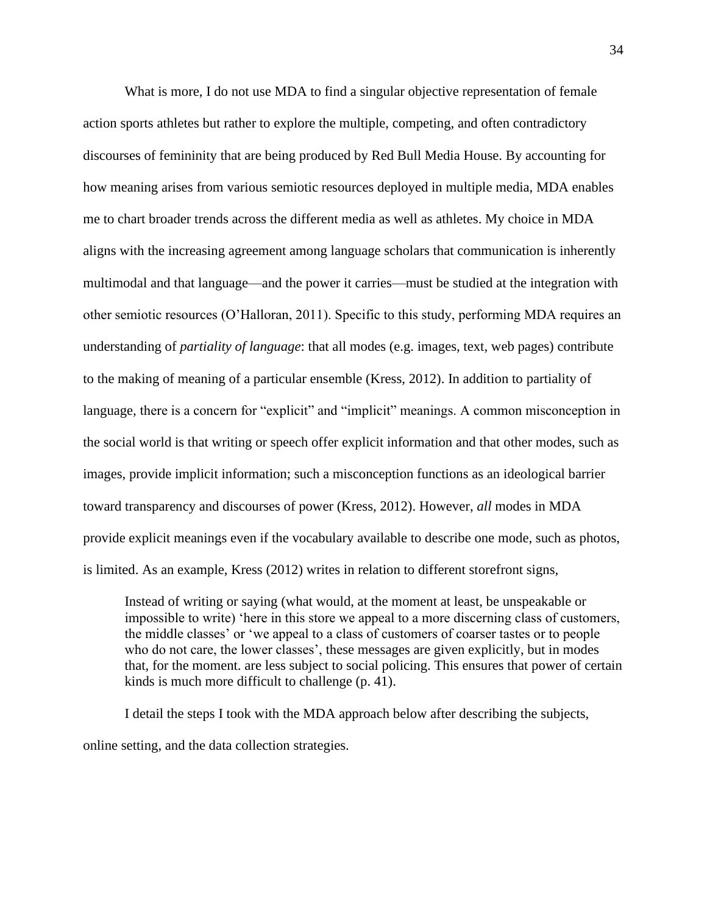What is more, I do not use MDA to find a singular objective representation of female action sports athletes but rather to explore the multiple, competing, and often contradictory discourses of femininity that are being produced by Red Bull Media House. By accounting for how meaning arises from various semiotic resources deployed in multiple media, MDA enables me to chart broader trends across the different media as well as athletes. My choice in MDA aligns with the increasing agreement among language scholars that communication is inherently multimodal and that language—and the power it carries—must be studied at the integration with other semiotic resources (O'Halloran, 2011). Specific to this study, performing MDA requires an understanding of *partiality of language*: that all modes (e.g. images, text, web pages) contribute to the making of meaning of a particular ensemble (Kress, 2012). In addition to partiality of language, there is a concern for "explicit" and "implicit" meanings. A common misconception in the social world is that writing or speech offer explicit information and that other modes, such as images, provide implicit information; such a misconception functions as an ideological barrier toward transparency and discourses of power (Kress, 2012). However, *all* modes in MDA provide explicit meanings even if the vocabulary available to describe one mode, such as photos, is limited. As an example, Kress (2012) writes in relation to different storefront signs,

> Instead of writing or saying (what would, at the moment at least, be unspeakable or impossible to write) 'here in this store we appeal to a more discerning class of customers, the middle classes' or 'we appeal to a class of customers of coarser tastes or to people who do not care, the lower classes', these messages are given explicitly, but in modes that, for the moment. are less subject to social policing. This ensures that power of certain kinds is much more difficult to challenge (p. 41).

I detail the steps I took with the MDA approach below after describing the subjects, online setting, and the data collection strategies.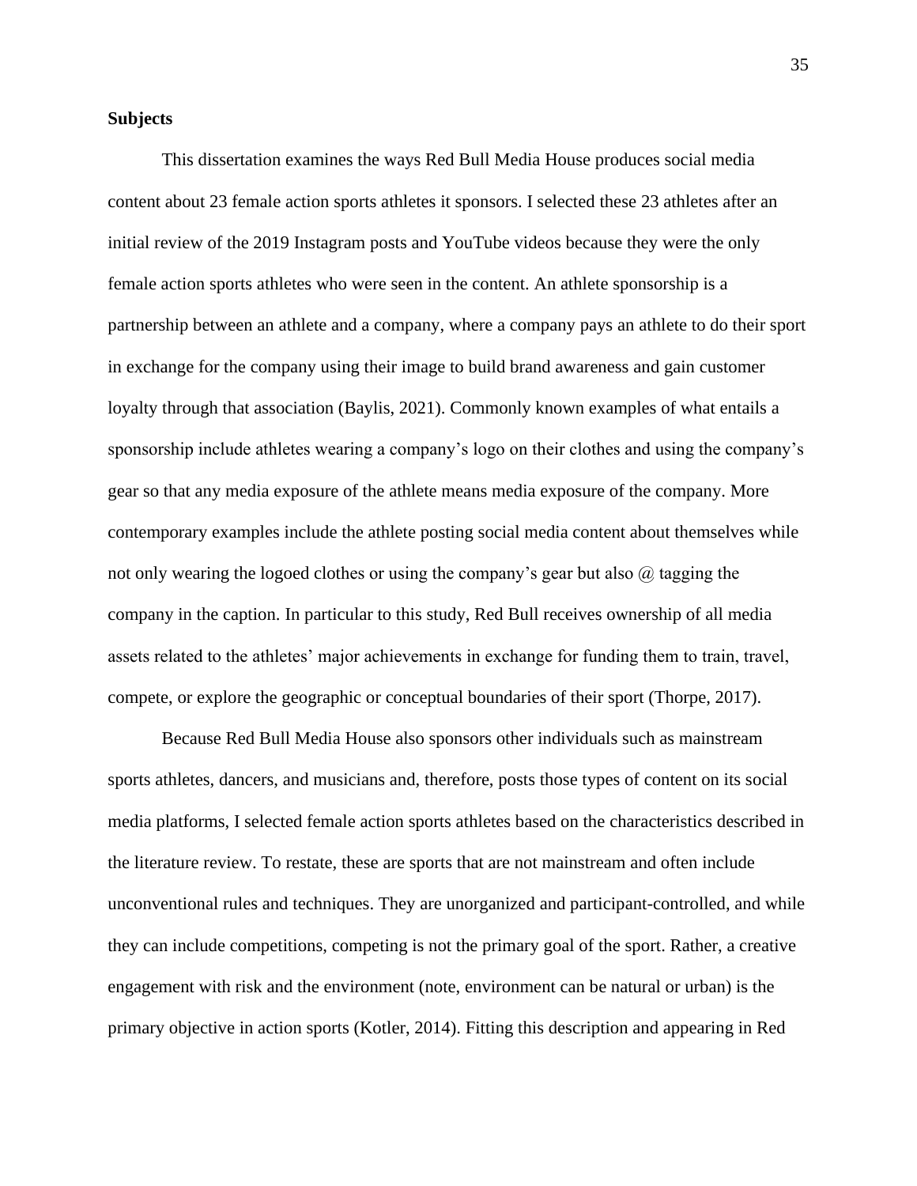**Subjects**

This dissertation examines the ways Red Bull Media House produces social media content about 23 female action sports athletes it sponsors. I selected these 23 athletes after an initial review of the 2019 Instagram posts and YouTube videos because they were the only female action sports athletes who were seen in the content. An athlete sponsorship is a partnership between an athlete and a company, where a company pays an athlete to do their sport in exchange for the company using their image to build brand awareness and gain customer loyalty through that association (Baylis, 2021). Commonly known examples of what entails a sponsorship include athletes wearing a company's logo on their clothes and using the company's gear so that any media exposure of the athlete means media exposure of the company. More contemporary examples include the athlete posting social media content about themselves while not only wearing the logoed clothes or using the company's gear but also @ tagging the company in the caption. In particular to this study, Red Bull receives ownership of all media assets related to the athletes' major achievements in exchange for funding them to train, travel, compete, or explore the geographic or conceptual boundaries of their sport (Thorpe, 2017).

Because Red Bull Media House also sponsors other individuals such as mainstream sports athletes, dancers, and musicians and, therefore, posts those types of content on its social media platforms, I selected female action sports athletes based on the characteristics described in the literature review. To restate, these are sports that are not mainstream and often include unconventional rules and techniques. They are unorganized and participant-controlled, and while they can include competitions, competing is not the primary goal of the sport. Rather, a creative engagement with risk and the environment (note, environment can be natural or urban) is the primary objective in action sports (Kotler, 2014). Fitting this description and appearing in Red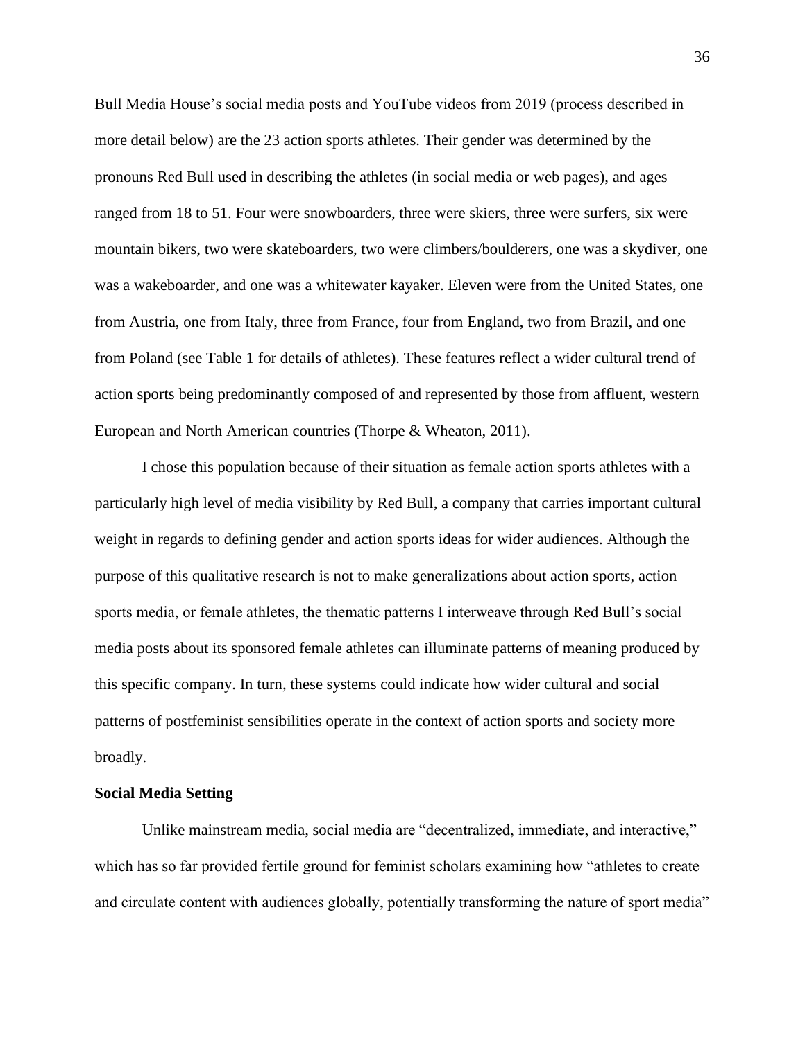Bull Media House's social media posts and YouTube videos from 2019 (process described in more detail below) are the 23 action sports athletes. Their gender was determined by the pronouns Red Bull used in describing the athletes (in social media or web pages), and ages ranged from 18 to 51. Four were snowboarders, three were skiers, three were surfers, six were mountain bikers, two were skateboarders, two were climbers/boulderers, one was a skydiver, one was a wakeboarder, and one was a whitewater kayaker. Eleven were from the United States, one from Austria, one from Italy, three from France, four from England, two from Brazil, and one from Poland (see Table 1 for details of athletes). These features reflect a wider cultural trend of action sports being predominantly composed of and represented by those from affluent, western European and North American countries (Thorpe & Wheaton, 2011).

I chose this population because of their situation as female action sports athletes with a particularly high level of media visibility by Red Bull, a company that carries important cultural weight in regards to defining gender and action sports ideas for wider audiences. Although the purpose of this qualitative research is not to make generalizations about action sports, action sports media, or female athletes, the thematic patterns I interweave through Red Bull's social media posts about its sponsored female athletes can illuminate patterns of meaning produced by this specific company. In turn, these systems could indicate how wider cultural and social patterns of postfeminist sensibilities operate in the context of action sports and society more broadly.

**Social Media Setting**

Unlike mainstream media, social media are "decentralized, immediate, and interactive," which has so far provided fertile ground for feminist scholars examining how "athletes to create and circulate content with audiences globally, potentially transforming the nature of sport media"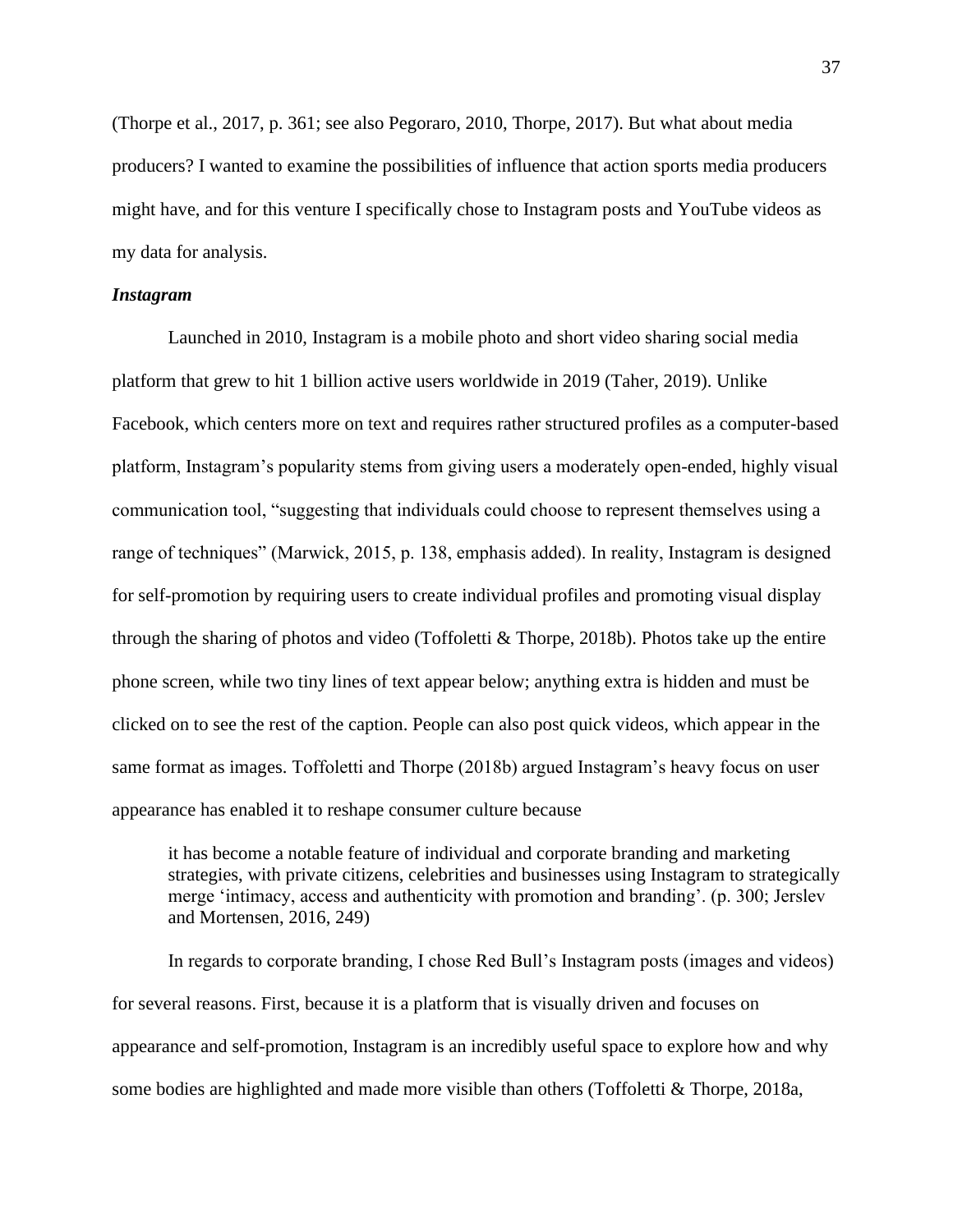(Thorpe et al., 2017, p. 361; see also Pegoraro, 2010, Thorpe, 2017). But what about media producers? I wanted to examine the possibilities of influence that action sports media producers might have, and for this venture I specifically chose to Instagram posts and YouTube videos as my data for analysis.

### *Instagram*

Launched in 2010, Instagram is a mobile photo and short video sharing social media platform that grew to hit 1 billion active users worldwide in 2019 (Taher, 2019). Unlike Facebook, which centers more on text and requires rather structured profiles as a computer-based platform, Instagram's popularity stems from giving users a moderately open-ended, highly visual communication tool, "suggesting that individuals could choose to represent themselves using a range of techniques" (Marwick, 2015, p. 138, emphasis added). In reality, Instagram is designed for self-promotion by requiring users to create individual profiles and promoting visual display through the sharing of photos and video (Toffoletti & Thorpe, 2018b). Photos take up the entire phone screen, while two tiny lines of text appear below; anything extra is hidden and must be clicked on to see the rest of the caption. People can also post quick videos, which appear in the same format as images. Toffoletti and Thorpe (2018b) argued Instagram's heavy focus on user appearance has enabled it to reshape consumer culture because

> it has become a notable feature of individual and corporate branding and marketing strategies, with private citizens, celebrities and businesses using Instagram to strategically merge 'intimacy, access and authenticity with promotion and branding'. (p. 300; Jerslev and Mortensen, 2016, 249)

In regards to corporate branding, I chose Red Bull's Instagram posts (images and videos) for several reasons. First, because it is a platform that is visually driven and focuses on appearance and self-promotion, Instagram is an incredibly useful space to explore how and why some bodies are highlighted and made more visible than others (Toffoletti & Thorpe, 2018a,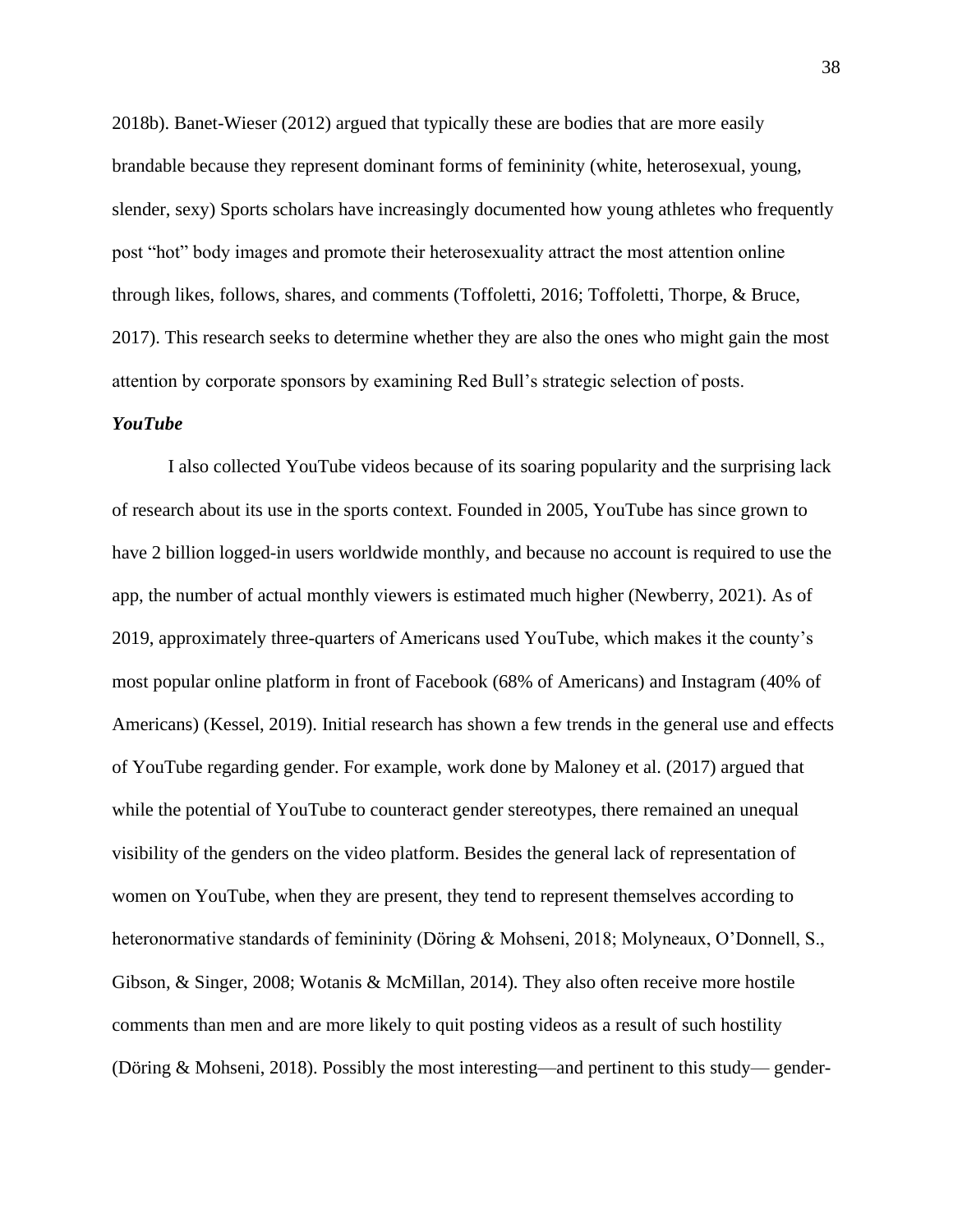2018b). Banet-Wieser (2012) argued that typically these are bodies that are more easily brandable because they represent dominant forms of femininity (white, heterosexual, young, slender, sexy) Sports scholars have increasingly documented how young athletes who frequently post "hot" body images and promote their heterosexuality attract the most attention online through likes, follows, shares, and comments (Toffoletti, 2016; Toffoletti, Thorpe, & Bruce, 2017). This research seeks to determine whether they are also the ones who might gain the most attention by corporate sponsors by examining Red Bull's strategic selection of posts.

### *YouTube*

I also collected YouTube videos because of its soaring popularity and the surprising lack of research about its use in the sports context. Founded in 2005, YouTube has since grown to have 2 billion logged-in users worldwide monthly, and because no account is required to use the app, the number of actual monthly viewers is estimated much higher (Newberry, 2021). As of 2019, approximately three-quarters of Americans used YouTube, which makes it the county's most popular online platform in front of Facebook (68% of Americans) and Instagram (40% of Americans) (Kessel, 2019). Initial research has shown a few trends in the general use and effects of YouTube regarding gender. For example, work done by Maloney et al. (2017) argued that while the potential of YouTube to counteract gender stereotypes, there remained an unequal visibility of the genders on the video platform. Besides the general lack of representation of women on YouTube, when they are present, they tend to represent themselves according to heteronormative standards of femininity (Döring & Mohseni, 2018; Molyneaux, O'Donnell, S., Gibson, & Singer, 2008; Wotanis & McMillan, 2014). They also often receive more hostile comments than men and are more likely to quit posting videos as a result of such hostility (Döring & Mohseni, 2018). Possibly the most interesting—and pertinent to this study— gender-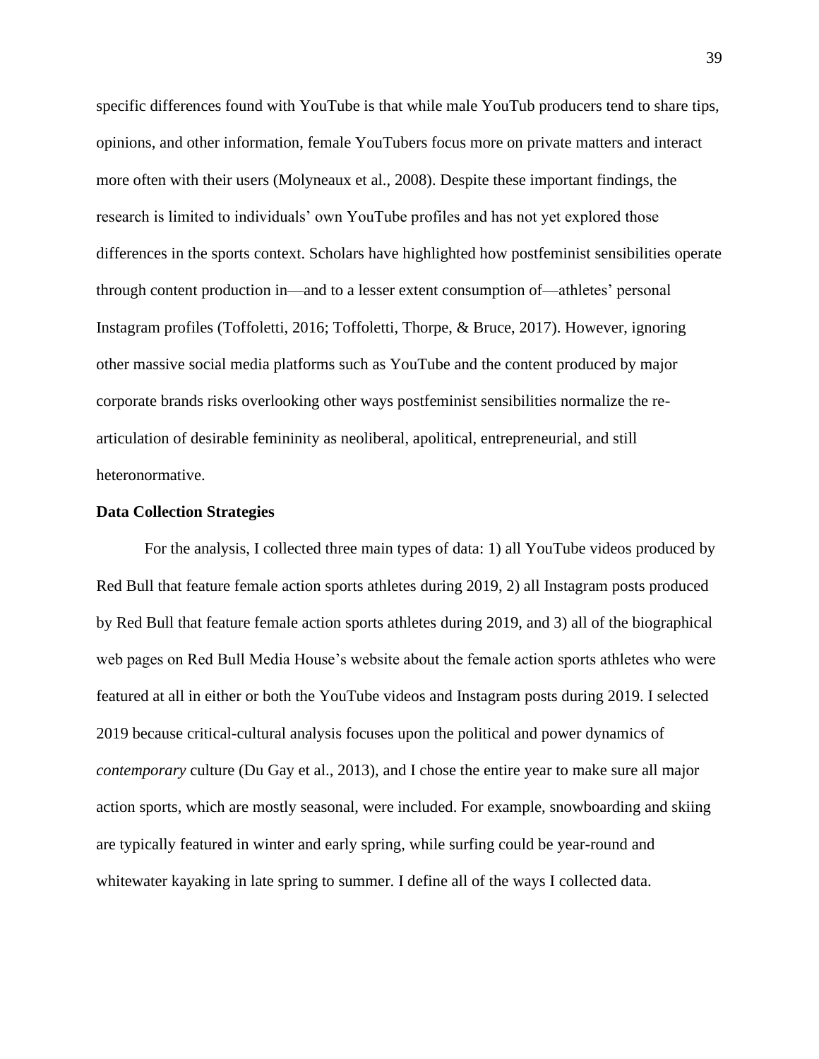specific differences found with YouTube is that while male YouTub producers tend to share tips, opinions, and other information, female YouTubers focus more on private matters and interact more often with their users (Molyneaux et al., 2008). Despite these important findings, the research is limited to individuals' own YouTube profiles and has not yet explored those differences in the sports context. Scholars have highlighted how postfeminist sensibilities operate through content production in—and to a lesser extent consumption of—athletes' personal Instagram profiles (Toffoletti, 2016; Toffoletti, Thorpe, & Bruce, 2017). However, ignoring other massive social media platforms such as YouTube and the content produced by major corporate brands risks overlooking other ways postfeminist sensibilities normalize the re-articulation of desirable femininity as neoliberal, apolitical, entrepreneurial, and still heteronormative.

**Data Collection Strategies**

For the analysis, I collected three main types of data: 1) all YouTube videos produced by Red Bull that feature female action sports athletes during 2019, 2) all Instagram posts produced by Red Bull that feature female action sports athletes during 2019, and 3) all of the biographical web pages on Red Bull Media House's website about the female action sports athletes who were featured at all in either or both the YouTube videos and Instagram posts during 2019. I selected 2019 because critical-cultural analysis focuses upon the political and power dynamics of *contemporary* culture (Du Gay et al., 2013), and I chose the entire year to make sure all major action sports, which are mostly seasonal, were included. For example, snowboarding and skiing are typically featured in winter and early spring, while surfing could be year-round and whitewater kayaking in late spring to summer. I define all of the ways I collected data.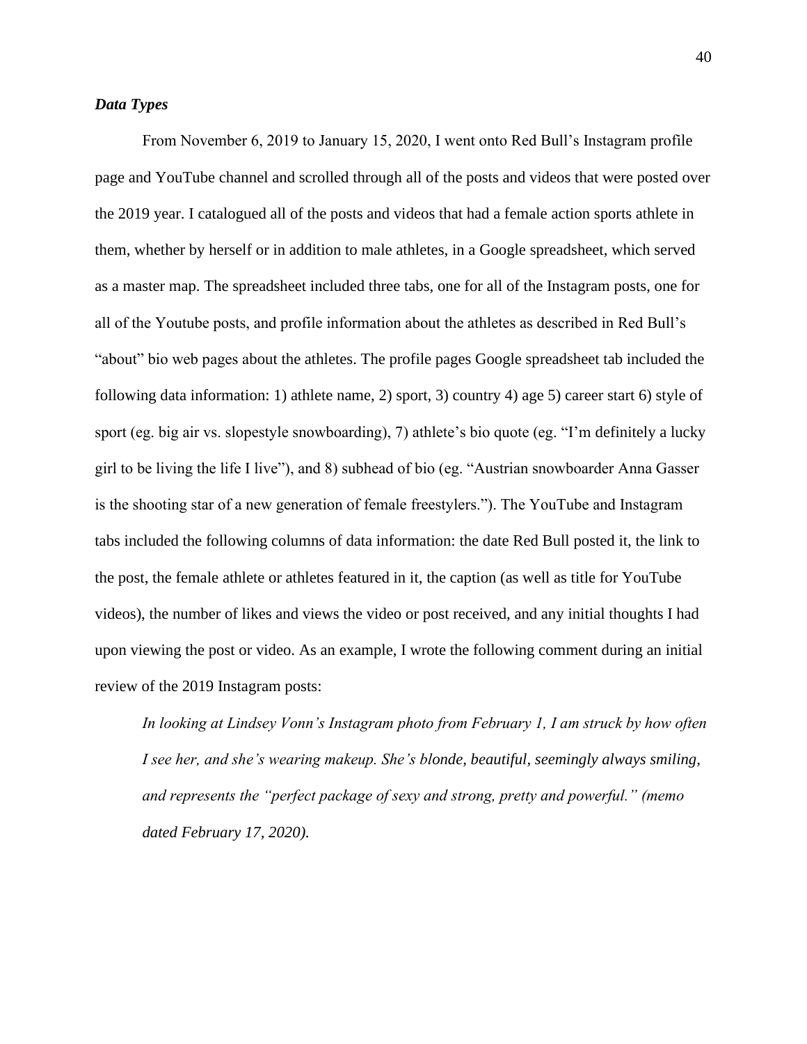### *Data Types*

From November 6, 2019 to January 15, 2020, I went onto Red Bull's Instagram profile page and YouTube channel and scrolled through all of the posts and videos that were posted over the 2019 year. I catalogued all of the posts and videos that had a female action sports athlete in them, whether by herself or in addition to male athletes, in a Google spreadsheet, which served as a master map. The spreadsheet included three tabs, one for all of the Instagram posts, one for all of the Youtube posts, and profile information about the athletes as described in Red Bull's "about" bio web pages about the athletes. The profile pages Google spreadsheet tab included the following data information: 1) athlete name, 2) sport, 3) country 4) age 5) career start 6) style of sport (eg. big air vs. slopestyle snowboarding), 7) athlete's bio quote (eg. "I'm definitely a lucky girl to be living the life I live"), and 8) subhead of bio (eg. "Austrian snowboarder Anna Gasser is the shooting star of a new generation of female freestylers."). The YouTube and Instagram tabs included the following columns of data information: the date Red Bull posted it, the link to the post, the female athlete or athletes featured in it, the caption (as well as title for YouTube videos), the number of likes and views the video or post received, and any initial thoughts I had upon viewing the post or video. As an example, I wrote the following comment during an initial review of the 2019 Instagram posts:

> *In looking at Lindsey Vonn's Instagram photo from February 1, I am struck by how often I see her, and she's wearing makeup. She's blonde, beautiful, seemingly always smiling, and represents the "perfect package of sexy and strong, pretty and powerful." (memo dated February 17, 2020).*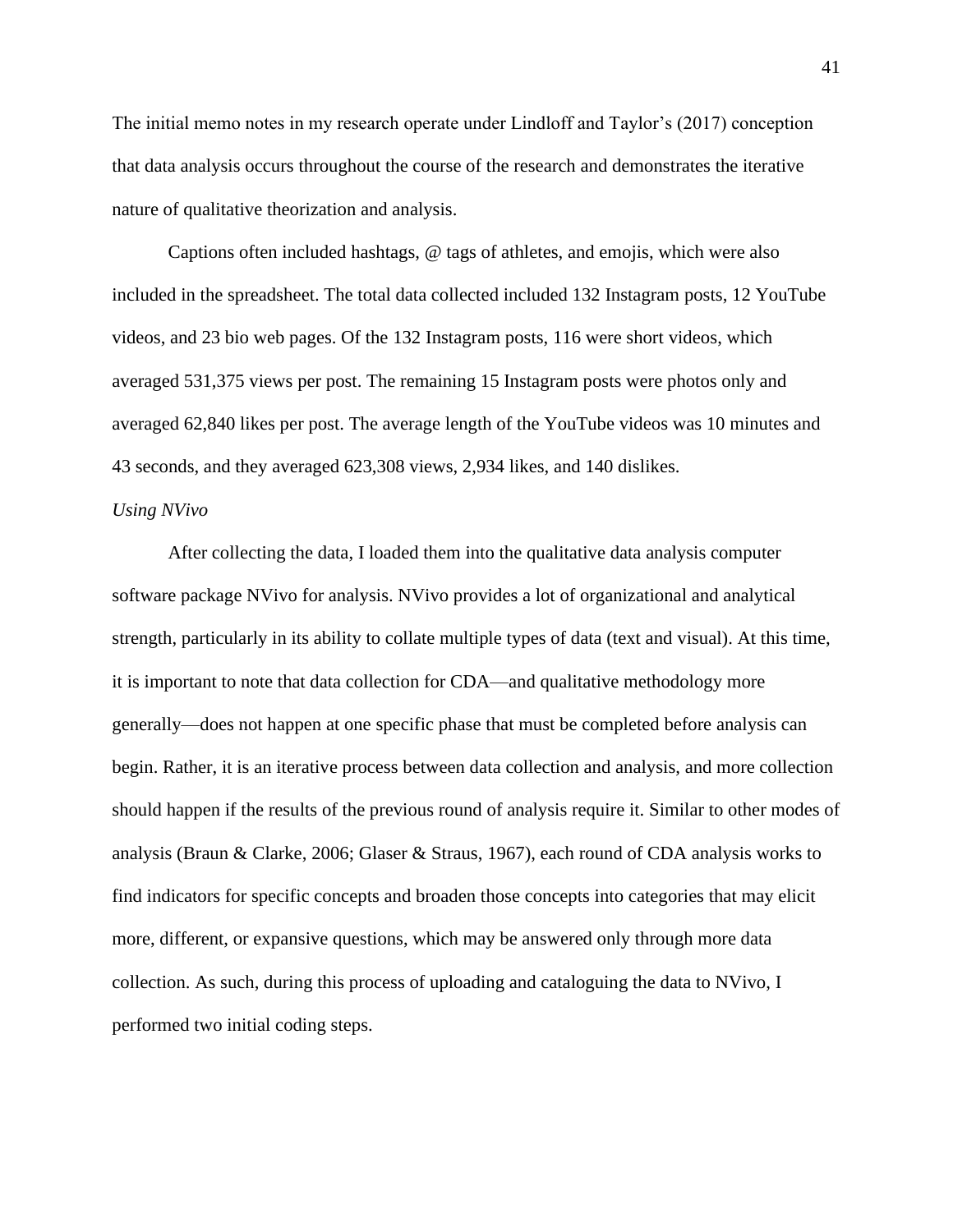The initial memo notes in my research operate under Lindloff and Taylor's (2017) conception that data analysis occurs throughout the course of the research and demonstrates the iterative nature of qualitative theorization and analysis.

Captions often included hashtags, @ tags of athletes, and emojis, which were also included in the spreadsheet. The total data collected included 132 Instagram posts, 12 YouTube videos, and 23 bio web pages. Of the 132 Instagram posts, 116 were short videos, which averaged 531,375 views per post. The remaining 15 Instagram posts were photos only and averaged 62,840 likes per post. The average length of the YouTube videos was 10 minutes and 43 seconds, and they averaged 623,308 views, 2,934 likes, and 140 dislikes.

*Using NVivo*

After collecting the data, I loaded them into the qualitative data analysis computer software package NVivo for analysis. NVivo provides a lot of organizational and analytical strength, particularly in its ability to collate multiple types of data (text and visual). At this time, it is important to note that data collection for CDA—and qualitative methodology more generally—does not happen at one specific phase that must be completed before analysis can begin. Rather, it is an iterative process between data collection and analysis, and more collection should happen if the results of the previous round of analysis require it. Similar to other modes of analysis (Braun & Clarke, 2006; Glaser & Straus, 1967), each round of CDA analysis works to find indicators for specific concepts and broaden those concepts into categories that may elicit more, different, or expansive questions, which may be answered only through more data collection. As such, during this process of uploading and cataloguing the data to NVivo, I performed two initial coding steps.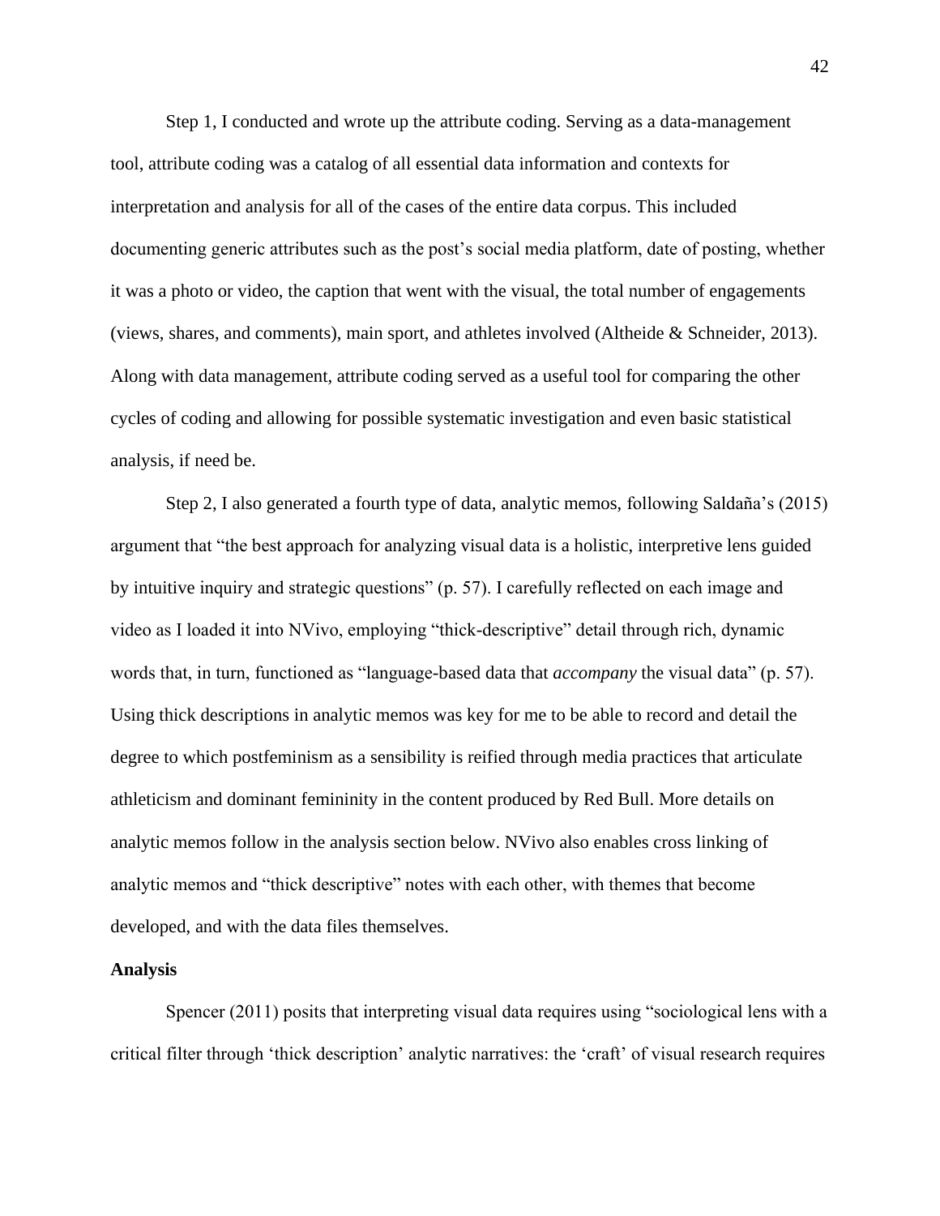Step 1, I conducted and wrote up the attribute coding. Serving as a data-management tool, attribute coding was a catalog of all essential data information and contexts for interpretation and analysis for all of the cases of the entire data corpus. This included documenting generic attributes such as the post's social media platform, date of posting, whether it was a photo or video, the caption that went with the visual, the total number of engagements (views, shares, and comments), main sport, and athletes involved (Altheide & Schneider, 2013). Along with data management, attribute coding served as a useful tool for comparing the other cycles of coding and allowing for possible systematic investigation and even basic statistical analysis, if need be.

Step 2, I also generated a fourth type of data, analytic memos, following Saldaña's (2015) argument that "the best approach for analyzing visual data is a holistic, interpretive lens guided by intuitive inquiry and strategic questions" (p. 57). I carefully reflected on each image and video as I loaded it into NVivo, employing "thick-descriptive" detail through rich, dynamic words that, in turn, functioned as "language-based data that *accompany* the visual data" (p. 57). Using thick descriptions in analytic memos was key for me to be able to record and detail the degree to which postfeminism as a sensibility is reified through media practices that articulate athleticism and dominant femininity in the content produced by Red Bull. More details on analytic memos follow in the analysis section below. NVivo also enables cross linking of analytic memos and "thick descriptive" notes with each other, with themes that become developed, and with the data files themselves.

**Analysis**

Spencer (2011) posits that interpreting visual data requires using "sociological lens with a critical filter through 'thick description' analytic narratives: the 'craft' of visual research requires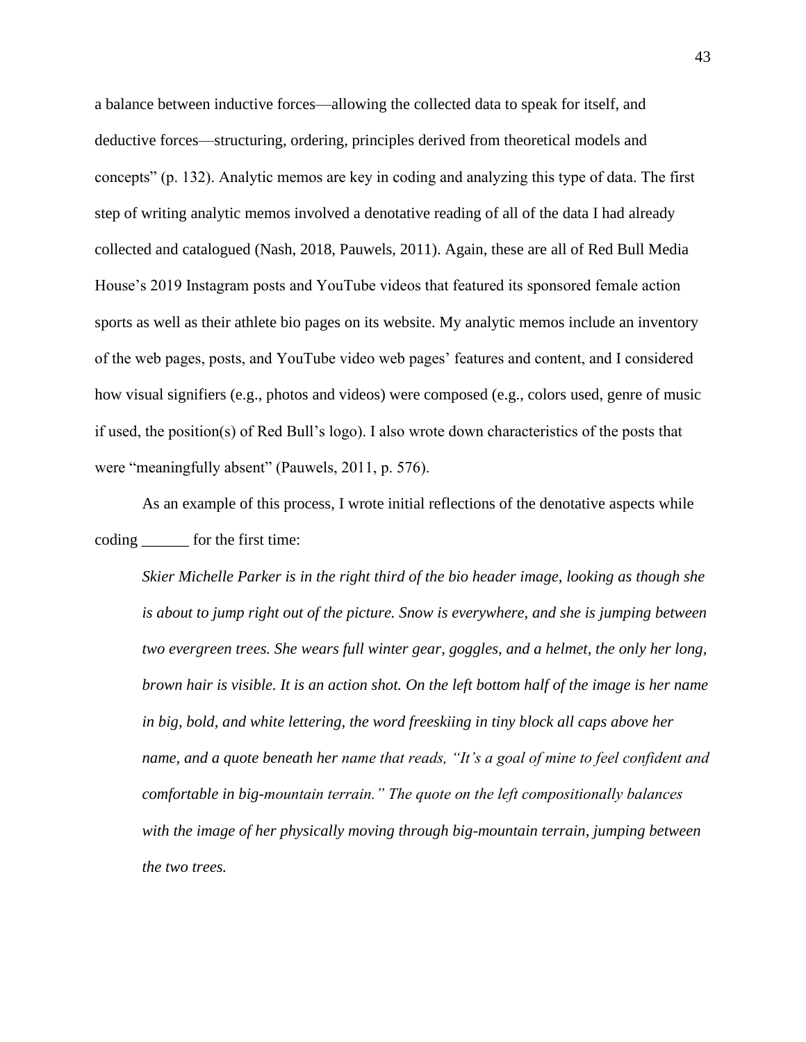a balance between inductive forces—allowing the collected data to speak for itself, and deductive forces—structuring, ordering, principles derived from theoretical models and concepts" (p. 132). Analytic memos are key in coding and analyzing this type of data. The first step of writing analytic memos involved a denotative reading of all of the data I had already collected and catalogued (Nash, 2018, Pauwels, 2011). Again, these are all of Red Bull Media House's 2019 Instagram posts and YouTube videos that featured its sponsored female action sports as well as their athlete bio pages on its website. My analytic memos include an inventory of the web pages, posts, and YouTube video web pages' features and content, and I considered how visual signifiers (e.g., photos and videos) were composed (e.g., colors used, genre of music if used, the position(s) of Red Bull's logo). I also wrote down characteristics of the posts that were "meaningfully absent" (Pauwels, 2011, p. 576).

As an example of this process, I wrote initial reflections of the denotative aspects while coding ______ for the first time:

> *Skier Michelle Parker is in the right third of the bio header image, looking as though she is about to jump right out of the picture. Snow is everywhere, and she is jumping between two evergreen trees. She wears full winter gear, goggles, and a helmet, the only her long, brown hair is visible. It is an action shot. On the left bottom half of the image is her name in big, bold, and white lettering, the word freeskiing in tiny block all caps above her name, and a quote beneath her name that reads, "It's a goal of mine to feel confident and comfortable in big-mountain terrain." The quote on the left compositionally balances with the image of her physically moving through big-mountain terrain, jumping between the two trees.*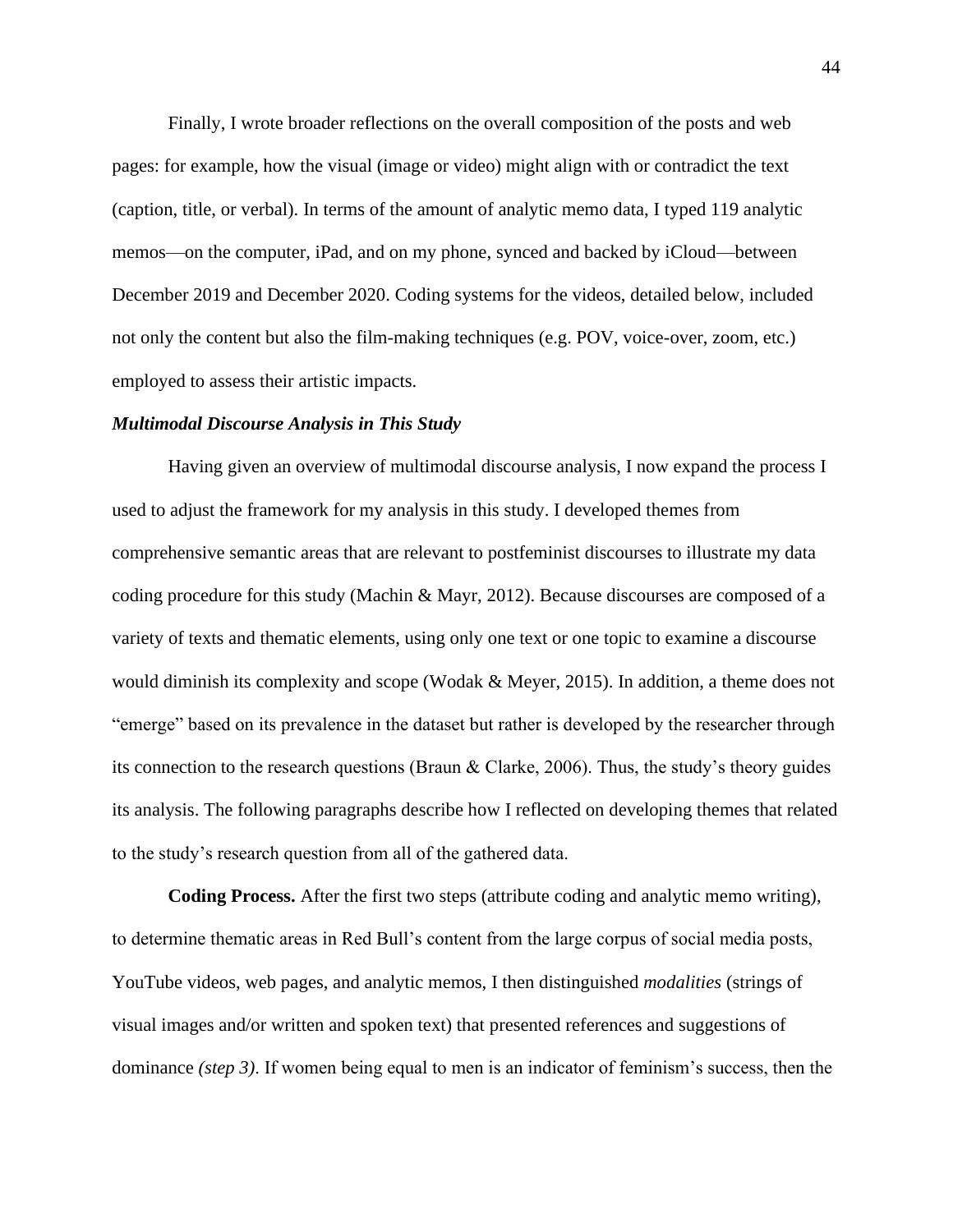Finally, I wrote broader reflections on the overall composition of the posts and web pages: for example, how the visual (image or video) might align with or contradict the text (caption, title, or verbal). In terms of the amount of analytic memo data, I typed 119 analytic memos—on the computer, iPad, and on my phone, synced and backed by iCloud—between December 2019 and December 2020. Coding systems for the videos, detailed below, included not only the content but also the film-making techniques (e.g. POV, voice-over, zoom, etc.) employed to assess their artistic impacts.

### *Multimodal Discourse Analysis in This Study*

Having given an overview of multimodal discourse analysis, I now expand the process I used to adjust the framework for my analysis in this study. I developed themes from comprehensive semantic areas that are relevant to postfeminist discourses to illustrate my data coding procedure for this study (Machin & Mayr, 2012). Because discourses are composed of a variety of texts and thematic elements, using only one text or one topic to examine a discourse would diminish its complexity and scope (Wodak & Meyer, 2015). In addition, a theme does not "emerge" based on its prevalence in the dataset but rather is developed by the researcher through its connection to the research questions (Braun & Clarke, 2006). Thus, the study's theory guides its analysis. The following paragraphs describe how I reflected on developing themes that related to the study's research question from all of the gathered data.

**Coding Process.** After the first two steps (attribute coding and analytic memo writing), to determine thematic areas in Red Bull's content from the large corpus of social media posts, YouTube videos, web pages, and analytic memos, I then distinguished *modalities* (strings of visual images and/or written and spoken text) that presented references and suggestions of dominance *(step 3)*. If women being equal to men is an indicator of feminism's success, then the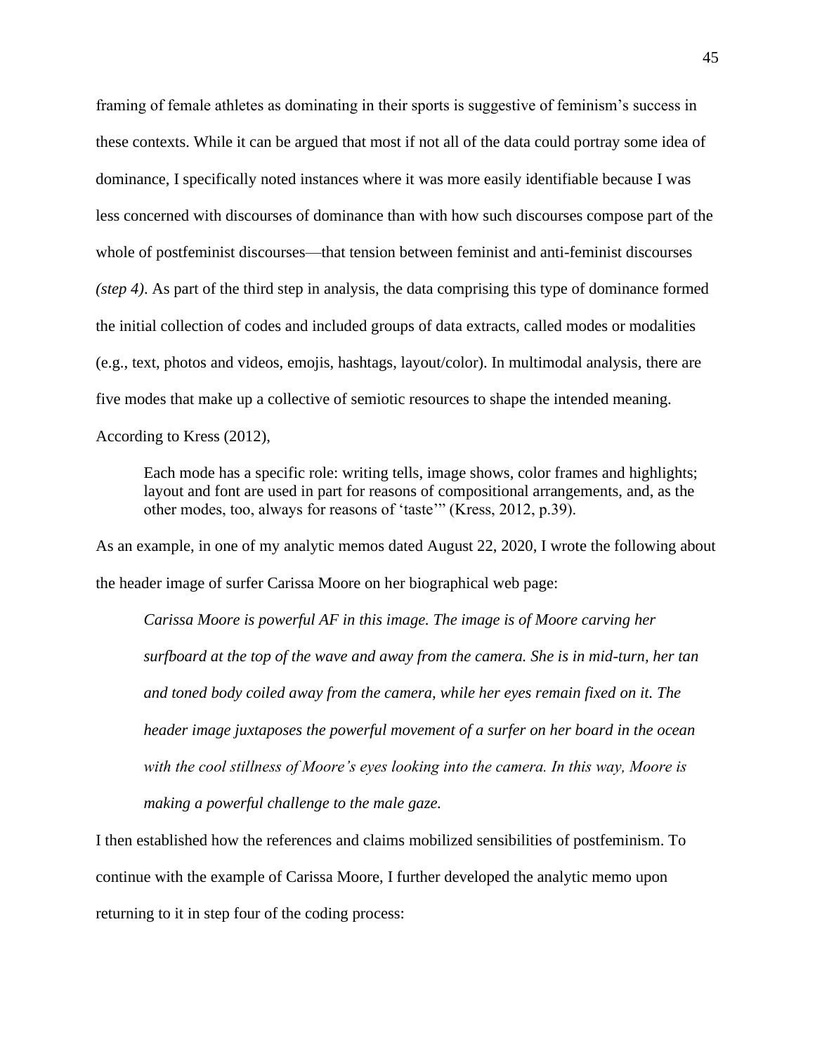framing of female athletes as dominating in their sports is suggestive of feminism's success in these contexts. While it can be argued that most if not all of the data could portray some idea of dominance, I specifically noted instances where it was more easily identifiable because I was less concerned with discourses of dominance than with how such discourses compose part of the whole of postfeminist discourses—that tension between feminist and anti-feminist discourses *(step 4)*. As part of the third step in analysis, the data comprising this type of dominance formed the initial collection of codes and included groups of data extracts, called modes or modalities (e.g., text, photos and videos, emojis, hashtags, layout/color). In multimodal analysis, there are five modes that make up a collective of semiotic resources to shape the intended meaning. According to Kress (2012),

> Each mode has a specific role: writing tells, image shows, color frames and highlights; layout and font are used in part for reasons of compositional arrangements, and, as the other modes, too, always for reasons of 'taste'" (Kress, 2012, p.39).

As an example, in one of my analytic memos dated August 22, 2020, I wrote the following about the header image of surfer Carissa Moore on her biographical web page:

> *Carissa Moore is powerful AF in this image. The image is of Moore carving her surfboard at the top of the wave and away from the camera. She is in mid-turn, her tan and toned body coiled away from the camera, while her eyes remain fixed on it. The header image juxtaposes the powerful movement of a surfer on her board in the ocean with the cool stillness of Moore's eyes looking into the camera. In this way, Moore is making a powerful challenge to the male gaze.*

I then established how the references and claims mobilized sensibilities of postfeminism. To continue with the example of Carissa Moore, I further developed the analytic memo upon returning to it in step four of the coding process: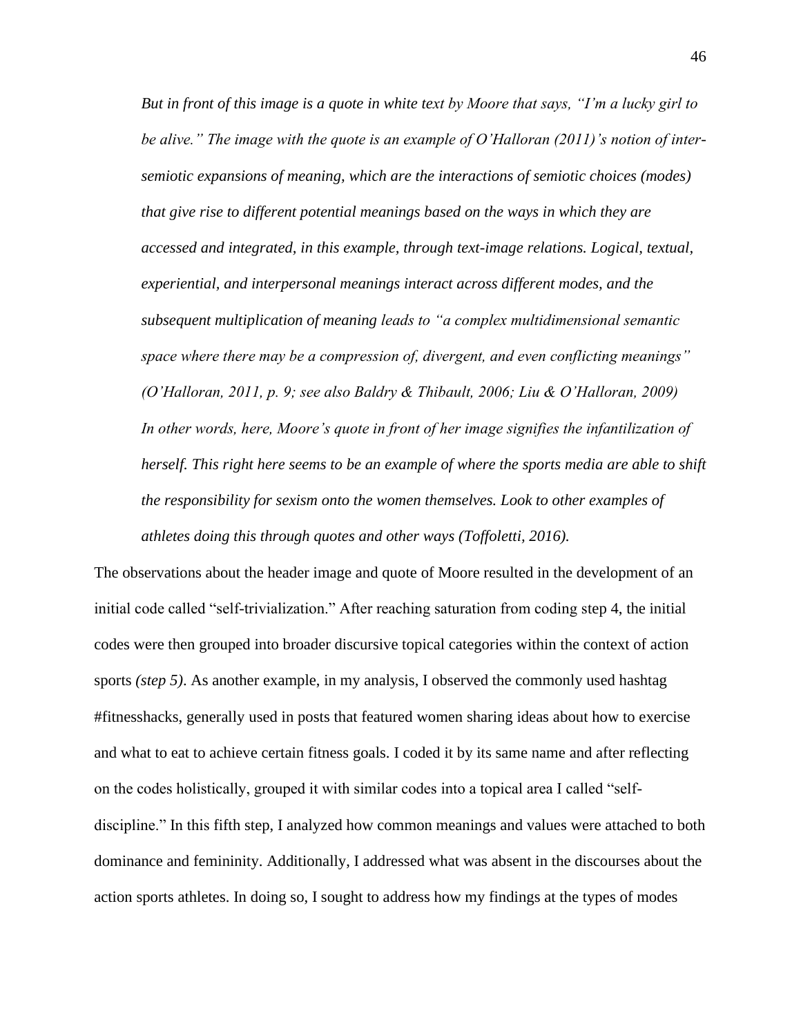> *But in front of this image is a quote in white text by Moore that says, "I'm a lucky girl to be alive." The image with the quote is an example of O'Halloran (2011)'s notion of inter-semiotic expansions of meaning, which are the interactions of semiotic choices (modes) that give rise to different potential meanings based on the ways in which they are accessed and integrated, in this example, through text-image relations. Logical, textual, experiential, and interpersonal meanings interact across different modes, and the subsequent multiplication of meaning leads to "a complex multidimensional semantic space where there may be a compression of, divergent, and even conflicting meanings" (O'Halloran, 2011, p. 9; see also Baldry & Thibault, 2006; Liu & O'Halloran, 2009) In other words, here, Moore's quote in front of her image signifies the infantilization of herself. This right here seems to be an example of where the sports media are able to shift the responsibility for sexism onto the women themselves. Look to other examples of athletes doing this through quotes and other ways (Toffoletti, 2016).*

The observations about the header image and quote of Moore resulted in the development of an initial code called "self-trivialization." After reaching saturation from coding step 4, the initial codes were then grouped into broader discursive topical categories within the context of action sports *(step 5)*. As another example, in my analysis, I observed the commonly used hashtag #fitnesshacks, generally used in posts that featured women sharing ideas about how to exercise and what to eat to achieve certain fitness goals. I coded it by its same name and after reflecting on the codes holistically, grouped it with similar codes into a topical area I called "self-discipline." In this fifth step, I analyzed how common meanings and values were attached to both dominance and femininity. Additionally, I addressed what was absent in the discourses about the action sports athletes. In doing so, I sought to address how my findings at the types of modes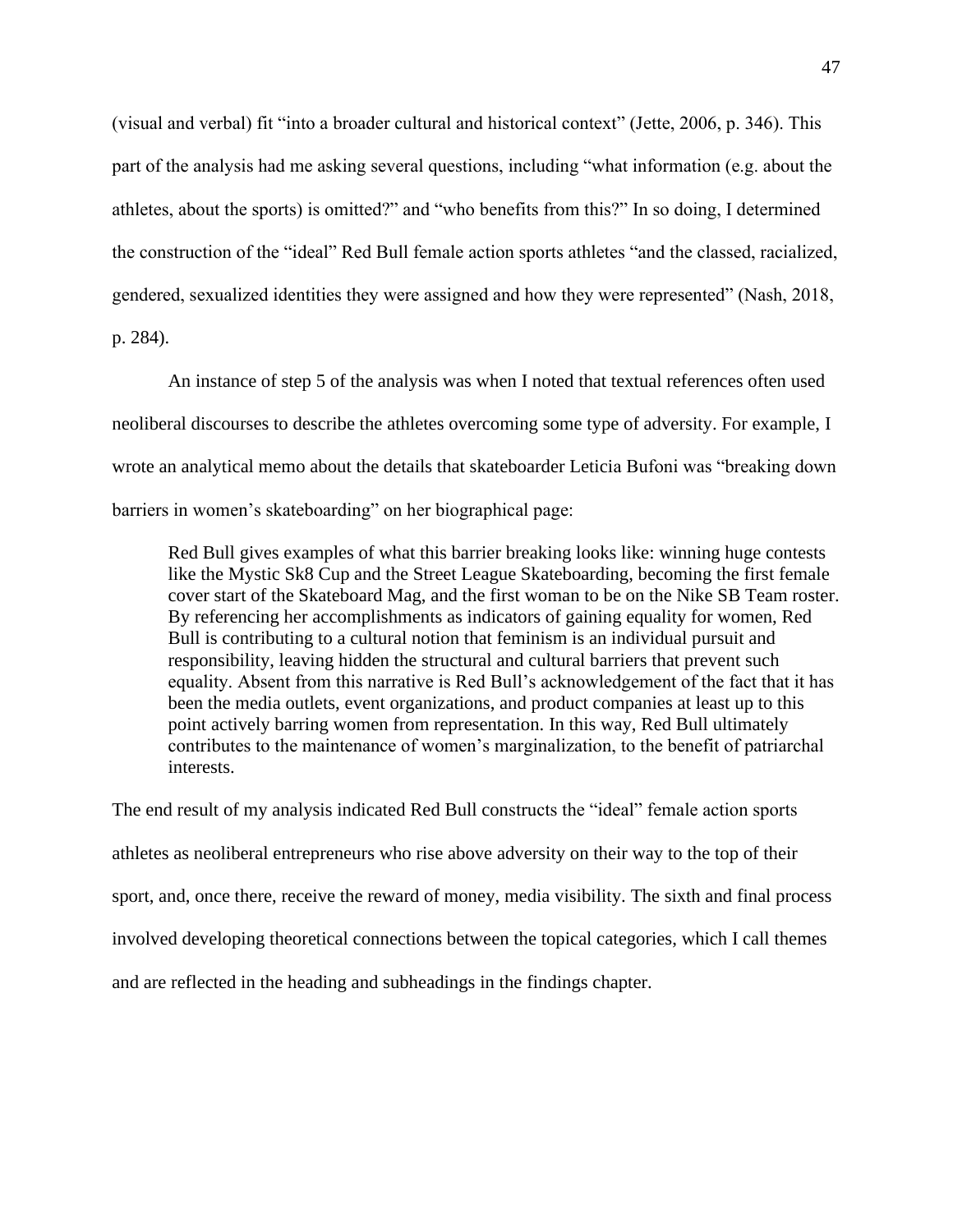(visual and verbal) fit “into a broader cultural and historical context” (Jette, 2006, p. 346). This part of the analysis had me asking several questions, including “what information (e.g. about the athletes, about the sports) is omitted?” and “who benefits from this?” In so doing, I determined the construction of the “ideal” Red Bull female action sports athletes “and the classed, racialized, gendered, sexualized identities they were assigned and how they were represented” (Nash, 2018, p. 284).

An instance of step 5 of the analysis was when I noted that textual references often used neoliberal discourses to describe the athletes overcoming some type of adversity. For example, I wrote an analytical memo about the details that skateboarder Leticia Bufoni was “breaking down barriers in women’s skateboarding” on her biographical page:

> Red Bull gives examples of what this barrier breaking looks like: winning huge contests like the Mystic Sk8 Cup and the Street League Skateboarding, becoming the first female cover start of the Skateboard Mag, and the first woman to be on the Nike SB Team roster. By referencing her accomplishments as indicators of gaining equality for women, Red Bull is contributing to a cultural notion that feminism is an individual pursuit and responsibility, leaving hidden the structural and cultural barriers that prevent such equality. Absent from this narrative is Red Bull’s acknowledgement of the fact that it has been the media outlets, event organizations, and product companies at least up to this point actively barring women from representation. In this way, Red Bull ultimately contributes to the maintenance of women’s marginalization, to the benefit of patriarchal interests.

The end result of my analysis indicated Red Bull constructs the “ideal” female action sports athletes as neoliberal entrepreneurs who rise above adversity on their way to the top of their sport, and, once there, receive the reward of money, media visibility. The sixth and final process involved developing theoretical connections between the topical categories, which I call themes and are reflected in the heading and subheadings in the findings chapter.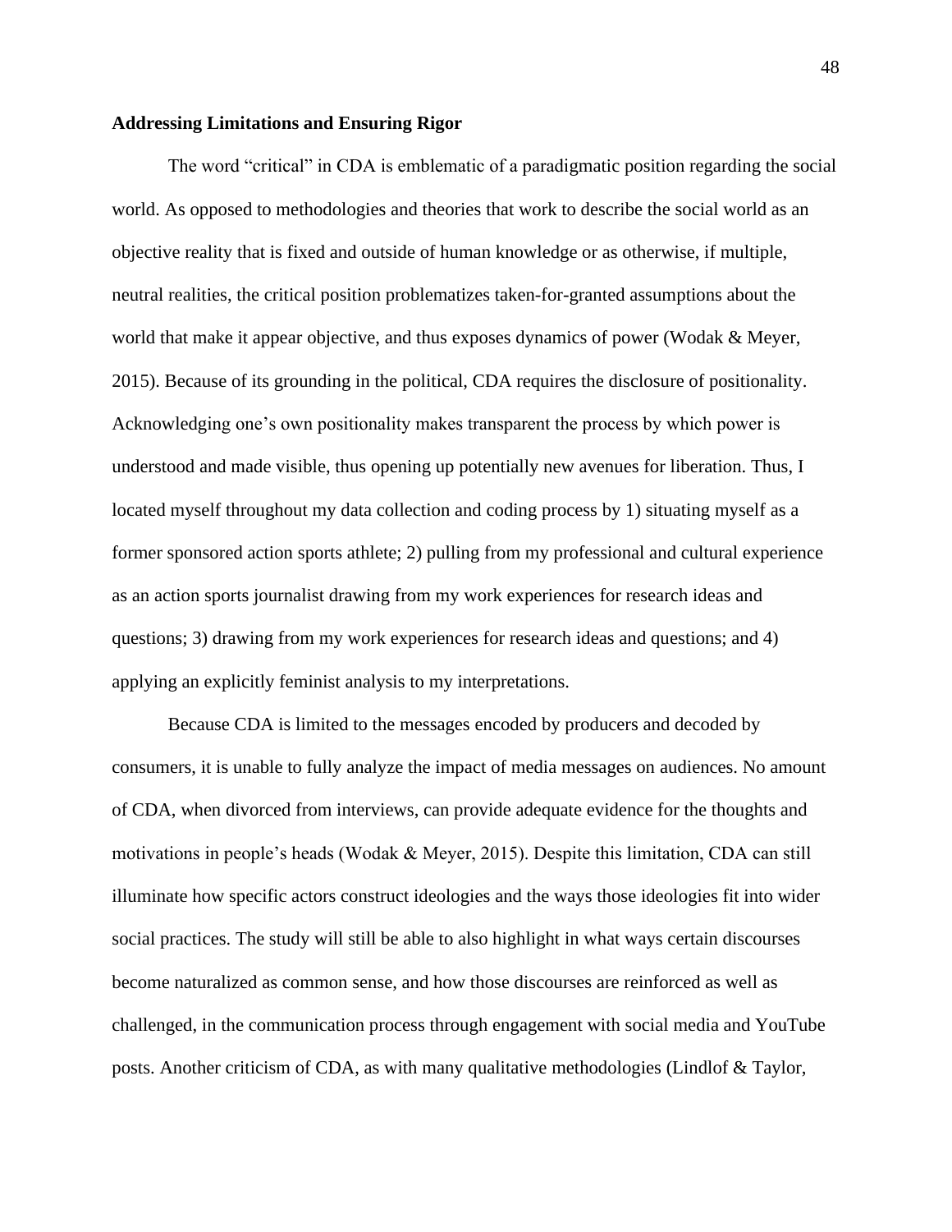**Addressing Limitations and Ensuring Rigor**

The word "critical" in CDA is emblematic of a paradigmatic position regarding the social world. As opposed to methodologies and theories that work to describe the social world as an objective reality that is fixed and outside of human knowledge or as otherwise, if multiple, neutral realities, the critical position problematizes taken-for-granted assumptions about the world that make it appear objective, and thus exposes dynamics of power (Wodak & Meyer, 2015). Because of its grounding in the political, CDA requires the disclosure of positionality. Acknowledging one's own positionality makes transparent the process by which power is understood and made visible, thus opening up potentially new avenues for liberation. Thus, I located myself throughout my data collection and coding process by 1) situating myself as a former sponsored action sports athlete; 2) pulling from my professional and cultural experience as an action sports journalist drawing from my work experiences for research ideas and questions; 3) drawing from my work experiences for research ideas and questions; and 4) applying an explicitly feminist analysis to my interpretations.

Because CDA is limited to the messages encoded by producers and decoded by consumers, it is unable to fully analyze the impact of media messages on audiences. No amount of CDA, when divorced from interviews, can provide adequate evidence for the thoughts and motivations in people's heads (Wodak & Meyer, 2015). Despite this limitation, CDA can still illuminate how specific actors construct ideologies and the ways those ideologies fit into wider social practices. The study will still be able to also highlight in what ways certain discourses become naturalized as common sense, and how those discourses are reinforced as well as challenged, in the communication process through engagement with social media and YouTube posts. Another criticism of CDA, as with many qualitative methodologies (Lindlof & Taylor,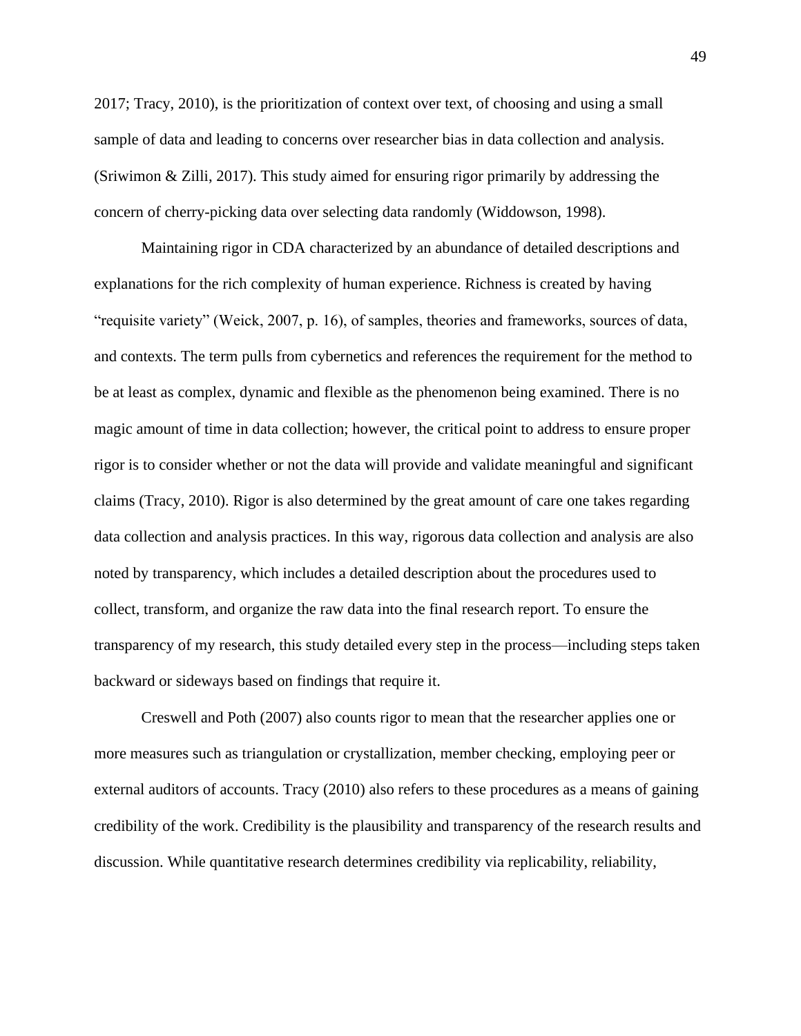2017; Tracy, 2010), is the prioritization of context over text, of choosing and using a small sample of data and leading to concerns over researcher bias in data collection and analysis. (Sriwimon & Zilli, 2017). This study aimed for ensuring rigor primarily by addressing the concern of cherry-picking data over selecting data randomly (Widdowson, 1998).

Maintaining rigor in CDA characterized by an abundance of detailed descriptions and explanations for the rich complexity of human experience. Richness is created by having "requisite variety" (Weick, 2007, p. 16), of samples, theories and frameworks, sources of data, and contexts. The term pulls from cybernetics and references the requirement for the method to be at least as complex, dynamic and flexible as the phenomenon being examined. There is no magic amount of time in data collection; however, the critical point to address to ensure proper rigor is to consider whether or not the data will provide and validate meaningful and significant claims (Tracy, 2010). Rigor is also determined by the great amount of care one takes regarding data collection and analysis practices. In this way, rigorous data collection and analysis are also noted by transparency, which includes a detailed description about the procedures used to collect, transform, and organize the raw data into the final research report. To ensure the transparency of my research, this study detailed every step in the process—including steps taken backward or sideways based on findings that require it.

Creswell and Poth (2007) also counts rigor to mean that the researcher applies one or more measures such as triangulation or crystallization, member checking, employing peer or external auditors of accounts. Tracy (2010) also refers to these procedures as a means of gaining credibility of the work. Credibility is the plausibility and transparency of the research results and discussion. While quantitative research determines credibility via replicability, reliability,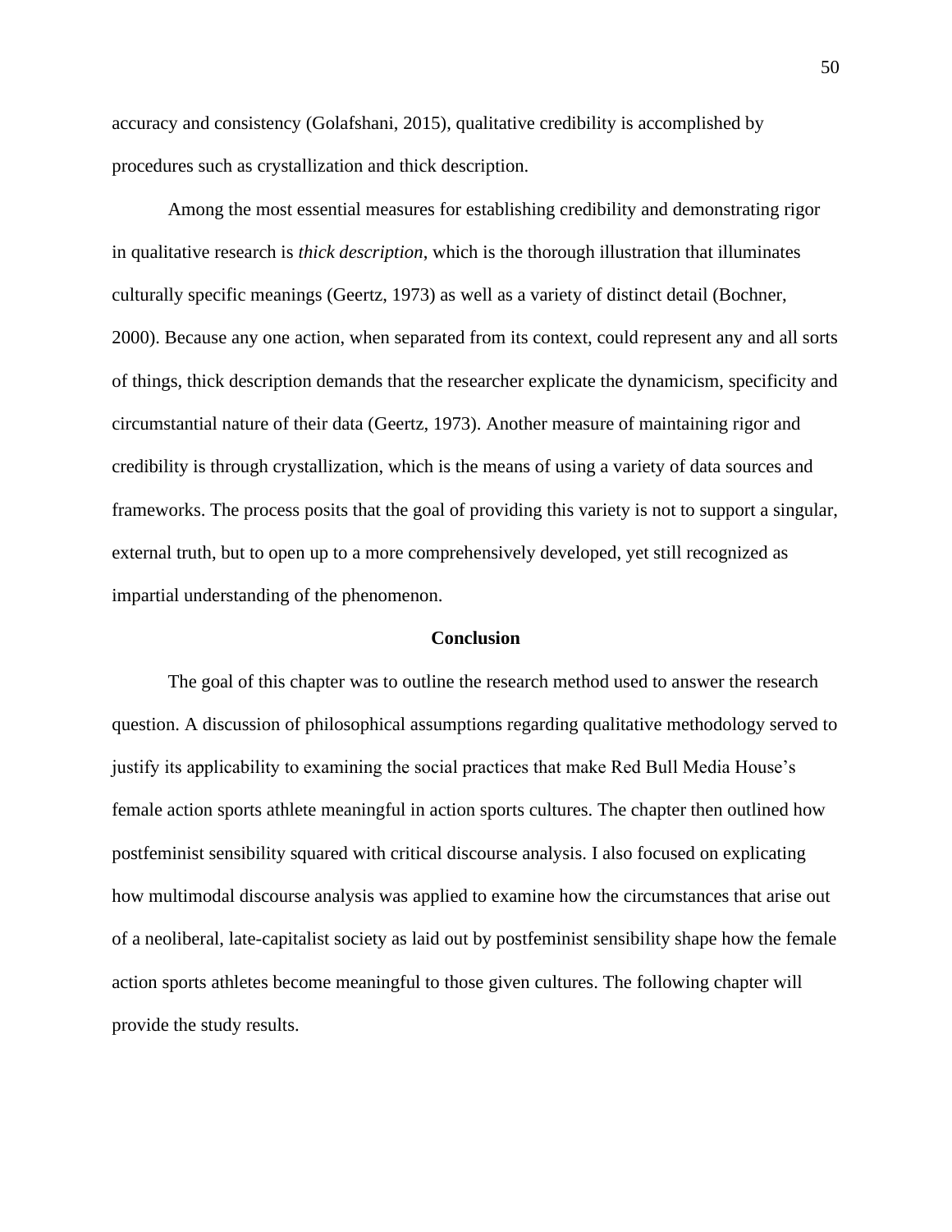accuracy and consistency (Golafshani, 2015), qualitative credibility is accomplished by procedures such as crystallization and thick description.

Among the most essential measures for establishing credibility and demonstrating rigor in qualitative research is *thick description*, which is the thorough illustration that illuminates culturally specific meanings (Geertz, 1973) as well as a variety of distinct detail (Bochner, 2000). Because any one action, when separated from its context, could represent any and all sorts of things, thick description demands that the researcher explicate the dynamicism, specificity and circumstantial nature of their data (Geertz, 1973). Another measure of maintaining rigor and credibility is through crystallization, which is the means of using a variety of data sources and frameworks. The process posits that the goal of providing this variety is not to support a singular, external truth, but to open up to a more comprehensively developed, yet still recognized as impartial understanding of the phenomenon.

## Conclusion

The goal of this chapter was to outline the research method used to answer the research question. A discussion of philosophical assumptions regarding qualitative methodology served to justify its applicability to examining the social practices that make Red Bull Media House's female action sports athlete meaningful in action sports cultures. The chapter then outlined how postfeminist sensibility squared with critical discourse analysis. I also focused on explicating how multimodal discourse analysis was applied to examine how the circumstances that arise out of a neoliberal, late-capitalist society as laid out by postfeminist sensibility shape how the female action sports athletes become meaningful to those given cultures. The following chapter will provide the study results.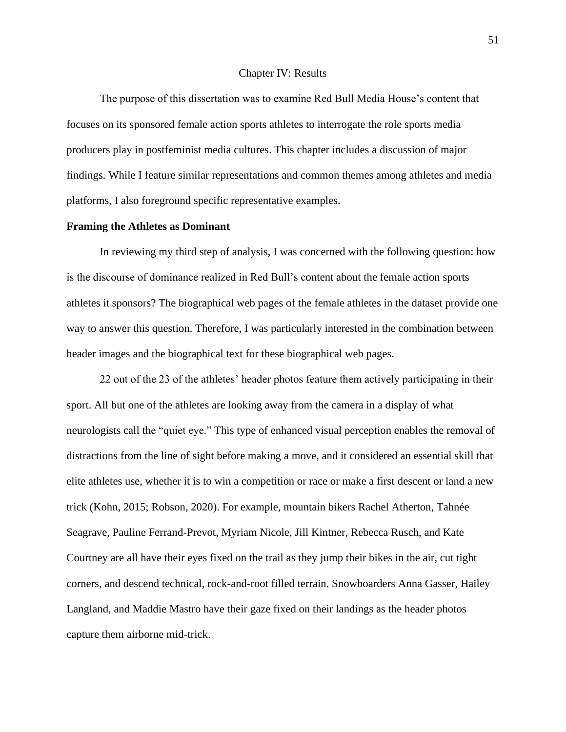# Chapter IV: Results

The purpose of this dissertation was to examine Red Bull Media House's content that focuses on its sponsored female action sports athletes to interrogate the role sports media producers play in postfeminist media cultures. This chapter includes a discussion of major findings. While I feature similar representations and common themes among athletes and media platforms, I also foreground specific representative examples.

## Framing the Athletes as Dominant

In reviewing my third step of analysis, I was concerned with the following question: how is the discourse of dominance realized in Red Bull's content about the female action sports athletes it sponsors? The biographical web pages of the female athletes in the dataset provide one way to answer this question. Therefore, I was particularly interested in the combination between header images and the biographical text for these biographical web pages.

22 out of the 23 of the athletes' header photos feature them actively participating in their sport. All but one of the athletes are looking away from the camera in a display of what neurologists call the "quiet eye." This type of enhanced visual perception enables the removal of distractions from the line of sight before making a move, and it considered an essential skill that elite athletes use, whether it is to win a competition or race or make a first descent or land a new trick (Kohn, 2015; Robson, 2020). For example, mountain bikers Rachel Atherton, Tahnée Seagrave, Pauline Ferrand-Prevot, Myriam Nicole, Jill Kintner, Rebecca Rusch, and Kate Courtney are all have their eyes fixed on the trail as they jump their bikes in the air, cut tight corners, and descend technical, rock-and-root filled terrain. Snowboarders Anna Gasser, Hailey Langland, and Maddie Mastro have their gaze fixed on their landings as the header photos capture them airborne mid-trick.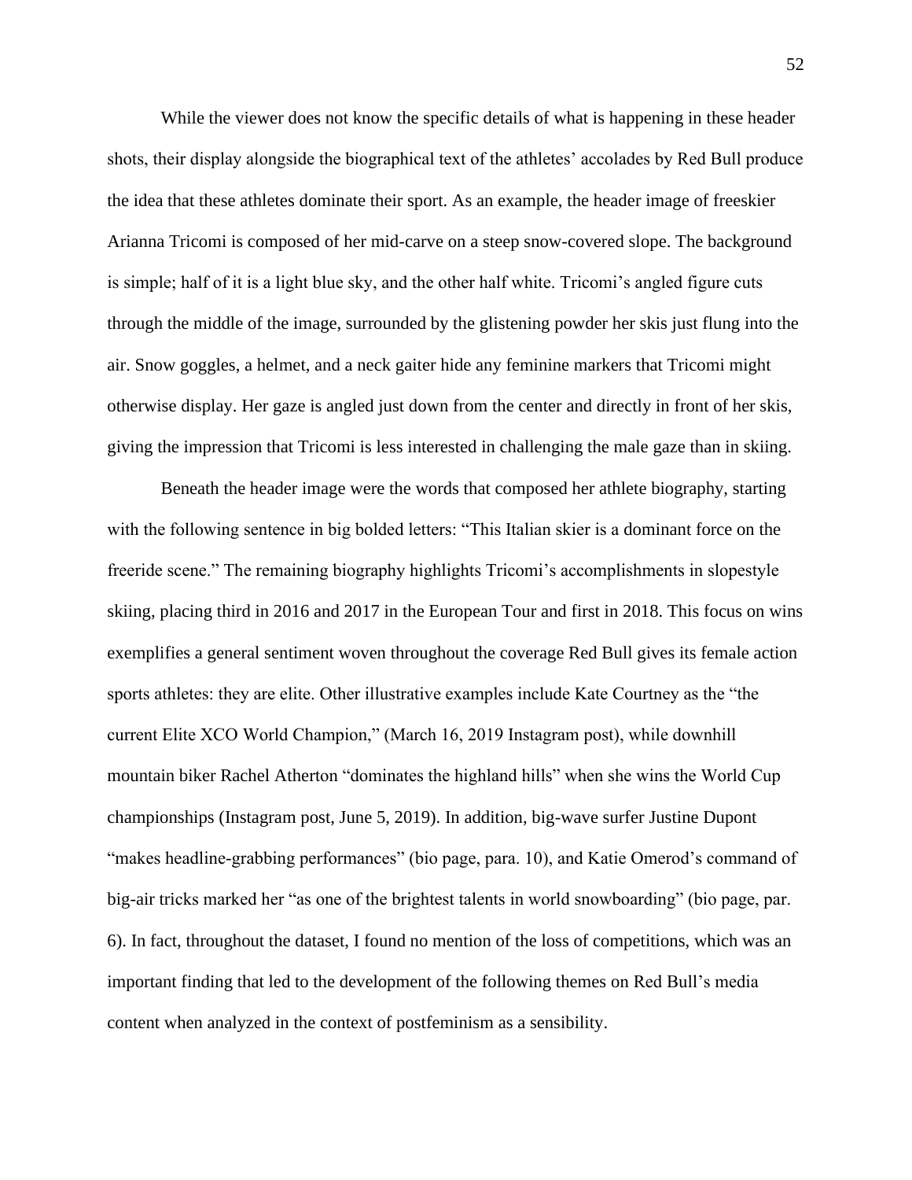While the viewer does not know the specific details of what is happening in these header shots, their display alongside the biographical text of the athletes' accolades by Red Bull produce the idea that these athletes dominate their sport. As an example, the header image of freeskier Arianna Tricomi is composed of her mid-carve on a steep snow-covered slope. The background is simple; half of it is a light blue sky, and the other half white. Tricomi's angled figure cuts through the middle of the image, surrounded by the glistening powder her skis just flung into the air. Snow goggles, a helmet, and a neck gaiter hide any feminine markers that Tricomi might otherwise display. Her gaze is angled just down from the center and directly in front of her skis, giving the impression that Tricomi is less interested in challenging the male gaze than in skiing.

Beneath the header image were the words that composed her athlete biography, starting with the following sentence in big bolded letters: "This Italian skier is a dominant force on the freeride scene." The remaining biography highlights Tricomi's accomplishments in slopestyle skiing, placing third in 2016 and 2017 in the European Tour and first in 2018. This focus on wins exemplifies a general sentiment woven throughout the coverage Red Bull gives its female action sports athletes: they are elite. Other illustrative examples include Kate Courtney as the "the current Elite XCO World Champion," (March 16, 2019 Instagram post), while downhill mountain biker Rachel Atherton "dominates the highland hills" when she wins the World Cup championships (Instagram post, June 5, 2019). In addition, big-wave surfer Justine Dupont "makes headline-grabbing performances" (bio page, para. 10), and Katie Omerod's command of big-air tricks marked her "as one of the brightest talents in world snowboarding" (bio page, par. 6). In fact, throughout the dataset, I found no mention of the loss of competitions, which was an important finding that led to the development of the following themes on Red Bull's media content when analyzed in the context of postfeminism as a sensibility.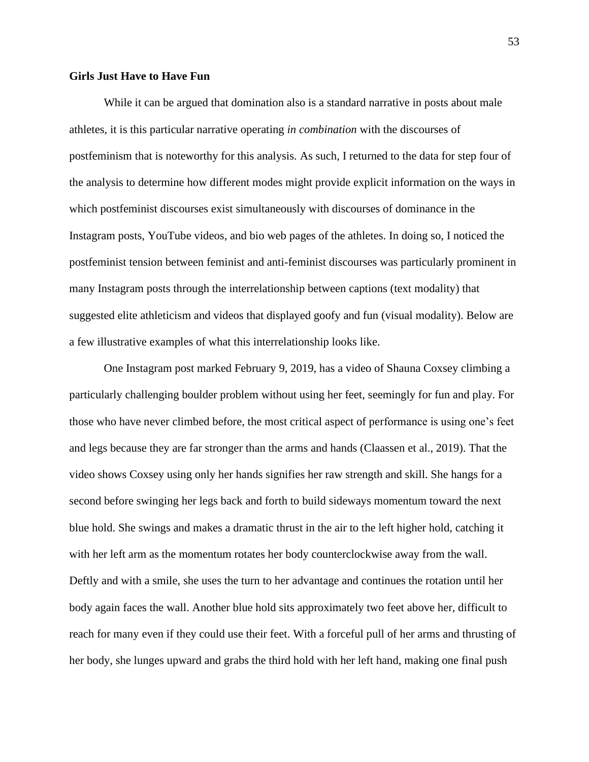**Girls Just Have to Have Fun**

While it can be argued that domination also is a standard narrative in posts about male athletes, it is this particular narrative operating *in combination* with the discourses of postfeminism that is noteworthy for this analysis. As such, I returned to the data for step four of the analysis to determine how different modes might provide explicit information on the ways in which postfeminist discourses exist simultaneously with discourses of dominance in the Instagram posts, YouTube videos, and bio web pages of the athletes. In doing so, I noticed the postfeminist tension between feminist and anti-feminist discourses was particularly prominent in many Instagram posts through the interrelationship between captions (text modality) that suggested elite athleticism and videos that displayed goofy and fun (visual modality). Below are a few illustrative examples of what this interrelationship looks like.

One Instagram post marked February 9, 2019, has a video of Shauna Coxsey climbing a particularly challenging boulder problem without using her feet, seemingly for fun and play. For those who have never climbed before, the most critical aspect of performance is using one's feet and legs because they are far stronger than the arms and hands (Claassen et al., 2019). That the video shows Coxsey using only her hands signifies her raw strength and skill. She hangs for a second before swinging her legs back and forth to build sideways momentum toward the next blue hold. She swings and makes a dramatic thrust in the air to the left higher hold, catching it with her left arm as the momentum rotates her body counterclockwise away from the wall. Deftly and with a smile, she uses the turn to her advantage and continues the rotation until her body again faces the wall. Another blue hold sits approximately two feet above her, difficult to reach for many even if they could use their feet. With a forceful pull of her arms and thrusting of her body, she lunges upward and grabs the third hold with her left hand, making one final push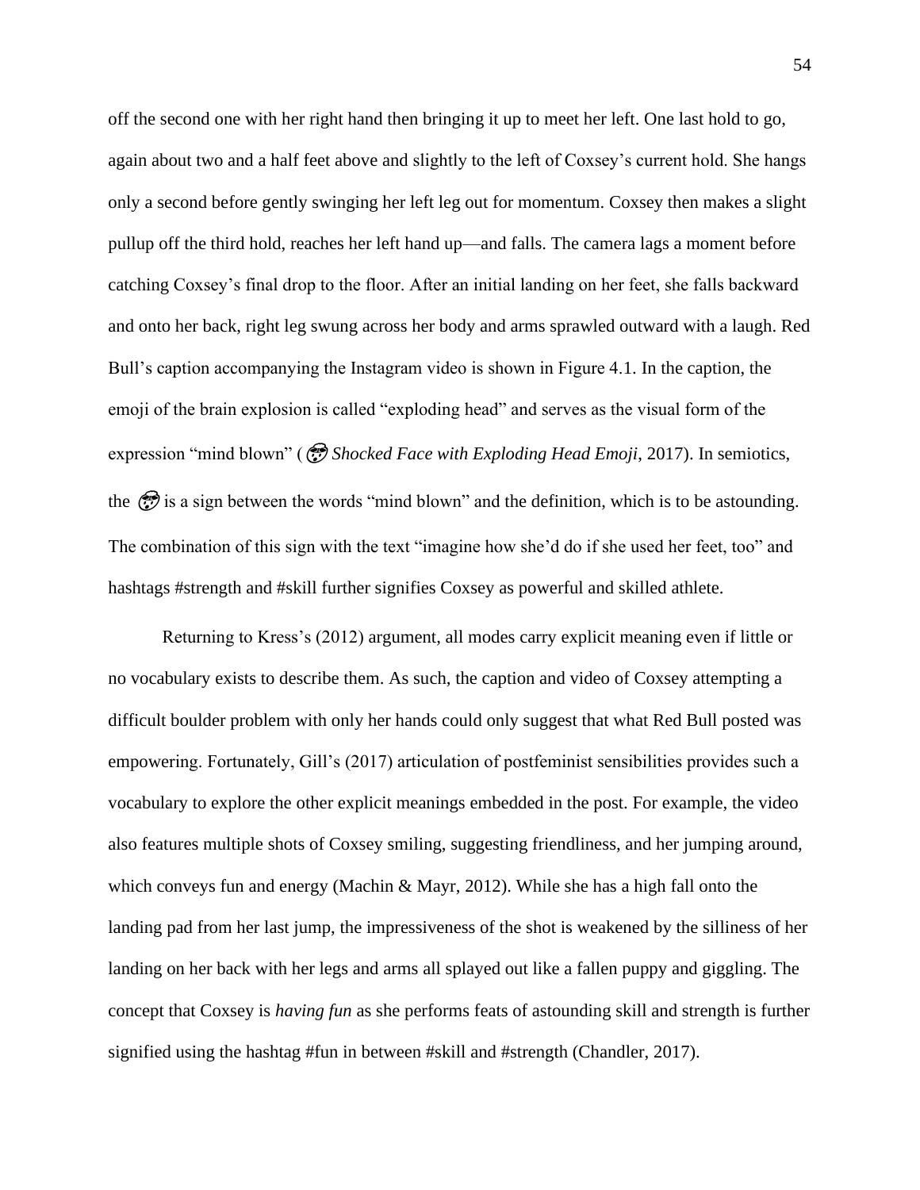off the second one with her right hand then bringing it up to meet her left. One last hold to go, again about two and a half feet above and slightly to the left of Coxsey's current hold. She hangs only a second before gently swinging her left leg out for momentum. Coxsey then makes a slight pullup off the third hold, reaches her left hand up—and falls. The camera lags a moment before catching Coxsey's final drop to the floor. After an initial landing on her feet, she falls backward and onto her back, right leg swung across her body and arms sprawled outward with a laugh. Red Bull's caption accompanying the Instagram video is shown in Figure 4.1. In the caption, the emoji of the brain explosion is called "exploding head" and serves as the visual form of the expression "mind blown" (🤯 *Shocked Face with Exploding Head Emoji*, 2017). In semiotics, the 🤯 is a sign between the words "mind blown" and the definition, which is to be astounding. The combination of this sign with the text "imagine how she'd do if she used her feet, too" and hashtags #strength and #skill further signifies Coxsey as powerful and skilled athlete.

Returning to Kress's (2012) argument, all modes carry explicit meaning even if little or no vocabulary exists to describe them. As such, the caption and video of Coxsey attempting a difficult boulder problem with only her hands could only suggest that what Red Bull posted was empowering. Fortunately, Gill's (2017) articulation of postfeminist sensibilities provides such a vocabulary to explore the other explicit meanings embedded in the post. For example, the video also features multiple shots of Coxsey smiling, suggesting friendliness, and her jumping around, which conveys fun and energy (Machin & Mayr, 2012). While she has a high fall onto the landing pad from her last jump, the impressiveness of the shot is weakened by the silliness of her landing on her back with her legs and arms all splayed out like a fallen puppy and giggling. The concept that Coxsey is *having fun* as she performs feats of astounding skill and strength is further signified using the hashtag #fun in between #skill and #strength (Chandler, 2017).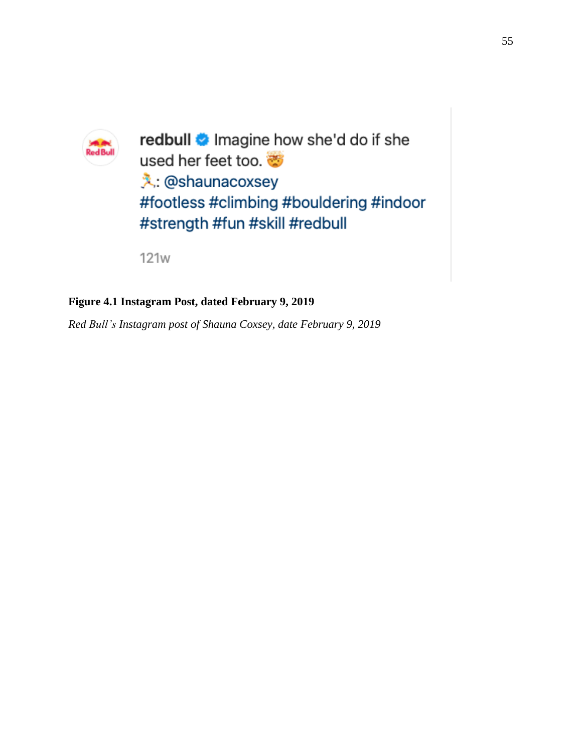redbull Imagine how she'd do if she used her feet too. 🤯
🏃‍♀️: @shaunacoxsey
#footless #climbing #bouldering #indoor #strength #fun #skill #redbull

121w

**Figure 4.1 Instagram Post, dated February 9, 2019**

*Red Bull's Instagram post of Shauna Coxsey, date February 9, 2019*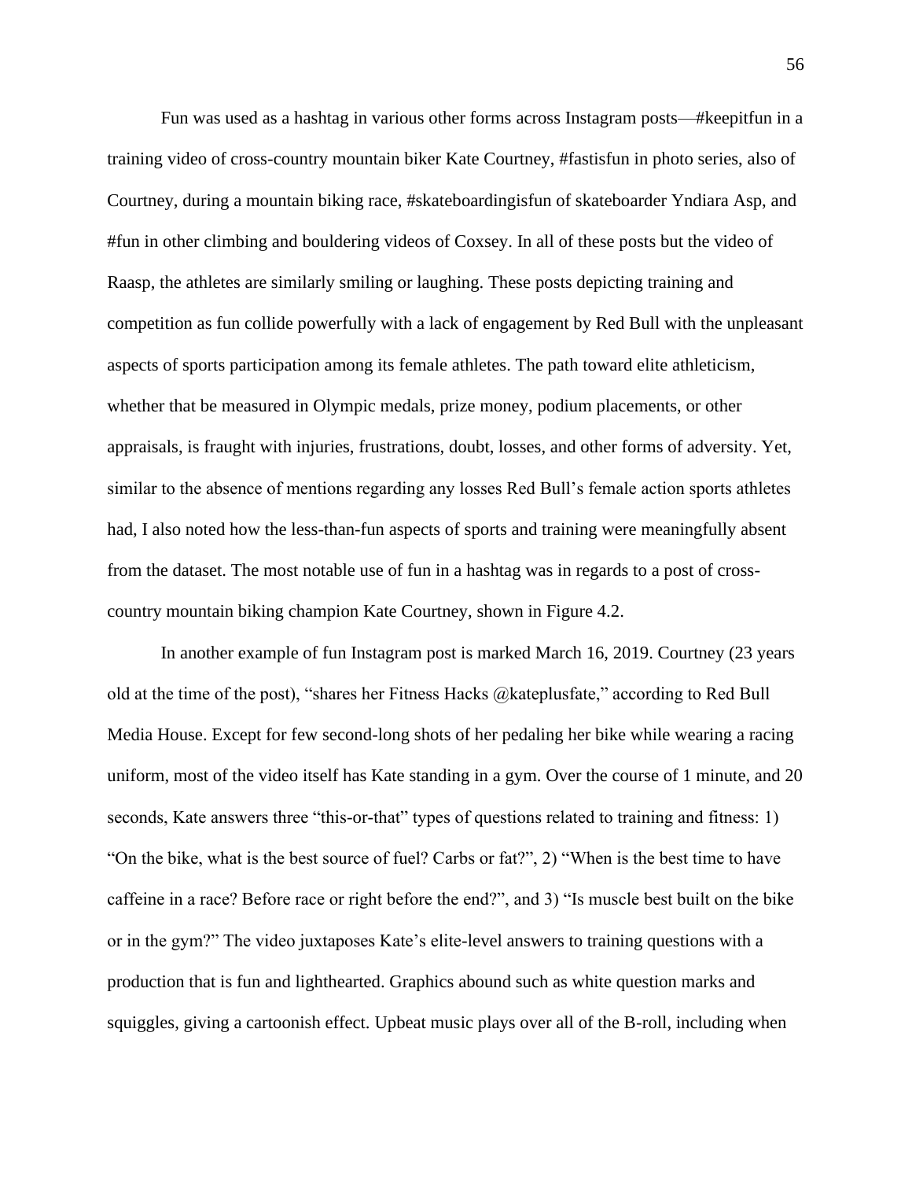Fun was used as a hashtag in various other forms across Instagram posts—#keepitfun in a training video of cross-country mountain biker Kate Courtney, #fastisfun in photo series, also of Courtney, during a mountain biking race, #skateboardingisfun of skateboarder Yndiara Asp, and #fun in other climbing and bouldering videos of Coxsey. In all of these posts but the video of Raasp, the athletes are similarly smiling or laughing. These posts depicting training and competition as fun collide powerfully with a lack of engagement by Red Bull with the unpleasant aspects of sports participation among its female athletes. The path toward elite athleticism, whether that be measured in Olympic medals, prize money, podium placements, or other appraisals, is fraught with injuries, frustrations, doubt, losses, and other forms of adversity. Yet, similar to the absence of mentions regarding any losses Red Bull's female action sports athletes had, I also noted how the less-than-fun aspects of sports and training were meaningfully absent from the dataset. The most notable use of fun in a hashtag was in regards to a post of cross-country mountain biking champion Kate Courtney, shown in Figure 4.2.

In another example of fun Instagram post is marked March 16, 2019. Courtney (23 years old at the time of the post), "shares her Fitness Hacks @kateplusfate," according to Red Bull Media House. Except for few second-long shots of her pedaling her bike while wearing a racing uniform, most of the video itself has Kate standing in a gym. Over the course of 1 minute, and 20 seconds, Kate answers three "this-or-that" types of questions related to training and fitness: 1) "On the bike, what is the best source of fuel? Carbs or fat?", 2) "When is the best time to have caffeine in a race? Before race or right before the end?", and 3) "Is muscle best built on the bike or in the gym?" The video juxtaposes Kate's elite-level answers to training questions with a production that is fun and lighthearted. Graphics abound such as white question marks and squiggles, giving a cartoonish effect. Upbeat music plays over all of the B-roll, including when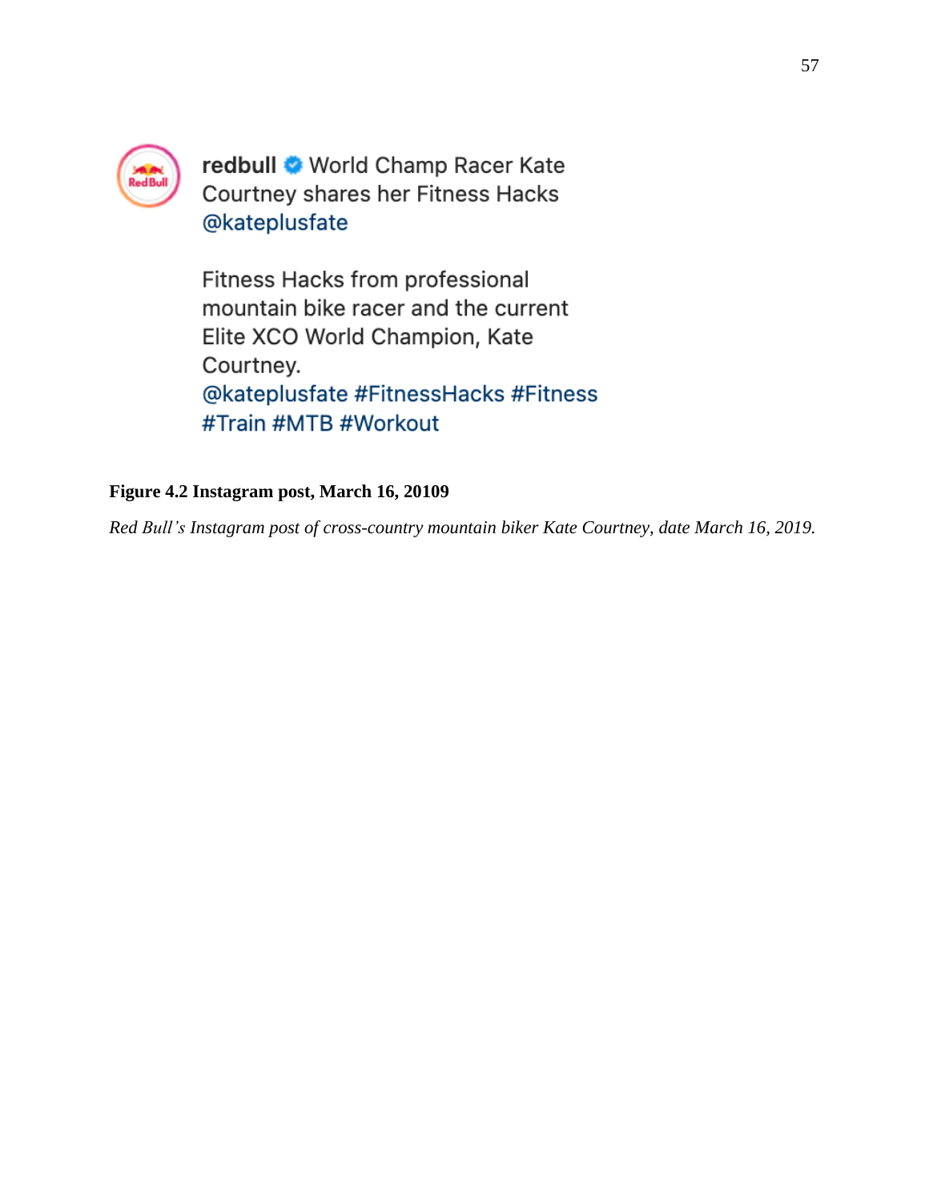redbull World Champ Racer Kate Courtney shares her Fitness Hacks @kateplusfate

Fitness Hacks from professional mountain bike racer and the current Elite XCO World Champion, Kate Courtney.
@kateplusfate #FitnessHacks #Fitness #Train #MTB #Workout

**Figure 4.2 Instagram post, March 16, 20109**

*Red Bull's Instagram post of cross-country mountain biker Kate Courtney, date March 16, 2019.*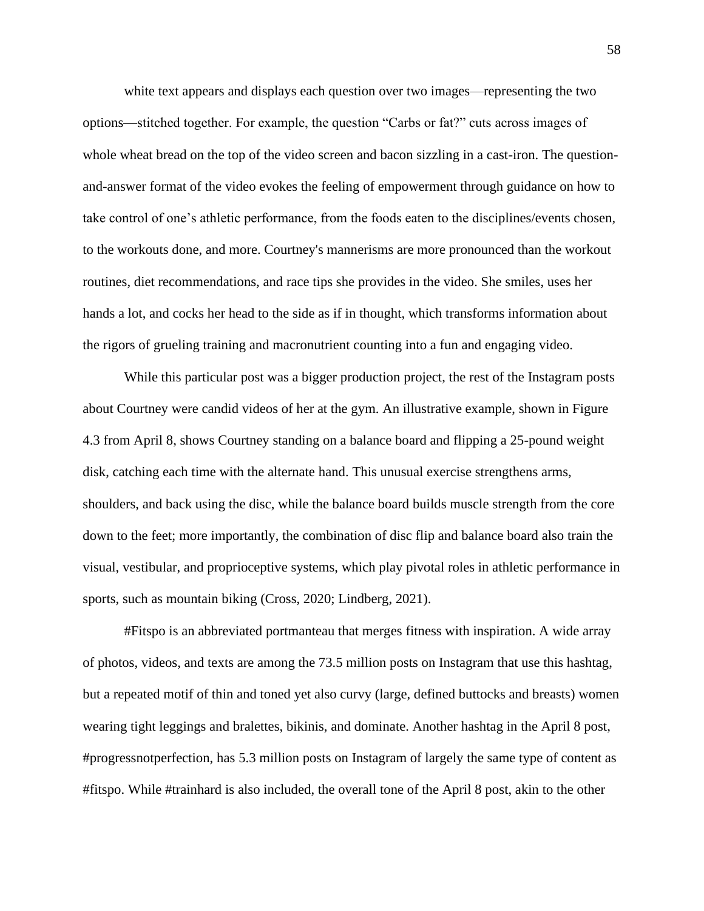white text appears and displays each question over two images—representing the two options—stitched together. For example, the question "Carbs or fat?" cuts across images of whole wheat bread on the top of the video screen and bacon sizzling in a cast-iron. The question-and-answer format of the video evokes the feeling of empowerment through guidance on how to take control of one's athletic performance, from the foods eaten to the disciplines/events chosen, to the workouts done, and more. Courtney's mannerisms are more pronounced than the workout routines, diet recommendations, and race tips she provides in the video. She smiles, uses her hands a lot, and cocks her head to the side as if in thought, which transforms information about the rigors of grueling training and macronutrient counting into a fun and engaging video.

While this particular post was a bigger production project, the rest of the Instagram posts about Courtney were candid videos of her at the gym. An illustrative example, shown in Figure 4.3 from April 8, shows Courtney standing on a balance board and flipping a 25-pound weight disk, catching each time with the alternate hand. This unusual exercise strengthens arms, shoulders, and back using the disc, while the balance board builds muscle strength from the core down to the feet; more importantly, the combination of disc flip and balance board also train the visual, vestibular, and proprioceptive systems, which play pivotal roles in athletic performance in sports, such as mountain biking (Cross, 2020; Lindberg, 2021).

#Fitspo is an abbreviated portmanteau that merges fitness with inspiration. A wide array of photos, videos, and texts are among the 73.5 million posts on Instagram that use this hashtag, but a repeated motif of thin and toned yet also curvy (large, defined buttocks and breasts) women wearing tight leggings and bralettes, bikinis, and dominate. Another hashtag in the April 8 post, #progressnotperfection, has 5.3 million posts on Instagram of largely the same type of content as #fitspo. While #trainhard is also included, the overall tone of the April 8 post, akin to the other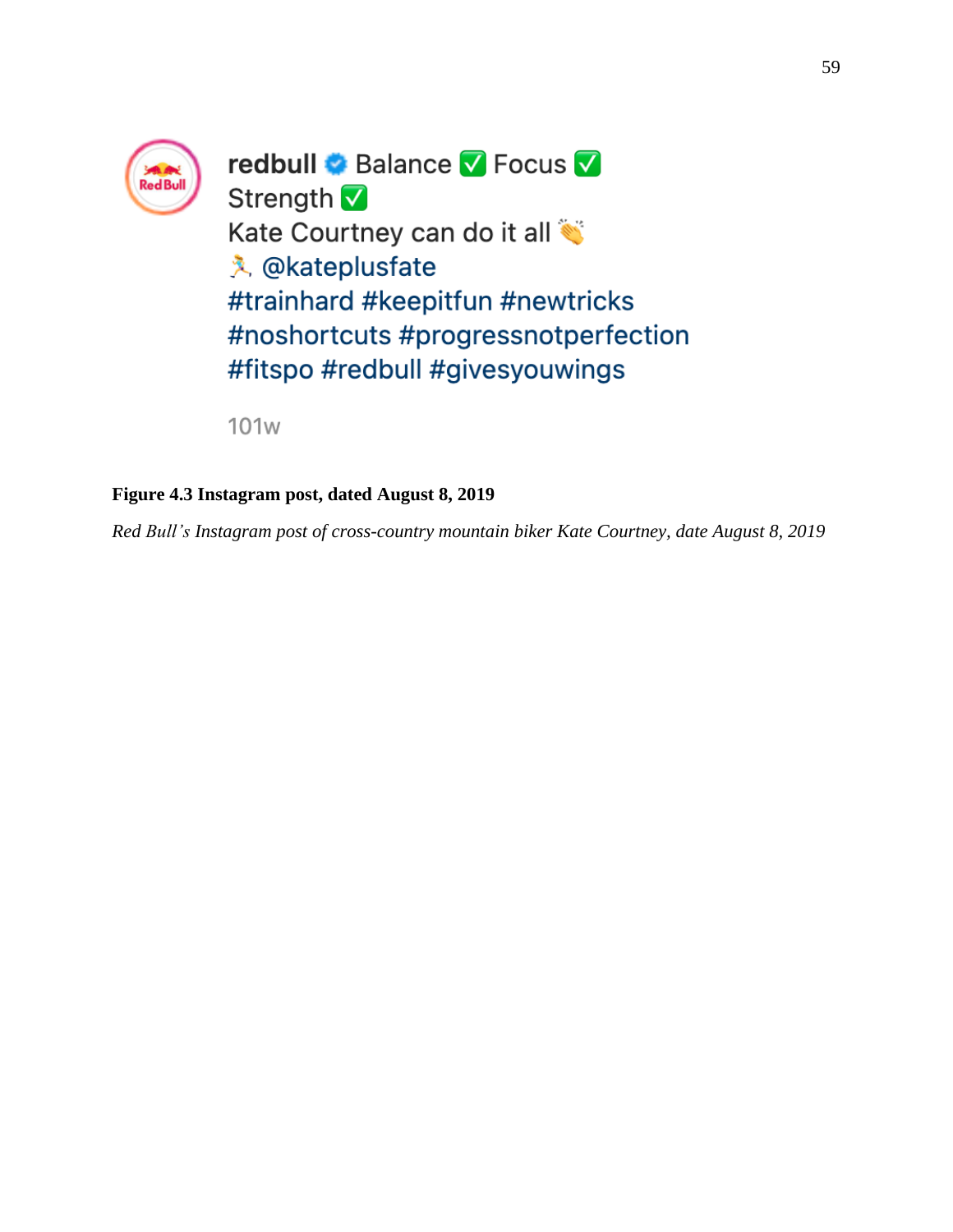redbull Balance ✅ Focus ✅ Strength ✅
Kate Courtney can do it all 👏
🏃‍♀️ @kateplusfate
#trainhard #keepitfun #newtricks #noshortcuts #progressnotperfection #fitspo #redbull #givesyouwings

101w

**Figure 4.3 Instagram post, dated August 8, 2019**

*Red Bull's Instagram post of cross-country mountain biker Kate Courtney, date August 8, 2019*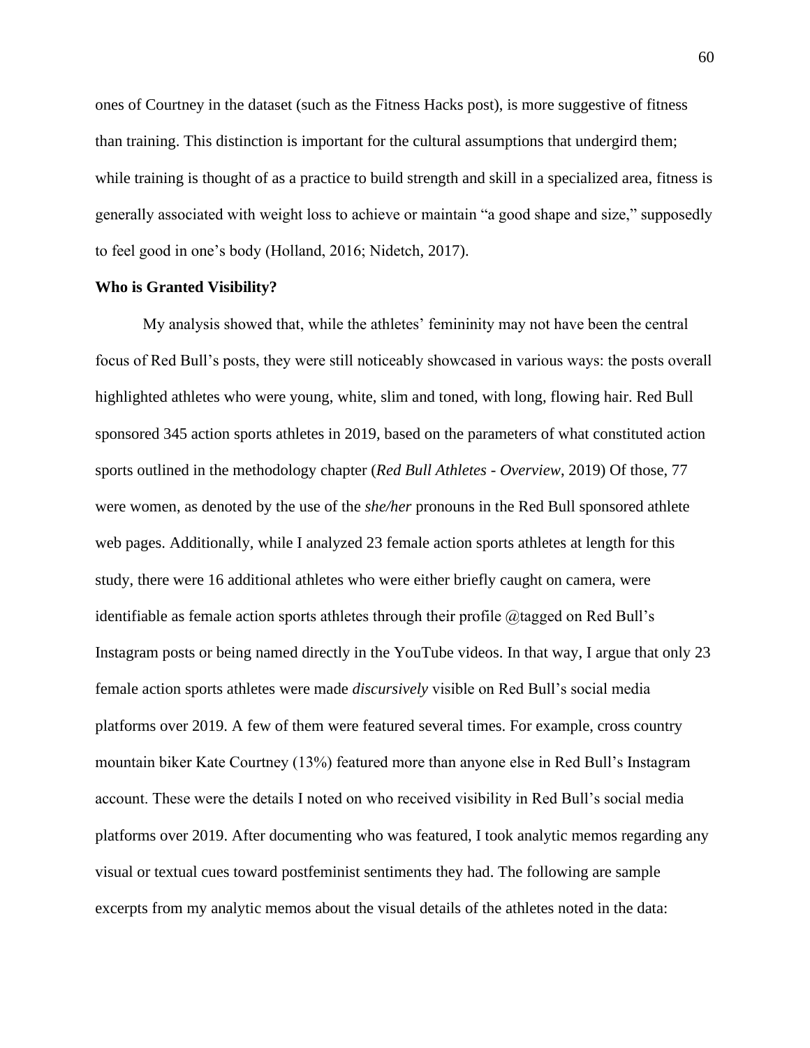ones of Courtney in the dataset (such as the Fitness Hacks post), is more suggestive of fitness than training. This distinction is important for the cultural assumptions that undergird them; while training is thought of as a practice to build strength and skill in a specialized area, fitness is generally associated with weight loss to achieve or maintain "a good shape and size," supposedly to feel good in one's body (Holland, 2016; Nidetch, 2017).

**Who is Granted Visibility?**

My analysis showed that, while the athletes' femininity may not have been the central focus of Red Bull's posts, they were still noticeably showcased in various ways: the posts overall highlighted athletes who were young, white, slim and toned, with long, flowing hair. Red Bull sponsored 345 action sports athletes in 2019, based on the parameters of what constituted action sports outlined in the methodology chapter (*Red Bull Athletes - Overview*, 2019) Of those, 77 were women, as denoted by the use of the *she/her* pronouns in the Red Bull sponsored athlete web pages. Additionally, while I analyzed 23 female action sports athletes at length for this study, there were 16 additional athletes who were either briefly caught on camera, were identifiable as female action sports athletes through their profile @tagged on Red Bull's Instagram posts or being named directly in the YouTube videos. In that way, I argue that only 23 female action sports athletes were made *discursively* visible on Red Bull's social media platforms over 2019. A few of them were featured several times. For example, cross country mountain biker Kate Courtney (13%) featured more than anyone else in Red Bull's Instagram account. These were the details I noted on who received visibility in Red Bull's social media platforms over 2019. After documenting who was featured, I took analytic memos regarding any visual or textual cues toward postfeminist sentiments they had. The following are sample excerpts from my analytic memos about the visual details of the athletes noted in the data: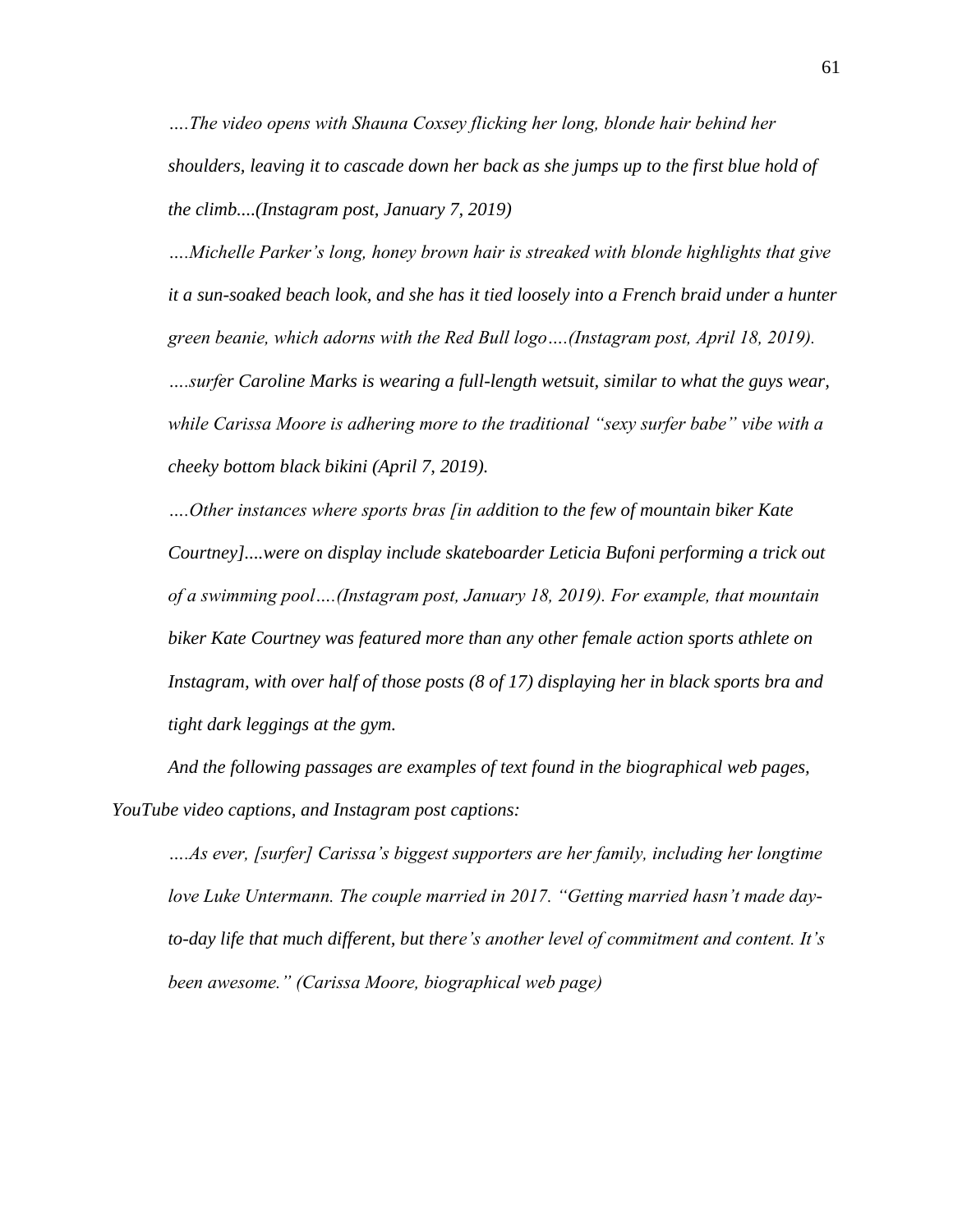*….The video opens with Shauna Coxsey flicking her long, blonde hair behind her shoulders, leaving it to cascade down her back as she jumps up to the first blue hold of the climb....(Instagram post, January 7, 2019)*

*….Michelle Parker's long, honey brown hair is streaked with blonde highlights that give it a sun-soaked beach look, and she has it tied loosely into a French braid under a hunter green beanie, which adorns with the Red Bull logo….(Instagram post, April 18, 2019).*

*….surfer Caroline Marks is wearing a full-length wetsuit, similar to what the guys wear, while Carissa Moore is adhering more to the traditional "sexy surfer babe" vibe with a cheeky bottom black bikini (April 7, 2019).*

*….Other instances where sports bras [in addition to the few of mountain biker Kate Courtney]....were on display include skateboarder Leticia Bufoni performing a trick out of a swimming pool….(Instagram post, January 18, 2019). For example, that mountain biker Kate Courtney was featured more than any other female action sports athlete on Instagram, with over half of those posts (8 of 17) displaying her in black sports bra and tight dark leggings at the gym.*

*And the following passages are examples of text found in the biographical web pages, YouTube video captions, and Instagram post captions:*

*….As ever, [surfer] Carissa's biggest supporters are her family, including her longtime love Luke Untermann. The couple married in 2017. "Getting married hasn't made day-to-day life that much different, but there's another level of commitment and content. It's been awesome." (Carissa Moore, biographical web page)*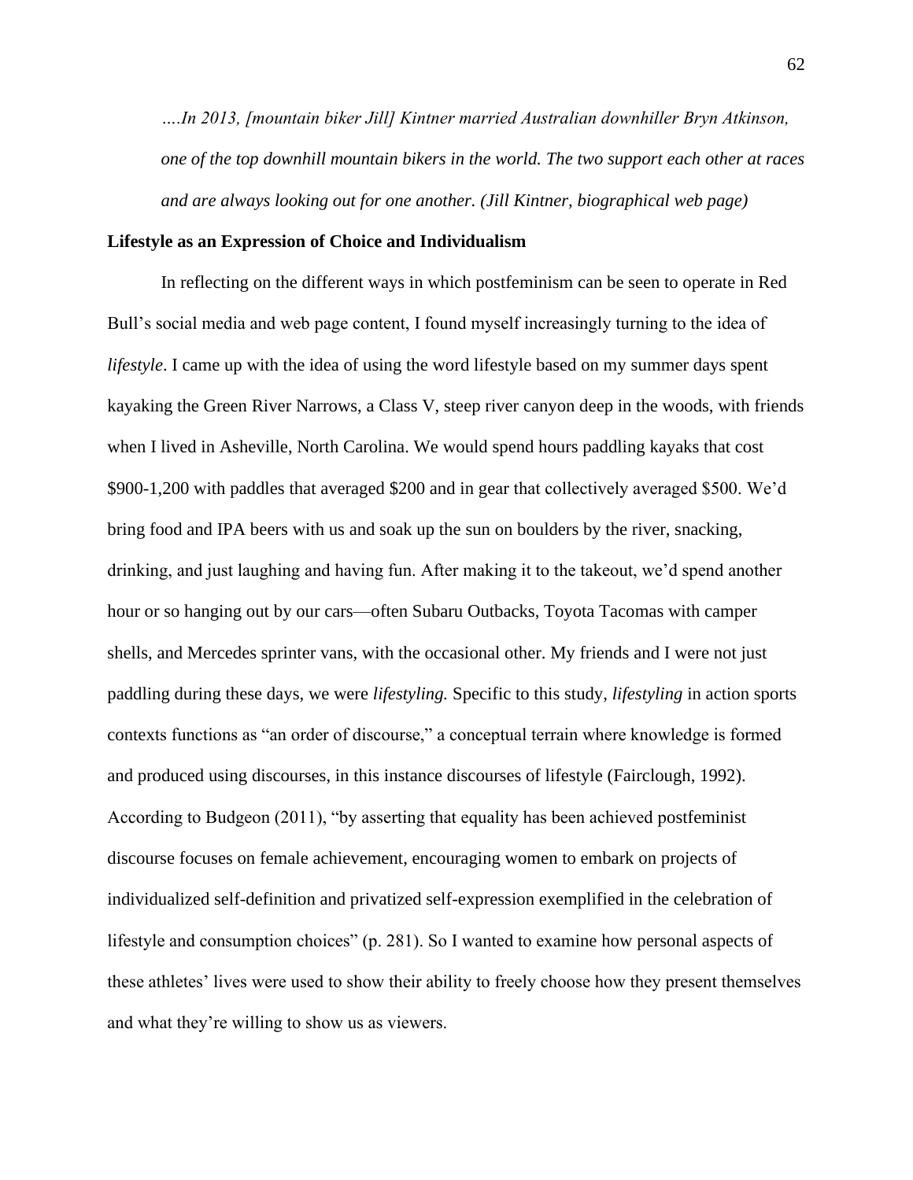*….In 2013, [mountain biker Jill] Kintner married Australian downhiller Bryn Atkinson, one of the top downhill mountain bikers in the world. The two support each other at races and are always looking out for one another. (Jill Kintner, biographical web page)*

**Lifestyle as an Expression of Choice and Individualism**

In reflecting on the different ways in which postfeminism can be seen to operate in Red Bull's social media and web page content, I found myself increasingly turning to the idea of *lifestyle*. I came up with the idea of using the word lifestyle based on my summer days spent kayaking the Green River Narrows, a Class V, steep river canyon deep in the woods, with friends when I lived in Asheville, North Carolina. We would spend hours paddling kayaks that cost $900-1,200 with paddles that averaged $200 and in gear that collectively averaged $500. We'd bring food and IPA beers with us and soak up the sun on boulders by the river, snacking, drinking, and just laughing and having fun. After making it to the takeout, we'd spend another hour or so hanging out by our cars—often Subaru Outbacks, Toyota Tacomas with camper shells, and Mercedes sprinter vans, with the occasional other. My friends and I were not just paddling during these days, we were *lifestyling.* Specific to this study, *lifestyling* in action sports contexts functions as "an order of discourse," a conceptual terrain where knowledge is formed and produced using discourses, in this instance discourses of lifestyle (Fairclough, 1992). According to Budgeon (2011), "by asserting that equality has been achieved postfeminist discourse focuses on female achievement, encouraging women to embark on projects of individualized self-definition and privatized self-expression exemplified in the celebration of lifestyle and consumption choices" (p. 281). So I wanted to examine how personal aspects of these athletes' lives were used to show their ability to freely choose how they present themselves and what they're willing to show us as viewers.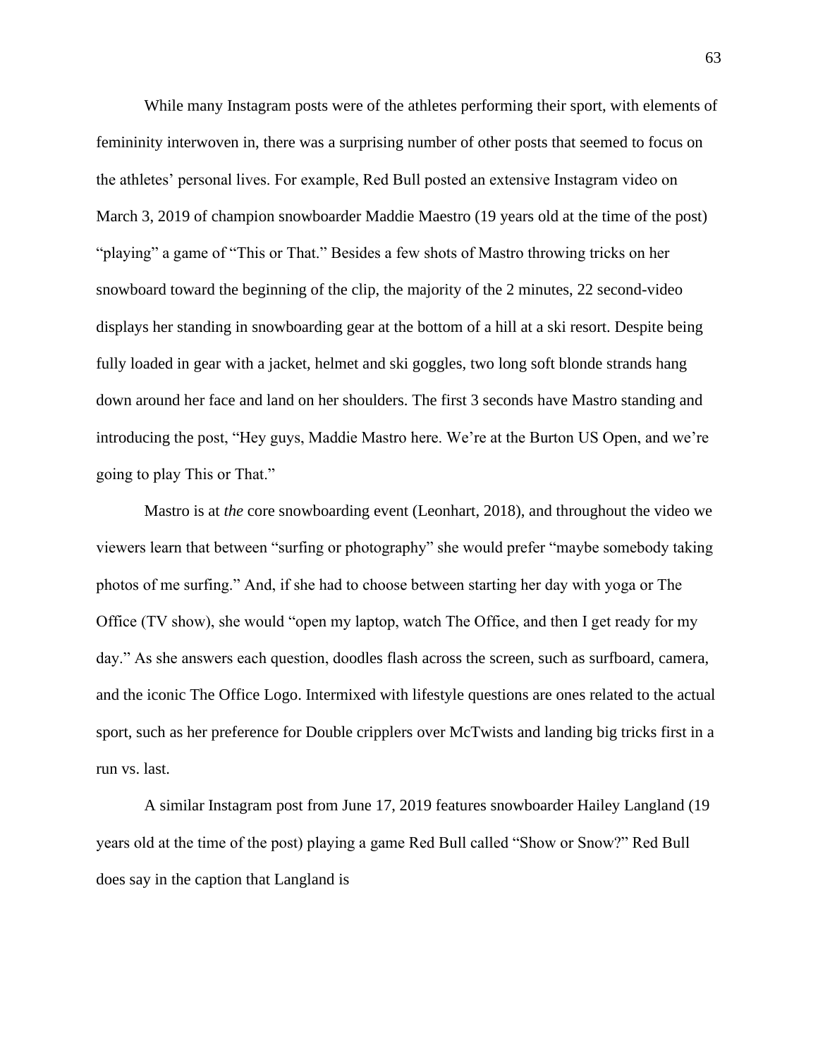While many Instagram posts were of the athletes performing their sport, with elements of femininity interwoven in, there was a surprising number of other posts that seemed to focus on the athletes' personal lives. For example, Red Bull posted an extensive Instagram video on March 3, 2019 of champion snowboarder Maddie Maestro (19 years old at the time of the post) "playing" a game of "This or That." Besides a few shots of Mastro throwing tricks on her snowboard toward the beginning of the clip, the majority of the 2 minutes, 22 second-video displays her standing in snowboarding gear at the bottom of a hill at a ski resort. Despite being fully loaded in gear with a jacket, helmet and ski goggles, two long soft blonde strands hang down around her face and land on her shoulders. The first 3 seconds have Mastro standing and introducing the post, "Hey guys, Maddie Mastro here. We're at the Burton US Open, and we're going to play This or That."

Mastro is at *the* core snowboarding event (Leonhart, 2018), and throughout the video we viewers learn that between "surfing or photography" she would prefer "maybe somebody taking photos of me surfing." And, if she had to choose between starting her day with yoga or The Office (TV show), she would "open my laptop, watch The Office, and then I get ready for my day." As she answers each question, doodles flash across the screen, such as surfboard, camera, and the iconic The Office Logo. Intermixed with lifestyle questions are ones related to the actual sport, such as her preference for Double cripplers over McTwists and landing big tricks first in a run vs. last.

A similar Instagram post from June 17, 2019 features snowboarder Hailey Langland (19 years old at the time of the post) playing a game Red Bull called "Show or Snow?" Red Bull does say in the caption that Langland is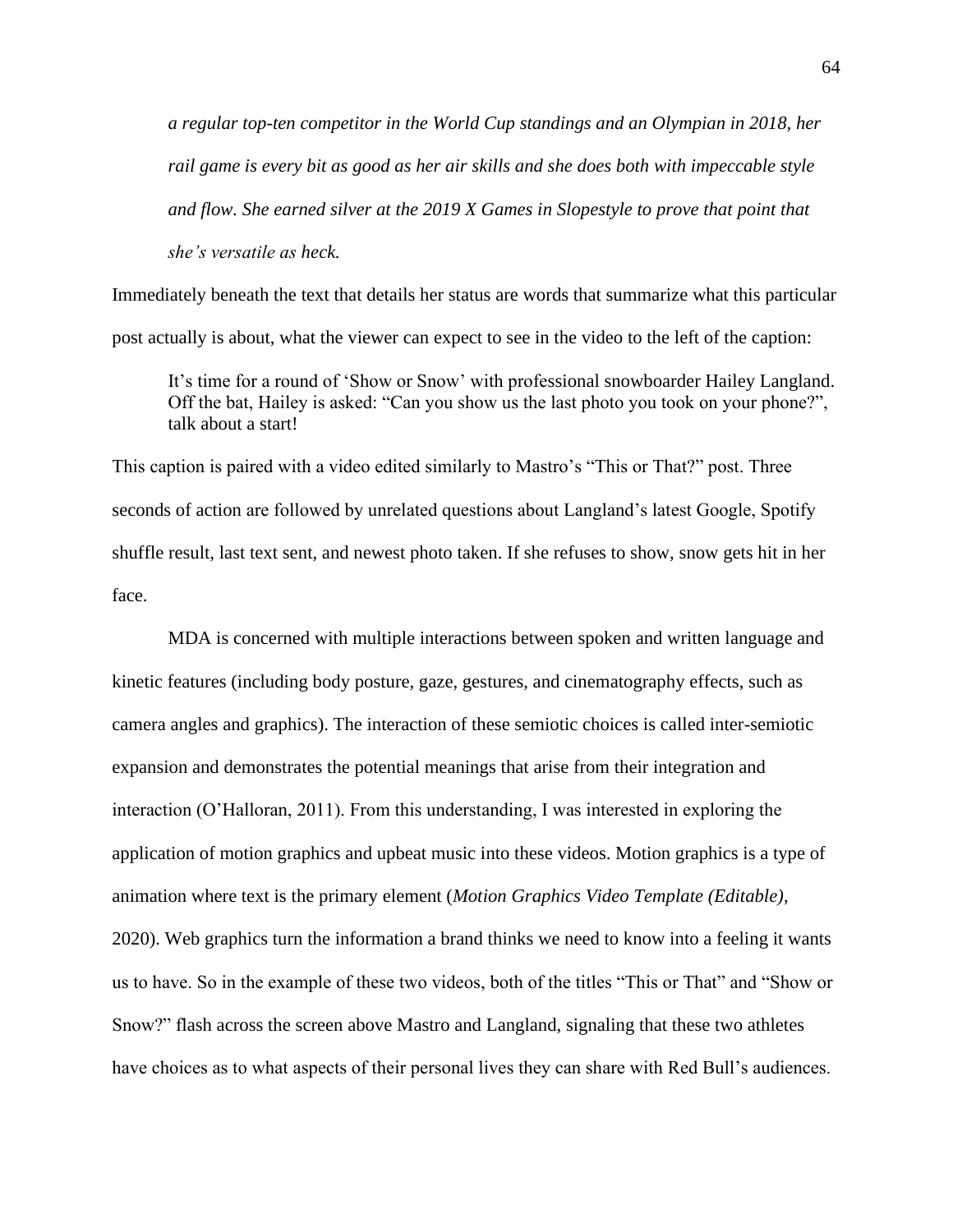> *a regular top-ten competitor in the World Cup standings and an Olympian in 2018, her rail game is every bit as good as her air skills and she does both with impeccable style and flow. She earned silver at the 2019 X Games in Slopestyle to prove that point that she's versatile as heck.*

Immediately beneath the text that details her status are words that summarize what this particular post actually is about, what the viewer can expect to see in the video to the left of the caption:

> It's time for a round of 'Show or Snow' with professional snowboarder Hailey Langland. Off the bat, Hailey is asked: "Can you show us the last photo you took on your phone?", talk about a start!

This caption is paired with a video edited similarly to Mastro's "This or That?" post. Three seconds of action are followed by unrelated questions about Langland's latest Google, Spotify shuffle result, last text sent, and newest photo taken. If she refuses to show, snow gets hit in her face.

MDA is concerned with multiple interactions between spoken and written language and kinetic features (including body posture, gaze, gestures, and cinematography effects, such as camera angles and graphics). The interaction of these semiotic choices is called inter-semiotic expansion and demonstrates the potential meanings that arise from their integration and interaction (O'Halloran, 2011). From this understanding, I was interested in exploring the application of motion graphics and upbeat music into these videos. Motion graphics is a type of animation where text is the primary element (*Motion Graphics Video Template (Editable)*, 2020). Web graphics turn the information a brand thinks we need to know into a feeling it wants us to have. So in the example of these two videos, both of the titles "This or That" and "Show or Snow?" flash across the screen above Mastro and Langland, signaling that these two athletes have choices as to what aspects of their personal lives they can share with Red Bull's audiences.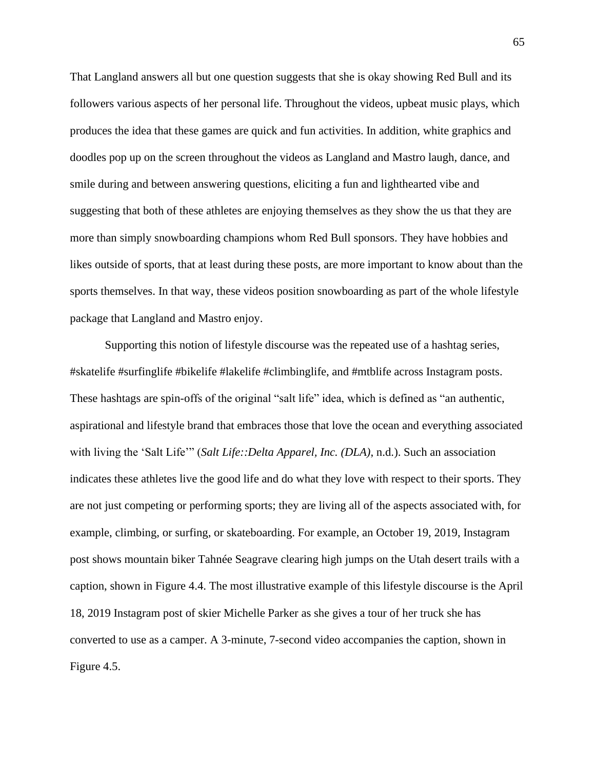That Langland answers all but one question suggests that she is okay showing Red Bull and its followers various aspects of her personal life. Throughout the videos, upbeat music plays, which produces the idea that these games are quick and fun activities. In addition, white graphics and doodles pop up on the screen throughout the videos as Langland and Mastro laugh, dance, and smile during and between answering questions, eliciting a fun and lighthearted vibe and suggesting that both of these athletes are enjoying themselves as they show the us that they are more than simply snowboarding champions whom Red Bull sponsors. They have hobbies and likes outside of sports, that at least during these posts, are more important to know about than the sports themselves. In that way, these videos position snowboarding as part of the whole lifestyle package that Langland and Mastro enjoy.

Supporting this notion of lifestyle discourse was the repeated use of a hashtag series, #skatelife #surfinglife #bikelife #lakelife #climbinglife, and #mtblife across Instagram posts. These hashtags are spin-offs of the original "salt life" idea, which is defined as "an authentic, aspirational and lifestyle brand that embraces those that love the ocean and everything associated with living the 'Salt Life'" (*Salt Life::Delta Apparel, Inc. (DLA)*, n.d.). Such an association indicates these athletes live the good life and do what they love with respect to their sports. They are not just competing or performing sports; they are living all of the aspects associated with, for example, climbing, or surfing, or skateboarding. For example, an October 19, 2019, Instagram post shows mountain biker Tahnée Seagrave clearing high jumps on the Utah desert trails with a caption, shown in Figure 4.4. The most illustrative example of this lifestyle discourse is the April 18, 2019 Instagram post of skier Michelle Parker as she gives a tour of her truck she has converted to use as a camper. A 3-minute, 7-second video accompanies the caption, shown in Figure 4.5.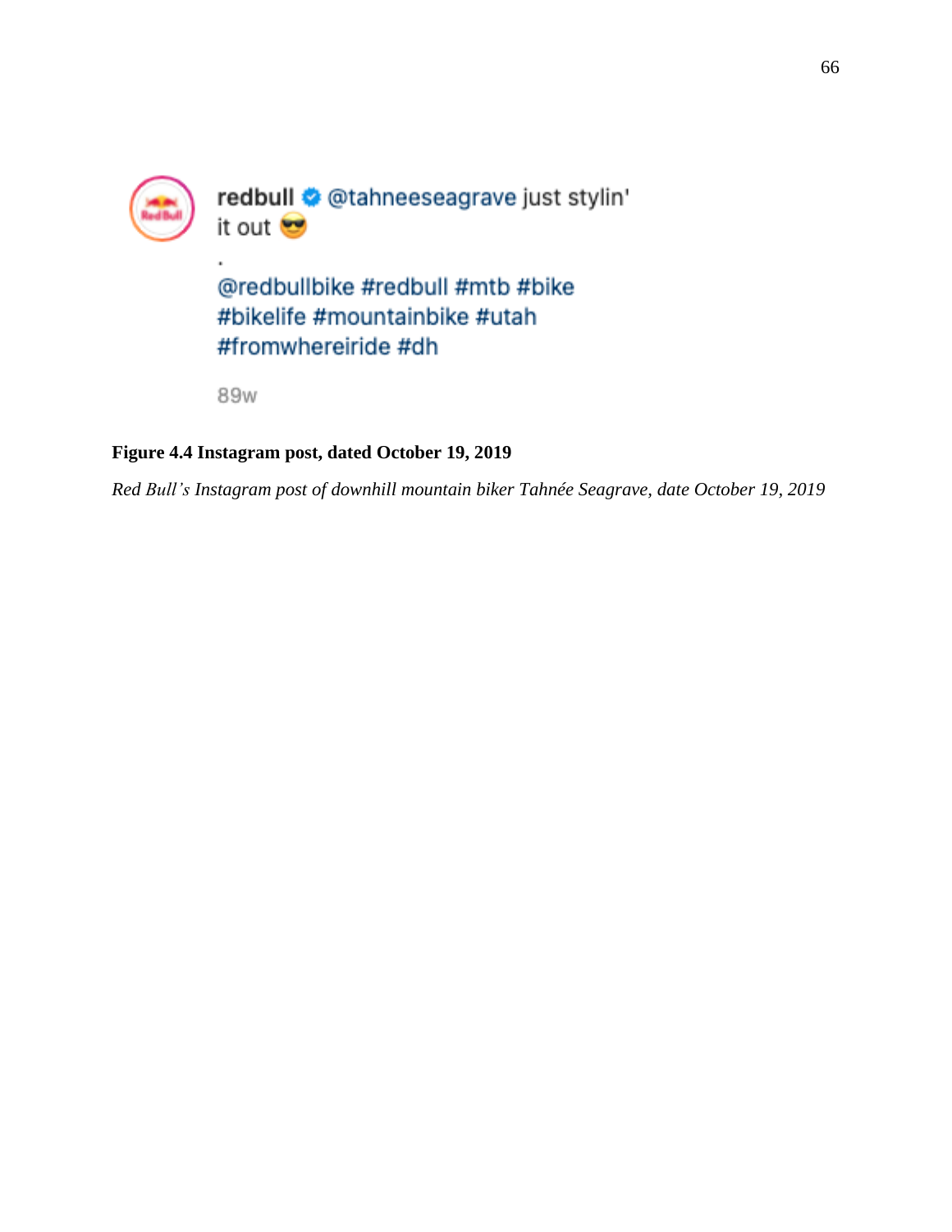redbull @tahneeseagrave just stylin' it out 😎

.

@redbullbike #redbull #mtb #bike #bikelife #mountainbike #utah #fromwhereiride #dh

89w

**Figure 4.4 Instagram post, dated October 19, 2019**

*Red Bull's Instagram post of downhill mountain biker Tahnée Seagrave, date October 19, 2019*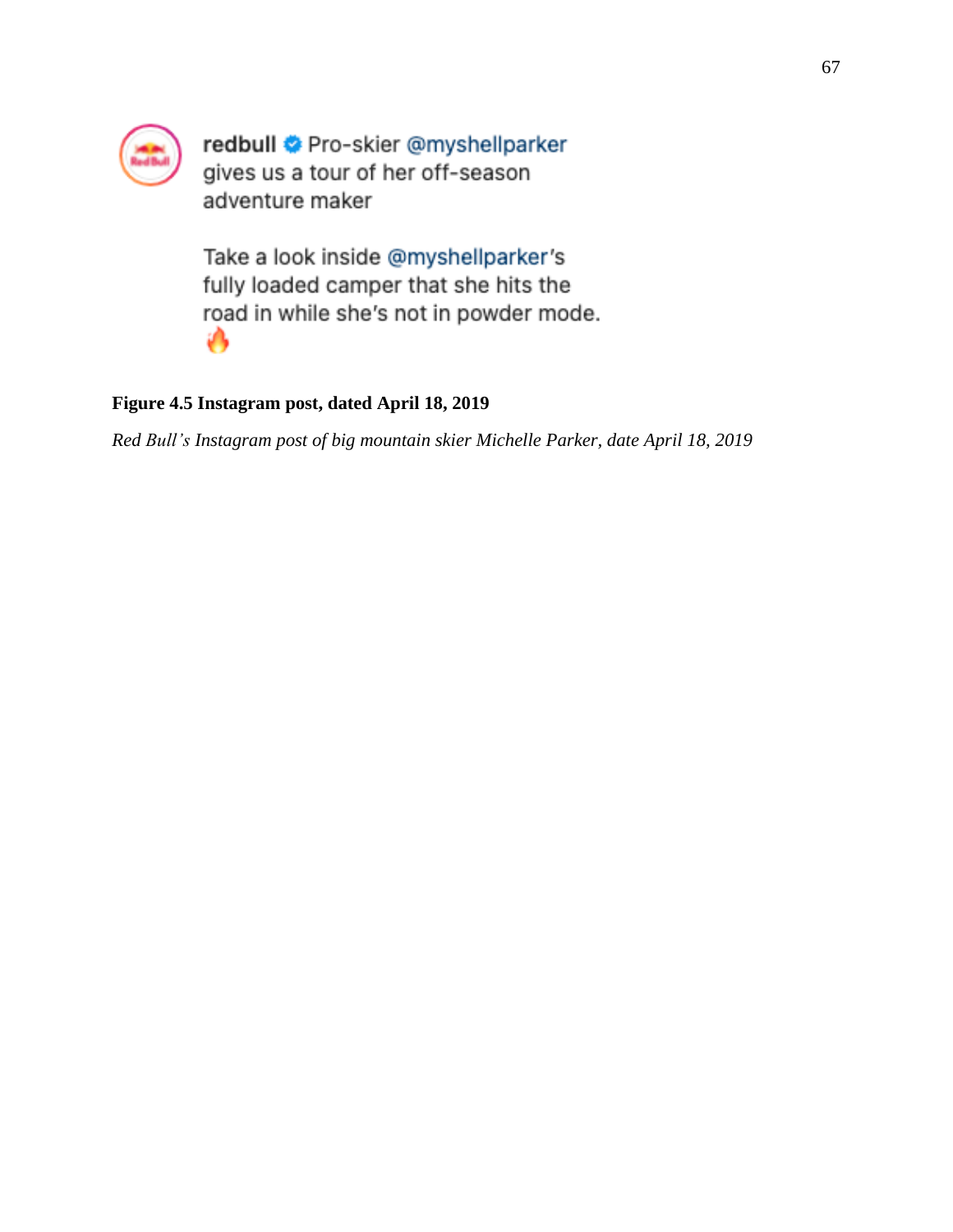redbull Pro-skier @myshellparker gives us a tour of her off-season adventure maker

Take a look inside @myshellparker's fully loaded camper that she hits the road in while she's not in powder mode. 🔥

**Figure 4.5 Instagram post, dated April 18, 2019**

*Red Bull's Instagram post of big mountain skier Michelle Parker, date April 18, 2019*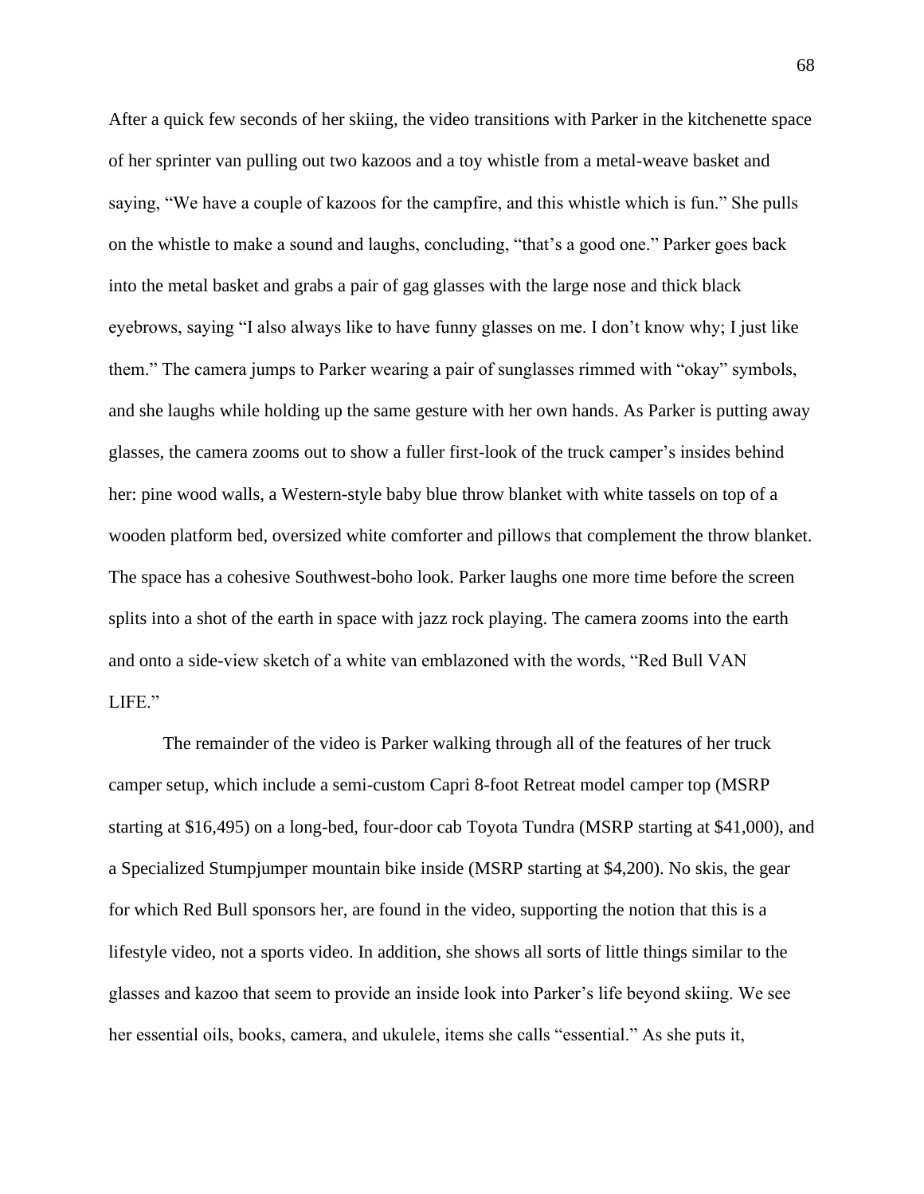After a quick few seconds of her skiing, the video transitions with Parker in the kitchenette space of her sprinter van pulling out two kazoos and a toy whistle from a metal-weave basket and saying, "We have a couple of kazoos for the campfire, and this whistle which is fun." She pulls on the whistle to make a sound and laughs, concluding, "that's a good one." Parker goes back into the metal basket and grabs a pair of gag glasses with the large nose and thick black eyebrows, saying "I also always like to have funny glasses on me. I don't know why; I just like them." The camera jumps to Parker wearing a pair of sunglasses rimmed with "okay" symbols, and she laughs while holding up the same gesture with her own hands. As Parker is putting away glasses, the camera zooms out to show a fuller first-look of the truck camper's insides behind her: pine wood walls, a Western-style baby blue throw blanket with white tassels on top of a wooden platform bed, oversized white comforter and pillows that complement the throw blanket. The space has a cohesive Southwest-boho look. Parker laughs one more time before the screen splits into a shot of the earth in space with jazz rock playing. The camera zooms into the earth and onto a side-view sketch of a white van emblazoned with the words, "Red Bull VAN LIFE."

The remainder of the video is Parker walking through all of the features of her truck camper setup, which include a semi-custom Capri 8-foot Retreat model camper top (MSRP starting at $16,495) on a long-bed, four-door cab Toyota Tundra (MSRP starting at $41,000), and a Specialized Stumpjumper mountain bike inside (MSRP starting at $4,200). No skis, the gear for which Red Bull sponsors her, are found in the video, supporting the notion that this is a lifestyle video, not a sports video. In addition, she shows all sorts of little things similar to the glasses and kazoo that seem to provide an inside look into Parker's life beyond skiing. We see her essential oils, books, camera, and ukulele, items she calls "essential." As she puts it,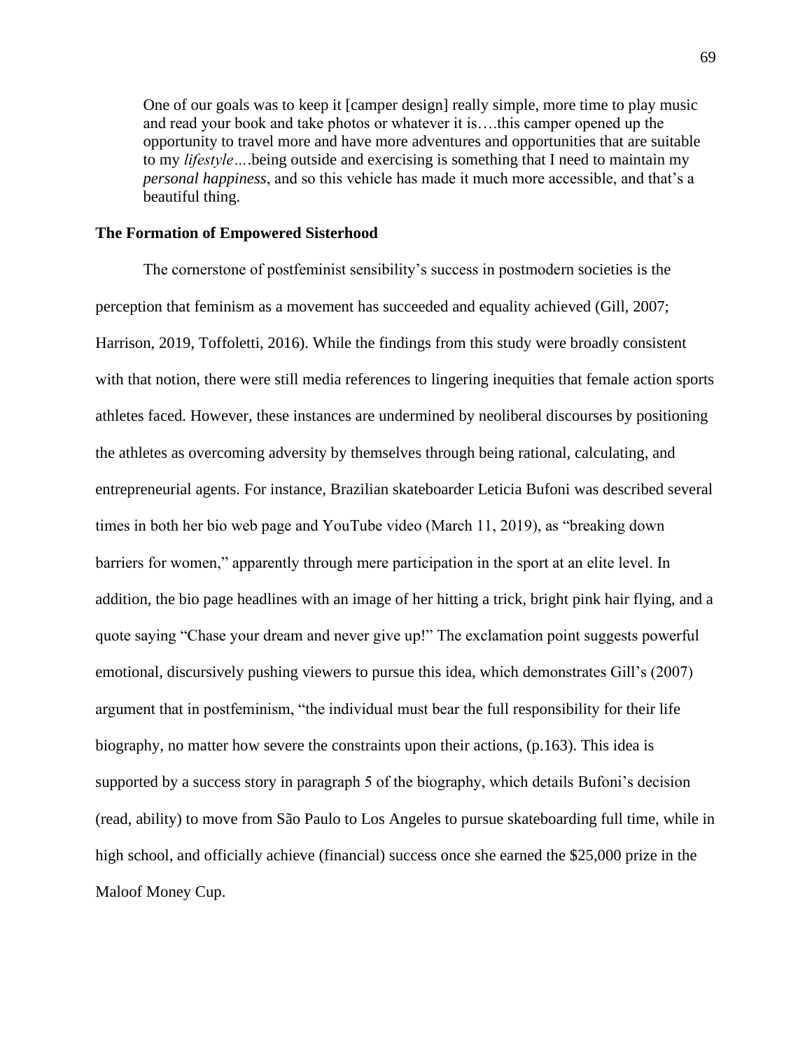> One of our goals was to keep it [camper design] really simple, more time to play music and read your book and take photos or whatever it is….this camper opened up the opportunity to travel more and have more adventures and opportunities that are suitable to my *lifestyle*….being outside and exercising is something that I need to maintain my *personal happiness*, and so this vehicle has made it much more accessible, and that's a beautiful thing.

**The Formation of Empowered Sisterhood**

The cornerstone of postfeminist sensibility's success in postmodern societies is the perception that feminism as a movement has succeeded and equality achieved (Gill, 2007; Harrison, 2019, Toffoletti, 2016). While the findings from this study were broadly consistent with that notion, there were still media references to lingering inequities that female action sports athletes faced. However, these instances are undermined by neoliberal discourses by positioning the athletes as overcoming adversity by themselves through being rational, calculating, and entrepreneurial agents. For instance, Brazilian skateboarder Leticia Bufoni was described several times in both her bio web page and YouTube video (March 11, 2019), as "breaking down barriers for women," apparently through mere participation in the sport at an elite level. In addition, the bio page headlines with an image of her hitting a trick, bright pink hair flying, and a quote saying "Chase your dream and never give up!" The exclamation point suggests powerful emotional, discursively pushing viewers to pursue this idea, which demonstrates Gill's (2007) argument that in postfeminism, "the individual must bear the full responsibility for their life biography, no matter how severe the constraints upon their actions, (p.163). This idea is supported by a success story in paragraph 5 of the biography, which details Bufoni's decision (read, ability) to move from São Paulo to Los Angeles to pursue skateboarding full time, while in high school, and officially achieve (financial) success once she earned the $25,000 prize in the Maloof Money Cup.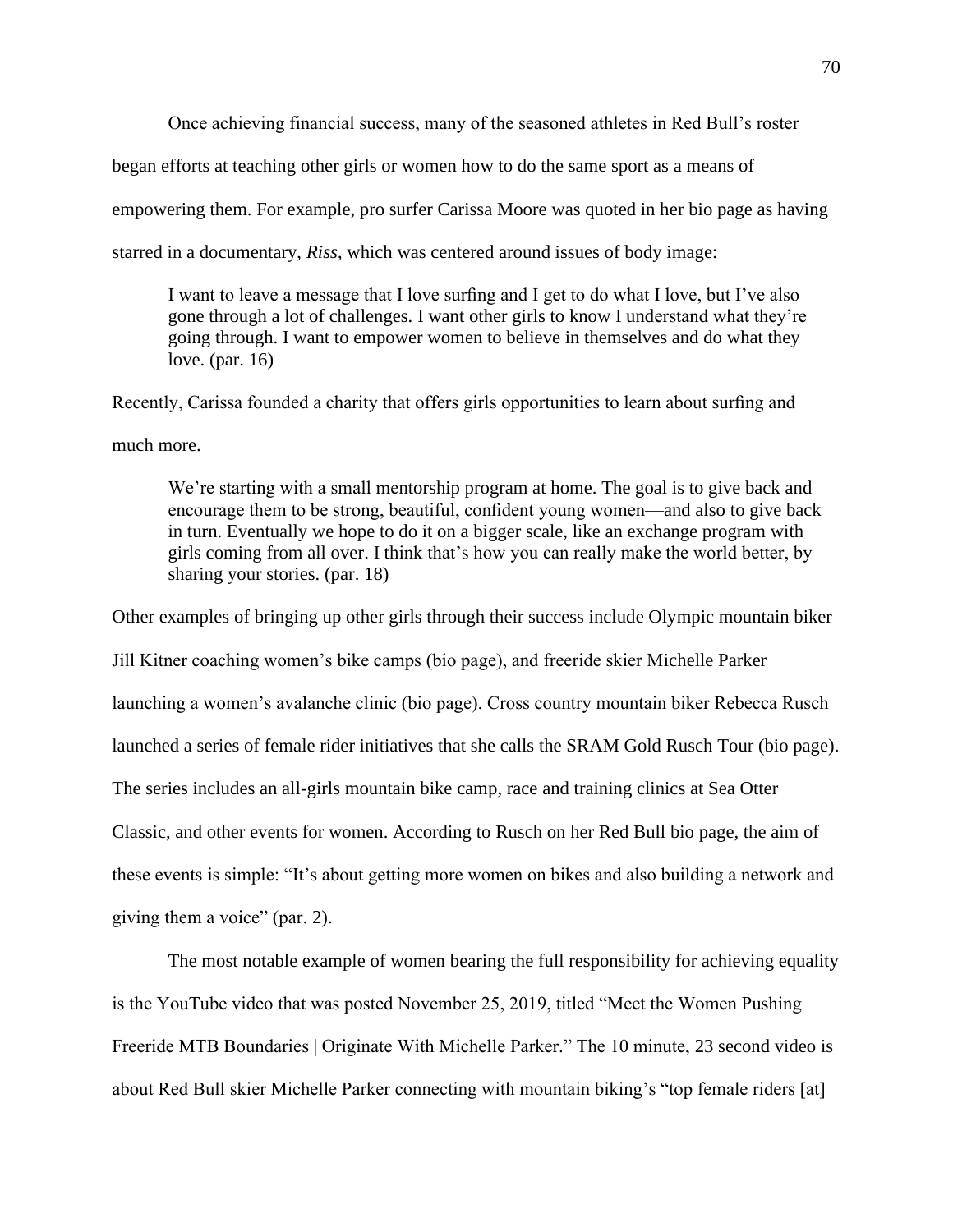Once achieving financial success, many of the seasoned athletes in Red Bull's roster began efforts at teaching other girls or women how to do the same sport as a means of empowering them. For example, pro surfer Carissa Moore was quoted in her bio page as having starred in a documentary, *Riss*, which was centered around issues of body image:

> I want to leave a message that I love surfing and I get to do what I love, but I've also gone through a lot of challenges. I want other girls to know I understand what they're going through. I want to empower women to believe in themselves and do what they love. (par. 16)

Recently, Carissa founded a charity that offers girls opportunities to learn about surfing and much more.

> We're starting with a small mentorship program at home. The goal is to give back and encourage them to be strong, beautiful, confident young women—and also to give back in turn. Eventually we hope to do it on a bigger scale, like an exchange program with girls coming from all over. I think that's how you can really make the world better, by sharing your stories. (par. 18)

Other examples of bringing up other girls through their success include Olympic mountain biker Jill Kitner coaching women's bike camps (bio page), and freeride skier Michelle Parker launching a women's avalanche clinic (bio page). Cross country mountain biker Rebecca Rusch launched a series of female rider initiatives that she calls the SRAM Gold Rusch Tour (bio page). The series includes an all-girls mountain bike camp, race and training clinics at Sea Otter Classic, and other events for women. According to Rusch on her Red Bull bio page, the aim of these events is simple: "It's about getting more women on bikes and also building a network and giving them a voice" (par. 2).

The most notable example of women bearing the full responsibility for achieving equality is the YouTube video that was posted November 25, 2019, titled "Meet the Women Pushing Freeride MTB Boundaries | Originate With Michelle Parker." The 10 minute, 23 second video is about Red Bull skier Michelle Parker connecting with mountain biking's "top female riders [at]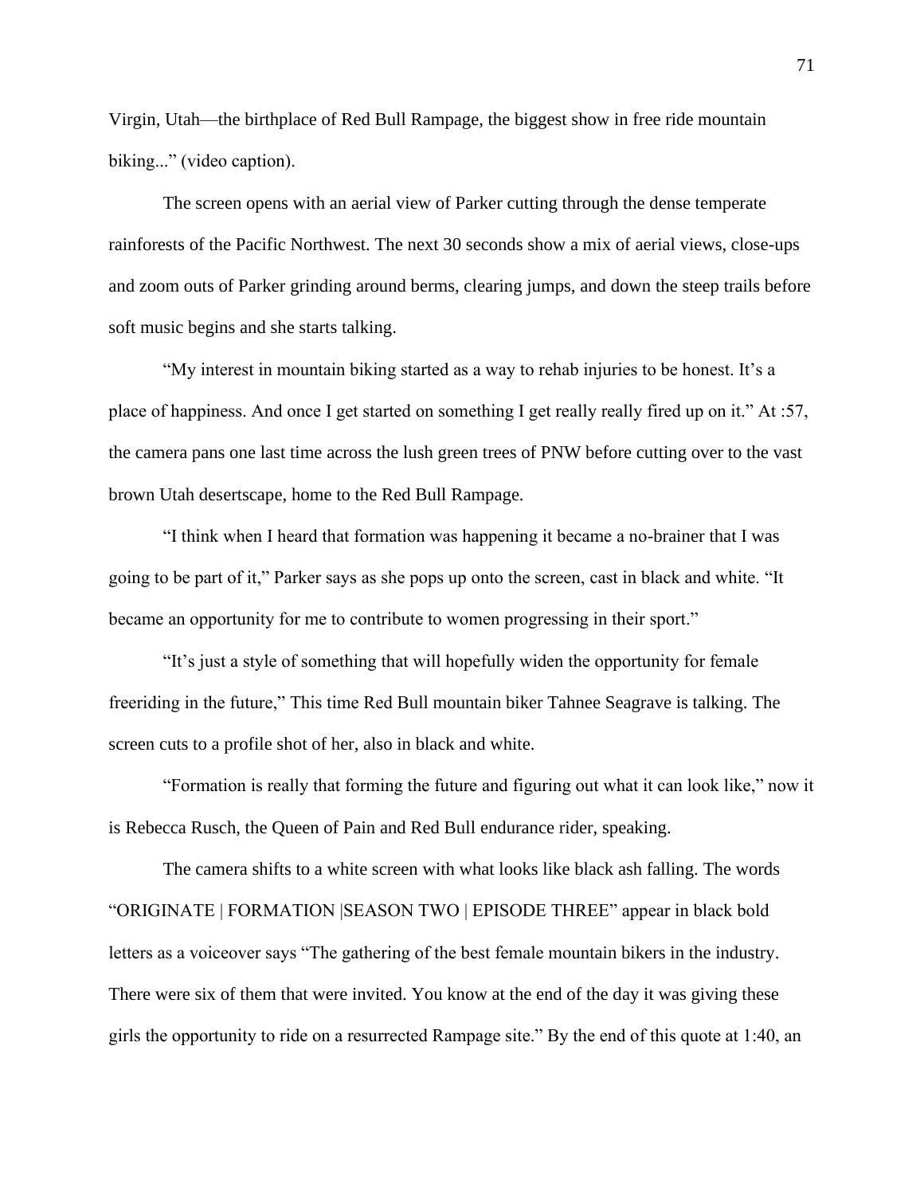Virgin, Utah—the birthplace of Red Bull Rampage, the biggest show in free ride mountain biking..." (video caption).

The screen opens with an aerial view of Parker cutting through the dense temperate rainforests of the Pacific Northwest. The next 30 seconds show a mix of aerial views, close-ups and zoom outs of Parker grinding around berms, clearing jumps, and down the steep trails before soft music begins and she starts talking.

"My interest in mountain biking started as a way to rehab injuries to be honest. It's a place of happiness. And once I get started on something I get really really fired up on it." At :57, the camera pans one last time across the lush green trees of PNW before cutting over to the vast brown Utah desertscape, home to the Red Bull Rampage.

"I think when I heard that formation was happening it became a no-brainer that I was going to be part of it," Parker says as she pops up onto the screen, cast in black and white. "It became an opportunity for me to contribute to women progressing in their sport."

"It's just a style of something that will hopefully widen the opportunity for female freeriding in the future," This time Red Bull mountain biker Tahnee Seagrave is talking. The screen cuts to a profile shot of her, also in black and white.

"Formation is really that forming the future and figuring out what it can look like," now it is Rebecca Rusch, the Queen of Pain and Red Bull endurance rider, speaking.

The camera shifts to a white screen with what looks like black ash falling. The words "ORIGINATE | FORMATION |SEASON TWO | EPISODE THREE" appear in black bold letters as a voiceover says "The gathering of the best female mountain bikers in the industry. There were six of them that were invited. You know at the end of the day it was giving these girls the opportunity to ride on a resurrected Rampage site." By the end of this quote at 1:40, an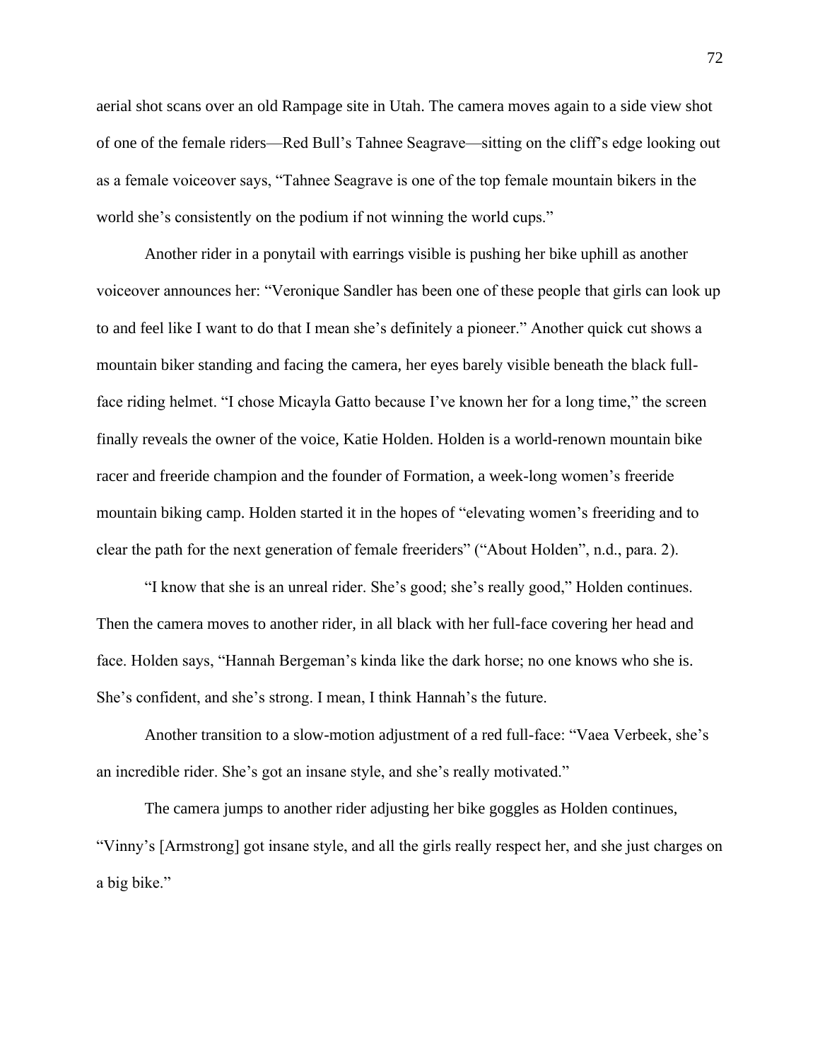aerial shot scans over an old Rampage site in Utah. The camera moves again to a side view shot of one of the female riders—Red Bull's Tahnee Seagrave—sitting on the cliff's edge looking out as a female voiceover says, "Tahnee Seagrave is one of the top female mountain bikers in the world she's consistently on the podium if not winning the world cups."

Another rider in a ponytail with earrings visible is pushing her bike uphill as another voiceover announces her: "Veronique Sandler has been one of these people that girls can look up to and feel like I want to do that I mean she's definitely a pioneer." Another quick cut shows a mountain biker standing and facing the camera, her eyes barely visible beneath the black full-face riding helmet. "I chose Micayla Gatto because I've known her for a long time," the screen finally reveals the owner of the voice, Katie Holden. Holden is a world-renown mountain bike racer and freeride champion and the founder of Formation, a week-long women's freeride mountain biking camp. Holden started it in the hopes of "elevating women's freeriding and to clear the path for the next generation of female freeriders" ("About Holden", n.d., para. 2).

"I know that she is an unreal rider. She's good; she's really good," Holden continues. Then the camera moves to another rider, in all black with her full-face covering her head and face. Holden says, "Hannah Bergeman's kinda like the dark horse; no one knows who she is. She's confident, and she's strong. I mean, I think Hannah's the future.

Another transition to a slow-motion adjustment of a red full-face: "Vaea Verbeek, she's an incredible rider. She's got an insane style, and she's really motivated."

The camera jumps to another rider adjusting her bike goggles as Holden continues, "Vinny's [Armstrong] got insane style, and all the girls really respect her, and she just charges on a big bike."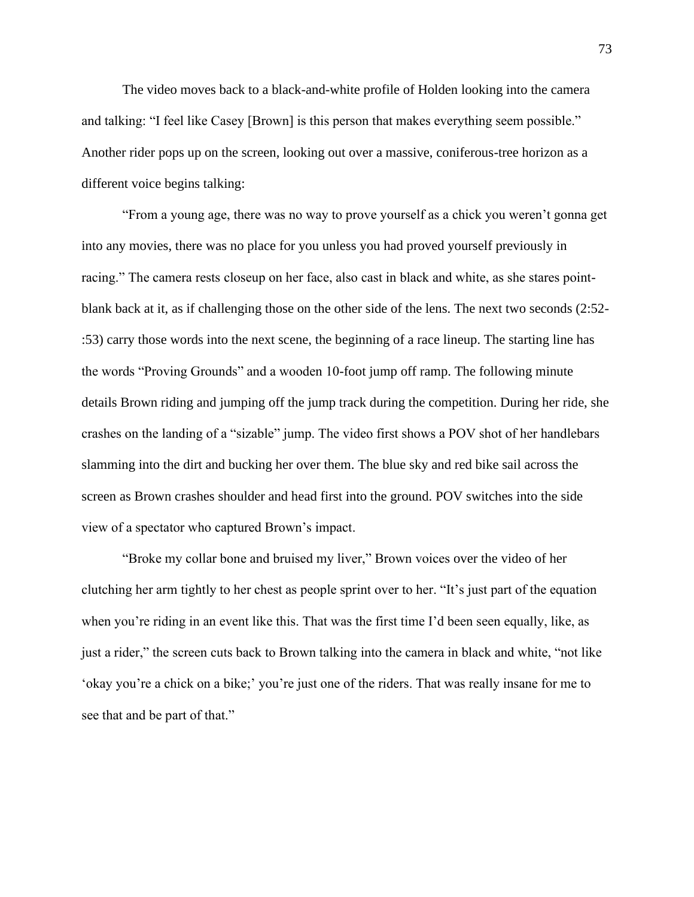The video moves back to a black-and-white profile of Holden looking into the camera and talking: "I feel like Casey [Brown] is this person that makes everything seem possible." Another rider pops up on the screen, looking out over a massive, coniferous-tree horizon as a different voice begins talking:

"From a young age, there was no way to prove yourself as a chick you weren't gonna get into any movies, there was no place for you unless you had proved yourself previously in racing." The camera rests closeup on her face, also cast in black and white, as she stares point-blank back at it, as if challenging those on the other side of the lens. The next two seconds (2:52-:53) carry those words into the next scene, the beginning of a race lineup. The starting line has the words "Proving Grounds" and a wooden 10-foot jump off ramp. The following minute details Brown riding and jumping off the jump track during the competition. During her ride, she crashes on the landing of a "sizable" jump. The video first shows a POV shot of her handlebars slamming into the dirt and bucking her over them. The blue sky and red bike sail across the screen as Brown crashes shoulder and head first into the ground. POV switches into the side view of a spectator who captured Brown's impact.

"Broke my collar bone and bruised my liver," Brown voices over the video of her clutching her arm tightly to her chest as people sprint over to her. "It's just part of the equation when you're riding in an event like this. That was the first time I'd been seen equally, like, as just a rider," the screen cuts back to Brown talking into the camera in black and white, "not like 'okay you're a chick on a bike;' you're just one of the riders. That was really insane for me to see that and be part of that."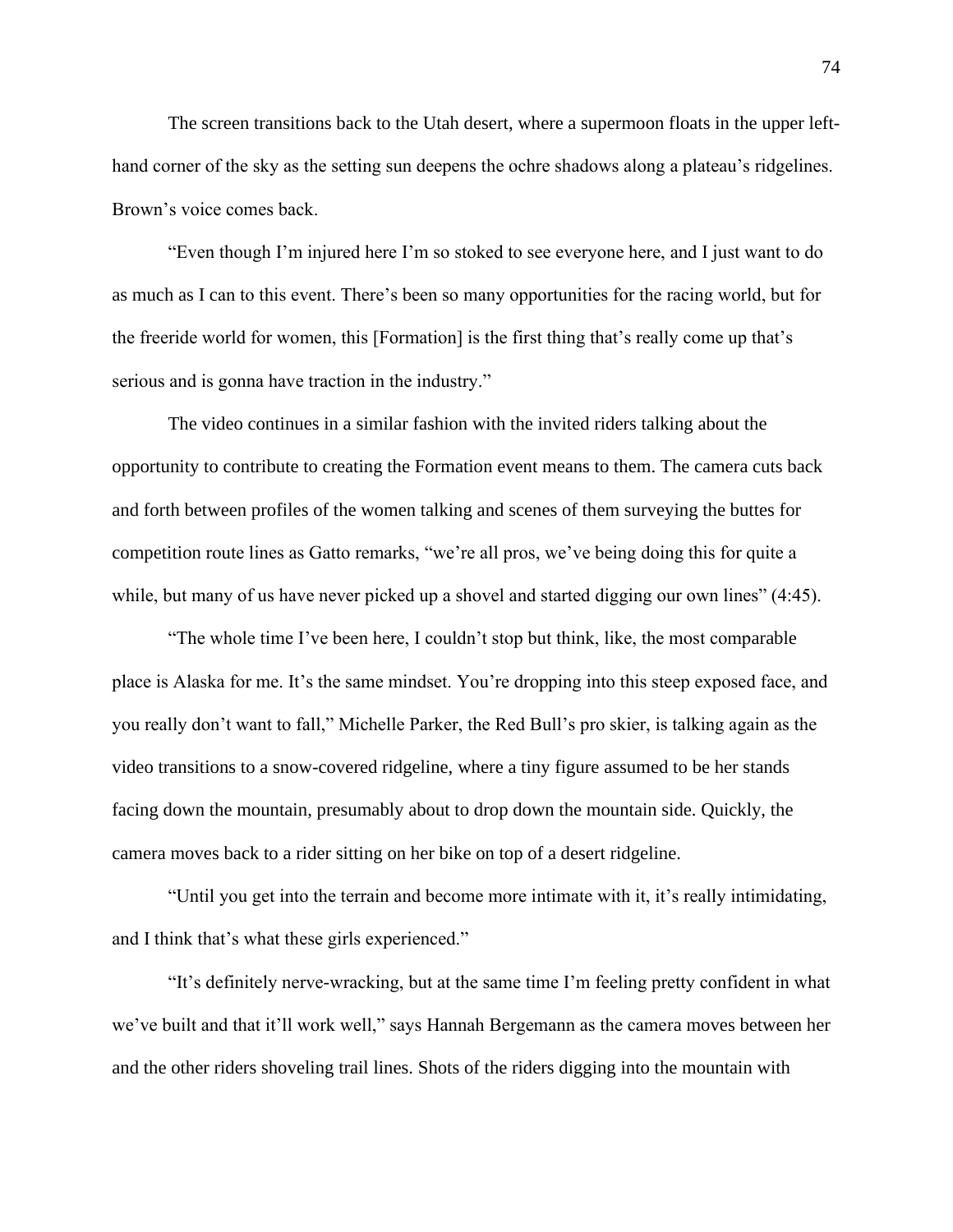The screen transitions back to the Utah desert, where a supermoon floats in the upper left-hand corner of the sky as the setting sun deepens the ochre shadows along a plateau's ridgelines. Brown's voice comes back.

"Even though I'm injured here I'm so stoked to see everyone here, and I just want to do as much as I can to this event. There's been so many opportunities for the racing world, but for the freeride world for women, this [Formation] is the first thing that's really come up that's serious and is gonna have traction in the industry."

The video continues in a similar fashion with the invited riders talking about the opportunity to contribute to creating the Formation event means to them. The camera cuts back and forth between profiles of the women talking and scenes of them surveying the buttes for competition route lines as Gatto remarks, "we're all pros, we've being doing this for quite a while, but many of us have never picked up a shovel and started digging our own lines" (4:45).

"The whole time I've been here, I couldn't stop but think, like, the most comparable place is Alaska for me. It's the same mindset. You're dropping into this steep exposed face, and you really don't want to fall," Michelle Parker, the Red Bull's pro skier, is talking again as the video transitions to a snow-covered ridgeline, where a tiny figure assumed to be her stands facing down the mountain, presumably about to drop down the mountain side. Quickly, the camera moves back to a rider sitting on her bike on top of a desert ridgeline.

"Until you get into the terrain and become more intimate with it, it's really intimidating, and I think that's what these girls experienced."

"It's definitely nerve-wracking, but at the same time I'm feeling pretty confident in what we've built and that it'll work well," says Hannah Bergemann as the camera moves between her and the other riders shoveling trail lines. Shots of the riders digging into the mountain with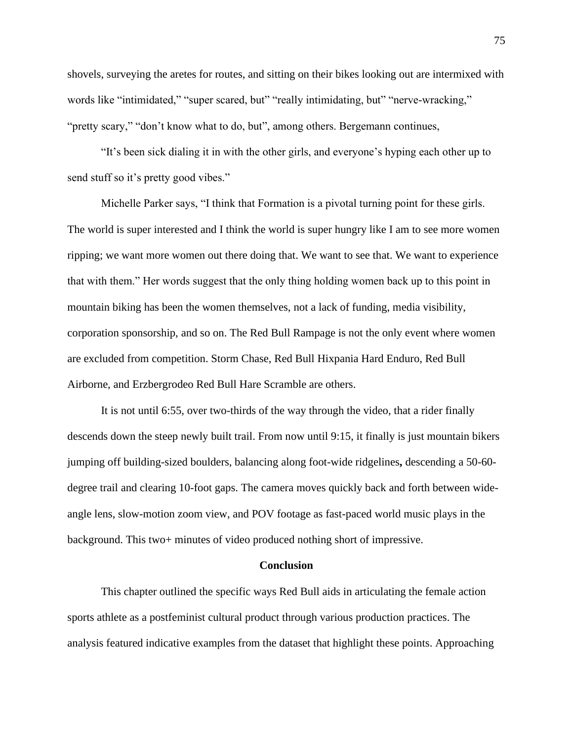shovels, surveying the aretes for routes, and sitting on their bikes looking out are intermixed with words like "intimidated," "super scared, but" "really intimidating, but" "nerve-wracking," "pretty scary," "don't know what to do, but", among others. Bergemann continues,

"It's been sick dialing it in with the other girls, and everyone's hyping each other up to send stuff so it's pretty good vibes."

Michelle Parker says, "I think that Formation is a pivotal turning point for these girls. The world is super interested and I think the world is super hungry like I am to see more women ripping; we want more women out there doing that. We want to see that. We want to experience that with them." Her words suggest that the only thing holding women back up to this point in mountain biking has been the women themselves, not a lack of funding, media visibility, corporation sponsorship, and so on. The Red Bull Rampage is not the only event where women are excluded from competition. Storm Chase, Red Bull Hixpania Hard Enduro, Red Bull Airborne, and Erzbergrodeo Red Bull Hare Scramble are others.

It is not until 6:55, over two-thirds of the way through the video, that a rider finally descends down the steep newly built trail. From now until 9:15, it finally is just mountain bikers jumping off building-sized boulders, balancing along foot-wide ridgelines**,** descending a 50-60-degree trail and clearing 10-foot gaps. The camera moves quickly back and forth between wide-angle lens, slow-motion zoom view, and POV footage as fast-paced world music plays in the background. This two+ minutes of video produced nothing short of impressive.

## Conclusion

This chapter outlined the specific ways Red Bull aids in articulating the female action sports athlete as a postfeminist cultural product through various production practices. The analysis featured indicative examples from the dataset that highlight these points. Approaching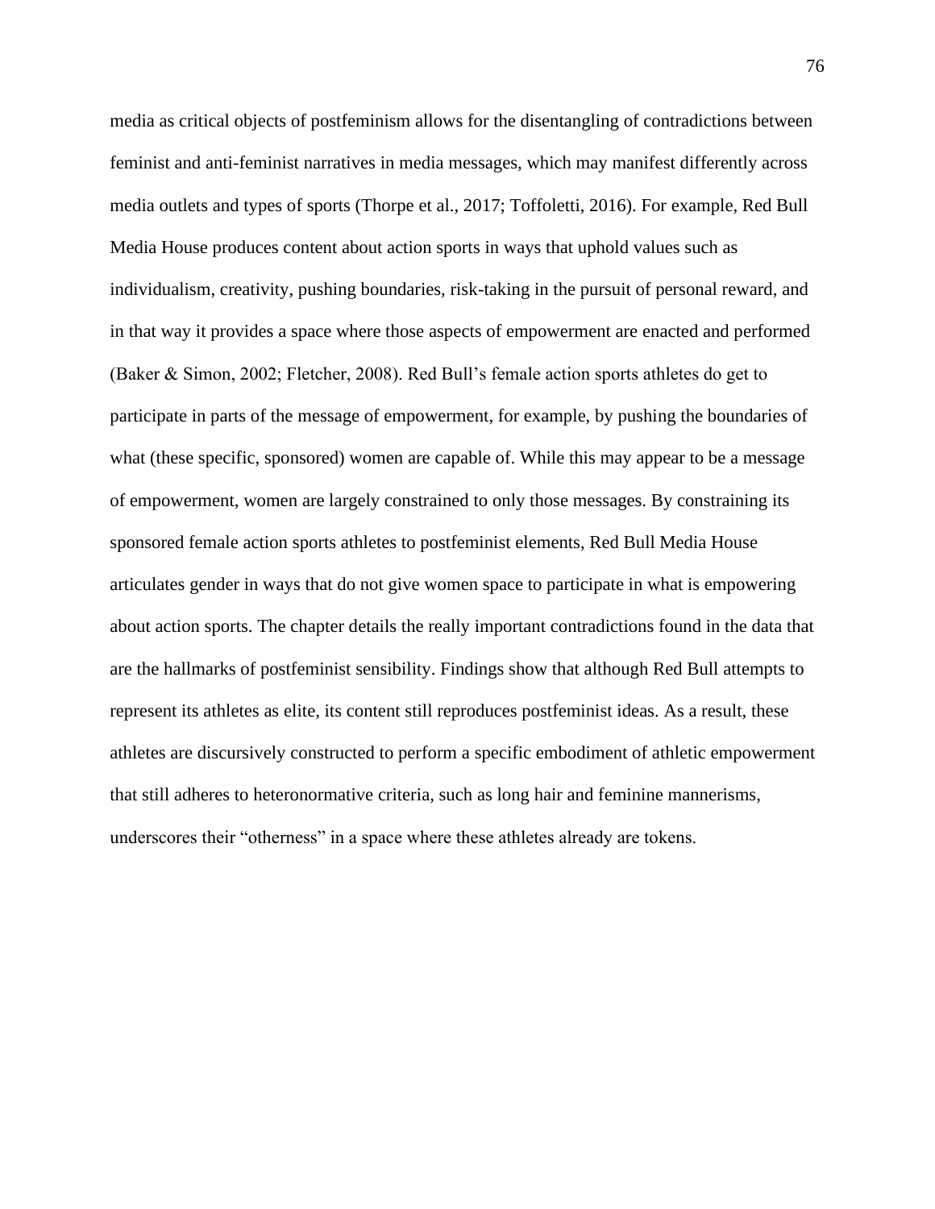media as critical objects of postfeminism allows for the disentangling of contradictions between feminist and anti-feminist narratives in media messages, which may manifest differently across media outlets and types of sports (Thorpe et al., 2017; Toffoletti, 2016). For example, Red Bull Media House produces content about action sports in ways that uphold values such as individualism, creativity, pushing boundaries, risk-taking in the pursuit of personal reward, and in that way it provides a space where those aspects of empowerment are enacted and performed (Baker & Simon, 2002; Fletcher, 2008). Red Bull's female action sports athletes do get to participate in parts of the message of empowerment, for example, by pushing the boundaries of what (these specific, sponsored) women are capable of. While this may appear to be a message of empowerment, women are largely constrained to only those messages. By constraining its sponsored female action sports athletes to postfeminist elements, Red Bull Media House articulates gender in ways that do not give women space to participate in what is empowering about action sports. The chapter details the really important contradictions found in the data that are the hallmarks of postfeminist sensibility. Findings show that although Red Bull attempts to represent its athletes as elite, its content still reproduces postfeminist ideas. As a result, these athletes are discursively constructed to perform a specific embodiment of athletic empowerment that still adheres to heteronormative criteria, such as long hair and feminine mannerisms, underscores their "otherness" in a space where these athletes already are tokens.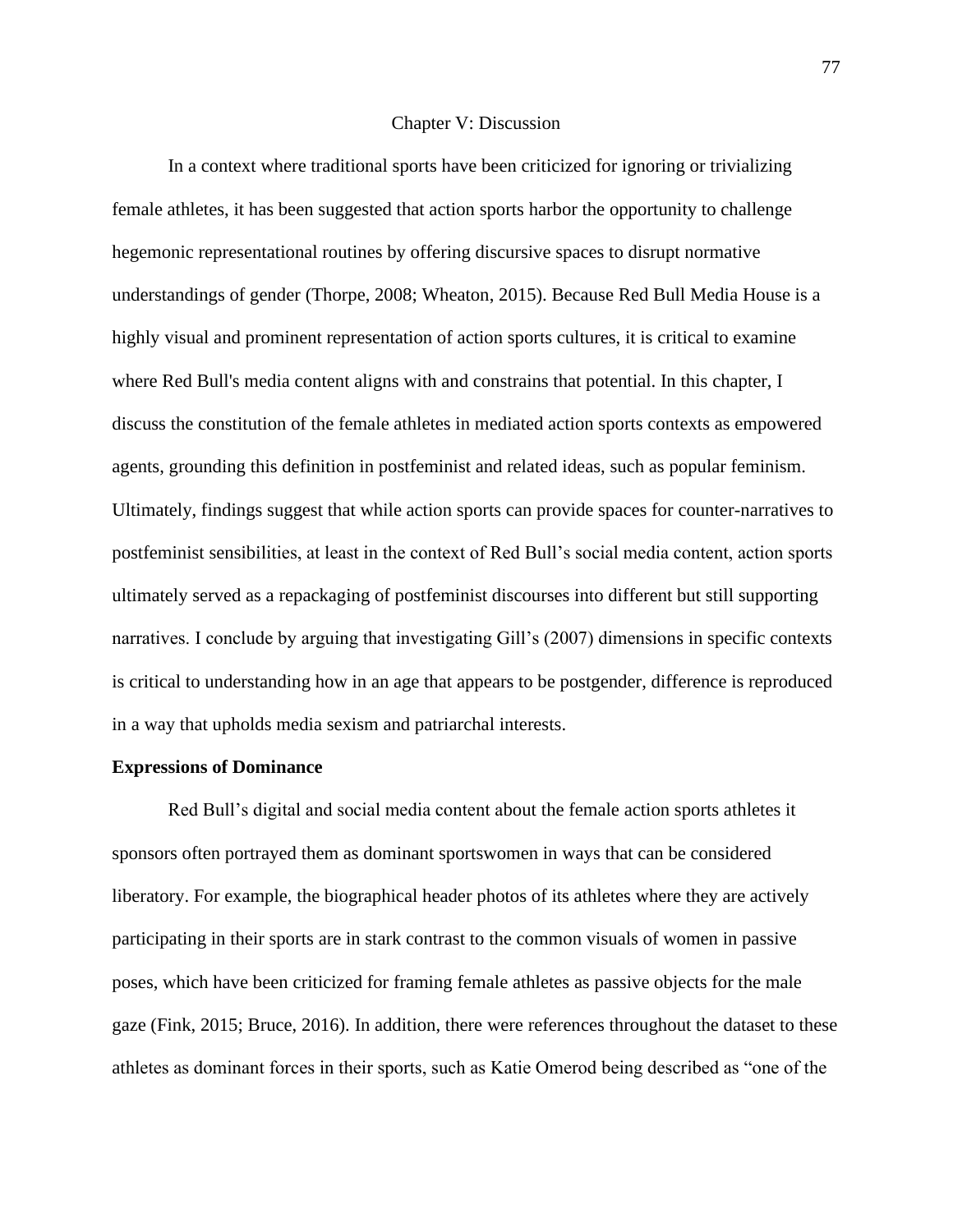# Chapter V: Discussion

In a context where traditional sports have been criticized for ignoring or trivializing female athletes, it has been suggested that action sports harbor the opportunity to challenge hegemonic representational routines by offering discursive spaces to disrupt normative understandings of gender (Thorpe, 2008; Wheaton, 2015). Because Red Bull Media House is a highly visual and prominent representation of action sports cultures, it is critical to examine where Red Bull's media content aligns with and constrains that potential. In this chapter, I discuss the constitution of the female athletes in mediated action sports contexts as empowered agents, grounding this definition in postfeminist and related ideas, such as popular feminism. Ultimately, findings suggest that while action sports can provide spaces for counter-narratives to postfeminist sensibilities, at least in the context of Red Bull's social media content, action sports ultimately served as a repackaging of postfeminist discourses into different but still supporting narratives. I conclude by arguing that investigating Gill's (2007) dimensions in specific contexts is critical to understanding how in an age that appears to be postgender, difference is reproduced in a way that upholds media sexism and patriarchal interests.

## Expressions of Dominance

Red Bull's digital and social media content about the female action sports athletes it sponsors often portrayed them as dominant sportswomen in ways that can be considered liberatory. For example, the biographical header photos of its athletes where they are actively participating in their sports are in stark contrast to the common visuals of women in passive poses, which have been criticized for framing female athletes as passive objects for the male gaze (Fink, 2015; Bruce, 2016). In addition, there were references throughout the dataset to these athletes as dominant forces in their sports, such as Katie Omerod being described as "one of the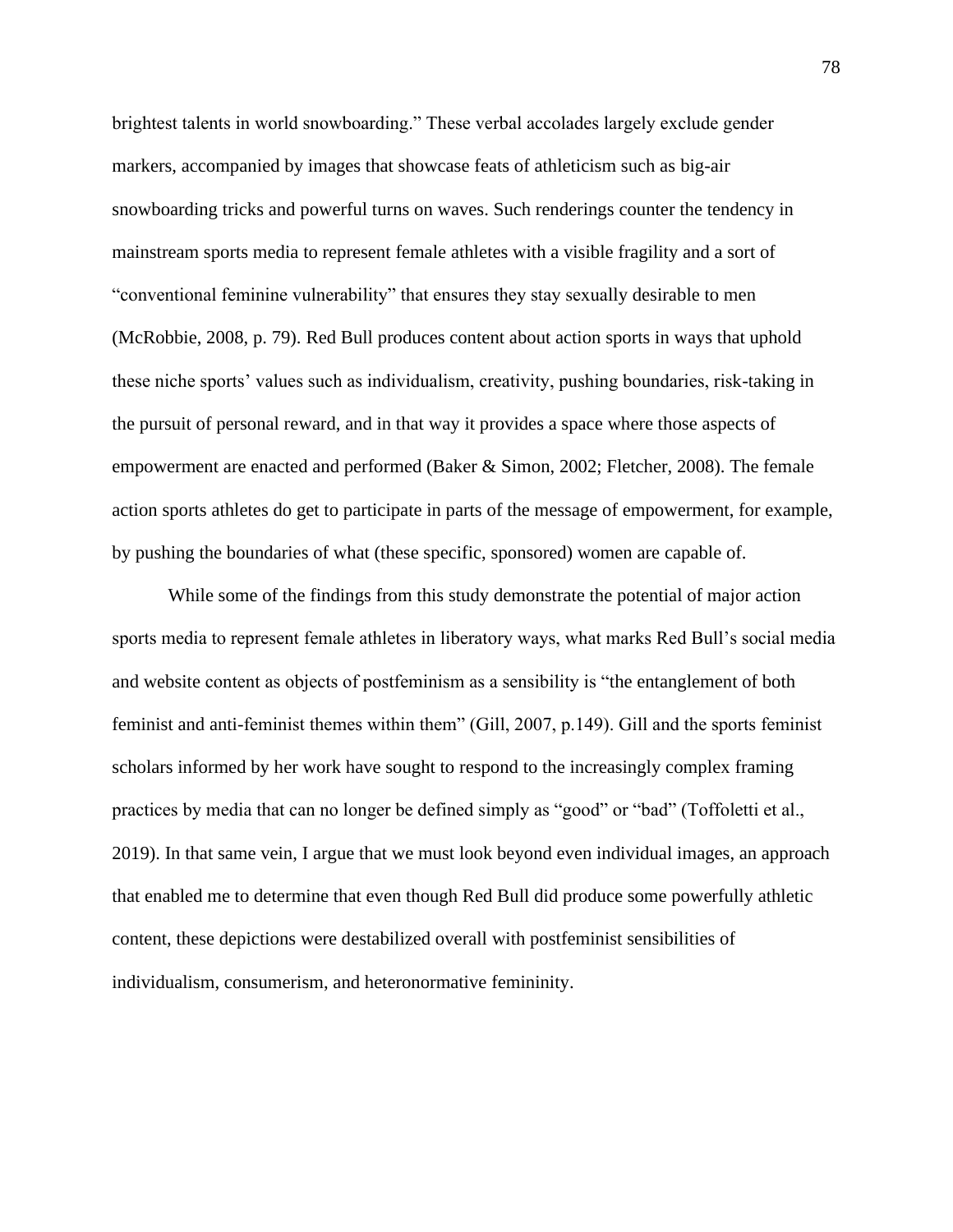brightest talents in world snowboarding." These verbal accolades largely exclude gender markers, accompanied by images that showcase feats of athleticism such as big-air snowboarding tricks and powerful turns on waves. Such renderings counter the tendency in mainstream sports media to represent female athletes with a visible fragility and a sort of "conventional feminine vulnerability" that ensures they stay sexually desirable to men (McRobbie, 2008, p. 79). Red Bull produces content about action sports in ways that uphold these niche sports' values such as individualism, creativity, pushing boundaries, risk-taking in the pursuit of personal reward, and in that way it provides a space where those aspects of empowerment are enacted and performed (Baker & Simon, 2002; Fletcher, 2008). The female action sports athletes do get to participate in parts of the message of empowerment, for example, by pushing the boundaries of what (these specific, sponsored) women are capable of.

While some of the findings from this study demonstrate the potential of major action sports media to represent female athletes in liberatory ways, what marks Red Bull's social media and website content as objects of postfeminism as a sensibility is "the entanglement of both feminist and anti-feminist themes within them" (Gill, 2007, p.149). Gill and the sports feminist scholars informed by her work have sought to respond to the increasingly complex framing practices by media that can no longer be defined simply as "good" or "bad" (Toffoletti et al., 2019). In that same vein, I argue that we must look beyond even individual images, an approach that enabled me to determine that even though Red Bull did produce some powerfully athletic content, these depictions were destabilized overall with postfeminist sensibilities of individualism, consumerism, and heteronormative femininity.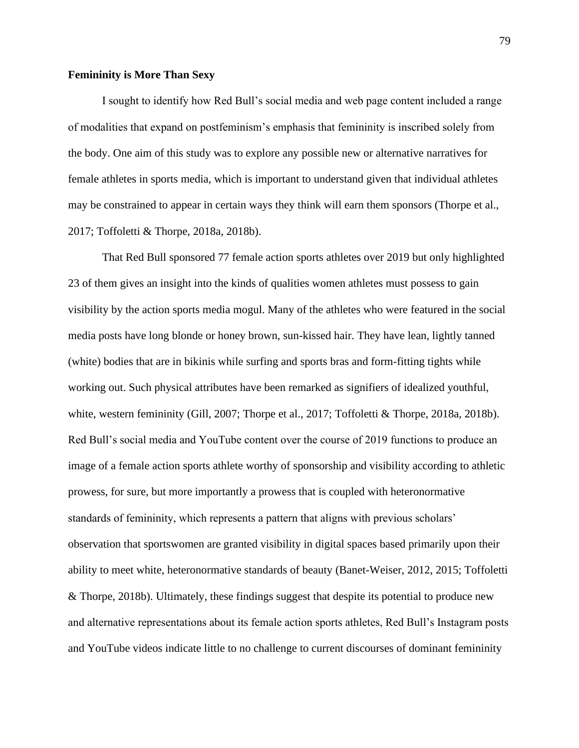**Femininity is More Than Sexy**

I sought to identify how Red Bull's social media and web page content included a range of modalities that expand on postfeminism's emphasis that femininity is inscribed solely from the body. One aim of this study was to explore any possible new or alternative narratives for female athletes in sports media, which is important to understand given that individual athletes may be constrained to appear in certain ways they think will earn them sponsors (Thorpe et al., 2017; Toffoletti & Thorpe, 2018a, 2018b).

That Red Bull sponsored 77 female action sports athletes over 2019 but only highlighted 23 of them gives an insight into the kinds of qualities women athletes must possess to gain visibility by the action sports media mogul. Many of the athletes who were featured in the social media posts have long blonde or honey brown, sun-kissed hair. They have lean, lightly tanned (white) bodies that are in bikinis while surfing and sports bras and form-fitting tights while working out. Such physical attributes have been remarked as signifiers of idealized youthful, white, western femininity (Gill, 2007; Thorpe et al., 2017; Toffoletti & Thorpe, 2018a, 2018b). Red Bull's social media and YouTube content over the course of 2019 functions to produce an image of a female action sports athlete worthy of sponsorship and visibility according to athletic prowess, for sure, but more importantly a prowess that is coupled with heteronormative standards of femininity, which represents a pattern that aligns with previous scholars' observation that sportswomen are granted visibility in digital spaces based primarily upon their ability to meet white, heteronormative standards of beauty (Banet-Weiser, 2012, 2015; Toffoletti & Thorpe, 2018b). Ultimately, these findings suggest that despite its potential to produce new and alternative representations about its female action sports athletes, Red Bull's Instagram posts and YouTube videos indicate little to no challenge to current discourses of dominant femininity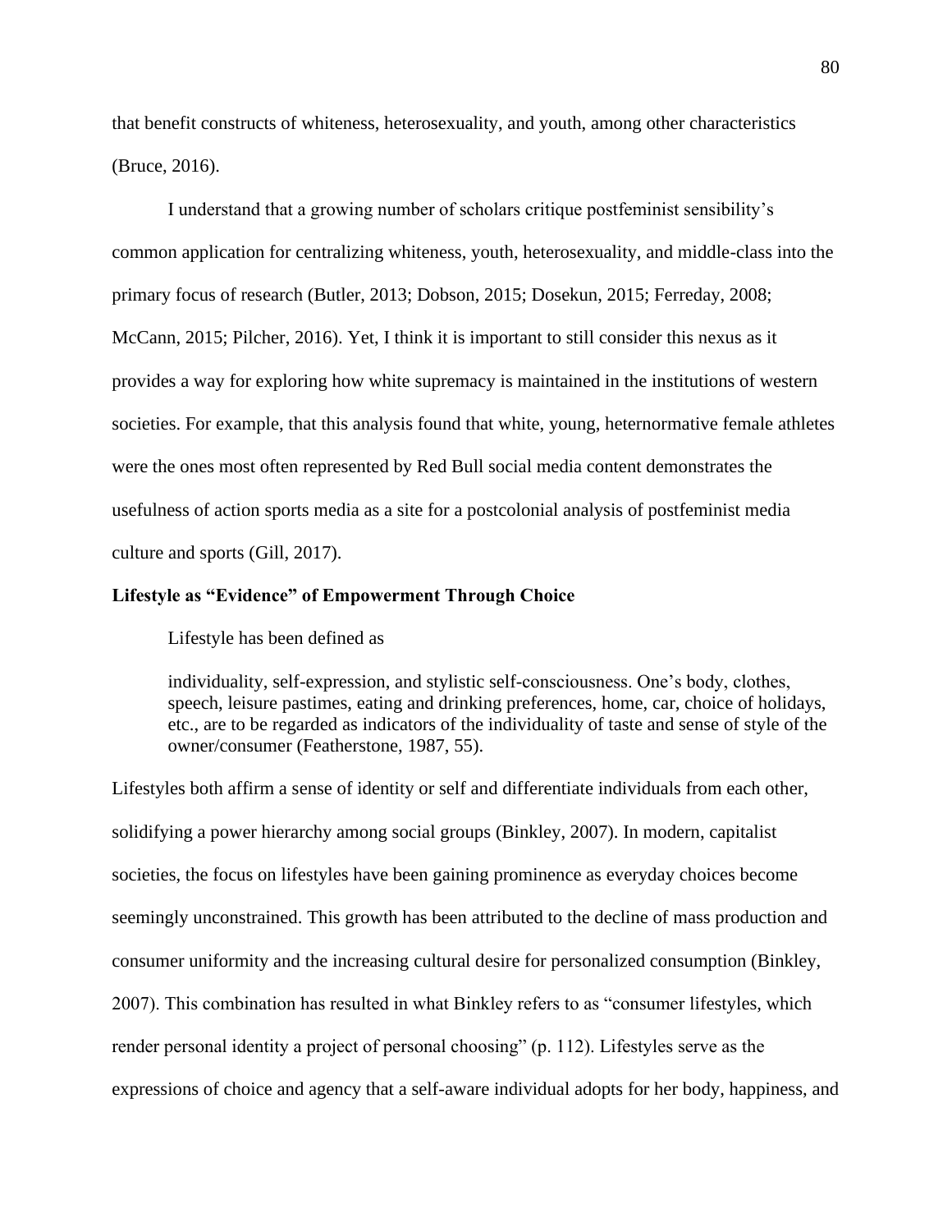that benefit constructs of whiteness, heterosexuality, and youth, among other characteristics (Bruce, 2016).

I understand that a growing number of scholars critique postfeminist sensibility's common application for centralizing whiteness, youth, heterosexuality, and middle-class into the primary focus of research (Butler, 2013; Dobson, 2015; Dosekun, 2015; Ferreday, 2008; McCann, 2015; Pilcher, 2016). Yet, I think it is important to still consider this nexus as it provides a way for exploring how white supremacy is maintained in the institutions of western societies. For example, that this analysis found that white, young, heternormative female athletes were the ones most often represented by Red Bull social media content demonstrates the usefulness of action sports media as a site for a postcolonial analysis of postfeminist media culture and sports (Gill, 2017).

**Lifestyle as "Evidence" of Empowerment Through Choice**

Lifestyle has been defined as

> individuality, self-expression, and stylistic self-consciousness. One's body, clothes, speech, leisure pastimes, eating and drinking preferences, home, car, choice of holidays, etc., are to be regarded as indicators of the individuality of taste and sense of style of the owner/consumer (Featherstone, 1987, 55).

Lifestyles both affirm a sense of identity or self and differentiate individuals from each other, solidifying a power hierarchy among social groups (Binkley, 2007). In modern, capitalist societies, the focus on lifestyles have been gaining prominence as everyday choices become seemingly unconstrained. This growth has been attributed to the decline of mass production and consumer uniformity and the increasing cultural desire for personalized consumption (Binkley, 2007). This combination has resulted in what Binkley refers to as "consumer lifestyles, which render personal identity a project of personal choosing" (p. 112). Lifestyles serve as the expressions of choice and agency that a self-aware individual adopts for her body, happiness, and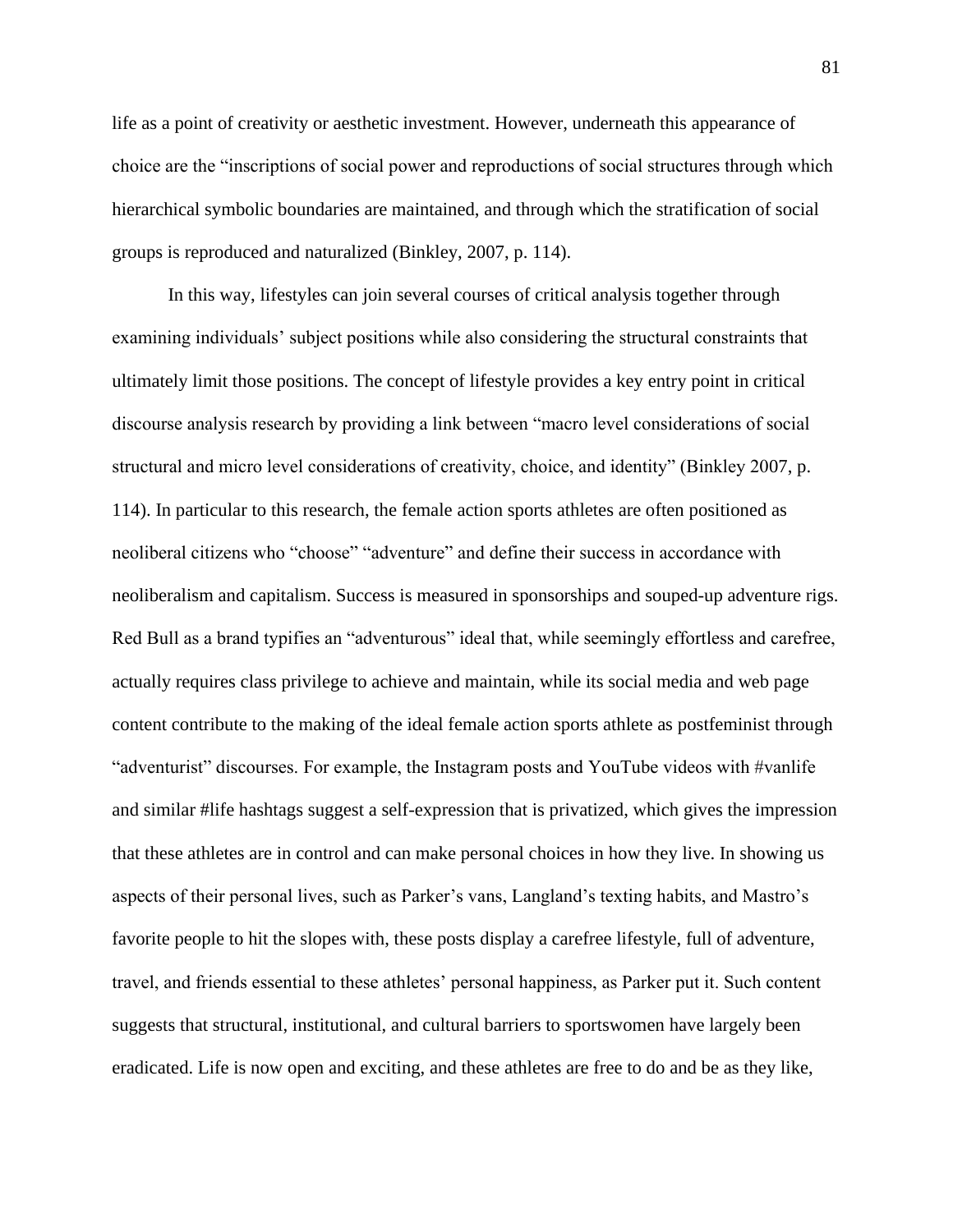life as a point of creativity or aesthetic investment. However, underneath this appearance of choice are the "inscriptions of social power and reproductions of social structures through which hierarchical symbolic boundaries are maintained, and through which the stratification of social groups is reproduced and naturalized (Binkley, 2007, p. 114).

In this way, lifestyles can join several courses of critical analysis together through examining individuals' subject positions while also considering the structural constraints that ultimately limit those positions. The concept of lifestyle provides a key entry point in critical discourse analysis research by providing a link between "macro level considerations of social structural and micro level considerations of creativity, choice, and identity" (Binkley 2007, p. 114). In particular to this research, the female action sports athletes are often positioned as neoliberal citizens who "choose" "adventure" and define their success in accordance with neoliberalism and capitalism. Success is measured in sponsorships and souped-up adventure rigs. Red Bull as a brand typifies an "adventurous" ideal that, while seemingly effortless and carefree, actually requires class privilege to achieve and maintain, while its social media and web page content contribute to the making of the ideal female action sports athlete as postfeminist through "adventurist" discourses. For example, the Instagram posts and YouTube videos with #vanlife and similar #life hashtags suggest a self-expression that is privatized, which gives the impression that these athletes are in control and can make personal choices in how they live. In showing us aspects of their personal lives, such as Parker's vans, Langland's texting habits, and Mastro's favorite people to hit the slopes with, these posts display a carefree lifestyle, full of adventure, travel, and friends essential to these athletes' personal happiness, as Parker put it. Such content suggests that structural, institutional, and cultural barriers to sportswomen have largely been eradicated. Life is now open and exciting, and these athletes are free to do and be as they like,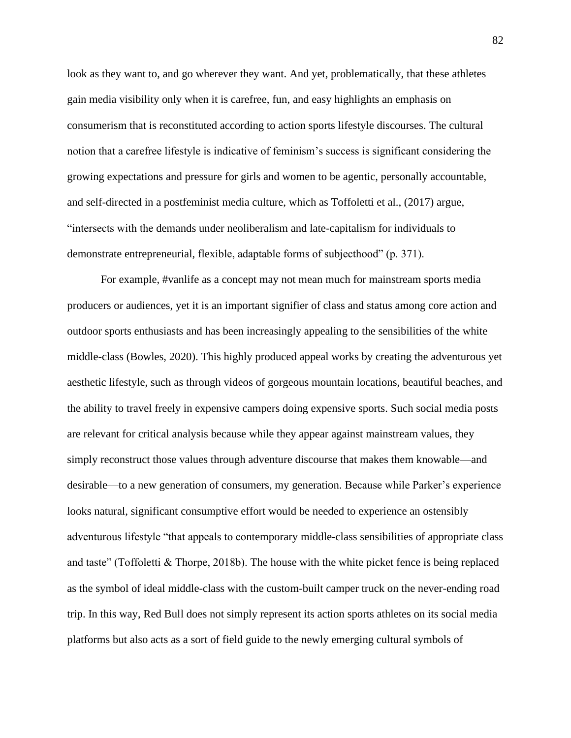look as they want to, and go wherever they want. And yet, problematically, that these athletes gain media visibility only when it is carefree, fun, and easy highlights an emphasis on consumerism that is reconstituted according to action sports lifestyle discourses. The cultural notion that a carefree lifestyle is indicative of feminism's success is significant considering the growing expectations and pressure for girls and women to be agentic, personally accountable, and self-directed in a postfeminist media culture, which as Toffoletti et al., (2017) argue, "intersects with the demands under neoliberalism and late-capitalism for individuals to demonstrate entrepreneurial, flexible, adaptable forms of subjecthood" (p. 371).

For example, #vanlife as a concept may not mean much for mainstream sports media producers or audiences, yet it is an important signifier of class and status among core action and outdoor sports enthusiasts and has been increasingly appealing to the sensibilities of the white middle-class (Bowles, 2020). This highly produced appeal works by creating the adventurous yet aesthetic lifestyle, such as through videos of gorgeous mountain locations, beautiful beaches, and the ability to travel freely in expensive campers doing expensive sports. Such social media posts are relevant for critical analysis because while they appear against mainstream values, they simply reconstruct those values through adventure discourse that makes them knowable—and desirable—to a new generation of consumers, my generation. Because while Parker's experience looks natural, significant consumptive effort would be needed to experience an ostensibly adventurous lifestyle "that appeals to contemporary middle-class sensibilities of appropriate class and taste" (Toffoletti & Thorpe, 2018b). The house with the white picket fence is being replaced as the symbol of ideal middle-class with the custom-built camper truck on the never-ending road trip. In this way, Red Bull does not simply represent its action sports athletes on its social media platforms but also acts as a sort of field guide to the newly emerging cultural symbols of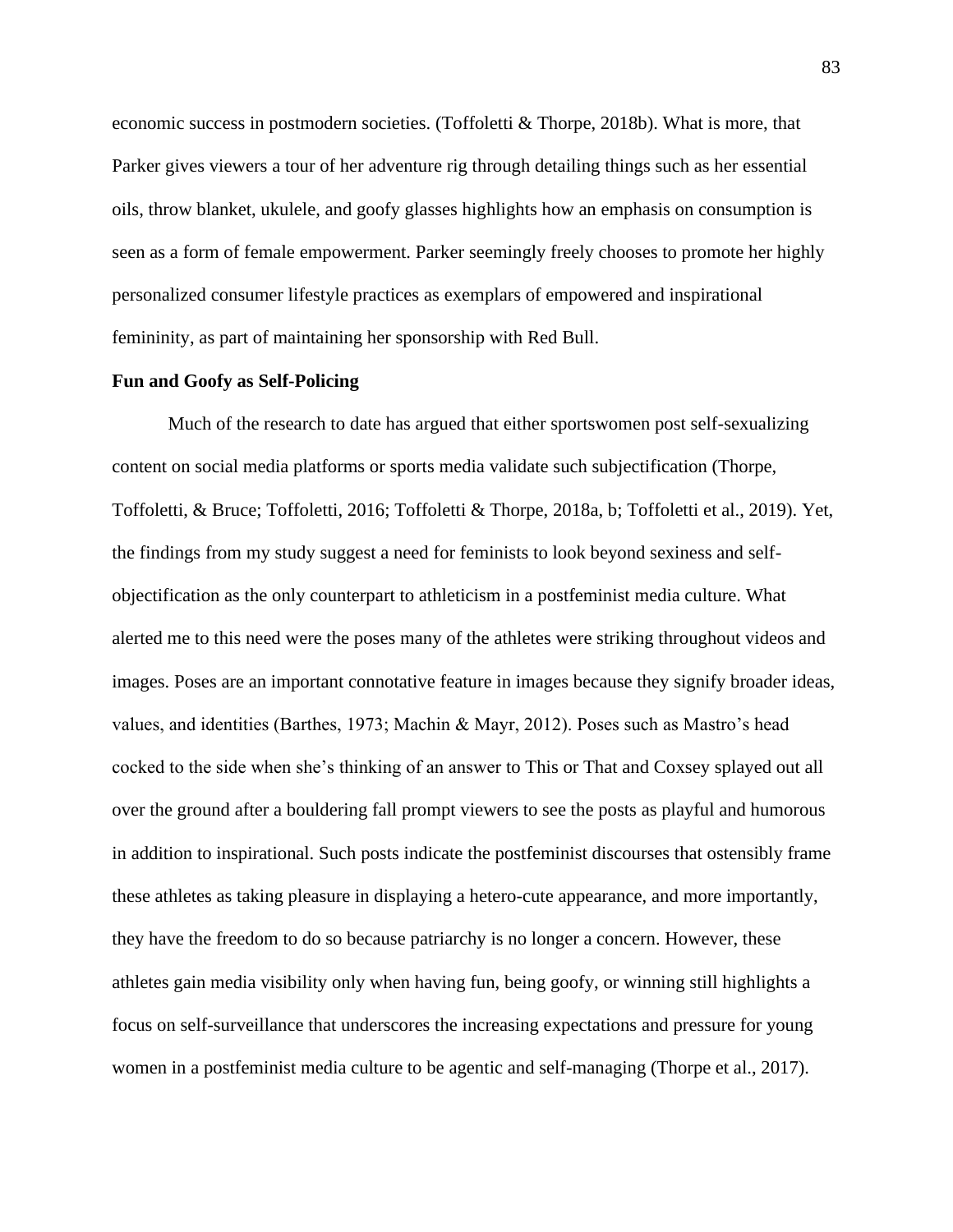economic success in postmodern societies. (Toffoletti & Thorpe, 2018b). What is more, that Parker gives viewers a tour of her adventure rig through detailing things such as her essential oils, throw blanket, ukulele, and goofy glasses highlights how an emphasis on consumption is seen as a form of female empowerment. Parker seemingly freely chooses to promote her highly personalized consumer lifestyle practices as exemplars of empowered and inspirational femininity, as part of maintaining her sponsorship with Red Bull.

**Fun and Goofy as Self-Policing**

Much of the research to date has argued that either sportswomen post self-sexualizing content on social media platforms or sports media validate such subjectification (Thorpe, Toffoletti, & Bruce; Toffoletti, 2016; Toffoletti & Thorpe, 2018a, b; Toffoletti et al., 2019). Yet, the findings from my study suggest a need for feminists to look beyond sexiness and self-objectification as the only counterpart to athleticism in a postfeminist media culture. What alerted me to this need were the poses many of the athletes were striking throughout videos and images. Poses are an important connotative feature in images because they signify broader ideas, values, and identities (Barthes, 1973; Machin & Mayr, 2012). Poses such as Mastro's head cocked to the side when she's thinking of an answer to This or That and Coxsey splayed out all over the ground after a bouldering fall prompt viewers to see the posts as playful and humorous in addition to inspirational. Such posts indicate the postfeminist discourses that ostensibly frame these athletes as taking pleasure in displaying a hetero-cute appearance, and more importantly, they have the freedom to do so because patriarchy is no longer a concern. However, these athletes gain media visibility only when having fun, being goofy, or winning still highlights a focus on self-surveillance that underscores the increasing expectations and pressure for young women in a postfeminist media culture to be agentic and self-managing (Thorpe et al., 2017).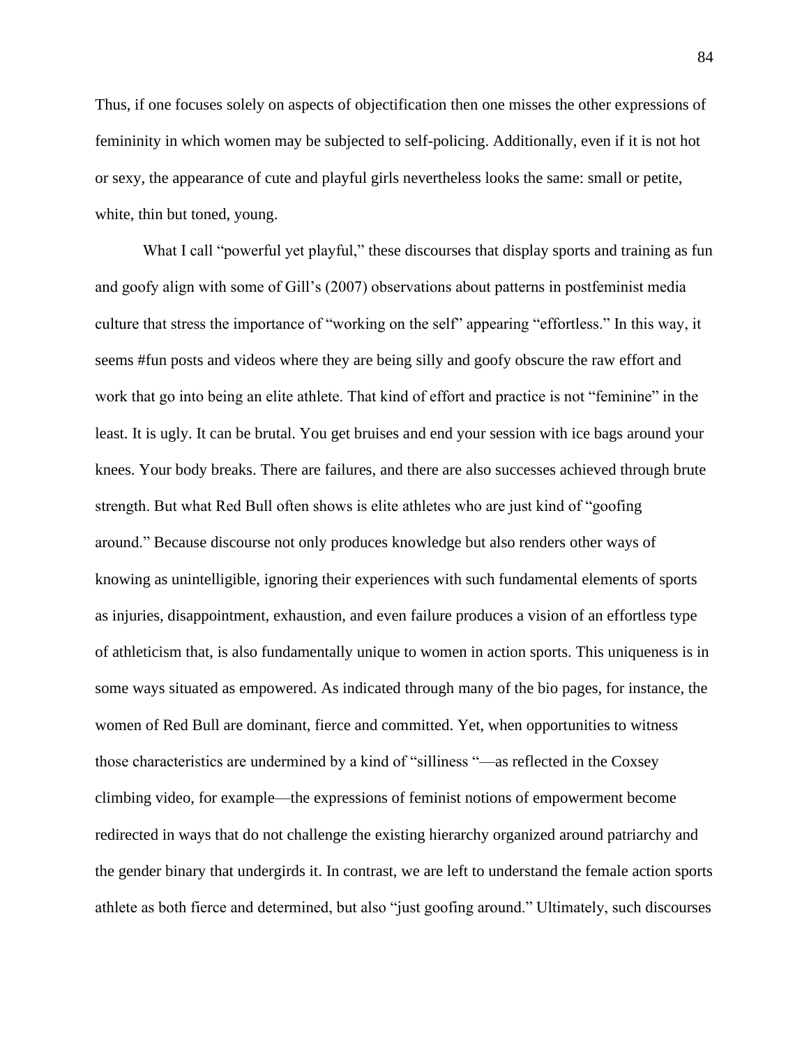Thus, if one focuses solely on aspects of objectification then one misses the other expressions of femininity in which women may be subjected to self-policing. Additionally, even if it is not hot or sexy, the appearance of cute and playful girls nevertheless looks the same: small or petite, white, thin but toned, young.

What I call "powerful yet playful," these discourses that display sports and training as fun and goofy align with some of Gill's (2007) observations about patterns in postfeminist media culture that stress the importance of "working on the self" appearing "effortless." In this way, it seems #fun posts and videos where they are being silly and goofy obscure the raw effort and work that go into being an elite athlete. That kind of effort and practice is not "feminine" in the least. It is ugly. It can be brutal. You get bruises and end your session with ice bags around your knees. Your body breaks. There are failures, and there are also successes achieved through brute strength. But what Red Bull often shows is elite athletes who are just kind of "goofing around." Because discourse not only produces knowledge but also renders other ways of knowing as unintelligible, ignoring their experiences with such fundamental elements of sports as injuries, disappointment, exhaustion, and even failure produces a vision of an effortless type of athleticism that, is also fundamentally unique to women in action sports. This uniqueness is in some ways situated as empowered. As indicated through many of the bio pages, for instance, the women of Red Bull are dominant, fierce and committed. Yet, when opportunities to witness those characteristics are undermined by a kind of "silliness "—as reflected in the Coxsey climbing video, for example—the expressions of feminist notions of empowerment become redirected in ways that do not challenge the existing hierarchy organized around patriarchy and the gender binary that undergirds it. In contrast, we are left to understand the female action sports athlete as both fierce and determined, but also "just goofing around." Ultimately, such discourses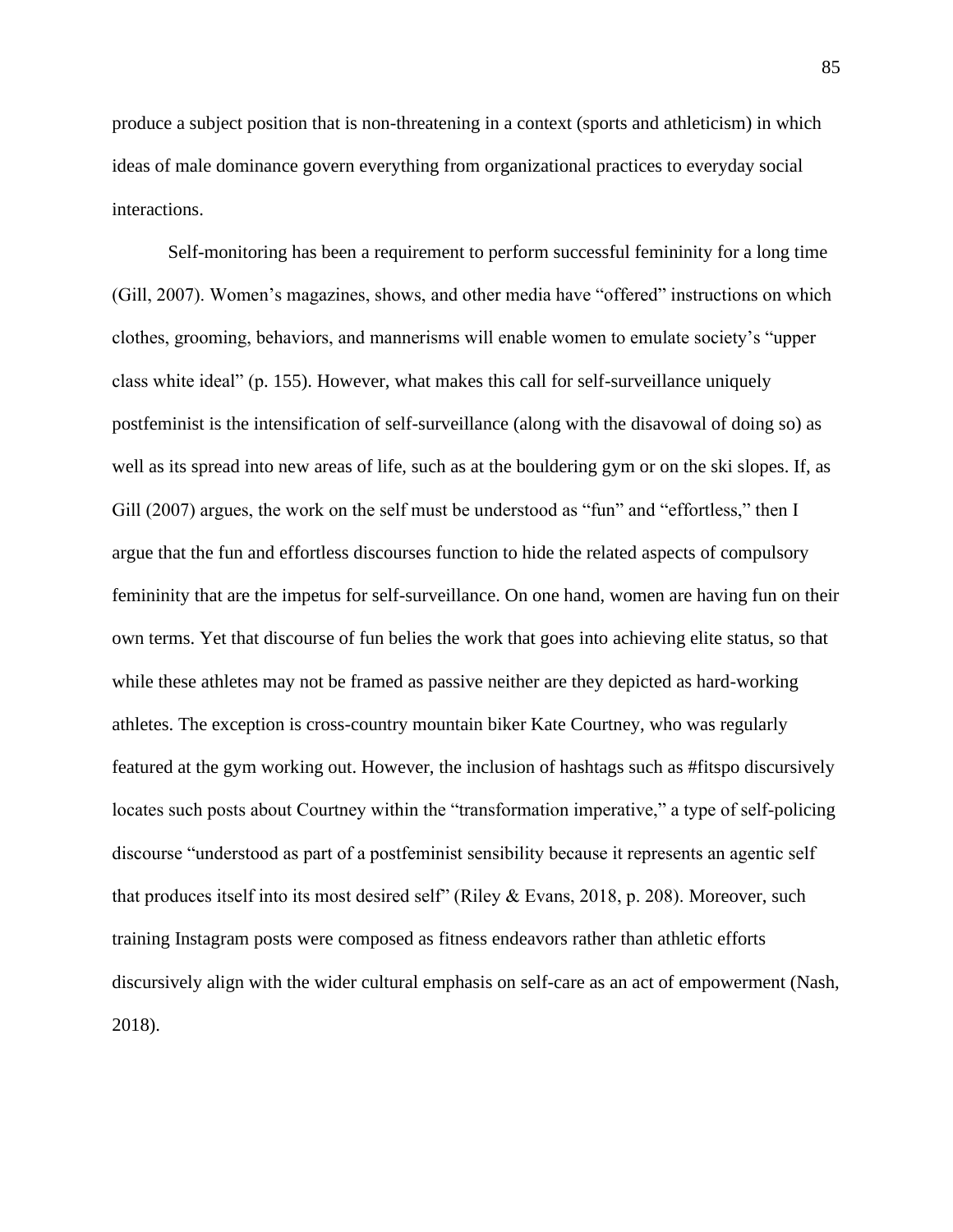produce a subject position that is non-threatening in a context (sports and athleticism) in which ideas of male dominance govern everything from organizational practices to everyday social interactions.

Self-monitoring has been a requirement to perform successful femininity for a long time (Gill, 2007). Women's magazines, shows, and other media have "offered" instructions on which clothes, grooming, behaviors, and mannerisms will enable women to emulate society's "upper class white ideal" (p. 155). However, what makes this call for self-surveillance uniquely postfeminist is the intensification of self-surveillance (along with the disavowal of doing so) as well as its spread into new areas of life, such as at the bouldering gym or on the ski slopes. If, as Gill (2007) argues, the work on the self must be understood as "fun" and "effortless," then I argue that the fun and effortless discourses function to hide the related aspects of compulsory femininity that are the impetus for self-surveillance. On one hand, women are having fun on their own terms. Yet that discourse of fun belies the work that goes into achieving elite status, so that while these athletes may not be framed as passive neither are they depicted as hard-working athletes. The exception is cross-country mountain biker Kate Courtney, who was regularly featured at the gym working out. However, the inclusion of hashtags such as #fitspo discursively locates such posts about Courtney within the "transformation imperative," a type of self-policing discourse "understood as part of a postfeminist sensibility because it represents an agentic self that produces itself into its most desired self" (Riley & Evans, 2018, p. 208). Moreover, such training Instagram posts were composed as fitness endeavors rather than athletic efforts discursively align with the wider cultural emphasis on self-care as an act of empowerment (Nash, 2018).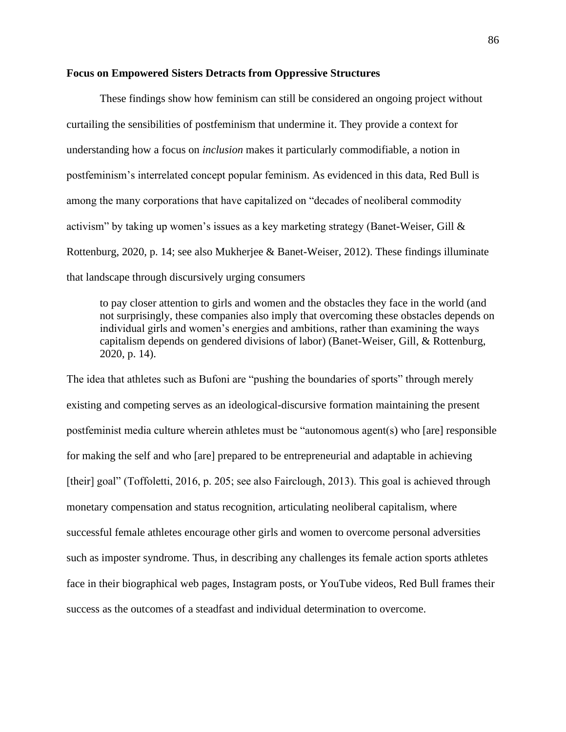### Focus on Empowered Sisters Detracts from Oppressive Structures

These findings show how feminism can still be considered an ongoing project without curtailing the sensibilities of postfeminism that undermine it. They provide a context for understanding how a focus on *inclusion* makes it particularly commodifiable, a notion in postfeminism's interrelated concept popular feminism. As evidenced in this data, Red Bull is among the many corporations that have capitalized on "decades of neoliberal commodity activism" by taking up women's issues as a key marketing strategy (Banet-Weiser, Gill & Rottenburg, 2020, p. 14; see also Mukherjee & Banet-Weiser, 2012). These findings illuminate that landscape through discursively urging consumers

> to pay closer attention to girls and women and the obstacles they face in the world (and not surprisingly, these companies also imply that overcoming these obstacles depends on individual girls and women's energies and ambitions, rather than examining the ways capitalism depends on gendered divisions of labor) (Banet-Weiser, Gill, & Rottenburg, 2020, p. 14).

The idea that athletes such as Bufoni are "pushing the boundaries of sports" through merely existing and competing serves as an ideological-discursive formation maintaining the present postfeminist media culture wherein athletes must be "autonomous agent(s) who [are] responsible for making the self and who [are] prepared to be entrepreneurial and adaptable in achieving [their] goal" (Toffoletti, 2016, p. 205; see also Fairclough, 2013). This goal is achieved through monetary compensation and status recognition, articulating neoliberal capitalism, where successful female athletes encourage other girls and women to overcome personal adversities such as imposter syndrome. Thus, in describing any challenges its female action sports athletes face in their biographical web pages, Instagram posts, or YouTube videos, Red Bull frames their success as the outcomes of a steadfast and individual determination to overcome.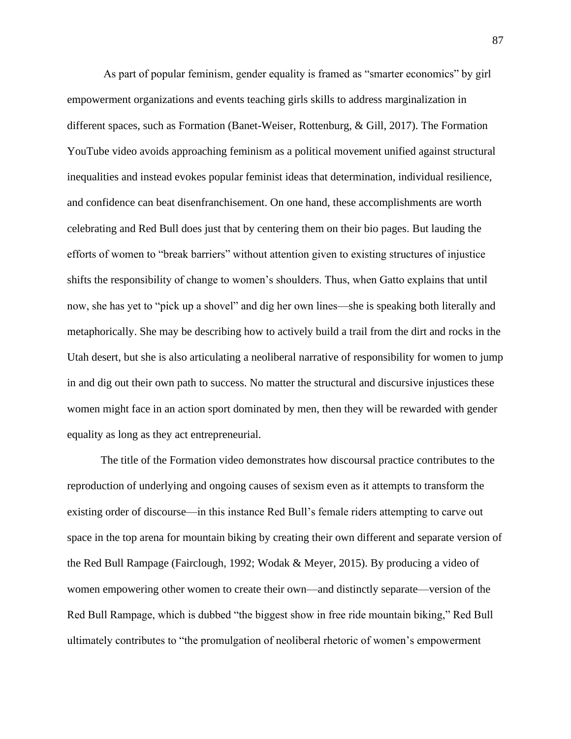As part of popular feminism, gender equality is framed as "smarter economics" by girl empowerment organizations and events teaching girls skills to address marginalization in different spaces, such as Formation (Banet-Weiser, Rottenburg, & Gill, 2017). The Formation YouTube video avoids approaching feminism as a political movement unified against structural inequalities and instead evokes popular feminist ideas that determination, individual resilience, and confidence can beat disenfranchisement. On one hand, these accomplishments are worth celebrating and Red Bull does just that by centering them on their bio pages. But lauding the efforts of women to "break barriers" without attention given to existing structures of injustice shifts the responsibility of change to women's shoulders. Thus, when Gatto explains that until now, she has yet to "pick up a shovel" and dig her own lines—she is speaking both literally and metaphorically. She may be describing how to actively build a trail from the dirt and rocks in the Utah desert, but she is also articulating a neoliberal narrative of responsibility for women to jump in and dig out their own path to success. No matter the structural and discursive injustices these women might face in an action sport dominated by men, then they will be rewarded with gender equality as long as they act entrepreneurial.

The title of the Formation video demonstrates how discoursal practice contributes to the reproduction of underlying and ongoing causes of sexism even as it attempts to transform the existing order of discourse—in this instance Red Bull's female riders attempting to carve out space in the top arena for mountain biking by creating their own different and separate version of the Red Bull Rampage (Fairclough, 1992; Wodak & Meyer, 2015). By producing a video of women empowering other women to create their own—and distinctly separate—version of the Red Bull Rampage, which is dubbed "the biggest show in free ride mountain biking," Red Bull ultimately contributes to "the promulgation of neoliberal rhetoric of women's empowerment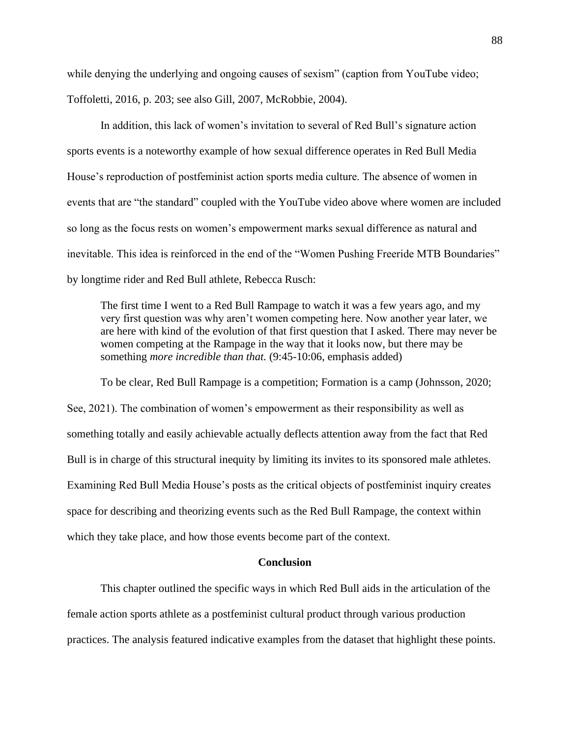while denying the underlying and ongoing causes of sexism" (caption from YouTube video; Toffoletti, 2016, p. 203; see also Gill, 2007, McRobbie, 2004).

In addition, this lack of women's invitation to several of Red Bull's signature action sports events is a noteworthy example of how sexual difference operates in Red Bull Media House's reproduction of postfeminist action sports media culture. The absence of women in events that are "the standard" coupled with the YouTube video above where women are included so long as the focus rests on women's empowerment marks sexual difference as natural and inevitable. This idea is reinforced in the end of the "Women Pushing Freeride MTB Boundaries" by longtime rider and Red Bull athlete, Rebecca Rusch:

> The first time I went to a Red Bull Rampage to watch it was a few years ago, and my very first question was why aren't women competing here. Now another year later, we are here with kind of the evolution of that first question that I asked. There may never be women competing at the Rampage in the way that it looks now, but there may be something *more incredible than that.* (9:45-10:06, emphasis added)

To be clear, Red Bull Rampage is a competition; Formation is a camp (Johnsson, 2020; See, 2021). The combination of women's empowerment as their responsibility as well as something totally and easily achievable actually deflects attention away from the fact that Red Bull is in charge of this structural inequity by limiting its invites to its sponsored male athletes. Examining Red Bull Media House's posts as the critical objects of postfeminist inquiry creates space for describing and theorizing events such as the Red Bull Rampage, the context within which they take place, and how those events become part of the context.

## Conclusion

This chapter outlined the specific ways in which Red Bull aids in the articulation of the female action sports athlete as a postfeminist cultural product through various production practices. The analysis featured indicative examples from the dataset that highlight these points.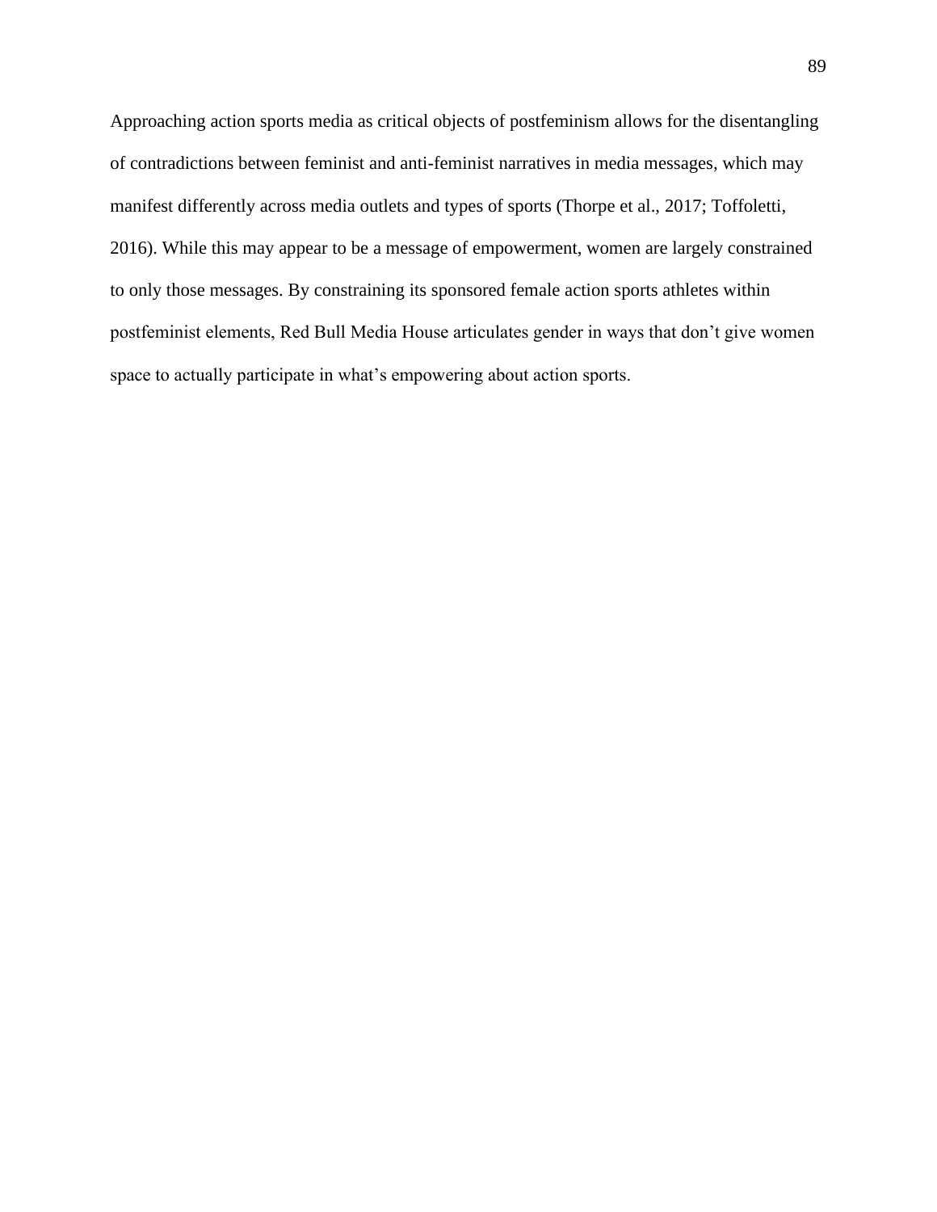Approaching action sports media as critical objects of postfeminism allows for the disentangling of contradictions between feminist and anti-feminist narratives in media messages, which may manifest differently across media outlets and types of sports (Thorpe et al., 2017; Toffoletti, 2016). While this may appear to be a message of empowerment, women are largely constrained to only those messages. By constraining its sponsored female action sports athletes within postfeminist elements, Red Bull Media House articulates gender in ways that don't give women space to actually participate in what's empowering about action sports.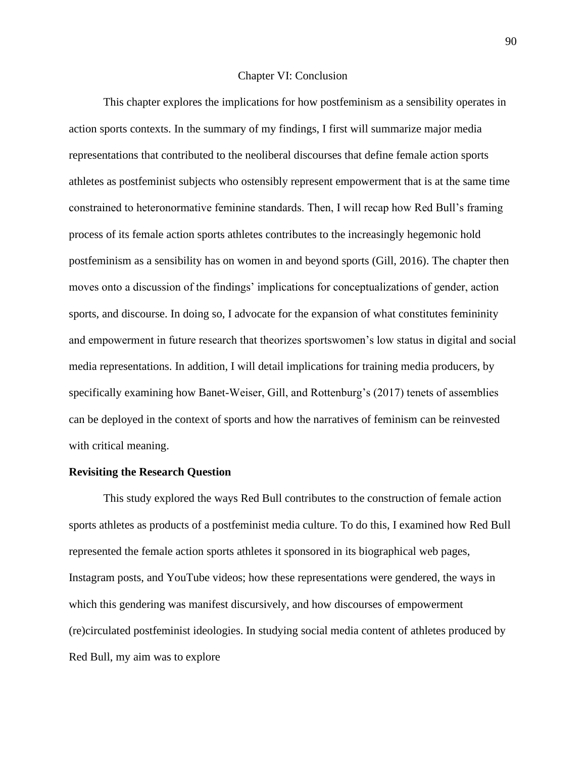# Chapter VI: Conclusion

This chapter explores the implications for how postfeminism as a sensibility operates in action sports contexts. In the summary of my findings, I first will summarize major media representations that contributed to the neoliberal discourses that define female action sports athletes as postfeminist subjects who ostensibly represent empowerment that is at the same time constrained to heteronormative feminine standards. Then, I will recap how Red Bull's framing process of its female action sports athletes contributes to the increasingly hegemonic hold postfeminism as a sensibility has on women in and beyond sports (Gill, 2016). The chapter then moves onto a discussion of the findings' implications for conceptualizations of gender, action sports, and discourse. In doing so, I advocate for the expansion of what constitutes femininity and empowerment in future research that theorizes sportswomen's low status in digital and social media representations. In addition, I will detail implications for training media producers, by specifically examining how Banet-Weiser, Gill, and Rottenburg's (2017) tenets of assemblies can be deployed in the context of sports and how the narratives of feminism can be reinvested with critical meaning.

## Revisiting the Research Question

This study explored the ways Red Bull contributes to the construction of female action sports athletes as products of a postfeminist media culture. To do this, I examined how Red Bull represented the female action sports athletes it sponsored in its biographical web pages, Instagram posts, and YouTube videos; how these representations were gendered, the ways in which this gendering was manifest discursively, and how discourses of empowerment (re)circulated postfeminist ideologies. In studying social media content of athletes produced by Red Bull, my aim was to explore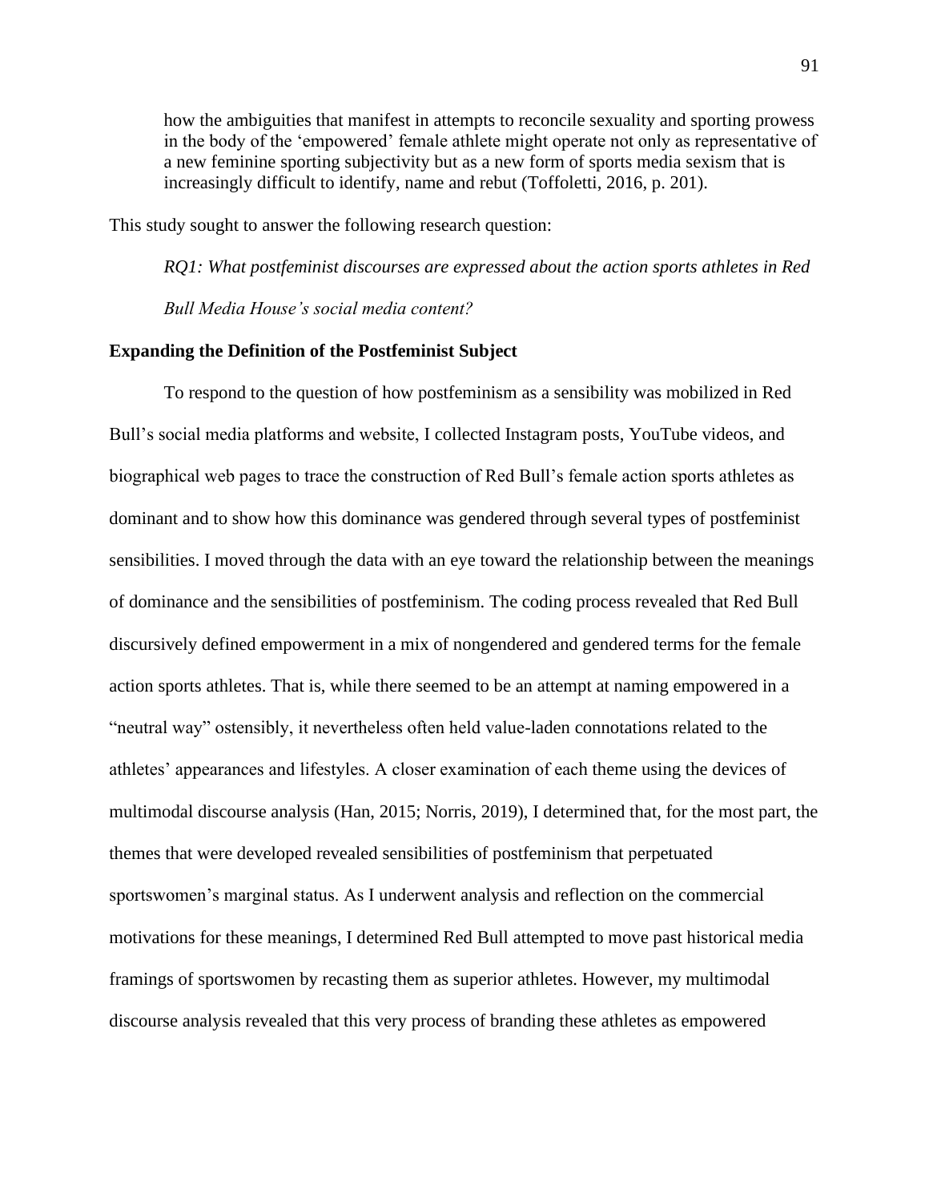> how the ambiguities that manifest in attempts to reconcile sexuality and sporting prowess in the body of the 'empowered' female athlete might operate not only as representative of a new feminine sporting subjectivity but as a new form of sports media sexism that is increasingly difficult to identify, name and rebut (Toffoletti, 2016, p. 201).

This study sought to answer the following research question:

*RQ1: What postfeminist discourses are expressed about the action sports athletes in Red Bull Media House's social media content?*

**Expanding the Definition of the Postfeminist Subject**

To respond to the question of how postfeminism as a sensibility was mobilized in Red Bull's social media platforms and website, I collected Instagram posts, YouTube videos, and biographical web pages to trace the construction of Red Bull's female action sports athletes as dominant and to show how this dominance was gendered through several types of postfeminist sensibilities. I moved through the data with an eye toward the relationship between the meanings of dominance and the sensibilities of postfeminism. The coding process revealed that Red Bull discursively defined empowerment in a mix of nongendered and gendered terms for the female action sports athletes. That is, while there seemed to be an attempt at naming empowered in a "neutral way" ostensibly, it nevertheless often held value-laden connotations related to the athletes' appearances and lifestyles. A closer examination of each theme using the devices of multimodal discourse analysis (Han, 2015; Norris, 2019), I determined that, for the most part, the themes that were developed revealed sensibilities of postfeminism that perpetuated sportswomen's marginal status. As I underwent analysis and reflection on the commercial motivations for these meanings, I determined Red Bull attempted to move past historical media framings of sportswomen by recasting them as superior athletes. However, my multimodal discourse analysis revealed that this very process of branding these athletes as empowered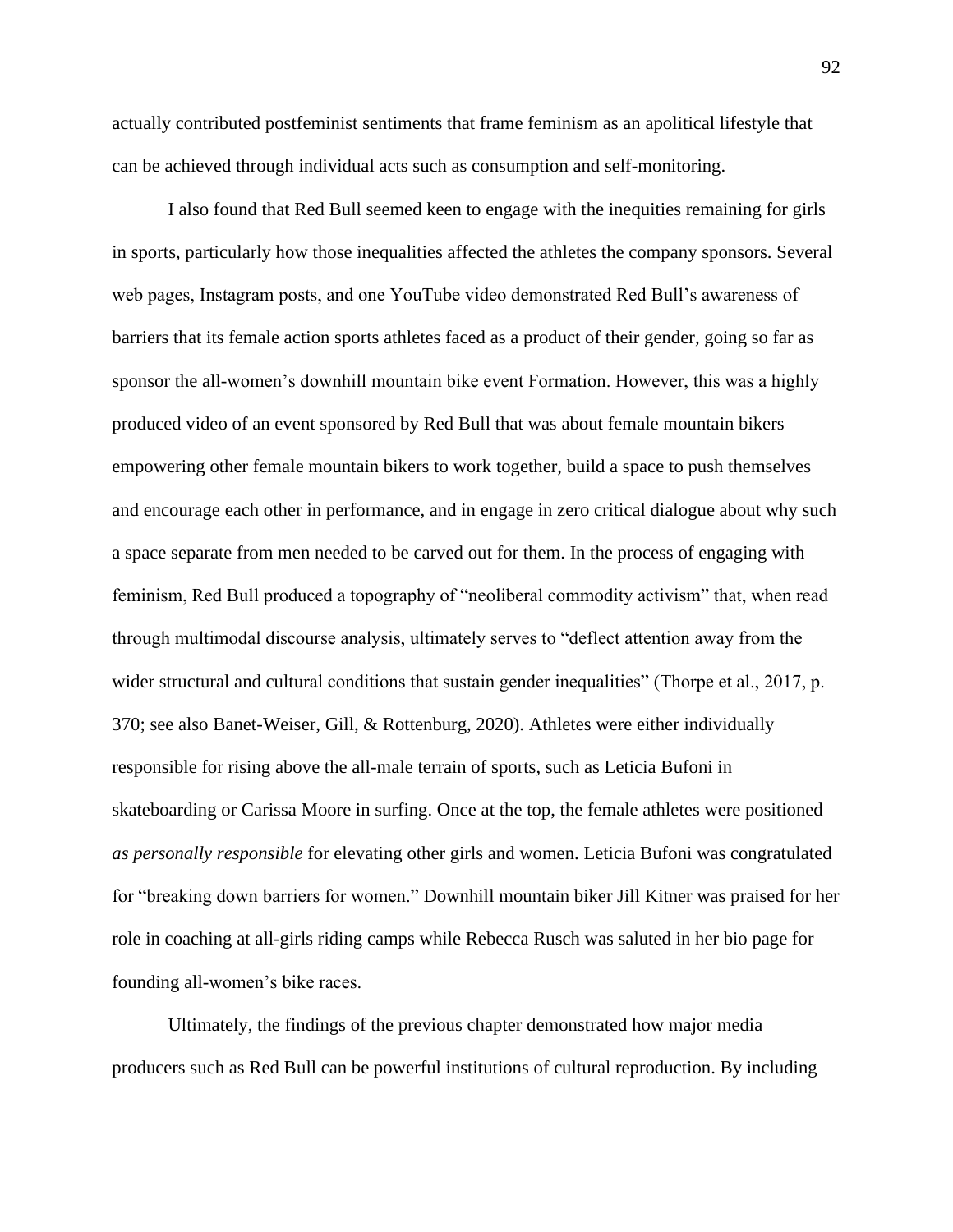actually contributed postfeminist sentiments that frame feminism as an apolitical lifestyle that can be achieved through individual acts such as consumption and self-monitoring.

I also found that Red Bull seemed keen to engage with the inequities remaining for girls in sports, particularly how those inequalities affected the athletes the company sponsors. Several web pages, Instagram posts, and one YouTube video demonstrated Red Bull's awareness of barriers that its female action sports athletes faced as a product of their gender, going so far as sponsor the all-women's downhill mountain bike event Formation. However, this was a highly produced video of an event sponsored by Red Bull that was about female mountain bikers empowering other female mountain bikers to work together, build a space to push themselves and encourage each other in performance, and in engage in zero critical dialogue about why such a space separate from men needed to be carved out for them. In the process of engaging with feminism, Red Bull produced a topography of "neoliberal commodity activism" that, when read through multimodal discourse analysis, ultimately serves to "deflect attention away from the wider structural and cultural conditions that sustain gender inequalities" (Thorpe et al., 2017, p. 370; see also Banet-Weiser, Gill, & Rottenburg, 2020). Athletes were either individually responsible for rising above the all-male terrain of sports, such as Leticia Bufoni in skateboarding or Carissa Moore in surfing. Once at the top, the female athletes were positioned *as personally responsible* for elevating other girls and women. Leticia Bufoni was congratulated for "breaking down barriers for women." Downhill mountain biker Jill Kitner was praised for her role in coaching at all-girls riding camps while Rebecca Rusch was saluted in her bio page for founding all-women's bike races.

Ultimately, the findings of the previous chapter demonstrated how major media producers such as Red Bull can be powerful institutions of cultural reproduction. By including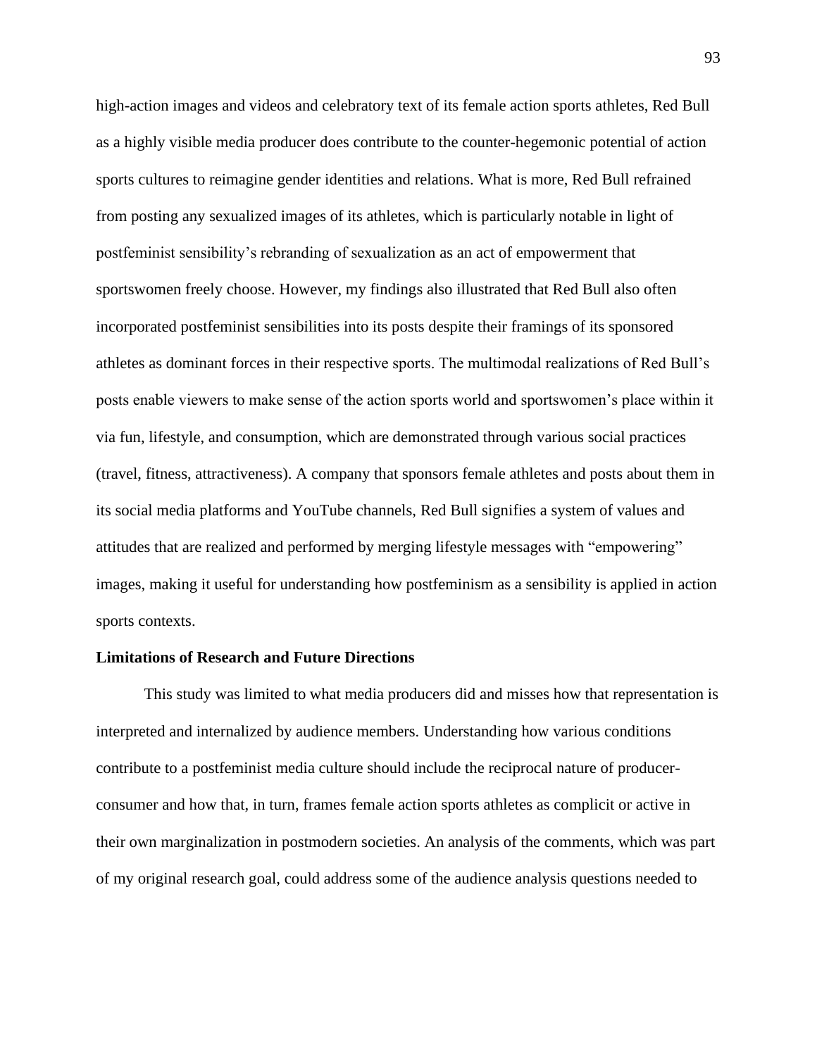high-action images and videos and celebratory text of its female action sports athletes, Red Bull as a highly visible media producer does contribute to the counter-hegemonic potential of action sports cultures to reimagine gender identities and relations. What is more, Red Bull refrained from posting any sexualized images of its athletes, which is particularly notable in light of postfeminist sensibility's rebranding of sexualization as an act of empowerment that sportswomen freely choose. However, my findings also illustrated that Red Bull also often incorporated postfeminist sensibilities into its posts despite their framings of its sponsored athletes as dominant forces in their respective sports. The multimodal realizations of Red Bull's posts enable viewers to make sense of the action sports world and sportswomen's place within it via fun, lifestyle, and consumption, which are demonstrated through various social practices (travel, fitness, attractiveness). A company that sponsors female athletes and posts about them in its social media platforms and YouTube channels, Red Bull signifies a system of values and attitudes that are realized and performed by merging lifestyle messages with "empowering" images, making it useful for understanding how postfeminism as a sensibility is applied in action sports contexts.

**Limitations of Research and Future Directions**

This study was limited to what media producers did and misses how that representation is interpreted and internalized by audience members. Understanding how various conditions contribute to a postfeminist media culture should include the reciprocal nature of producer-consumer and how that, in turn, frames female action sports athletes as complicit or active in their own marginalization in postmodern societies. An analysis of the comments, which was part of my original research goal, could address some of the audience analysis questions needed to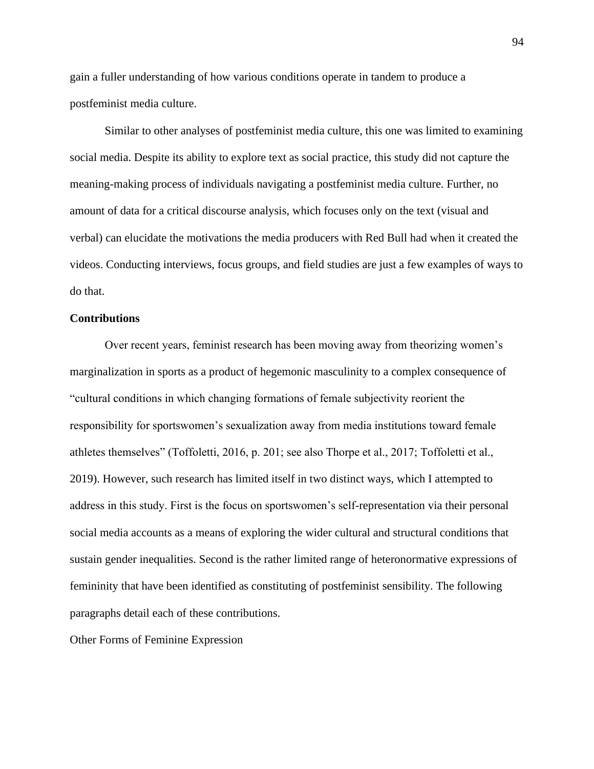gain a fuller understanding of how various conditions operate in tandem to produce a postfeminist media culture.

Similar to other analyses of postfeminist media culture, this one was limited to examining social media. Despite its ability to explore text as social practice, this study did not capture the meaning-making process of individuals navigating a postfeminist media culture. Further, no amount of data for a critical discourse analysis, which focuses only on the text (visual and verbal) can elucidate the motivations the media producers with Red Bull had when it created the videos. Conducting interviews, focus groups, and field studies are just a few examples of ways to do that.

## Contributions

Over recent years, feminist research has been moving away from theorizing women's marginalization in sports as a product of hegemonic masculinity to a complex consequence of "cultural conditions in which changing formations of female subjectivity reorient the responsibility for sportswomen's sexualization away from media institutions toward female athletes themselves" (Toffoletti, 2016, p. 201; see also Thorpe et al., 2017; Toffoletti et al., 2019). However, such research has limited itself in two distinct ways, which I attempted to address in this study. First is the focus on sportswomen's self-representation via their personal social media accounts as a means of exploring the wider cultural and structural conditions that sustain gender inequalities. Second is the rather limited range of heteronormative expressions of femininity that have been identified as constituting of postfeminist sensibility. The following paragraphs detail each of these contributions.

Other Forms of Feminine Expression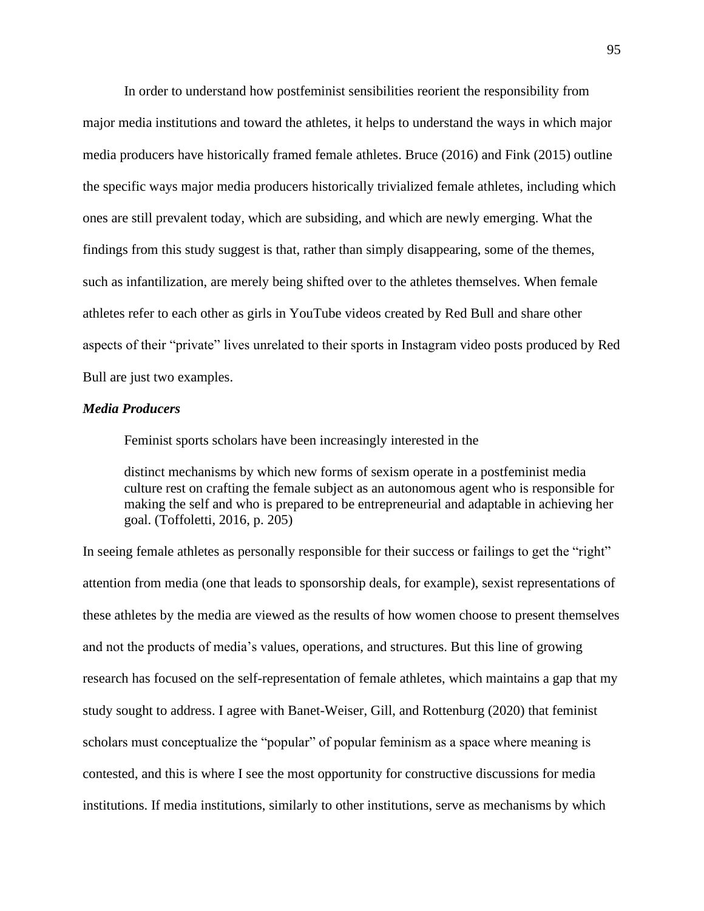In order to understand how postfeminist sensibilities reorient the responsibility from major media institutions and toward the athletes, it helps to understand the ways in which major media producers have historically framed female athletes. Bruce (2016) and Fink (2015) outline the specific ways major media producers historically trivialized female athletes, including which ones are still prevalent today, which are subsiding, and which are newly emerging. What the findings from this study suggest is that, rather than simply disappearing, some of the themes, such as infantilization, are merely being shifted over to the athletes themselves. When female athletes refer to each other as girls in YouTube videos created by Red Bull and share other aspects of their "private" lives unrelated to their sports in Instagram video posts produced by Red Bull are just two examples.

### *Media Producers*

Feminist sports scholars have been increasingly interested in the

> distinct mechanisms by which new forms of sexism operate in a postfeminist media culture rest on crafting the female subject as an autonomous agent who is responsible for making the self and who is prepared to be entrepreneurial and adaptable in achieving her goal. (Toffoletti, 2016, p. 205)

In seeing female athletes as personally responsible for their success or failings to get the "right" attention from media (one that leads to sponsorship deals, for example), sexist representations of these athletes by the media are viewed as the results of how women choose to present themselves and not the products of media's values, operations, and structures. But this line of growing research has focused on the self-representation of female athletes, which maintains a gap that my study sought to address. I agree with Banet-Weiser, Gill, and Rottenburg (2020) that feminist scholars must conceptualize the "popular" of popular feminism as a space where meaning is contested, and this is where I see the most opportunity for constructive discussions for media institutions. If media institutions, similarly to other institutions, serve as mechanisms by which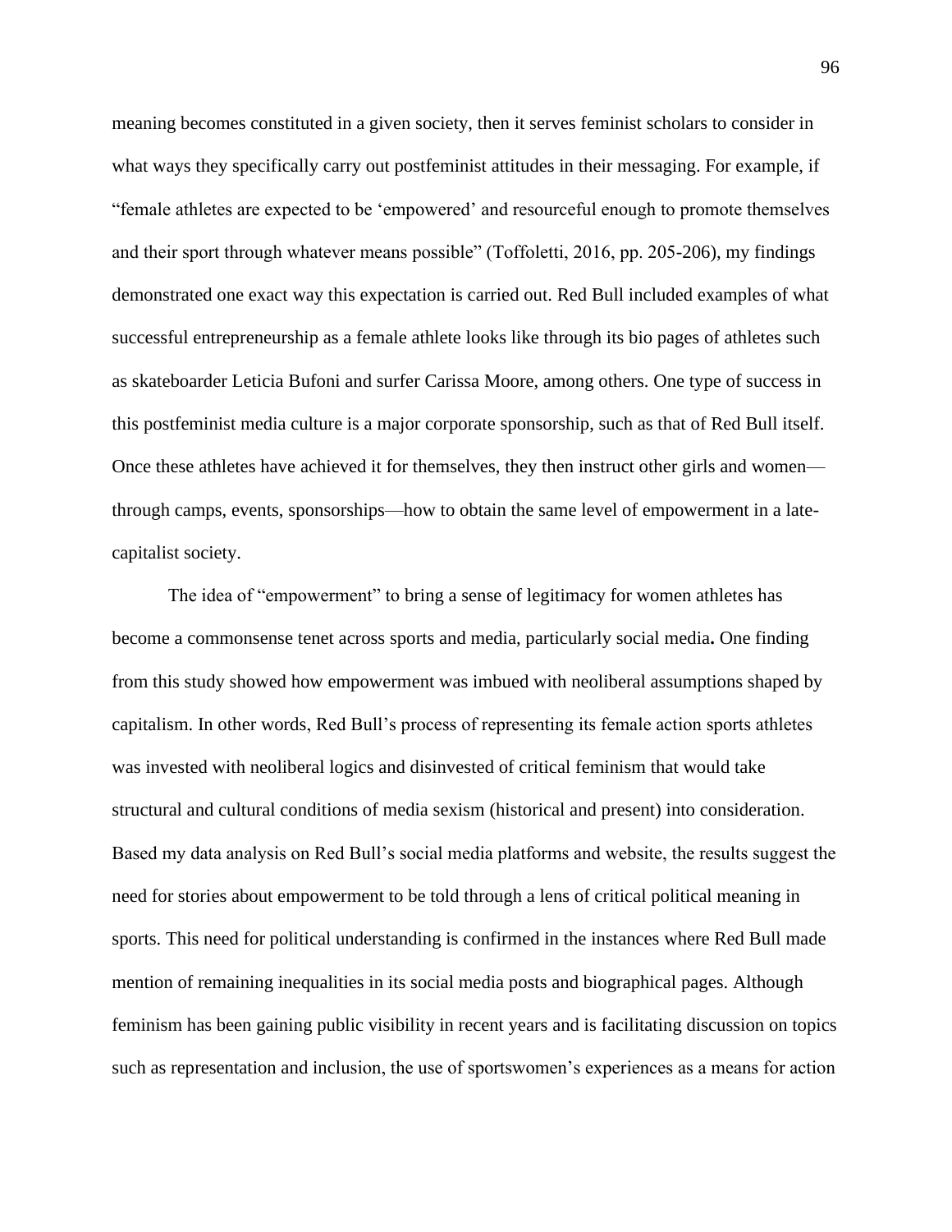meaning becomes constituted in a given society, then it serves feminist scholars to consider in what ways they specifically carry out postfeminist attitudes in their messaging. For example, if "female athletes are expected to be 'empowered' and resourceful enough to promote themselves and their sport through whatever means possible" (Toffoletti, 2016, pp. 205-206), my findings demonstrated one exact way this expectation is carried out. Red Bull included examples of what successful entrepreneurship as a female athlete looks like through its bio pages of athletes such as skateboarder Leticia Bufoni and surfer Carissa Moore, among others. One type of success in this postfeminist media culture is a major corporate sponsorship, such as that of Red Bull itself. Once these athletes have achieved it for themselves, they then instruct other girls and women—through camps, events, sponsorships—how to obtain the same level of empowerment in a late-capitalist society.

The idea of "empowerment" to bring a sense of legitimacy for women athletes has become a commonsense tenet across sports and media, particularly social media**.** One finding from this study showed how empowerment was imbued with neoliberal assumptions shaped by capitalism. In other words, Red Bull's process of representing its female action sports athletes was invested with neoliberal logics and disinvested of critical feminism that would take structural and cultural conditions of media sexism (historical and present) into consideration. Based my data analysis on Red Bull's social media platforms and website, the results suggest the need for stories about empowerment to be told through a lens of critical political meaning in sports. This need for political understanding is confirmed in the instances where Red Bull made mention of remaining inequalities in its social media posts and biographical pages. Although feminism has been gaining public visibility in recent years and is facilitating discussion on topics such as representation and inclusion, the use of sportswomen's experiences as a means for action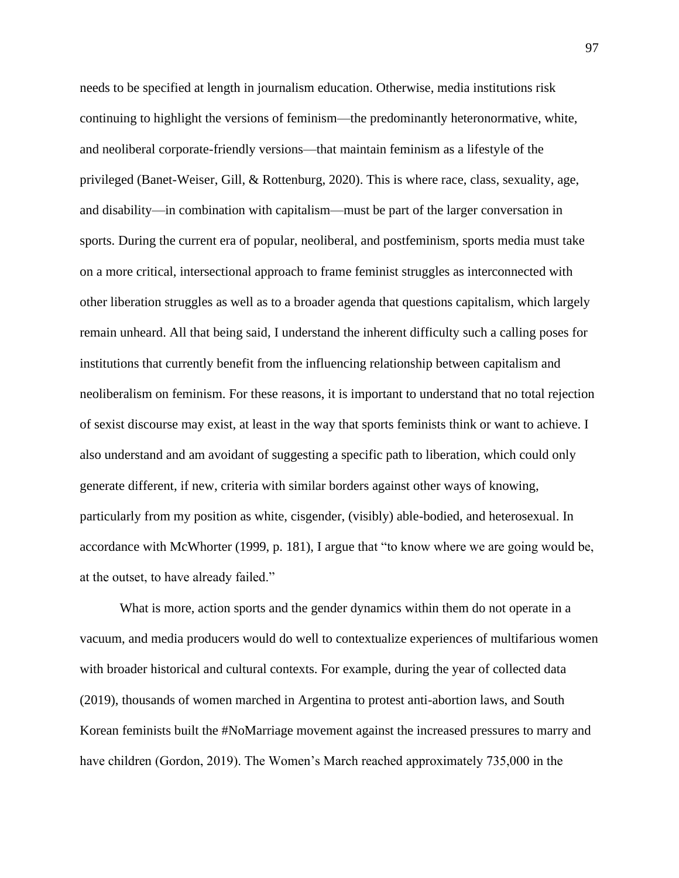needs to be specified at length in journalism education. Otherwise, media institutions risk continuing to highlight the versions of feminism—the predominantly heteronormative, white, and neoliberal corporate-friendly versions—that maintain feminism as a lifestyle of the privileged (Banet-Weiser, Gill, & Rottenburg, 2020). This is where race, class, sexuality, age, and disability—in combination with capitalism—must be part of the larger conversation in sports. During the current era of popular, neoliberal, and postfeminism, sports media must take on a more critical, intersectional approach to frame feminist struggles as interconnected with other liberation struggles as well as to a broader agenda that questions capitalism, which largely remain unheard. All that being said, I understand the inherent difficulty such a calling poses for institutions that currently benefit from the influencing relationship between capitalism and neoliberalism on feminism. For these reasons, it is important to understand that no total rejection of sexist discourse may exist, at least in the way that sports feminists think or want to achieve. I also understand and am avoidant of suggesting a specific path to liberation, which could only generate different, if new, criteria with similar borders against other ways of knowing, particularly from my position as white, cisgender, (visibly) able-bodied, and heterosexual. In accordance with McWhorter (1999, p. 181), I argue that "to know where we are going would be, at the outset, to have already failed."

What is more, action sports and the gender dynamics within them do not operate in a vacuum, and media producers would do well to contextualize experiences of multifarious women with broader historical and cultural contexts. For example, during the year of collected data (2019), thousands of women marched in Argentina to protest anti-abortion laws, and South Korean feminists built the #NoMarriage movement against the increased pressures to marry and have children (Gordon, 2019). The Women's March reached approximately 735,000 in the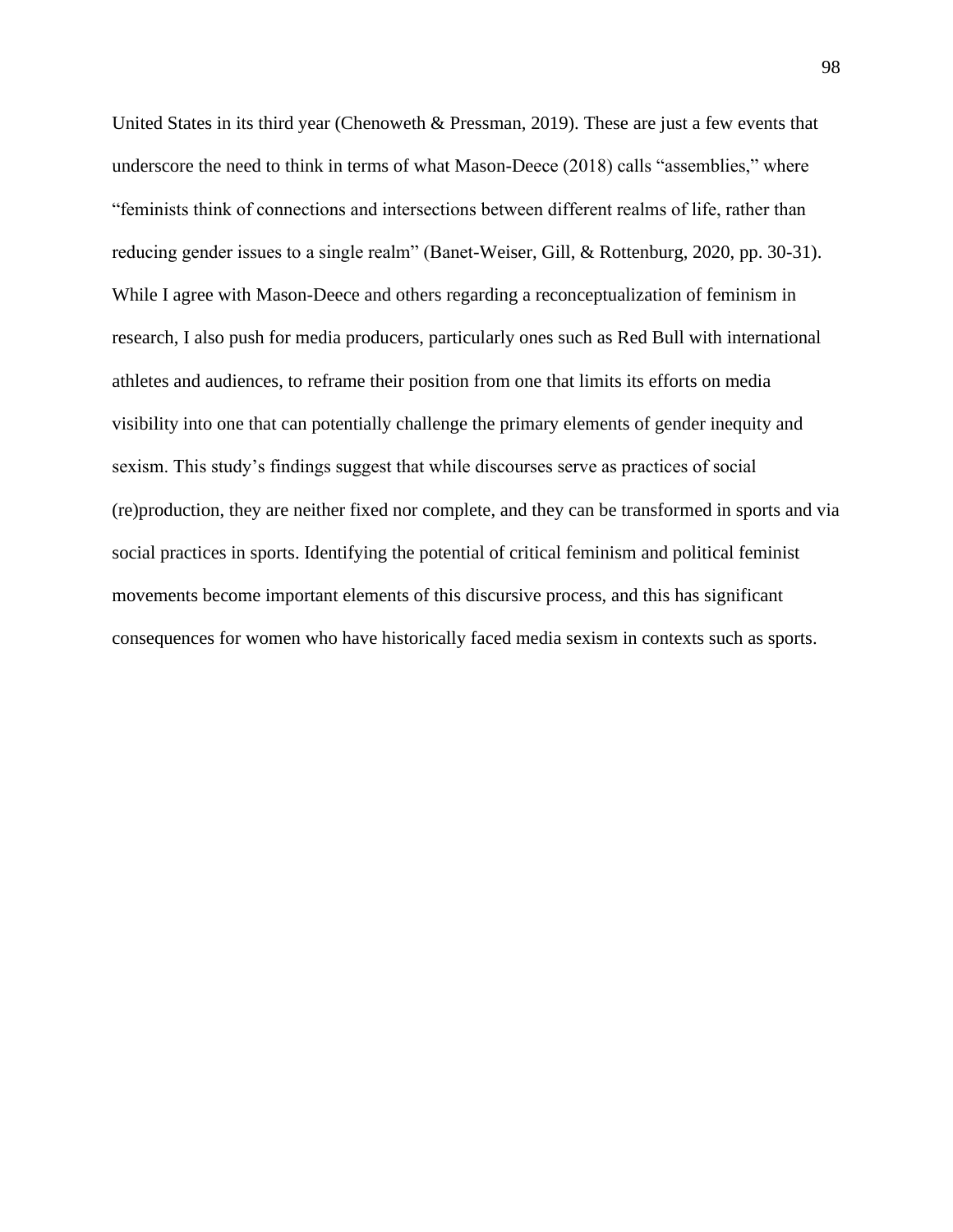United States in its third year (Chenoweth & Pressman, 2019). These are just a few events that underscore the need to think in terms of what Mason-Deece (2018) calls "assemblies," where "feminists think of connections and intersections between different realms of life, rather than reducing gender issues to a single realm" (Banet-Weiser, Gill, & Rottenburg, 2020, pp. 30-31). While I agree with Mason-Deece and others regarding a reconceptualization of feminism in research, I also push for media producers, particularly ones such as Red Bull with international athletes and audiences, to reframe their position from one that limits its efforts on media visibility into one that can potentially challenge the primary elements of gender inequity and sexism. This study's findings suggest that while discourses serve as practices of social (re)production, they are neither fixed nor complete, and they can be transformed in sports and via social practices in sports. Identifying the potential of critical feminism and political feminist movements become important elements of this discursive process, and this has significant consequences for women who have historically faced media sexism in contexts such as sports.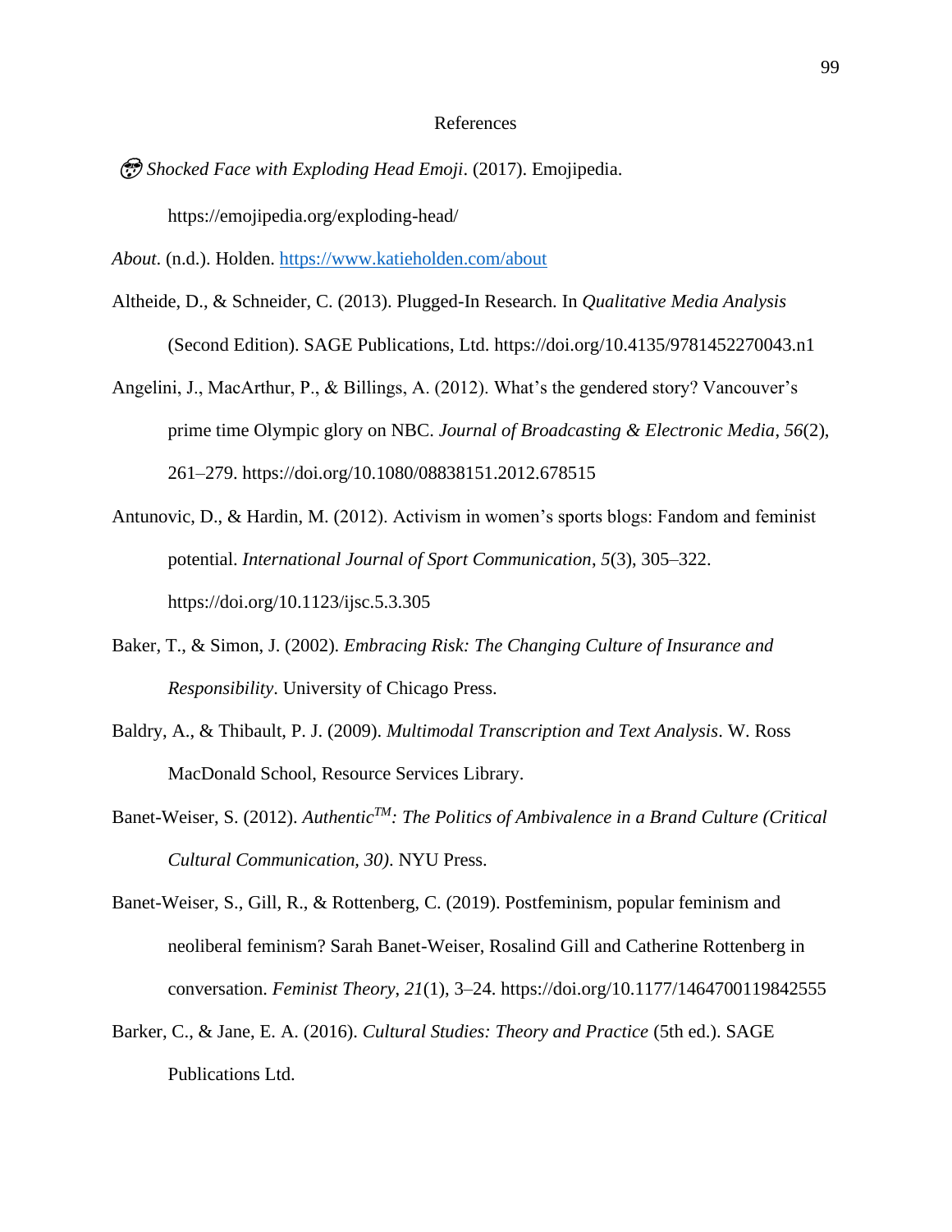# References

🤯 *Shocked Face with Exploding Head Emoji*. (2017). Emojipedia. https://emojipedia.org/exploding-head/

*About*. (n.d.). Holden. https://www.katieholden.com/about

Altheide, D., & Schneider, C. (2013). Plugged-In Research. In *Qualitative Media Analysis* (Second Edition). SAGE Publications, Ltd. https://doi.org/10.4135/9781452270043.n1

Angelini, J., MacArthur, P., & Billings, A. (2012). What's the gendered story? Vancouver's prime time Olympic glory on NBC. *Journal of Broadcasting & Electronic Media*, *56*(2), 261–279. https://doi.org/10.1080/08838151.2012.678515

Antunovic, D., & Hardin, M. (2012). Activism in women's sports blogs: Fandom and feminist potential. *International Journal of Sport Communication*, *5*(3), 305–322. https://doi.org/10.1123/ijsc.5.3.305

Baker, T., & Simon, J. (2002). *Embracing Risk: The Changing Culture of Insurance and Responsibility*. University of Chicago Press.

Baldry, A., & Thibault, P. J. (2009). *Multimodal Transcription and Text Analysis*. W. Ross MacDonald School, Resource Services Library.

Banet-Weiser, S. (2012). *Authentic™: The Politics of Ambivalence in a Brand Culture (Critical Cultural Communication, 30)*. NYU Press.

Banet-Weiser, S., Gill, R., & Rottenberg, C. (2019). Postfeminism, popular feminism and neoliberal feminism? Sarah Banet-Weiser, Rosalind Gill and Catherine Rottenberg in conversation. *Feminist Theory*, *21*(1), 3–24. https://doi.org/10.1177/1464700119842555

Barker, C., & Jane, E. A. (2016). *Cultural Studies: Theory and Practice* (5th ed.). SAGE Publications Ltd.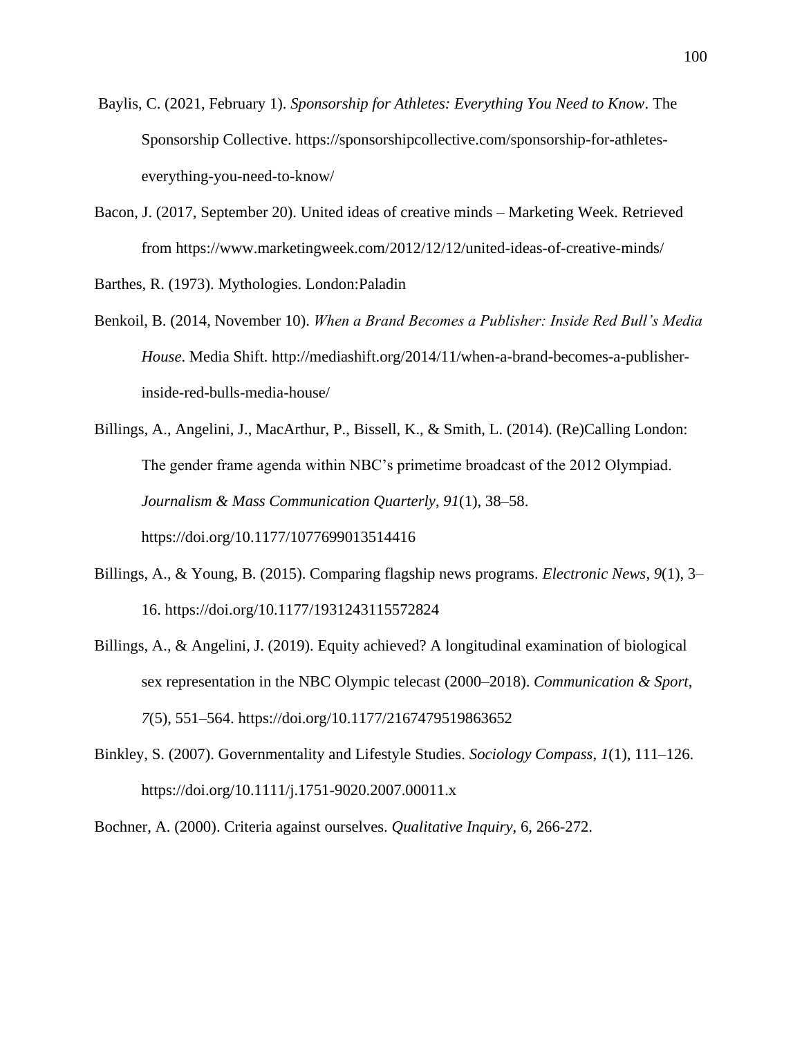Baylis, C. (2021, February 1). *Sponsorship for Athletes: Everything You Need to Know*. The Sponsorship Collective. https://sponsorshipcollective.com/sponsorship-for-athletes-everything-you-need-to-know/

Bacon, J. (2017, September 20). United ideas of creative minds – Marketing Week. Retrieved from https://www.marketingweek.com/2012/12/12/united-ideas-of-creative-minds/

Barthes, R. (1973). Mythologies. London:Paladin

Benkoil, B. (2014, November 10). *When a Brand Becomes a Publisher: Inside Red Bull's Media House*. Media Shift. http://mediashift.org/2014/11/when-a-brand-becomes-a-publisher-inside-red-bulls-media-house/

Billings, A., Angelini, J., MacArthur, P., Bissell, K., & Smith, L. (2014). (Re)Calling London: The gender frame agenda within NBC's primetime broadcast of the 2012 Olympiad. *Journalism & Mass Communication Quarterly*, *91*(1), 38–58. https://doi.org/10.1177/1077699013514416

Billings, A., & Young, B. (2015). Comparing flagship news programs. *Electronic News*, *9*(1), 3–16. https://doi.org/10.1177/1931243115572824

Billings, A., & Angelini, J. (2019). Equity achieved? A longitudinal examination of biological sex representation in the NBC Olympic telecast (2000–2018). *Communication & Sport*, *7*(5), 551–564. https://doi.org/10.1177/2167479519863652

Binkley, S. (2007). Governmentality and Lifestyle Studies. *Sociology Compass*, *1*(1), 111–126. https://doi.org/10.1111/j.1751-9020.2007.00011.x

Bochner, A. (2000). Criteria against ourselves. *Qualitative Inquiry*, 6, 266-272.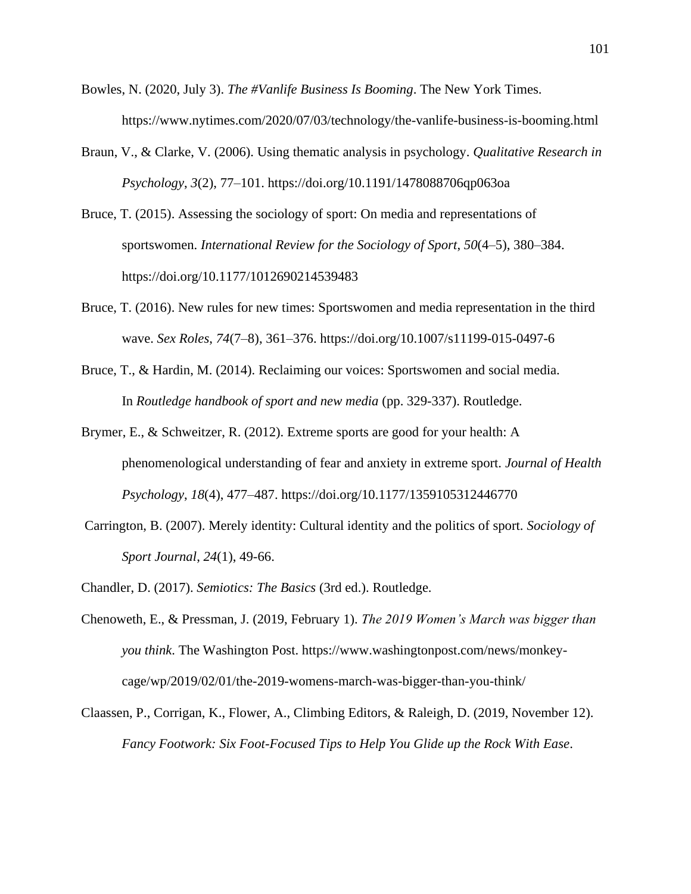Bowles, N. (2020, July 3). *The #Vanlife Business Is Booming*. The New York Times. https://www.nytimes.com/2020/07/03/technology/the-vanlife-business-is-booming.html

Braun, V., & Clarke, V. (2006). Using thematic analysis in psychology. *Qualitative Research in Psychology*, *3*(2), 77–101. https://doi.org/10.1191/1478088706qp063oa

Bruce, T. (2015). Assessing the sociology of sport: On media and representations of sportswomen. *International Review for the Sociology of Sport*, *50*(4–5), 380–384. https://doi.org/10.1177/1012690214539483

Bruce, T. (2016). New rules for new times: Sportswomen and media representation in the third wave. *Sex Roles*, *74*(7–8), 361–376. https://doi.org/10.1007/s11199-015-0497-6

Bruce, T., & Hardin, M. (2014). Reclaiming our voices: Sportswomen and social media. In *Routledge handbook of sport and new media* (pp. 329-337). Routledge.

Brymer, E., & Schweitzer, R. (2012). Extreme sports are good for your health: A phenomenological understanding of fear and anxiety in extreme sport. *Journal of Health Psychology*, *18*(4), 477–487. https://doi.org/10.1177/1359105312446770

Carrington, B. (2007). Merely identity: Cultural identity and the politics of sport. *Sociology of Sport Journal*, *24*(1), 49-66.

Chandler, D. (2017). *Semiotics: The Basics* (3rd ed.). Routledge.

Chenoweth, E., & Pressman, J. (2019, February 1). *The 2019 Women's March was bigger than you think*. The Washington Post. https://www.washingtonpost.com/news/monkey-cage/wp/2019/02/01/the-2019-womens-march-was-bigger-than-you-think/

Claassen, P., Corrigan, K., Flower, A., Climbing Editors, & Raleigh, D. (2019, November 12). *Fancy Footwork: Six Foot-Focused Tips to Help You Glide up the Rock With Ease*.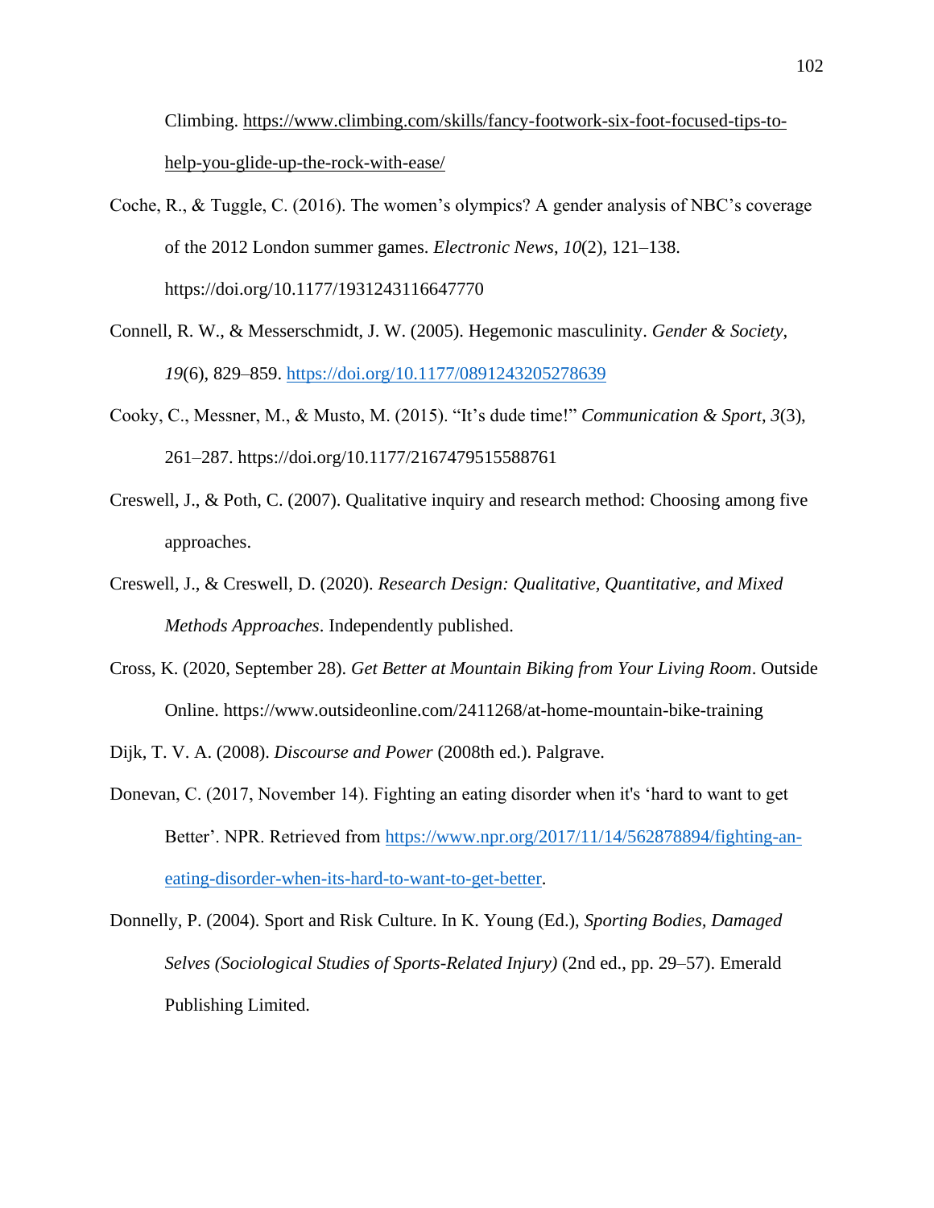Climbing. https://www.climbing.com/skills/fancy-footwork-six-foot-focused-tips-to-help-you-glide-up-the-rock-with-ease/

Coche, R., & Tuggle, C. (2016). The women's olympics? A gender analysis of NBC's coverage of the 2012 London summer games. *Electronic News*, *10*(2), 121–138. https://doi.org/10.1177/1931243116647770

Connell, R. W., & Messerschmidt, J. W. (2005). Hegemonic masculinity. *Gender & Society*, *19*(6), 829–859. https://doi.org/10.1177/0891243205278639

Cooky, C., Messner, M., & Musto, M. (2015). "It's dude time!" *Communication & Sport*, *3*(3), 261–287. https://doi.org/10.1177/2167479515588761

Creswell, J., & Poth, C. (2007). Qualitative inquiry and research method: Choosing among five approaches.

Creswell, J., & Creswell, D. (2020). *Research Design: Qualitative, Quantitative, and Mixed Methods Approaches*. Independently published.

Cross, K. (2020, September 28). *Get Better at Mountain Biking from Your Living Room*. Outside Online. https://www.outsideonline.com/2411268/at-home-mountain-bike-training

Dijk, T. V. A. (2008). *Discourse and Power* (2008th ed.). Palgrave.

Donevan, C. (2017, November 14). Fighting an eating disorder when it's 'hard to want to get Better'. NPR. Retrieved from https://www.npr.org/2017/11/14/562878894/fighting-an-eating-disorder-when-its-hard-to-want-to-get-better.

Donnelly, P. (2004). Sport and Risk Culture. In K. Young (Ed.), *Sporting Bodies, Damaged Selves (Sociological Studies of Sports-Related Injury)* (2nd ed., pp. 29–57). Emerald Publishing Limited.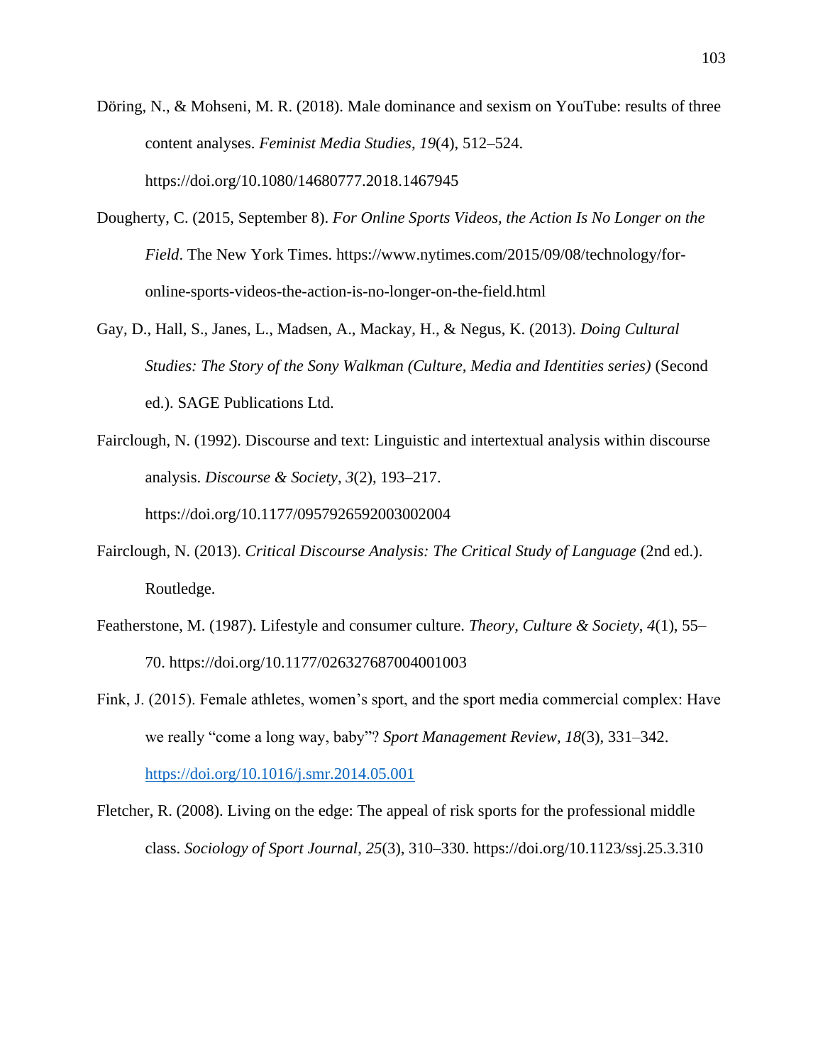Döring, N., & Mohseni, M. R. (2018). Male dominance and sexism on YouTube: results of three content analyses. *Feminist Media Studies*, *19*(4), 512–524. https://doi.org/10.1080/14680777.2018.1467945

Dougherty, C. (2015, September 8). *For Online Sports Videos, the Action Is No Longer on the Field*. The New York Times. https://www.nytimes.com/2015/09/08/technology/for-online-sports-videos-the-action-is-no-longer-on-the-field.html

Gay, D., Hall, S., Janes, L., Madsen, A., Mackay, H., & Negus, K. (2013). *Doing Cultural Studies: The Story of the Sony Walkman (Culture, Media and Identities series)* (Second ed.). SAGE Publications Ltd.

Fairclough, N. (1992). Discourse and text: Linguistic and intertextual analysis within discourse analysis. *Discourse & Society*, *3*(2), 193–217. https://doi.org/10.1177/0957926592003002004

Fairclough, N. (2013). *Critical Discourse Analysis: The Critical Study of Language* (2nd ed.). Routledge.

Featherstone, M. (1987). Lifestyle and consumer culture. *Theory, Culture & Society*, *4*(1), 55–70. https://doi.org/10.1177/026327687004001003

Fink, J. (2015). Female athletes, women's sport, and the sport media commercial complex: Have we really "come a long way, baby"? *Sport Management Review*, *18*(3), 331–342. https://doi.org/10.1016/j.smr.2014.05.001

Fletcher, R. (2008). Living on the edge: The appeal of risk sports for the professional middle class. *Sociology of Sport Journal*, *25*(3), 310–330. https://doi.org/10.1123/ssj.25.3.310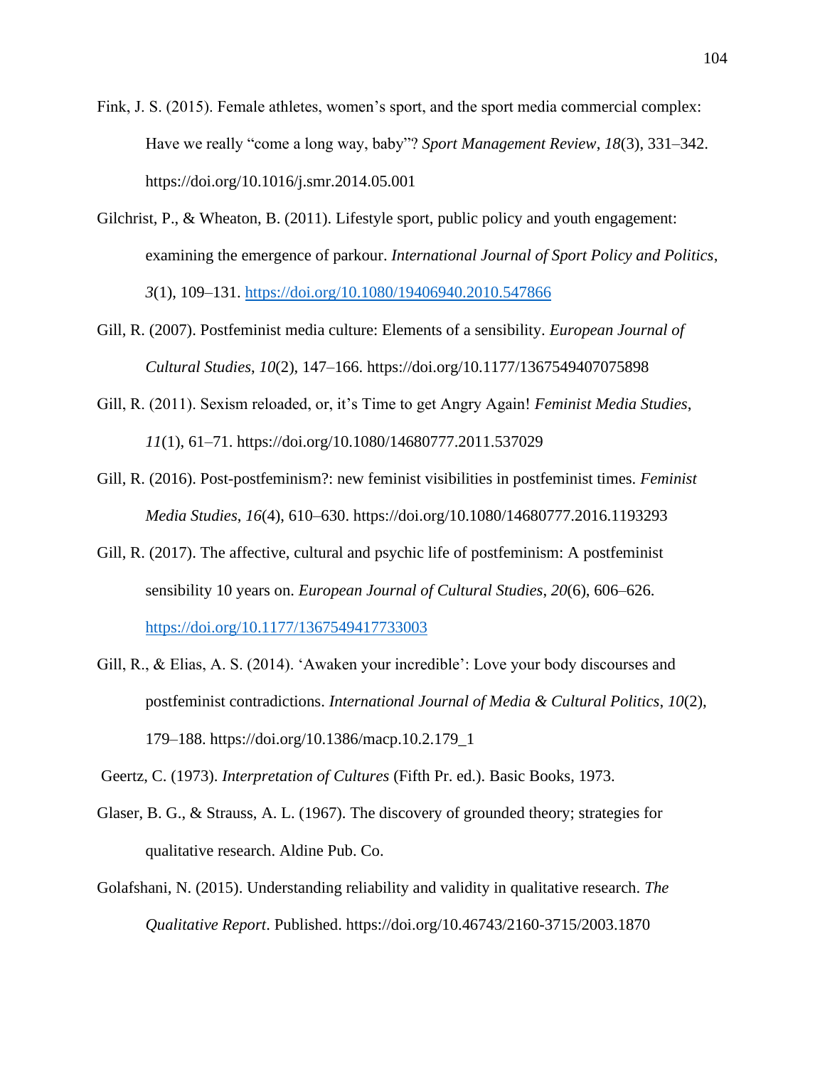Fink, J. S. (2015). Female athletes, women's sport, and the sport media commercial complex: Have we really "come a long way, baby"? *Sport Management Review*, *18*(3), 331–342. https://doi.org/10.1016/j.smr.2014.05.001

Gilchrist, P., & Wheaton, B. (2011). Lifestyle sport, public policy and youth engagement: examining the emergence of parkour. *International Journal of Sport Policy and Politics*, *3*(1), 109–131. https://doi.org/10.1080/19406940.2010.547866

Gill, R. (2007). Postfeminist media culture: Elements of a sensibility. *European Journal of Cultural Studies*, *10*(2), 147–166. https://doi.org/10.1177/1367549407075898

Gill, R. (2011). Sexism reloaded, or, it's Time to get Angry Again! *Feminist Media Studies*, *11*(1), 61–71. https://doi.org/10.1080/14680777.2011.537029

Gill, R. (2016). Post-postfeminism?: new feminist visibilities in postfeminist times. *Feminist Media Studies*, *16*(4), 610–630. https://doi.org/10.1080/14680777.2016.1193293

Gill, R. (2017). The affective, cultural and psychic life of postfeminism: A postfeminist sensibility 10 years on. *European Journal of Cultural Studies*, *20*(6), 606–626. https://doi.org/10.1177/1367549417733003

Gill, R., & Elias, A. S. (2014). 'Awaken your incredible': Love your body discourses and postfeminist contradictions. *International Journal of Media & Cultural Politics*, *10*(2), 179–188. https://doi.org/10.1386/macp.10.2.179_1

Geertz, C. (1973). *Interpretation of Cultures* (Fifth Pr. ed.). Basic Books, 1973.

Glaser, B. G., & Strauss, A. L. (1967). The discovery of grounded theory; strategies for qualitative research. Aldine Pub. Co.

Golafshani, N. (2015). Understanding reliability and validity in qualitative research. *The Qualitative Report*. Published. https://doi.org/10.46743/2160-3715/2003.1870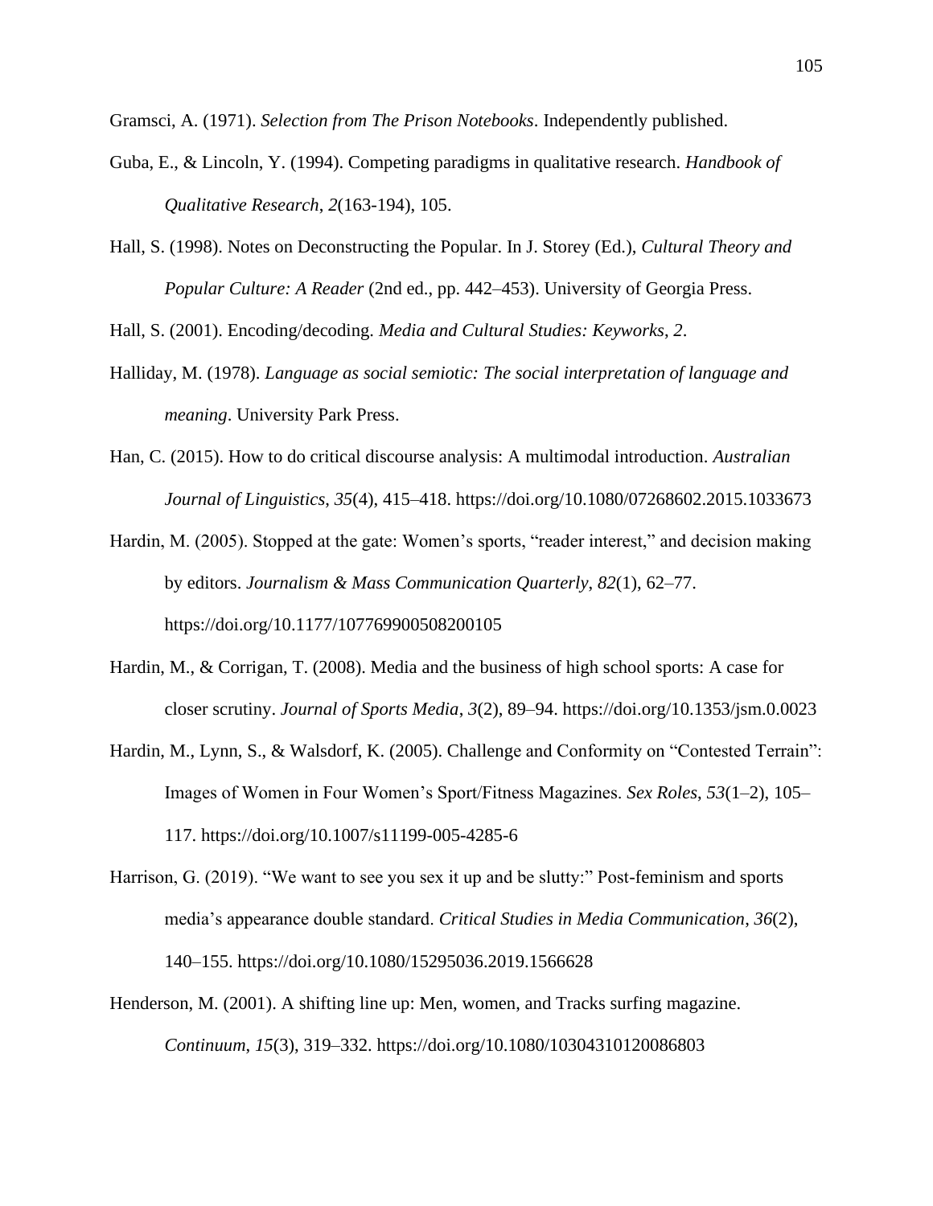Gramsci, A. (1971). *Selection from The Prison Notebooks*. Independently published.

Guba, E., & Lincoln, Y. (1994). Competing paradigms in qualitative research. *Handbook of Qualitative Research*, *2*(163-194), 105.

Hall, S. (1998). Notes on Deconstructing the Popular. In J. Storey (Ed.), *Cultural Theory and Popular Culture: A Reader* (2nd ed., pp. 442–453). University of Georgia Press.

Hall, S. (2001). Encoding/decoding. *Media and Cultural Studies: Keyworks*, *2*.

Halliday, M. (1978). *Language as social semiotic: The social interpretation of language and meaning*. University Park Press.

Han, C. (2015). How to do critical discourse analysis: A multimodal introduction. *Australian Journal of Linguistics*, *35*(4), 415–418. https://doi.org/10.1080/07268602.2015.1033673

Hardin, M. (2005). Stopped at the gate: Women's sports, "reader interest," and decision making by editors. *Journalism & Mass Communication Quarterly*, *82*(1), 62–77. https://doi.org/10.1177/107769900508200105

Hardin, M., & Corrigan, T. (2008). Media and the business of high school sports: A case for closer scrutiny. *Journal of Sports Media*, *3*(2), 89–94. https://doi.org/10.1353/jsm.0.0023

Hardin, M., Lynn, S., & Walsdorf, K. (2005). Challenge and Conformity on "Contested Terrain": Images of Women in Four Women's Sport/Fitness Magazines. *Sex Roles*, *53*(1–2), 105–117. https://doi.org/10.1007/s11199-005-4285-6

Harrison, G. (2019). "We want to see you sex it up and be slutty:" Post-feminism and sports media's appearance double standard. *Critical Studies in Media Communication*, *36*(2), 140–155. https://doi.org/10.1080/15295036.2019.1566628

Henderson, M. (2001). A shifting line up: Men, women, and Tracks surfing magazine. *Continuum*, *15*(3), 319–332. https://doi.org/10.1080/10304310120086803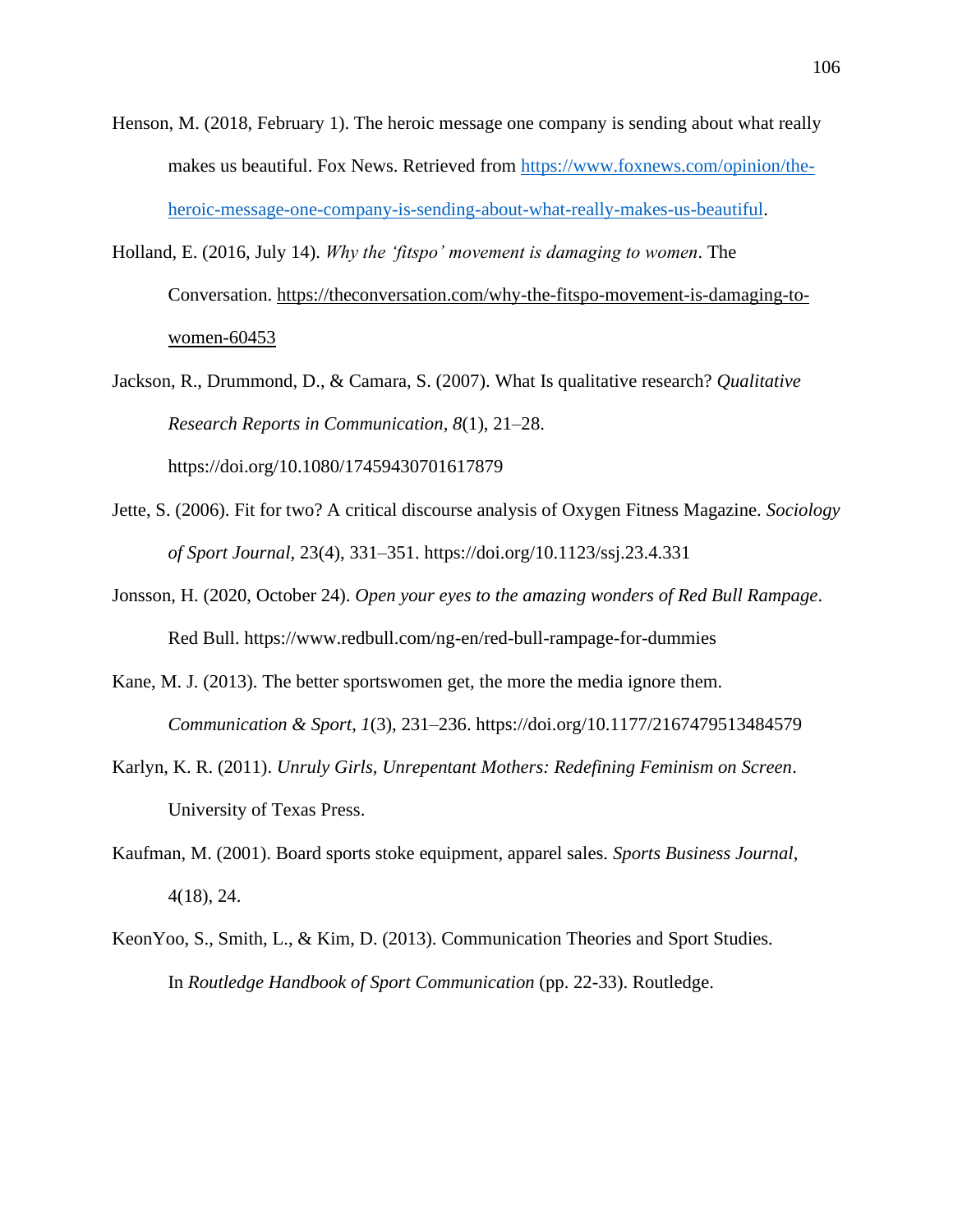Henson, M. (2018, February 1). The heroic message one company is sending about what really makes us beautiful. Fox News. Retrieved from https://www.foxnews.com/opinion/the-heroic-message-one-company-is-sending-about-what-really-makes-us-beautiful.

Holland, E. (2016, July 14). *Why the 'fitspo' movement is damaging to women*. The Conversation. https://theconversation.com/why-the-fitspo-movement-is-damaging-to-women-60453

Jackson, R., Drummond, D., & Camara, S. (2007). What Is qualitative research? *Qualitative Research Reports in Communication*, *8*(1), 21–28. https://doi.org/10.1080/17459430701617879

Jette, S. (2006). Fit for two? A critical discourse analysis of Oxygen Fitness Magazine. *Sociology of Sport Journal*, 23(4), 331–351. https://doi.org/10.1123/ssj.23.4.331

Jonsson, H. (2020, October 24). *Open your eyes to the amazing wonders of Red Bull Rampage*. Red Bull. https://www.redbull.com/ng-en/red-bull-rampage-for-dummies

Kane, M. J. (2013). The better sportswomen get, the more the media ignore them. *Communication & Sport*, *1*(3), 231–236. https://doi.org/10.1177/2167479513484579

Karlyn, K. R. (2011). *Unruly Girls, Unrepentant Mothers: Redefining Feminism on Screen*. University of Texas Press.

Kaufman, M. (2001). Board sports stoke equipment, apparel sales. *Sports Business Journal*, 4(18), 24.

KeonYoo, S., Smith, L., & Kim, D. (2013). Communication Theories and Sport Studies. In *Routledge Handbook of Sport Communication* (pp. 22-33). Routledge.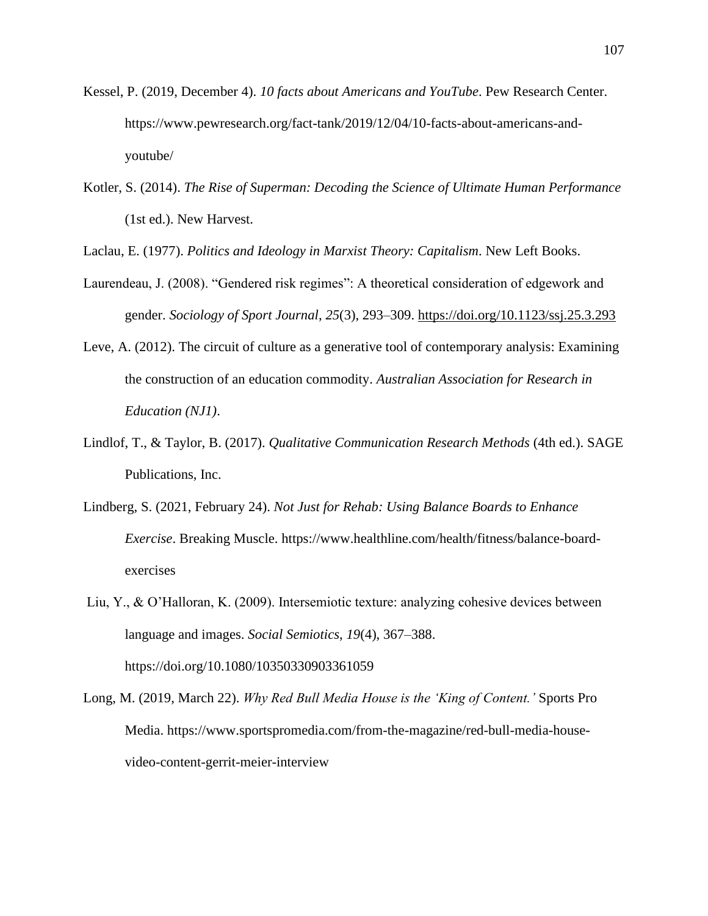Kessel, P. (2019, December 4). *10 facts about Americans and YouTube*. Pew Research Center. https://www.pewresearch.org/fact-tank/2019/12/04/10-facts-about-americans-and-youtube/

Kotler, S. (2014). *The Rise of Superman: Decoding the Science of Ultimate Human Performance* (1st ed.). New Harvest.

Laclau, E. (1977). *Politics and Ideology in Marxist Theory: Capitalism*. New Left Books.

Laurendeau, J. (2008). "Gendered risk regimes": A theoretical consideration of edgework and gender. *Sociology of Sport Journal*, *25*(3), 293–309. https://doi.org/10.1123/ssj.25.3.293

Leve, A. (2012). The circuit of culture as a generative tool of contemporary analysis: Examining the construction of an education commodity. *Australian Association for Research in Education (NJ1)*.

Lindlof, T., & Taylor, B. (2017). *Qualitative Communication Research Methods* (4th ed.). SAGE Publications, Inc.

Lindberg, S. (2021, February 24). *Not Just for Rehab: Using Balance Boards to Enhance Exercise*. Breaking Muscle. https://www.healthline.com/health/fitness/balance-board-exercises

Liu, Y., & O'Halloran, K. (2009). Intersemiotic texture: analyzing cohesive devices between language and images. *Social Semiotics*, *19*(4), 367–388. https://doi.org/10.1080/10350330903361059

Long, M. (2019, March 22). *Why Red Bull Media House is the 'King of Content.'* Sports Pro Media. https://www.sportspromedia.com/from-the-magazine/red-bull-media-house-video-content-gerrit-meier-interview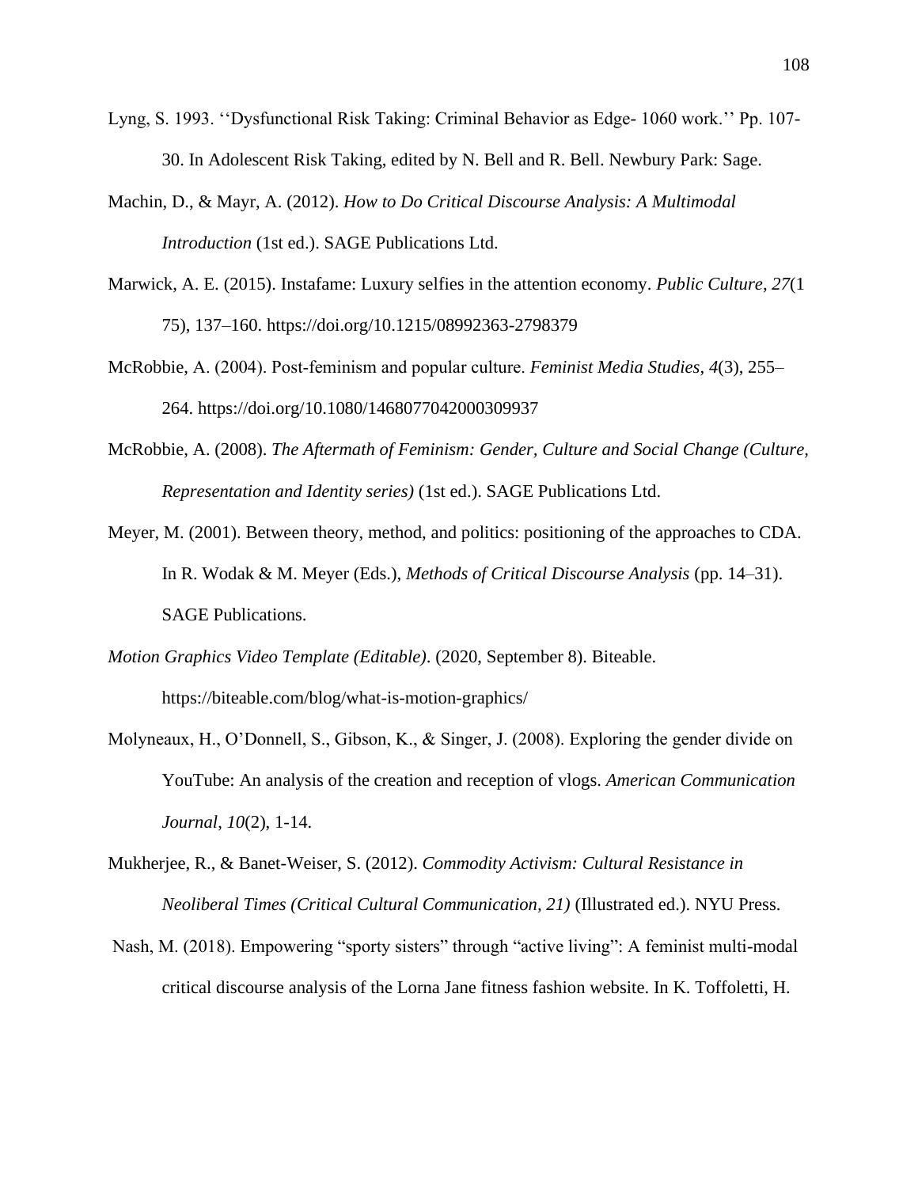Lyng, S. 1993. ''Dysfunctional Risk Taking: Criminal Behavior as Edge- 1060 work.'' Pp. 107-30. In Adolescent Risk Taking, edited by N. Bell and R. Bell. Newbury Park: Sage.

Machin, D., & Mayr, A. (2012). *How to Do Critical Discourse Analysis: A Multimodal Introduction* (1st ed.). SAGE Publications Ltd.

Marwick, A. E. (2015). Instafame: Luxury selfies in the attention economy. *Public Culture*, *27*(1 75), 137–160. https://doi.org/10.1215/08992363-2798379

McRobbie, A. (2004). Post-feminism and popular culture. *Feminist Media Studies*, *4*(3), 255–264. https://doi.org/10.1080/1468077042000309937

McRobbie, A. (2008). *The Aftermath of Feminism: Gender, Culture and Social Change (Culture, Representation and Identity series)* (1st ed.). SAGE Publications Ltd.

Meyer, M. (2001). Between theory, method, and politics: positioning of the approaches to CDA. In R. Wodak & M. Meyer (Eds.), *Methods of Critical Discourse Analysis* (pp. 14–31). SAGE Publications.

*Motion Graphics Video Template (Editable)*. (2020, September 8). Biteable. https://biteable.com/blog/what-is-motion-graphics/

Molyneaux, H., O'Donnell, S., Gibson, K., & Singer, J. (2008). Exploring the gender divide on YouTube: An analysis of the creation and reception of vlogs. *American Communication Journal*, *10*(2), 1-14.

Mukherjee, R., & Banet-Weiser, S. (2012). *Commodity Activism: Cultural Resistance in Neoliberal Times (Critical Cultural Communication, 21)* (Illustrated ed.). NYU Press.

Nash, M. (2018). Empowering "sporty sisters" through "active living": A feminist multi-modal critical discourse analysis of the Lorna Jane fitness fashion website. In K. Toffoletti, H.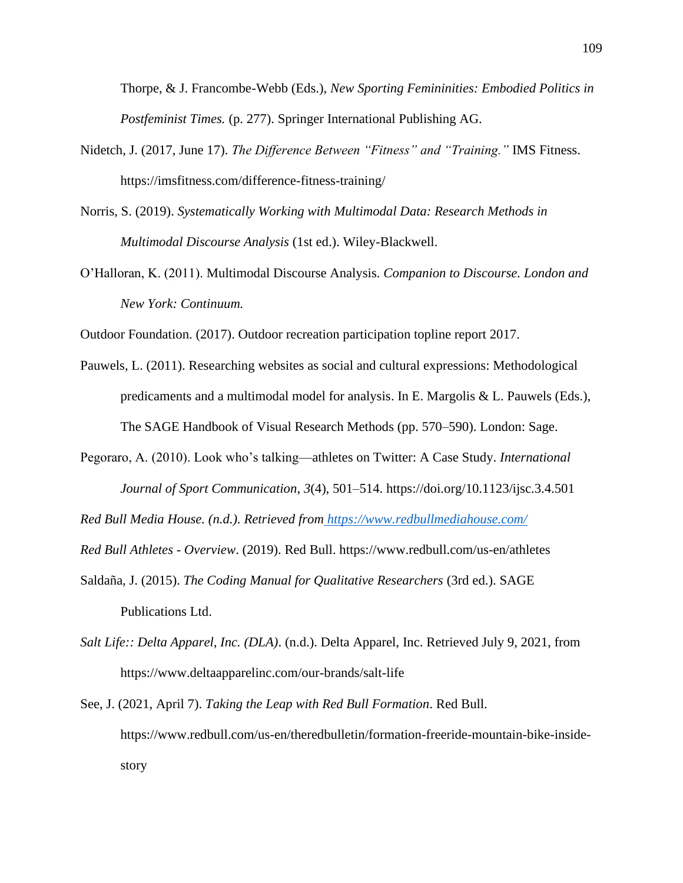Thorpe, & J. Francombe-Webb (Eds.), *New Sporting Femininities: Embodied Politics in Postfeminist Times.* (p. 277). Springer International Publishing AG.

Nidetch, J. (2017, June 17). *The Difference Between "Fitness" and "Training."* IMS Fitness. https://imsfitness.com/difference-fitness-training/

Norris, S. (2019). *Systematically Working with Multimodal Data: Research Methods in Multimodal Discourse Analysis* (1st ed.). Wiley-Blackwell.

O'Halloran, K. (2011). Multimodal Discourse Analysis. *Companion to Discourse. London and New York: Continuum.*

Outdoor Foundation. (2017). Outdoor recreation participation topline report 2017.

Pauwels, L. (2011). Researching websites as social and cultural expressions: Methodological predicaments and a multimodal model for analysis. In E. Margolis & L. Pauwels (Eds.), The SAGE Handbook of Visual Research Methods (pp. 570–590). London: Sage.

Pegoraro, A. (2010). Look who's talking—athletes on Twitter: A Case Study. *International Journal of Sport Communication*, *3*(4), 501–514. https://doi.org/10.1123/ijsc.3.4.501

*Red Bull Media House. (n.d.). Retrieved from https://www.redbullmediahouse.com/*

*Red Bull Athletes - Overview*. (2019). Red Bull. https://www.redbull.com/us-en/athletes

Saldaña, J. (2015). *The Coding Manual for Qualitative Researchers* (3rd ed.). SAGE Publications Ltd.

*Salt Life:: Delta Apparel, Inc. (DLA)*. (n.d.). Delta Apparel, Inc. Retrieved July 9, 2021, from https://www.deltaapparelinc.com/our-brands/salt-life

See, J. (2021, April 7). *Taking the Leap with Red Bull Formation*. Red Bull. https://www.redbull.com/us-en/theredbulletin/formation-freeride-mountain-bike-inside-story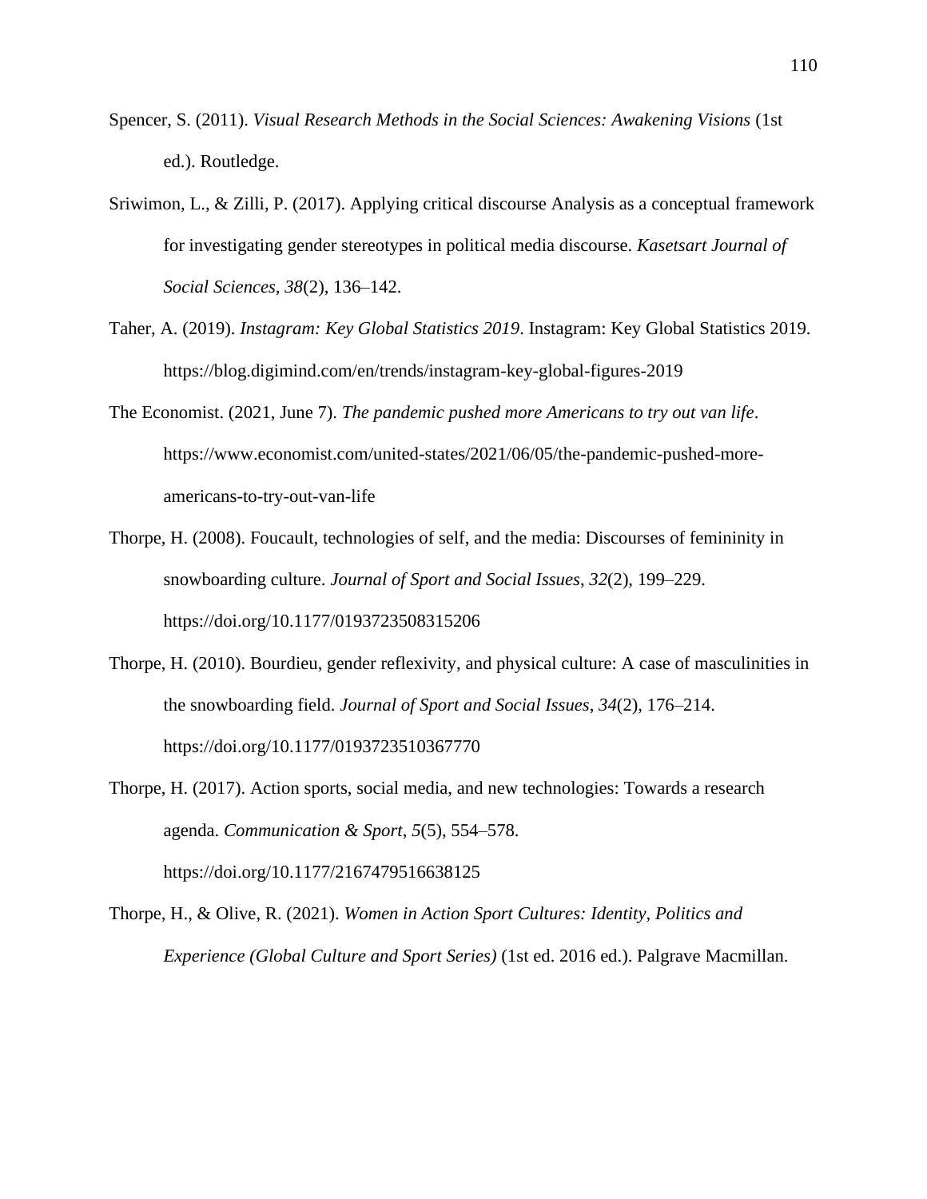Spencer, S. (2011). *Visual Research Methods in the Social Sciences: Awakening Visions* (1st ed.). Routledge.

Sriwimon, L., & Zilli, P. (2017). Applying critical discourse Analysis as a conceptual framework for investigating gender stereotypes in political media discourse. *Kasetsart Journal of Social Sciences*, *38*(2), 136–142.

Taher, A. (2019). *Instagram: Key Global Statistics 2019*. Instagram: Key Global Statistics 2019. https://blog.digimind.com/en/trends/instagram-key-global-figures-2019

The Economist. (2021, June 7). *The pandemic pushed more Americans to try out van life*. https://www.economist.com/united-states/2021/06/05/the-pandemic-pushed-more-americans-to-try-out-van-life

Thorpe, H. (2008). Foucault, technologies of self, and the media: Discourses of femininity in snowboarding culture. *Journal of Sport and Social Issues*, *32*(2), 199–229. https://doi.org/10.1177/0193723508315206

Thorpe, H. (2010). Bourdieu, gender reflexivity, and physical culture: A case of masculinities in the snowboarding field. *Journal of Sport and Social Issues*, *34*(2), 176–214. https://doi.org/10.1177/0193723510367770

Thorpe, H. (2017). Action sports, social media, and new technologies: Towards a research agenda. *Communication & Sport*, *5*(5), 554–578. https://doi.org/10.1177/2167479516638125

Thorpe, H., & Olive, R. (2021). *Women in Action Sport Cultures: Identity, Politics and Experience (Global Culture and Sport Series)* (1st ed. 2016 ed.). Palgrave Macmillan.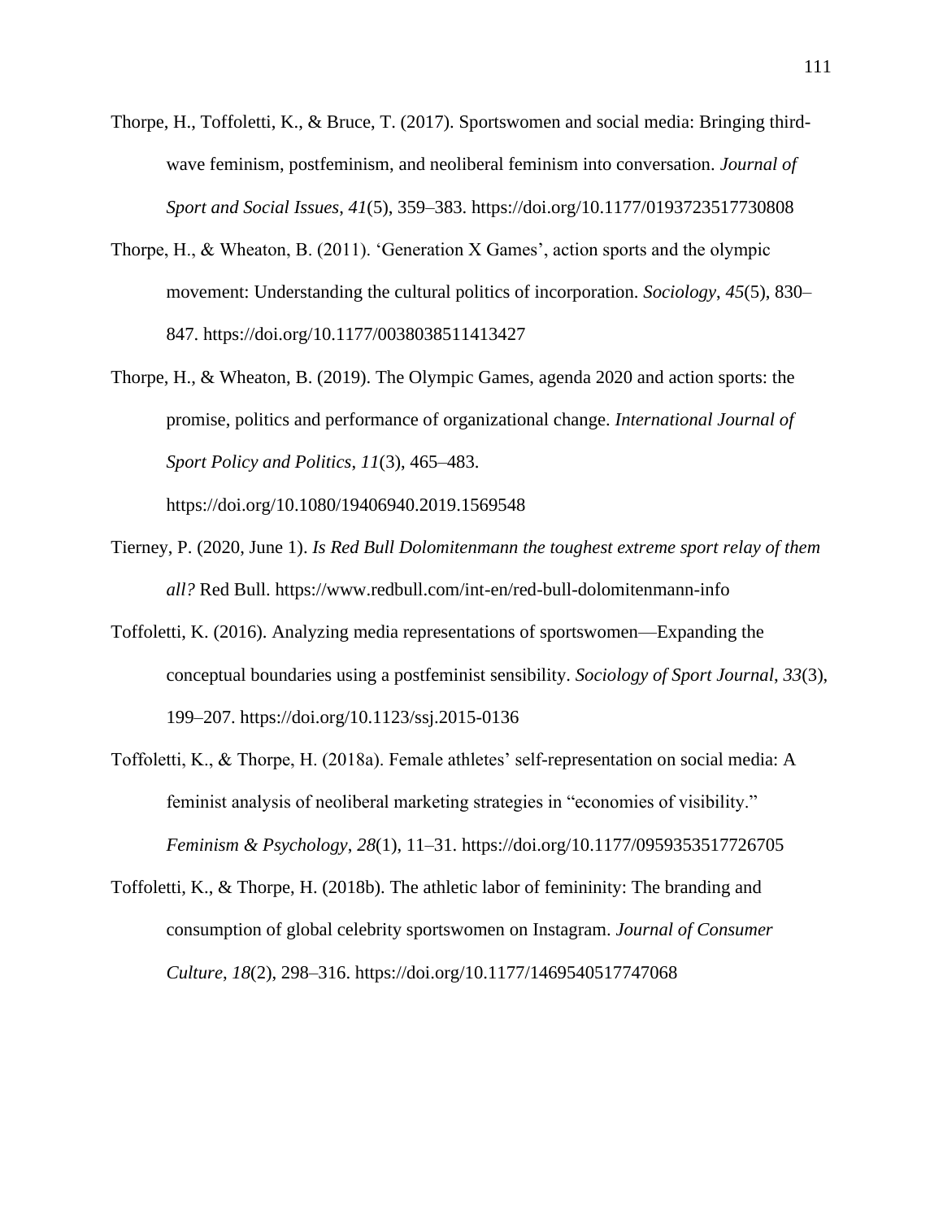Thorpe, H., Toffoletti, K., & Bruce, T. (2017). Sportswomen and social media: Bringing third-wave feminism, postfeminism, and neoliberal feminism into conversation. *Journal of Sport and Social Issues*, *41*(5), 359–383. https://doi.org/10.1177/0193723517730808

Thorpe, H., & Wheaton, B. (2011). 'Generation X Games', action sports and the olympic movement: Understanding the cultural politics of incorporation. *Sociology*, *45*(5), 830–847. https://doi.org/10.1177/0038038511413427

Thorpe, H., & Wheaton, B. (2019). The Olympic Games, agenda 2020 and action sports: the promise, politics and performance of organizational change. *International Journal of Sport Policy and Politics*, *11*(3), 465–483. https://doi.org/10.1080/19406940.2019.1569548

Tierney, P. (2020, June 1). *Is Red Bull Dolomitenmann the toughest extreme sport relay of them all?* Red Bull. https://www.redbull.com/int-en/red-bull-dolomitenmann-info

Toffoletti, K. (2016). Analyzing media representations of sportswomen—Expanding the conceptual boundaries using a postfeminist sensibility. *Sociology of Sport Journal*, *33*(3), 199–207. https://doi.org/10.1123/ssj.2015-0136

Toffoletti, K., & Thorpe, H. (2018a). Female athletes' self-representation on social media: A feminist analysis of neoliberal marketing strategies in "economies of visibility." *Feminism & Psychology*, *28*(1), 11–31. https://doi.org/10.1177/0959353517726705

Toffoletti, K., & Thorpe, H. (2018b). The athletic labor of femininity: The branding and consumption of global celebrity sportswomen on Instagram. *Journal of Consumer Culture*, *18*(2), 298–316. https://doi.org/10.1177/1469540517747068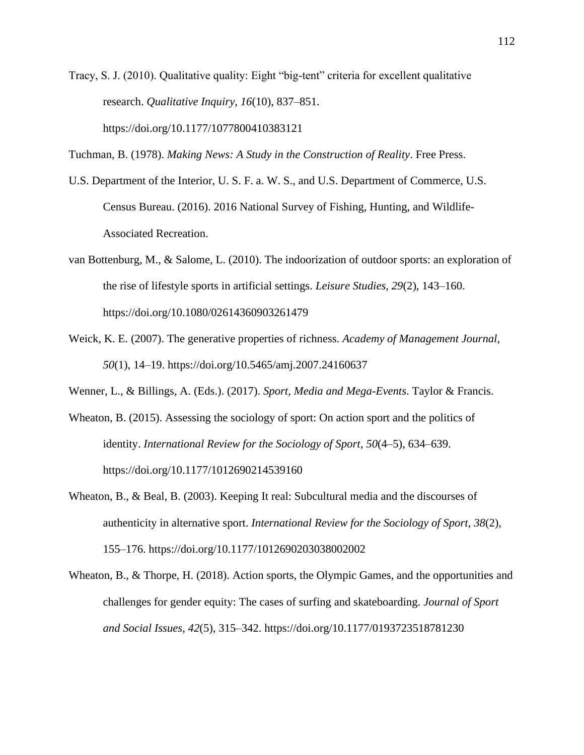Tracy, S. J. (2010). Qualitative quality: Eight “big-tent” criteria for excellent qualitative research. *Qualitative Inquiry*, *16*(10), 837–851. https://doi.org/10.1177/1077800410383121

Tuchman, B. (1978). *Making News: A Study in the Construction of Reality*. Free Press.

U.S. Department of the Interior, U. S. F. a. W. S., and U.S. Department of Commerce, U.S. Census Bureau. (2016). 2016 National Survey of Fishing, Hunting, and Wildlife-Associated Recreation.

van Bottenburg, M., & Salome, L. (2010). The indoorization of outdoor sports: an exploration of the rise of lifestyle sports in artificial settings. *Leisure Studies*, *29*(2), 143–160. https://doi.org/10.1080/02614360903261479

Weick, K. E. (2007). The generative properties of richness. *Academy of Management Journal*, *50*(1), 14–19. https://doi.org/10.5465/amj.2007.24160637

Wenner, L., & Billings, A. (Eds.). (2017). *Sport, Media and Mega-Events*. Taylor & Francis.

Wheaton, B. (2015). Assessing the sociology of sport: On action sport and the politics of identity. *International Review for the Sociology of Sport*, *50*(4–5), 634–639. https://doi.org/10.1177/1012690214539160

Wheaton, B., & Beal, B. (2003). Keeping It real: Subcultural media and the discourses of authenticity in alternative sport. *International Review for the Sociology of Sport*, *38*(2), 155–176. https://doi.org/10.1177/1012690203038002002

Wheaton, B., & Thorpe, H. (2018). Action sports, the Olympic Games, and the opportunities and challenges for gender equity: The cases of surfing and skateboarding. *Journal of Sport and Social Issues*, *42*(5), 315–342. https://doi.org/10.1177/0193723518781230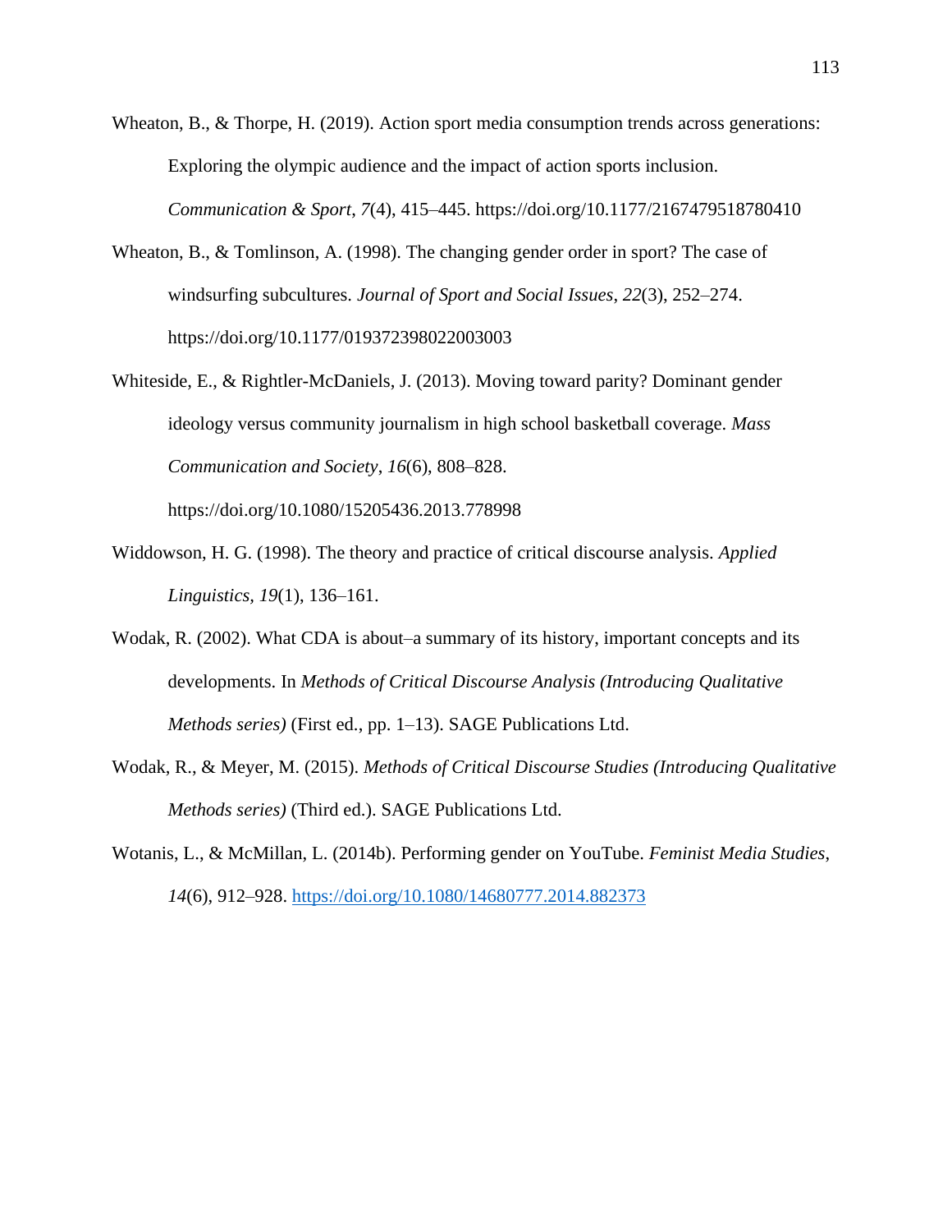Wheaton, B., & Thorpe, H. (2019). Action sport media consumption trends across generations: Exploring the olympic audience and the impact of action sports inclusion. *Communication & Sport*, *7*(4), 415–445. https://doi.org/10.1177/2167479518780410

Wheaton, B., & Tomlinson, A. (1998). The changing gender order in sport? The case of windsurfing subcultures. *Journal of Sport and Social Issues*, *22*(3), 252–274. https://doi.org/10.1177/019372398022003003

Whiteside, E., & Rightler-McDaniels, J. (2013). Moving toward parity? Dominant gender ideology versus community journalism in high school basketball coverage. *Mass Communication and Society*, *16*(6), 808–828. https://doi.org/10.1080/15205436.2013.778998

Widdowson, H. G. (1998). The theory and practice of critical discourse analysis. *Applied Linguistics*, *19*(1), 136–161.

Wodak, R. (2002). What CDA is about–a summary of its history, important concepts and its developments. In *Methods of Critical Discourse Analysis (Introducing Qualitative Methods series)* (First ed., pp. 1–13). SAGE Publications Ltd.

Wodak, R., & Meyer, M. (2015). *Methods of Critical Discourse Studies (Introducing Qualitative Methods series)* (Third ed.). SAGE Publications Ltd.

Wotanis, L., & McMillan, L. (2014b). Performing gender on YouTube. *Feminist Media Studies*, *14*(6), 912–928. https://doi.org/10.1080/14680777.2014.882373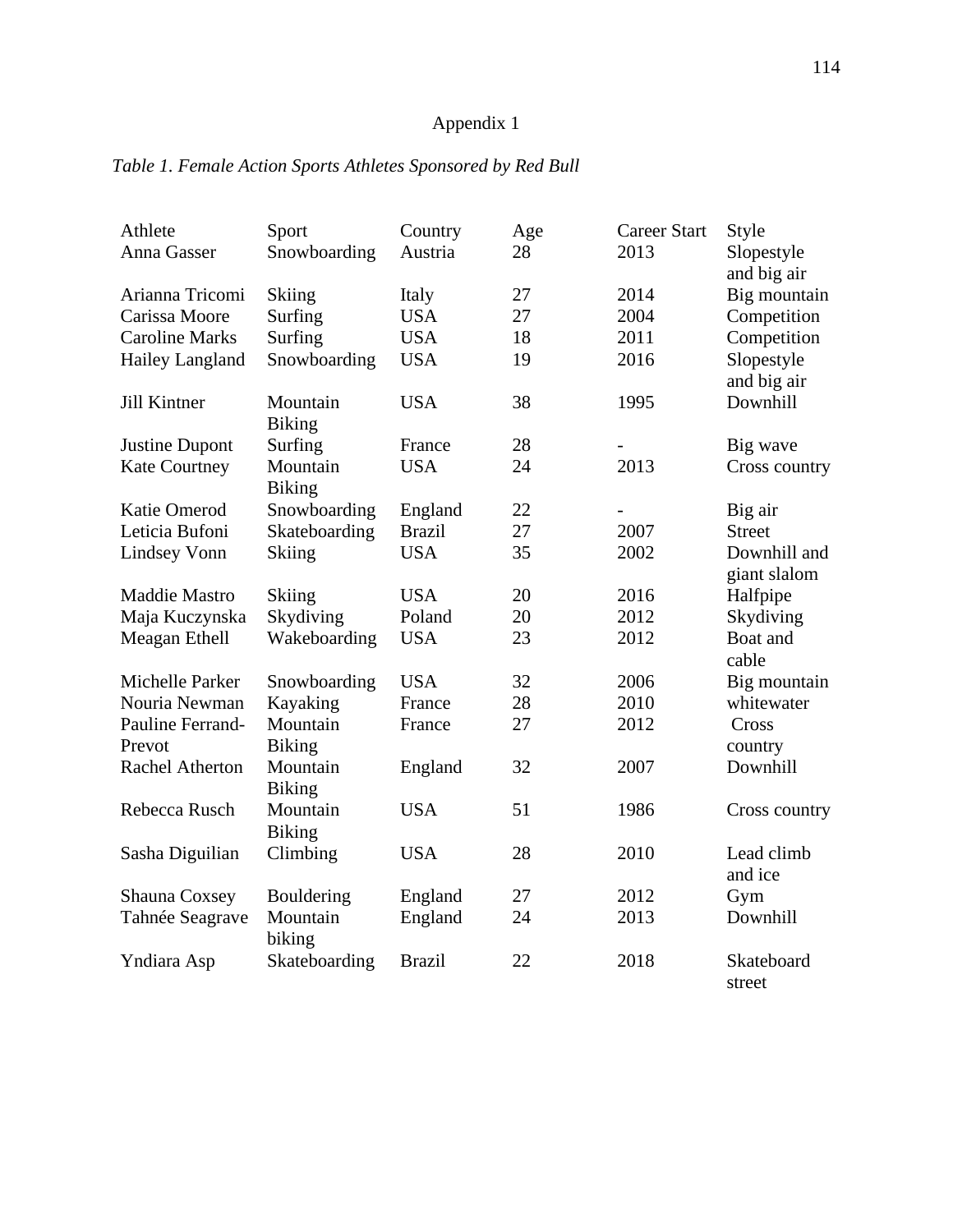# Appendix 1

*Table 1. Female Action Sports Athletes Sponsored by Red Bull*

| Athlete | Sport | Country | Age | Career Start | Style |
|---|---|---|---|---|---|
| Anna Gasser | Snowboarding | Austria | 28 | 2013 | Slopestyle and big air |
| Arianna Tricomi | Skiing | Italy | 27 | 2014 | Big mountain |
| Carissa Moore | Surfing | USA | 27 | 2004 | Competition |
| Caroline Marks | Surfing | USA | 18 | 2011 | Competition |
| Hailey Langland | Snowboarding | USA | 19 | 2016 | Slopestyle and big air |
| Jill Kintner | Mountain Biking | USA | 38 | 1995 | Downhill |
| Justine Dupont | Surfing | France | 28 | - | Big wave |
| Kate Courtney | Mountain Biking | USA | 24 | 2013 | Cross country |
| Katie Omerod | Snowboarding | England | 22 | - | Big air |
| Leticia Bufoni | Skateboarding | Brazil | 27 | 2007 | Street |
| Lindsey Vonn | Skiing | USA | 35 | 2002 | Downhill and giant slalom |
| Maddie Mastro | Skiing | USA | 20 | 2016 | Halfpipe |
| Maja Kuczynska | Skydiving | Poland | 20 | 2012 | Skydiving |
| Meagan Ethell | Wakeboarding | USA | 23 | 2012 | Boat and cable |
| Michelle Parker | Snowboarding | USA | 32 | 2006 | Big mountain |
| Nouria Newman | Kayaking | France | 28 | 2010 | whitewater |
| Pauline Ferrand-Prevot | Mountain Biking | France | 27 | 2012 | Cross country |
| Rachel Atherton | Mountain Biking | England | 32 | 2007 | Downhill |
| Rebecca Rusch | Mountain Biking | USA | 51 | 1986 | Cross country |
| Sasha Diguilian | Climbing | USA | 28 | 2010 | Lead climb and ice |
| Shauna Coxsey | Bouldering | England | 27 | 2012 | Gym |
| Tahnée Seagrave | Mountain biking | England | 24 | 2013 | Downhill |
| Yndiara Asp | Skateboarding | Brazil | 22 | 2018 | Skateboard street |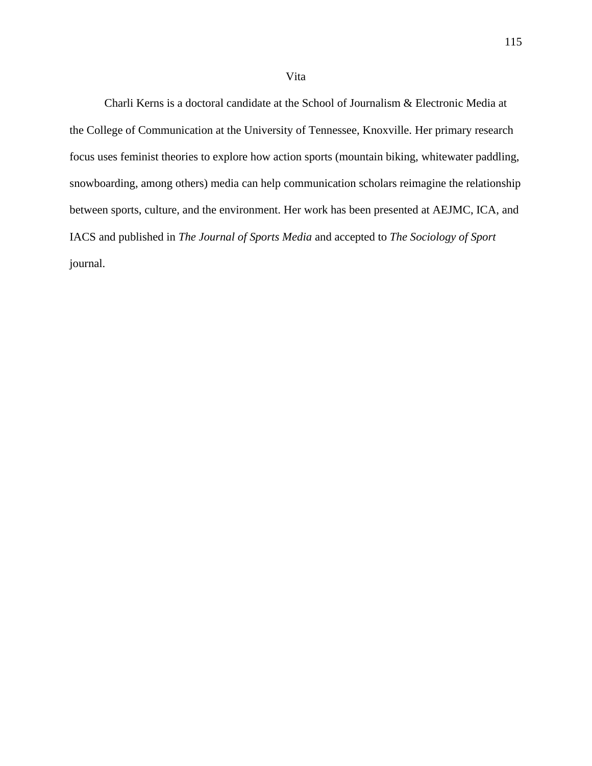# Vita

Charli Kerns is a doctoral candidate at the School of Journalism & Electronic Media at the College of Communication at the University of Tennessee, Knoxville. Her primary research focus uses feminist theories to explore how action sports (mountain biking, whitewater paddling, snowboarding, among others) media can help communication scholars reimagine the relationship between sports, culture, and the environment. Her work has been presented at AEJMC, ICA, and IACS and published in *The Journal of Sports Media* and accepted to *The Sociology of Sport* journal.